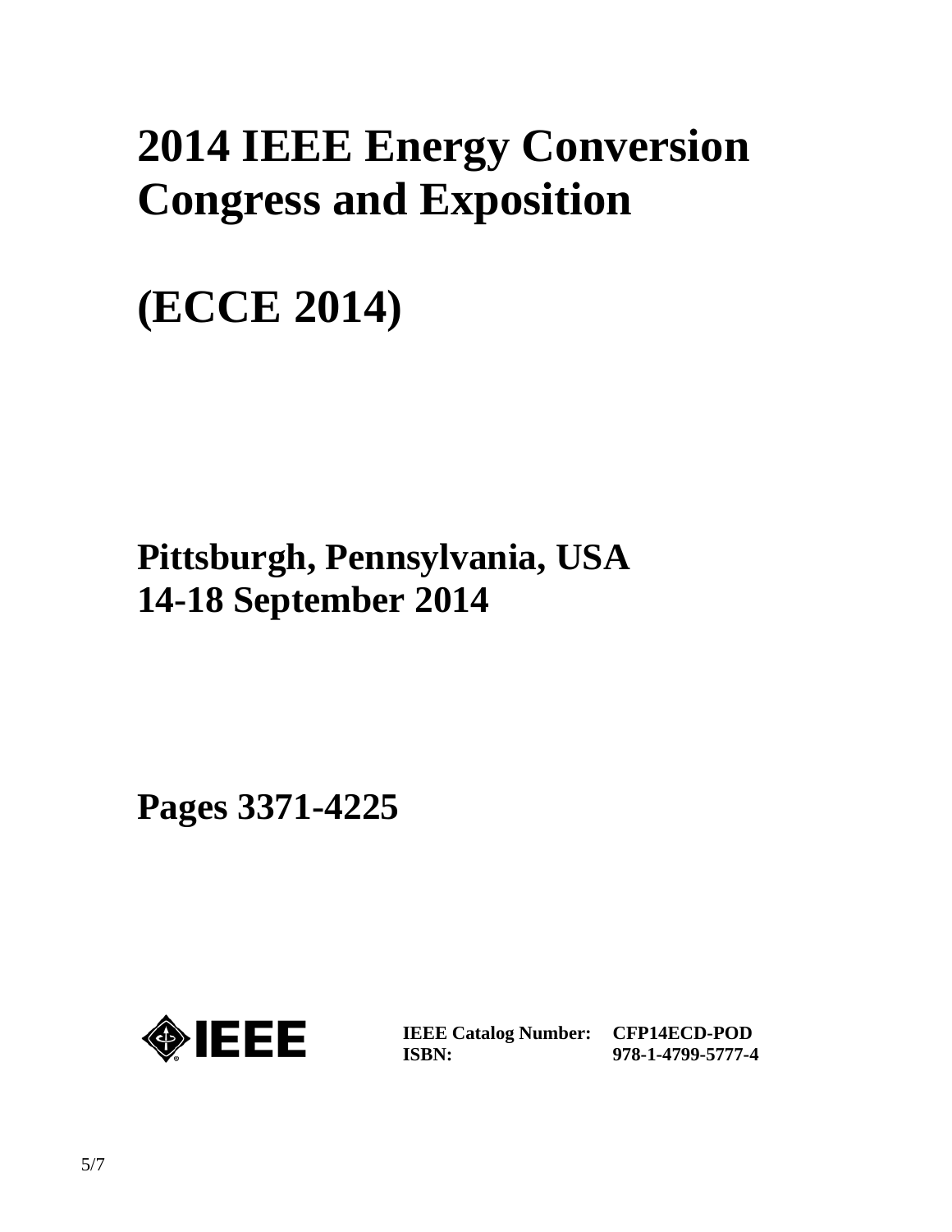# 2014 IEEE Energy Conversion Congress and Exposition

# (ECCE 2014)

**Pittsburgh, Pennsylvania, USA**
**14-18 September 2014**

**Pages 3371-4225**

IEEE

| | |
|---|---|
| **IEEE Catalog Number:** | **CFP14ECD-POD** |
| **ISBN:** | **978-1-4799-5777-4** |

5/7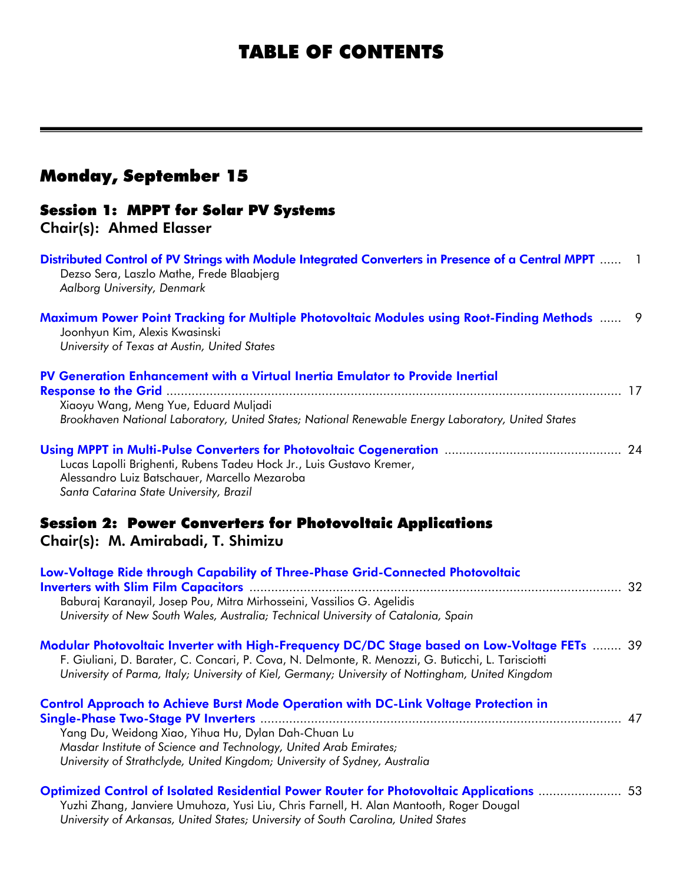# TABLE OF CONTENTS

## Monday, September 15

### Session 1: MPPT for Solar PV Systems
**Chair(s): Ahmed Elasser**

**Distributed Control of PV Strings with Module Integrated Converters in Presence of a Central MPPT** ...... 1
Dezso Sera, Laszlo Mathe, Frede Blaabjerg
*Aalborg University, Denmark*

**Maximum Power Point Tracking for Multiple Photovoltaic Modules using Root-Finding Methods** ...... 9
Joonhyun Kim, Alexis Kwasinski
*University of Texas at Austin, United States*

**PV Generation Enhancement with a Virtual Inertia Emulator to Provide Inertial Response to the Grid** ...... 17
Xiaoyu Wang, Meng Yue, Eduard Muljadi
*Brookhaven National Laboratory, United States; National Renewable Energy Laboratory, United States*

**Using MPPT in Multi-Pulse Converters for Photovoltaic Cogeneration** ...... 24
Lucas Lapolli Brighenti, Rubens Tadeu Hock Jr., Luis Gustavo Kremer, Alessandro Luiz Batschauer, Marcello Mezaroba
*Santa Catarina State University, Brazil*

### Session 2: Power Converters for Photovoltaic Applications
**Chair(s): M. Amirabadi, T. Shimizu**

**Low-Voltage Ride through Capability of Three-Phase Grid-Connected Photovoltaic Inverters with Slim Film Capacitors** ...... 32
Baburaj Karanayil, Josep Pou, Mitra Mirhosseini, Vassilios G. Agelidis
*University of New South Wales, Australia; Technical University of Catalonia, Spain*

**Modular Photovoltaic Inverter with High-Frequency DC/DC Stage based on Low-Voltage FETs** ...... 39
F. Giuliani, D. Barater, C. Concari, P. Cova, N. Delmonte, R. Menozzi, G. Buticchi, L. Tarisciotti
*University of Parma, Italy; University of Kiel, Germany; University of Nottingham, United Kingdom*

**Control Approach to Achieve Burst Mode Operation with DC-Link Voltage Protection in Single-Phase Two-Stage PV Inverters** ...... 47
Yang Du, Weidong Xiao, Yihua Hu, Dylan Dah-Chuan Lu
*Masdar Institute of Science and Technology, United Arab Emirates; University of Strathclyde, United Kingdom; University of Sydney, Australia*

**Optimized Control of Isolated Residential Power Router for Photovoltaic Applications** ...... 53
Yuzhi Zhang, Janviere Umuhoza, Yusi Liu, Chris Farnell, H. Alan Mantooth, Roger Dougal
*University of Arkansas, United States; University of South Carolina, United States*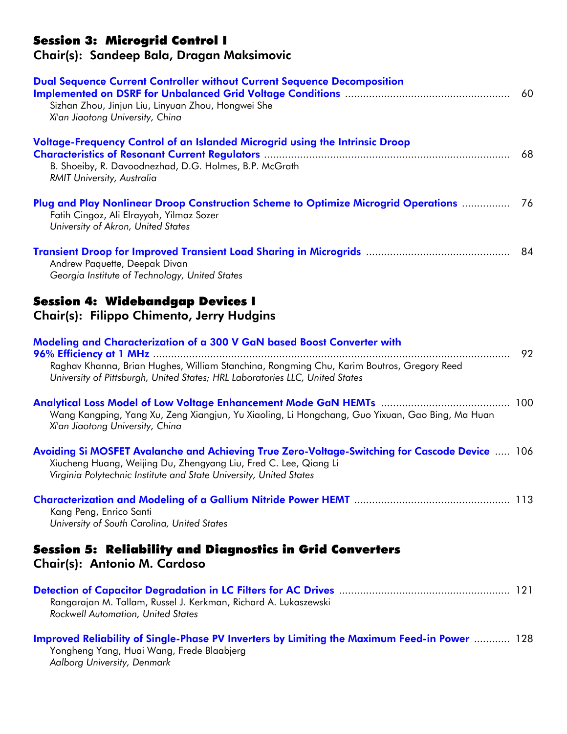## Session 3: Microgrid Control I
### Chair(s): Sandeep Bala, Dragan Maksimovic

**Dual Sequence Current Controller without Current Sequence Decomposition Implemented on DSRF for Unbalanced Grid Voltage Conditions** ........ 60
Sizhan Zhou, Jinjun Liu, Linyuan Zhou, Hongwei She
*Xi'an Jiaotong University, China*

**Voltage-Frequency Control of an Islanded Microgrid using the Intrinsic Droop Characteristics of Resonant Current Regulators** ........ 68
B. Shoeiby, R. Davoodnezhad, D.G. Holmes, B.P. McGrath
*RMIT University, Australia*

**Plug and Play Nonlinear Droop Construction Scheme to Optimize Microgrid Operations** ........ 76
Fatih Cingoz, Ali Elrayyah, Yilmaz Sozer
*University of Akron, United States*

**Transient Droop for Improved Transient Load Sharing in Microgrids** ........ 84
Andrew Paquette, Deepak Divan
*Georgia Institute of Technology, United States*

## Session 4: Widebandgap Devices I
### Chair(s): Filippo Chimento, Jerry Hudgins

**Modeling and Characterization of a 300 V GaN based Boost Converter with 96% Efficiency at 1 MHz** ........ 92
Raghav Khanna, Brian Hughes, William Stanchina, Rongming Chu, Karim Boutros, Gregory Reed
*University of Pittsburgh, United States; HRL Laboratories LLC, United States*

**Analytical Loss Model of Low Voltage Enhancement Mode GaN HEMTs** ........ 100
Wang Kangping, Yang Xu, Zeng Xiangjun, Yu Xiaoling, Li Hongchang, Guo Yixuan, Gao Bing, Ma Huan
*Xi'an Jiaotong University, China*

**Avoiding Si MOSFET Avalanche and Achieving True Zero-Voltage-Switching for Cascode Device** ........ 106
Xiucheng Huang, Weijing Du, Zhengyang Liu, Fred C. Lee, Qiang Li
*Virginia Polytechnic Institute and State University, United States*

**Characterization and Modeling of a Gallium Nitride Power HEMT** ........ 113
Kang Peng, Enrico Santi
*University of South Carolina, United States*

## Session 5: Reliability and Diagnostics in Grid Converters
### Chair(s): Antonio M. Cardoso

**Detection of Capacitor Degradation in LC Filters for AC Drives** ........ 121
Rangarajan M. Tallam, Russel J. Kerkman, Richard A. Lukaszewski
*Rockwell Automation, United States*

**Improved Reliability of Single-Phase PV Inverters by Limiting the Maximum Feed-in Power** ........ 128
Yongheng Yang, Huai Wang, Frede Blaabjerg
*Aalborg University, Denmark*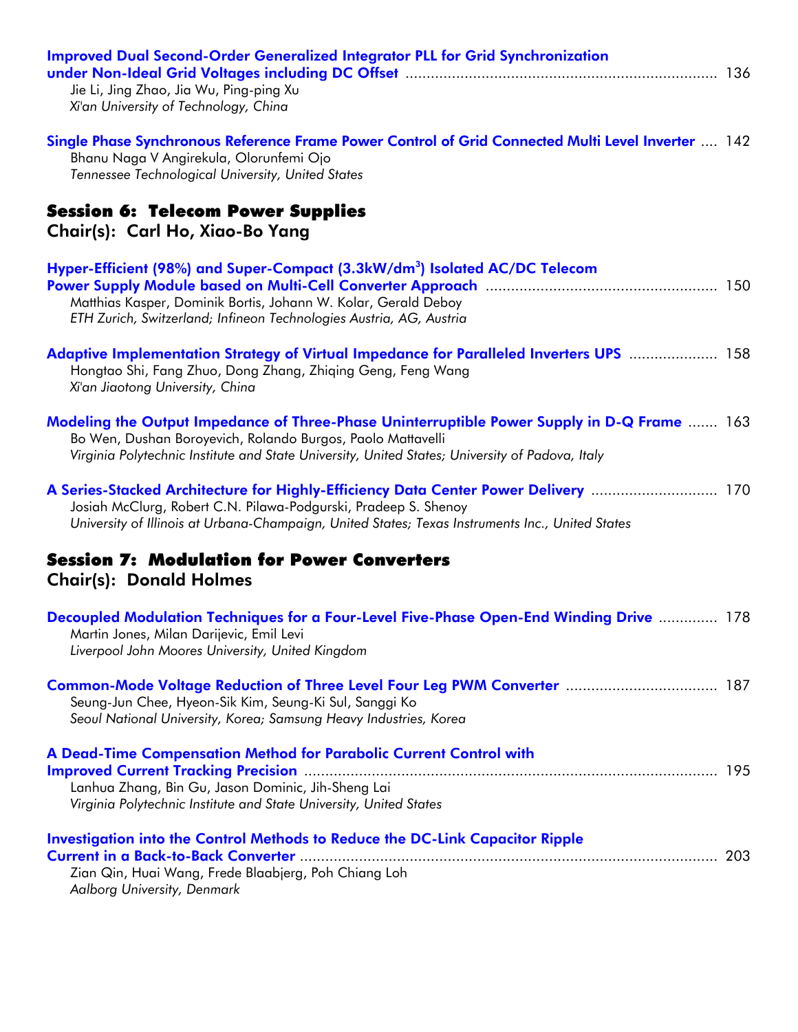**Improved Dual Second-Order Generalized Integrator PLL for Grid Synchronization under Non-Ideal Grid Voltages including DC Offset** .......... 136
Jie Li, Jing Zhao, Jia Wu, Ping-ping Xu
*Xi'an University of Technology, China*

**Single Phase Synchronous Reference Frame Power Control of Grid Connected Multi Level Inverter** .... 142
Bhanu Naga V Angirekula, Olorunfemi Ojo
*Tennessee Technological University, United States*

## Session 6: Telecom Power Supplies

### Chair(s): Carl Ho, Xiao-Bo Yang

**Hyper-Efficient (98%) and Super-Compact (3.3kW/dm$^3$) Isolated AC/DC Telecom Power Supply Module based on Multi-Cell Converter Approach** .......... 150
Matthias Kasper, Dominik Bortis, Johann W. Kolar, Gerald Deboy
*ETH Zurich, Switzerland; Infineon Technologies Austria, AG, Austria*

**Adaptive Implementation Strategy of Virtual Impedance for Paralleled Inverters UPS** .......... 158
Hongtao Shi, Fang Zhuo, Dong Zhang, Zhiqing Geng, Feng Wang
*Xi'an Jiaotong University, China*

**Modeling the Output Impedance of Three-Phase Uninterruptible Power Supply in D-Q Frame** ....... 163
Bo Wen, Dushan Boroyevich, Rolando Burgos, Paolo Mattavelli
*Virginia Polytechnic Institute and State University, United States; University of Padova, Italy*

**A Series-Stacked Architecture for Highly-Efficiency Data Center Power Delivery** .......... 170
Josiah McClurg, Robert C.N. Pilawa-Podgurski, Pradeep S. Shenoy
*University of Illinois at Urbana-Champaign, United States; Texas Instruments Inc., United States*

## Session 7: Modulation for Power Converters

### Chair(s): Donald Holmes

**Decoupled Modulation Techniques for a Four-Level Five-Phase Open-End Winding Drive** .......... 178
Martin Jones, Milan Darijevic, Emil Levi
*Liverpool John Moores University, United Kingdom*

**Common-Mode Voltage Reduction of Three Level Four Leg PWM Converter** .......... 187
Seung-Jun Chee, Hyeon-Sik Kim, Seung-Ki Sul, Sanggi Ko
*Seoul National University, Korea; Samsung Heavy Industries, Korea*

**A Dead-Time Compensation Method for Parabolic Current Control with Improved Current Tracking Precision** .......... 195
Lanhua Zhang, Bin Gu, Jason Dominic, Jih-Sheng Lai
*Virginia Polytechnic Institute and State University, United States*

**Investigation into the Control Methods to Reduce the DC-Link Capacitor Ripple Current in a Back-to-Back Converter** .......... 203
Zian Qin, Huai Wang, Frede Blaabjerg, Poh Chiang Loh
*Aalborg University, Denmark*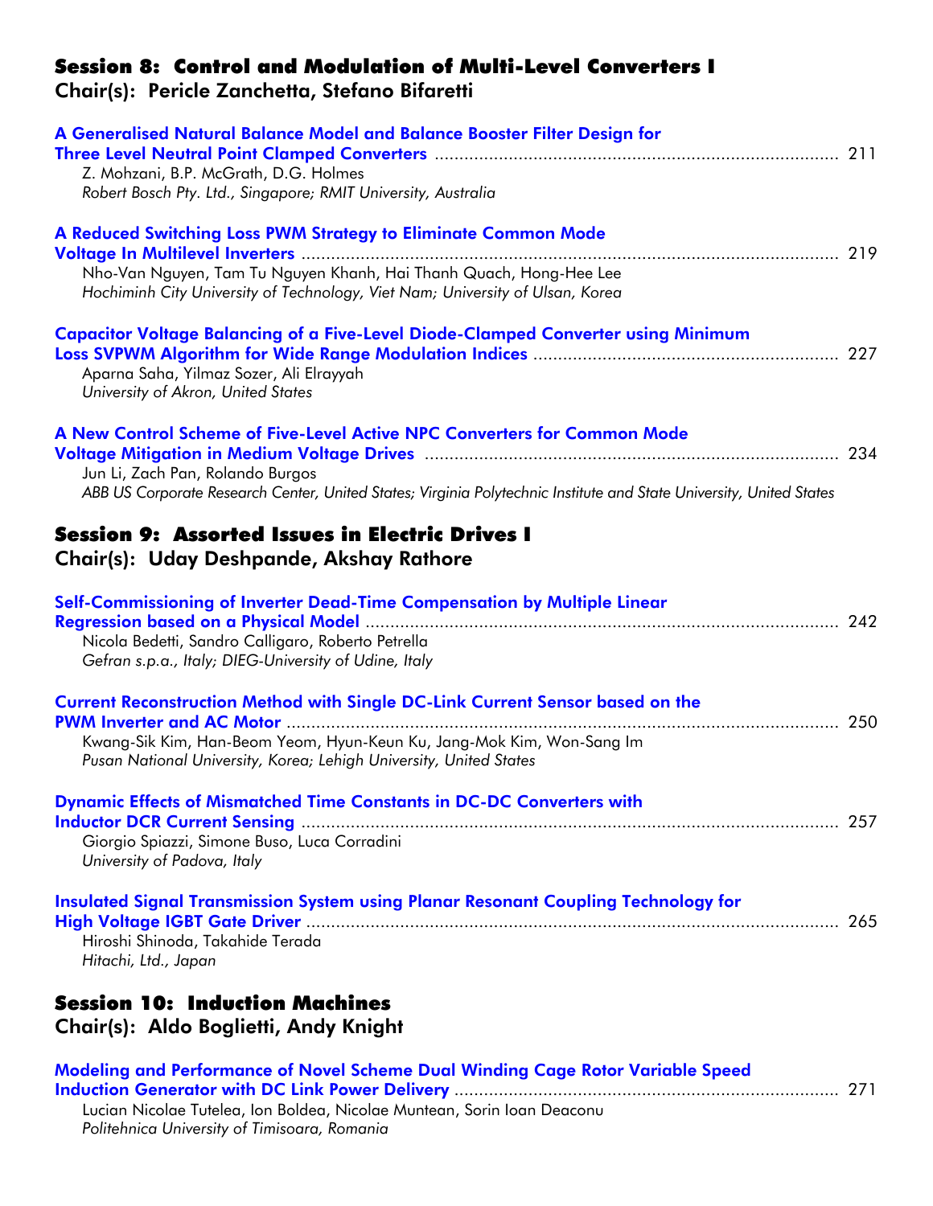## Session 8: Control and Modulation of Multi-Level Converters I

**Chair(s): Pericle Zanchetta, Stefano Bifaretti**

**A Generalised Natural Balance Model and Balance Booster Filter Design for Three Level Neutral Point Clamped Converters** .......... 211
Z. Mohzani, B.P. McGrath, D.G. Holmes
*Robert Bosch Pty. Ltd., Singapore; RMIT University, Australia*

**A Reduced Switching Loss PWM Strategy to Eliminate Common Mode Voltage In Multilevel Inverters** .......... 219
Nho-Van Nguyen, Tam Tu Nguyen Khanh, Hai Thanh Quach, Hong-Hee Lee
*Hochiminh City University of Technology, Viet Nam; University of Ulsan, Korea*

**Capacitor Voltage Balancing of a Five-Level Diode-Clamped Converter using Minimum Loss SVPWM Algorithm for Wide Range Modulation Indices** .......... 227
Aparna Saha, Yilmaz Sozer, Ali Elrayyah
*University of Akron, United States*

**A New Control Scheme of Five-Level Active NPC Converters for Common Mode Voltage Mitigation in Medium Voltage Drives** .......... 234
Jun Li, Zach Pan, Rolando Burgos
*ABB US Corporate Research Center, United States; Virginia Polytechnic Institute and State University, United States*

## Session 9: Assorted Issues in Electric Drives I

**Chair(s): Uday Deshpande, Akshay Rathore**

**Self-Commissioning of Inverter Dead-Time Compensation by Multiple Linear Regression based on a Physical Model** .......... 242
Nicola Bedetti, Sandro Calligaro, Roberto Petrella
*Gefran s.p.a., Italy; DIEG-University of Udine, Italy*

**Current Reconstruction Method with Single DC-Link Current Sensor based on the PWM Inverter and AC Motor** .......... 250
Kwang-Sik Kim, Han-Beom Yeom, Hyun-Keun Ku, Jang-Mok Kim, Won-Sang Im
*Pusan National University, Korea; Lehigh University, United States*

**Dynamic Effects of Mismatched Time Constants in DC-DC Converters with Inductor DCR Current Sensing** .......... 257
Giorgio Spiazzi, Simone Buso, Luca Corradini
*University of Padova, Italy*

**Insulated Signal Transmission System using Planar Resonant Coupling Technology for High Voltage IGBT Gate Driver** .......... 265
Hiroshi Shinoda, Takahide Terada
*Hitachi, Ltd., Japan*

## Session 10: Induction Machines

**Chair(s): Aldo Boglietti, Andy Knight**

**Modeling and Performance of Novel Scheme Dual Winding Cage Rotor Variable Speed Induction Generator with DC Link Power Delivery** .......... 271
Lucian Nicolae Tutelea, Ion Boldea, Nicolae Muntean, Sorin Ioan Deaconu
*Politehnica University of Timisoara, Romania*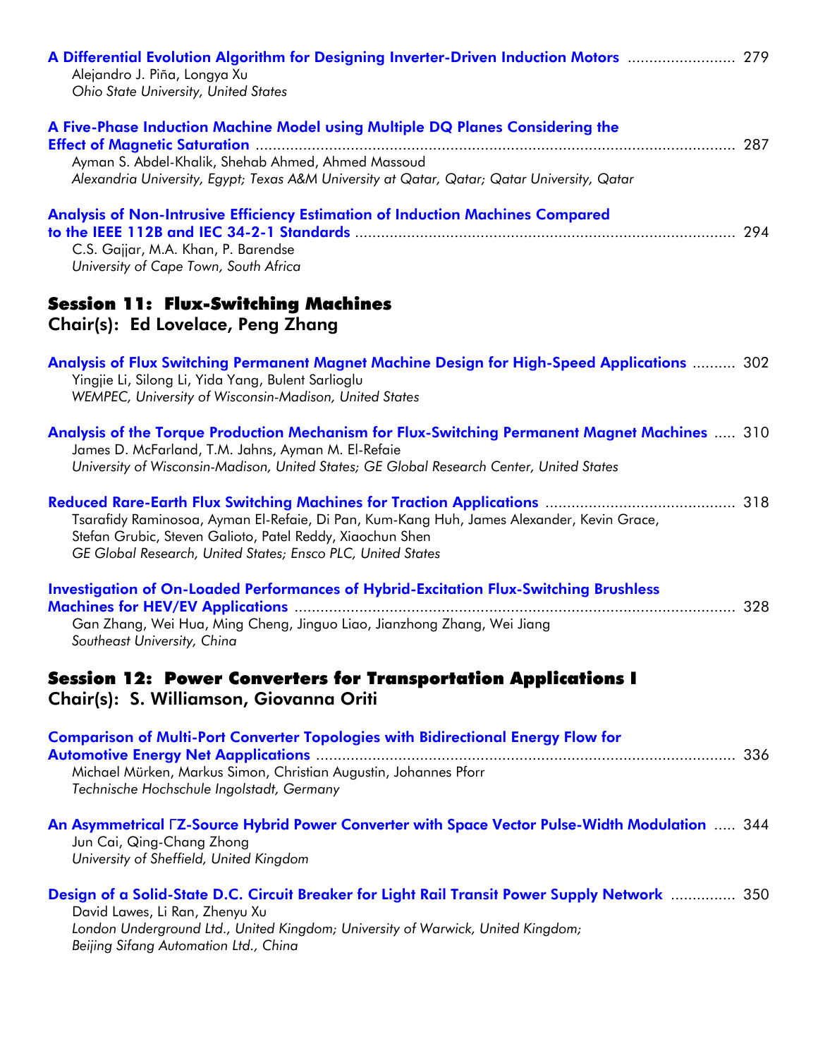**A Differential Evolution Algorithm for Designing Inverter-Driven Induction Motors** ........................ 279
Alejandro J. Piña, Longya Xu
*Ohio State University, United States*

**A Five-Phase Induction Machine Model using Multiple DQ Planes Considering the Effect of Magnetic Saturation** ........................ 287
Ayman S. Abdel-Khalik, Shehab Ahmed, Ahmed Massoud
*Alexandria University, Egypt; Texas A&M University at Qatar, Qatar; Qatar University, Qatar*

**Analysis of Non-Intrusive Efficiency Estimation of Induction Machines Compared to the IEEE 112B and IEC 34-2-1 Standards** ........................ 294
C.S. Gajjar, M.A. Khan, P. Barendse
*University of Cape Town, South Africa*

## Session 11: Flux-Switching Machines

### Chair(s): Ed Lovelace, Peng Zhang

**Analysis of Flux Switching Permanent Magnet Machine Design for High-Speed Applications** .......... 302
Yingjie Li, Silong Li, Yida Yang, Bulent Sarlioglu
*WEMPEC, University of Wisconsin-Madison, United States*

**Analysis of the Torque Production Mechanism for Flux-Switching Permanent Magnet Machines** ..... 310
James D. McFarland, T.M. Jahns, Ayman M. El-Refaie
*University of Wisconsin-Madison, United States; GE Global Research Center, United States*

**Reduced Rare-Earth Flux Switching Machines for Traction Applications** ........................ 318
Tsarafidy Raminosoa, Ayman El-Refaie, Di Pan, Kum-Kang Huh, James Alexander, Kevin Grace, Stefan Grubic, Steven Galioto, Patel Reddy, Xiaochun Shen
*GE Global Research, United States; Ensco PLC, United States*

**Investigation of On-Loaded Performances of Hybrid-Excitation Flux-Switching Brushless Machines for HEV/EV Applications** ........................ 328
Gan Zhang, Wei Hua, Ming Cheng, Jinguo Liao, Jianzhong Zhang, Wei Jiang
*Southeast University, China*

## Session 12: Power Converters for Transportation Applications I

### Chair(s): S. Williamson, Giovanna Oriti

**Comparison of Multi-Port Converter Topologies with Bidirectional Energy Flow for Automotive Energy Net Aapplications** ........................ 336
Michael Mürken, Markus Simon, Christian Augustin, Johannes Pforr
*Technische Hochschule Ingolstadt, Germany*

**An Asymmetrical ΓZ-Source Hybrid Power Converter with Space Vector Pulse-Width Modulation** ..... 344
Jun Cai, Qing-Chang Zhong
*University of Sheffield, United Kingdom*

**Design of a Solid-State D.C. Circuit Breaker for Light Rail Transit Power Supply Network** ............... 350
David Lawes, Li Ran, Zhenyu Xu
*London Underground Ltd., United Kingdom; University of Warwick, United Kingdom; Beijing Sifang Automation Ltd., China*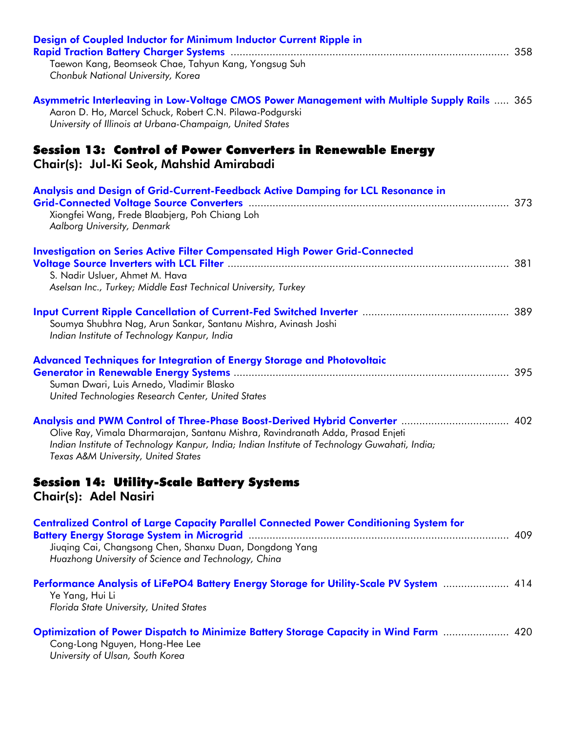**Design of Coupled Inductor for Minimum Inductor Current Ripple in Rapid Traction Battery Charger Systems** ............................................................................................ 358
Taewon Kang, Beomseok Chae, Tahyun Kang, Yongsug Suh
*Chonbuk National University, Korea*

**Asymmetric Interleaving in Low-Voltage CMOS Power Management with Multiple Supply Rails** ..... 365
Aaron D. Ho, Marcel Schuck, Robert C.N. Pilawa-Podgurski
*University of Illinois at Urbana-Champaign, United States*

## Session 13: Control of Power Converters in Renewable Energy
### Chair(s): Jul-Ki Seok, Mahshid Amirabadi

**Analysis and Design of Grid-Current-Feedback Active Damping for LCL Resonance in Grid-Connected Voltage Source Converters** ...................................................................................... 373
Xiongfei Wang, Frede Blaabjerg, Poh Chiang Loh
*Aalborg University, Denmark*

**Investigation on Series Active Filter Compensated High Power Grid-Connected Voltage Source Inverters with LCL Filter** ............................................................................................ 381
S. Nadir Usluer, Ahmet M. Hava
*Aselsan Inc., Turkey; Middle East Technical University, Turkey*

**Input Current Ripple Cancellation of Current-Fed Switched Inverter** ................................................ 389
Soumya Shubhra Nag, Arun Sankar, Santanu Mishra, Avinash Joshi
*Indian Institute of Technology Kanpur, India*

**Advanced Techniques for Integration of Energy Storage and Photovoltaic Generator in Renewable Energy Systems** .......................................................................................... 395
Suman Dwari, Luis Arnedo, Vladimir Blasko
*United Technologies Research Center, United States*

**Analysis and PWM Control of Three-Phase Boost-Derived Hybrid Converter** .................................... 402
Olive Ray, Vimala Dharmarajan, Santanu Mishra, Ravindranath Adda, Prasad Enjeti
*Indian Institute of Technology Kanpur, India; Indian Institute of Technology Guwahati, India; Texas A&M University, United States*

## Session 14: Utility-Scale Battery Systems
### Chair(s): Adel Nasiri

**Centralized Control of Large Capacity Parallel Connected Power Conditioning System for Battery Energy Storage System in Microgrid** ...................................................................................... 409
Jiuqing Cai, Changsong Chen, Shanxu Duan, Dongdong Yang
*Huazhong University of Science and Technology, China*

**Performance Analysis of LiFePO4 Battery Energy Storage for Utility-Scale PV System** ...................... 414
Ye Yang, Hui Li
*Florida State University, United States*

**Optimization of Power Dispatch to Minimize Battery Storage Capacity in Wind Farm** ...................... 420
Cong-Long Nguyen, Hong-Hee Lee
*University of Ulsan, South Korea*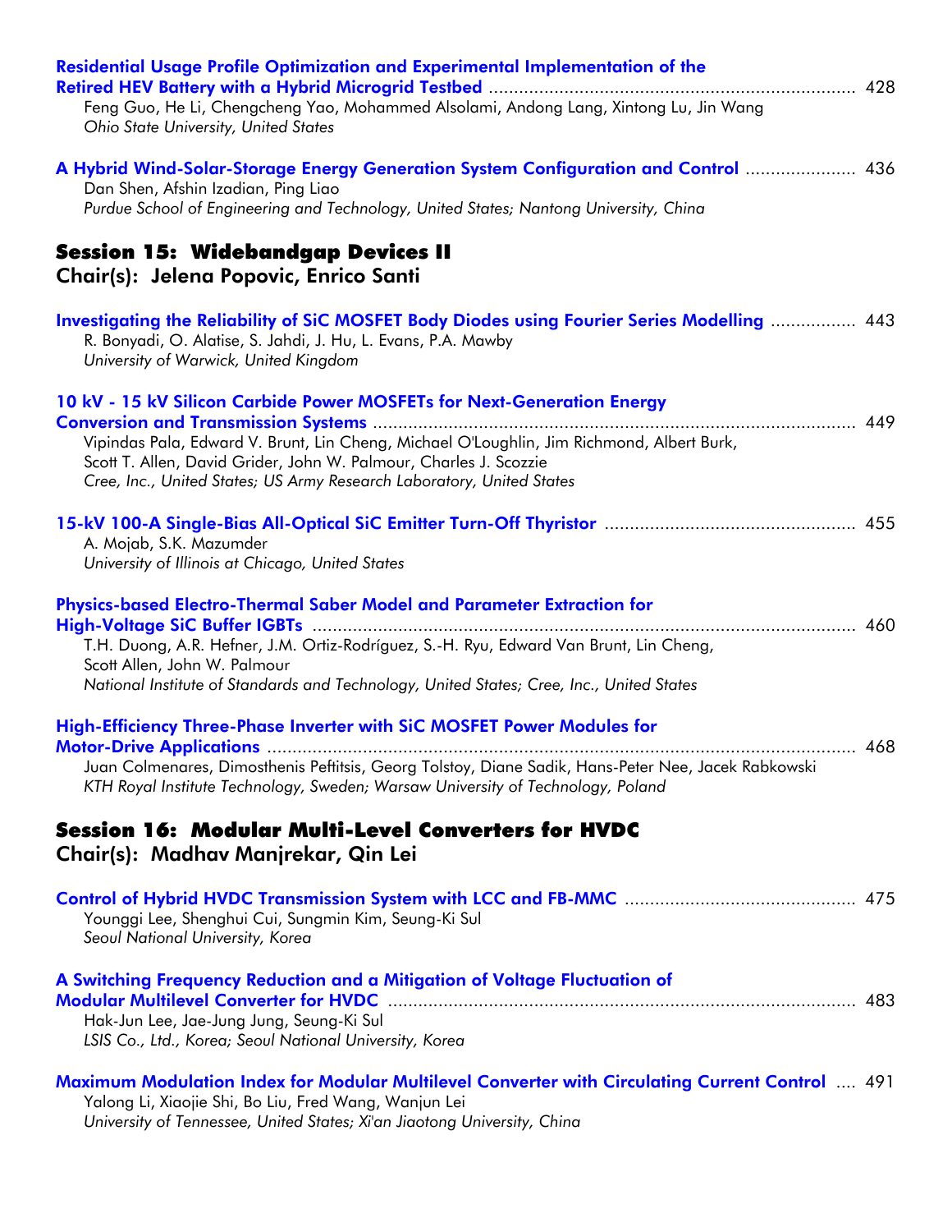**Residential Usage Profile Optimization and Experimental Implementation of the Retired HEV Battery with a Hybrid Microgrid Testbed** ........................................................................ 428
Feng Guo, He Li, Chengcheng Yao, Mohammed Alsolami, Andong Lang, Xintong Lu, Jin Wang
*Ohio State University, United States*

**A Hybrid Wind-Solar-Storage Energy Generation System Configuration and Control** ...................... 436
Dan Shen, Afshin Izadian, Ping Liao
*Purdue School of Engineering and Technology, United States; Nantong University, China*

## Session 15: Widebandgap Devices II

### Chair(s): Jelena Popovic, Enrico Santi

**Investigating the Reliability of SiC MOSFET Body Diodes using Fourier Series Modelling** ................. 443
R. Bonyadi, O. Alatise, S. Jahdi, J. Hu, L. Evans, P.A. Mawby
*University of Warwick, United Kingdom*

**10 kV - 15 kV Silicon Carbide Power MOSFETs for Next-Generation Energy Conversion and Transmission Systems** ................................................................................................ 449
Vipindas Pala, Edward V. Brunt, Lin Cheng, Michael O'Loughlin, Jim Richmond, Albert Burk, Scott T. Allen, David Grider, John W. Palmour, Charles J. Scozzie
*Cree, Inc., United States; US Army Research Laboratory, United States*

**15-kV 100-A Single-Bias All-Optical SiC Emitter Turn-Off Thyristor** ................................................. 455
A. Mojab, S.K. Mazumder
*University of Illinois at Chicago, United States*

**Physics-based Electro-Thermal Saber Model and Parameter Extraction for High-Voltage SiC Buffer IGBTs** ........................................................................................................... 460
T.H. Duong, A.R. Hefner, J.M. Ortiz-Rodríguez, S.-H. Ryu, Edward Van Brunt, Lin Cheng, Scott Allen, John W. Palmour
*National Institute of Standards and Technology, United States; Cree, Inc., United States*

**High-Efficiency Three-Phase Inverter with SiC MOSFET Power Modules for Motor-Drive Applications** ..................................................................................................................... 468
Juan Colmenares, Dimosthenis Peftitsis, Georg Tolstoy, Diane Sadik, Hans-Peter Nee, Jacek Rabkowski
*KTH Royal Institute Technology, Sweden; Warsaw University of Technology, Poland*

## Session 16: Modular Multi-Level Converters for HVDC

### Chair(s): Madhav Manjrekar, Qin Lei

**Control of Hybrid HVDC Transmission System with LCC and FB-MMC** ............................................. 475
Younggi Lee, Shenghui Cui, Sungmin Kim, Seung-Ki Sul
*Seoul National University, Korea*

**A Switching Frequency Reduction and a Mitigation of Voltage Fluctuation of Modular Multilevel Converter for HVDC** ............................................................................................ 483
Hak-Jun Lee, Jae-Jung Jung, Seung-Ki Sul
*LSIS Co., Ltd., Korea; Seoul National University, Korea*

**Maximum Modulation Index for Modular Multilevel Converter with Circulating Current Control** .... 491
Yalong Li, Xiaojie Shi, Bo Liu, Fred Wang, Wanjun Lei
*University of Tennessee, United States; Xi'an Jiaotong University, China*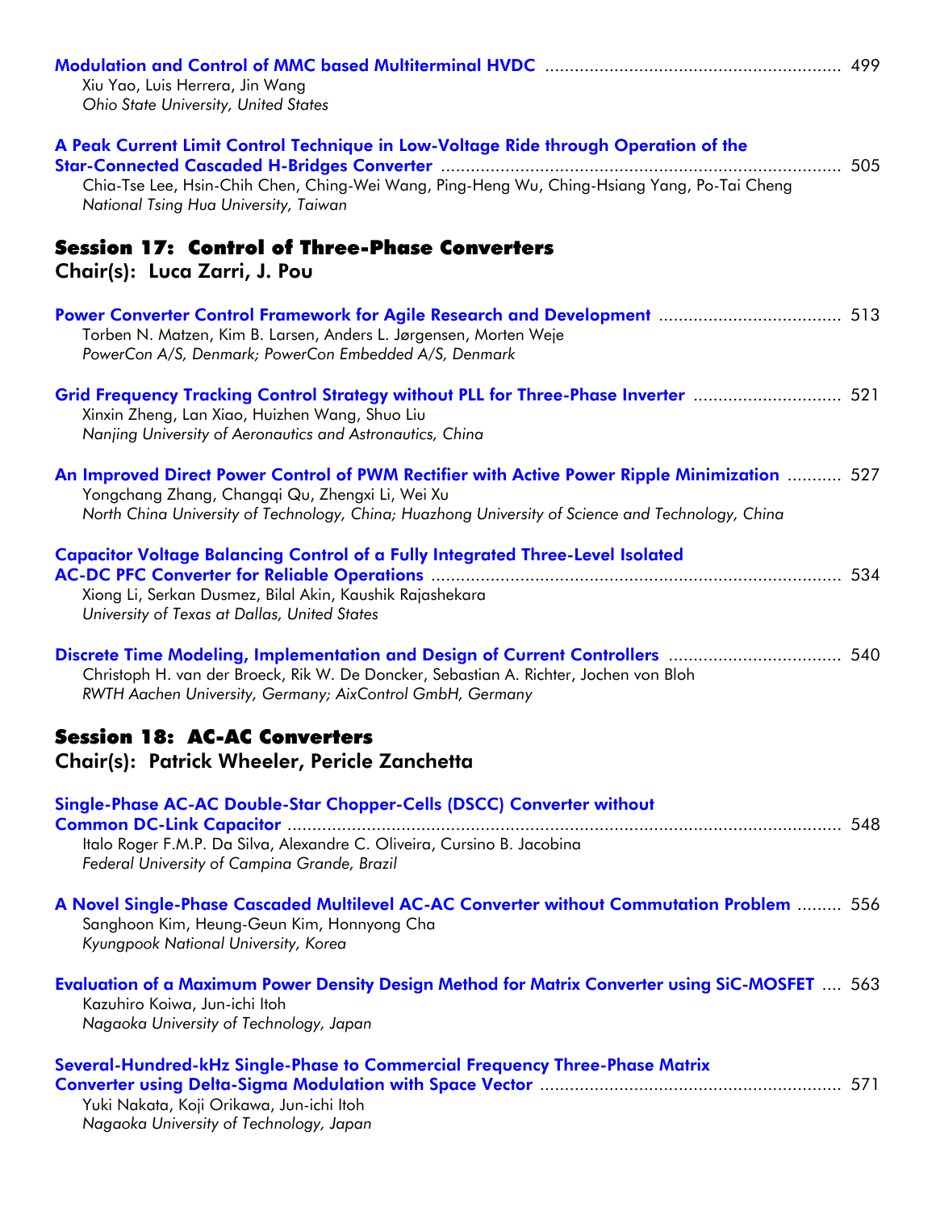**Modulation and Control of MMC based Multiterminal HVDC** ........................................................... 499
Xiu Yao, Luis Herrera, Jin Wang
*Ohio State University, United States*

**A Peak Current Limit Control Technique in Low-Voltage Ride through Operation of the Star-Connected Cascaded H-Bridges Converter** .................................................................................. 505
Chia-Tse Lee, Hsin-Chih Chen, Ching-Wei Wang, Ping-Heng Wu, Ching-Hsiang Yang, Po-Tai Cheng
*National Tsing Hua University, Taiwan*

## Session 17: Control of Three-Phase Converters

### Chair(s): Luca Zarri, J. Pou

**Power Converter Control Framework for Agile Research and Development** .................................... 513
Torben N. Matzen, Kim B. Larsen, Anders L. Jørgensen, Morten Weje
*PowerCon A/S, Denmark; PowerCon Embedded A/S, Denmark*

**Grid Frequency Tracking Control Strategy without PLL for Three-Phase Inverter** ............................. 521
Xinxin Zheng, Lan Xiao, Huizhen Wang, Shuo Liu
*Nanjing University of Aeronautics and Astronautics, China*

**An Improved Direct Power Control of PWM Rectifier with Active Power Ripple Minimization** ........... 527
Yongchang Zhang, Changqi Qu, Zhengxi Li, Wei Xu
*North China University of Technology, China; Huazhong University of Science and Technology, China*

**Capacitor Voltage Balancing Control of a Fully Integrated Three-Level Isolated AC-DC PFC Converter for Reliable Operations** .................................................................................. 534
Xiong Li, Serkan Dusmez, Bilal Akin, Kaushik Rajashekara
*University of Texas at Dallas, United States*

**Discrete Time Modeling, Implementation and Design of Current Controllers** .................................. 540
Christoph H. van der Broeck, Rik W. De Doncker, Sebastian A. Richter, Jochen von Bloh
*RWTH Aachen University, Germany; AixControl GmbH, Germany*

## Session 18: AC-AC Converters

### Chair(s): Patrick Wheeler, Pericle Zanchetta

**Single-Phase AC-AC Double-Star Chopper-Cells (DSCC) Converter without Common DC-Link Capacitor** ................................................................................................................ 548
Italo Roger F.M.P. Da Silva, Alexandre C. Oliveira, Cursino B. Jacobina
*Federal University of Campina Grande, Brazil*

**A Novel Single-Phase Cascaded Multilevel AC-AC Converter without Commutation Problem** ......... 556
Sanghoon Kim, Heung-Geun Kim, Honnyong Cha
*Kyungpook National University, Korea*

**Evaluation of a Maximum Power Density Design Method for Matrix Converter using SiC-MOSFET** .... 563
Kazuhiro Koiwa, Jun-ichi Itoh
*Nagaoka University of Technology, Japan*

**Several-Hundred-kHz Single-Phase to Commercial Frequency Three-Phase Matrix Converter using Delta-Sigma Modulation with Space Vector** ............................................................ 571
Yuki Nakata, Koji Orikawa, Jun-ichi Itoh
*Nagaoka University of Technology, Japan*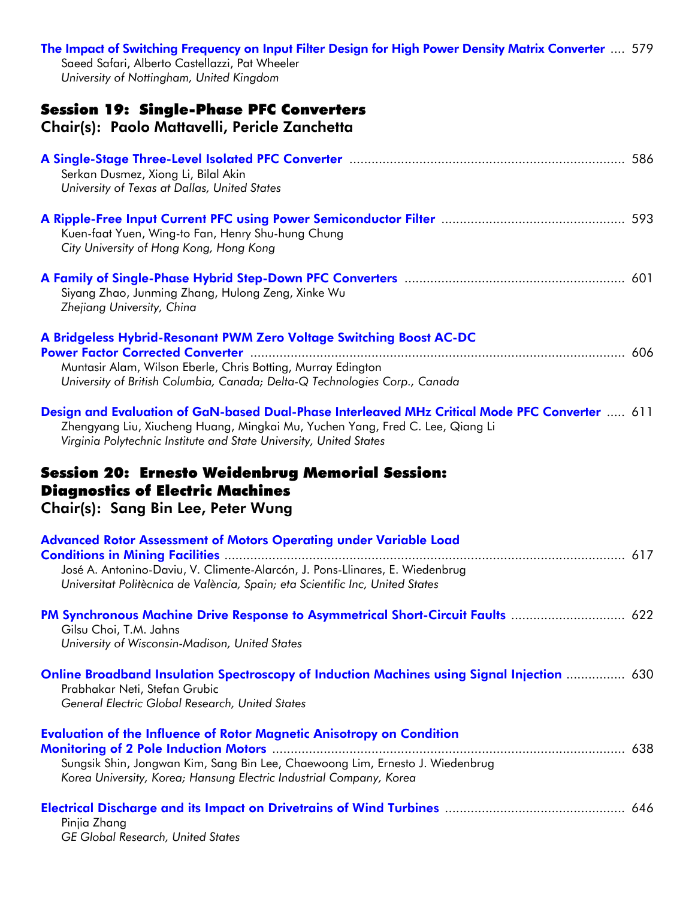**The Impact of Switching Frequency on Input Filter Design for High Power Density Matrix Converter** .... 579
Saeed Safari, Alberto Castellazzi, Pat Wheeler
*University of Nottingham, United Kingdom*

## Session 19: Single-Phase PFC Converters
### Chair(s): Paolo Mattavelli, Pericle Zanchetta

**A Single-Stage Three-Level Isolated PFC Converter** .......... 586
Serkan Dusmez, Xiong Li, Bilal Akin
*University of Texas at Dallas, United States*

**A Ripple-Free Input Current PFC using Power Semiconductor Filter** .......... 593
Kuen-faat Yuen, Wing-to Fan, Henry Shu-hung Chung
*City University of Hong Kong, Hong Kong*

**A Family of Single-Phase Hybrid Step-Down PFC Converters** .......... 601
Siyang Zhao, Junming Zhang, Hulong Zeng, Xinke Wu
*Zhejiang University, China*

**A Bridgeless Hybrid-Resonant PWM Zero Voltage Switching Boost AC-DC Power Factor Corrected Converter** .......... 606
Muntasir Alam, Wilson Eberle, Chris Botting, Murray Edington
*University of British Columbia, Canada; Delta-Q Technologies Corp., Canada*

**Design and Evaluation of GaN-based Dual-Phase Interleaved MHz Critical Mode PFC Converter** ..... 611
Zhengyang Liu, Xiucheng Huang, Mingkai Mu, Yuchen Yang, Fred C. Lee, Qiang Li
*Virginia Polytechnic Institute and State University, United States*

## Session 20: Ernesto Weidenbrug Memorial Session: Diagnostics of Electric Machines
### Chair(s): Sang Bin Lee, Peter Wung

**Advanced Rotor Assessment of Motors Operating under Variable Load Conditions in Mining Facilities** .......... 617
José A. Antonino-Daviu, V. Climente-Alarcón, J. Pons-Llinares, E. Wiedenbrug
*Universitat Politècnica de València, Spain; eta Scientific Inc, United States*

**PM Synchronous Machine Drive Response to Asymmetrical Short-Circuit Faults** .......... 622
Gilsu Choi, T.M. Jahns
*University of Wisconsin-Madison, United States*

**Online Broadband Insulation Spectroscopy of Induction Machines using Signal Injection** .......... 630
Prabhakar Neti, Stefan Grubic
*General Electric Global Research, United States*

**Evaluation of the Influence of Rotor Magnetic Anisotropy on Condition Monitoring of 2 Pole Induction Motors** .......... 638
Sungsik Shin, Jongwan Kim, Sang Bin Lee, Chaewoong Lim, Ernesto J. Wiedenbrug
*Korea University, Korea; Hansung Electric Industrial Company, Korea*

**Electrical Discharge and its Impact on Drivetrains of Wind Turbines** .......... 646
Pinjia Zhang
*GE Global Research, United States*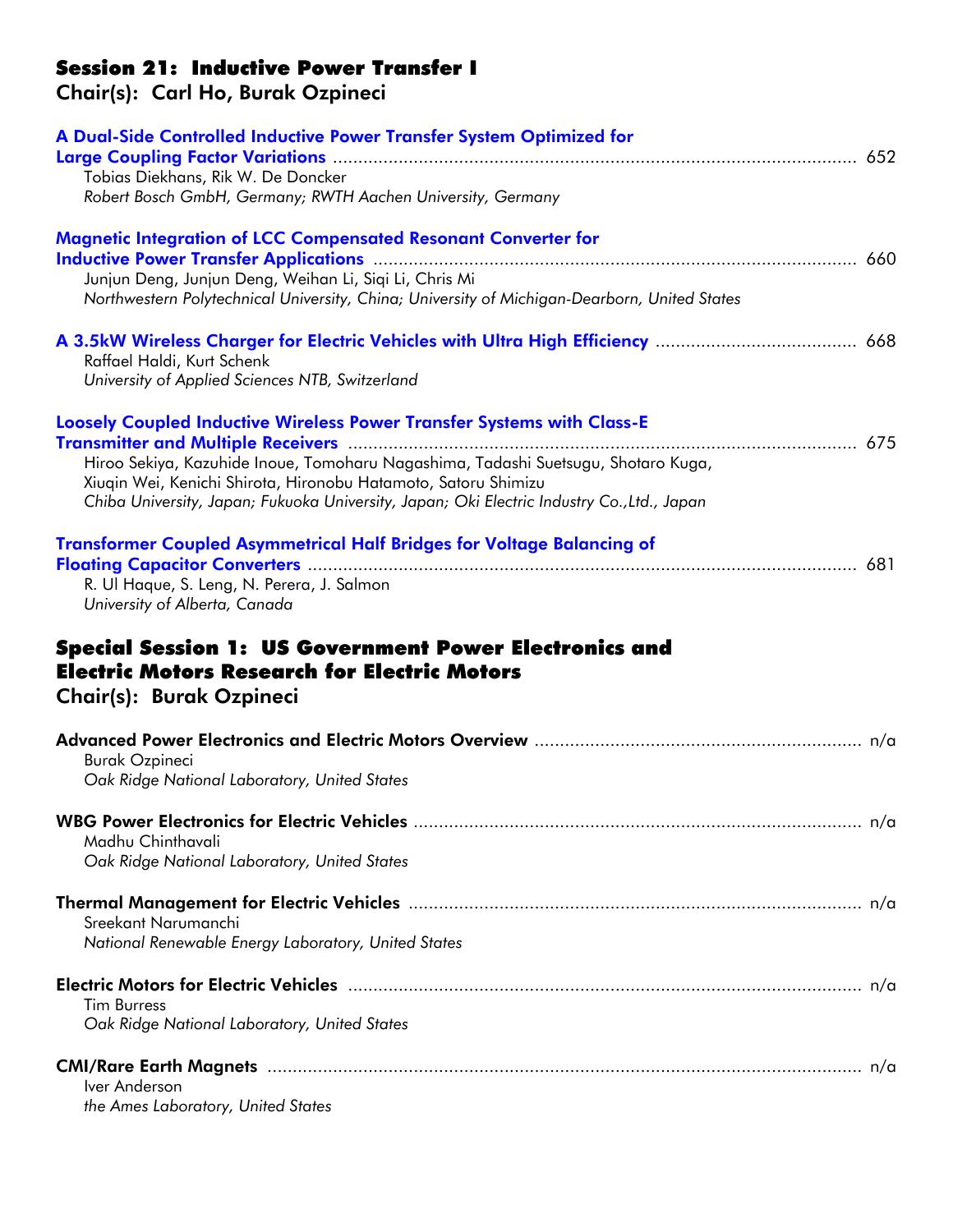## Session 21: Inductive Power Transfer I

### Chair(s): Carl Ho, Burak Ozpineci

**A Dual-Side Controlled Inductive Power Transfer System Optimized for Large Coupling Factor Variations** ........ 652
Tobias Diekhans, Rik W. De Doncker
*Robert Bosch GmbH, Germany; RWTH Aachen University, Germany*

**Magnetic Integration of LCC Compensated Resonant Converter for Inductive Power Transfer Applications** ........ 660
Junjun Deng, Junjun Deng, Weihan Li, Siqi Li, Chris Mi
*Northwestern Polytechnical University, China; University of Michigan-Dearborn, United States*

**A 3.5kW Wireless Charger for Electric Vehicles with Ultra High Efficiency** ........ 668
Raffael Haldi, Kurt Schenk
*University of Applied Sciences NTB, Switzerland*

**Loosely Coupled Inductive Wireless Power Transfer Systems with Class-E Transmitter and Multiple Receivers** ........ 675
Hiroo Sekiya, Kazuhide Inoue, Tomoharu Nagashima, Tadashi Suetsugu, Shotaro Kuga, Xiuqin Wei, Kenichi Shirota, Hironobu Hatamoto, Satoru Shimizu
*Chiba University, Japan; Fukuoka University, Japan; Oki Electric Industry Co.,Ltd., Japan*

**Transformer Coupled Asymmetrical Half Bridges for Voltage Balancing of Floating Capacitor Converters** ........ 681
R. Ul Haque, S. Leng, N. Perera, J. Salmon
*University of Alberta, Canada*

## Special Session 1: US Government Power Electronics and Electric Motors Research for Electric Motors

### Chair(s): Burak Ozpineci

**Advanced Power Electronics and Electric Motors Overview** ........ n/a
Burak Ozpineci
*Oak Ridge National Laboratory, United States*

**WBG Power Electronics for Electric Vehicles** ........ n/a
Madhu Chinthavali
*Oak Ridge National Laboratory, United States*

**Thermal Management for Electric Vehicles** ........ n/a
Sreekant Narumanchi
*National Renewable Energy Laboratory, United States*

**Electric Motors for Electric Vehicles** ........ n/a
Tim Burress
*Oak Ridge National Laboratory, United States*

**CMI/Rare Earth Magnets** ........ n/a
Iver Anderson
*the Ames Laboratory, United States*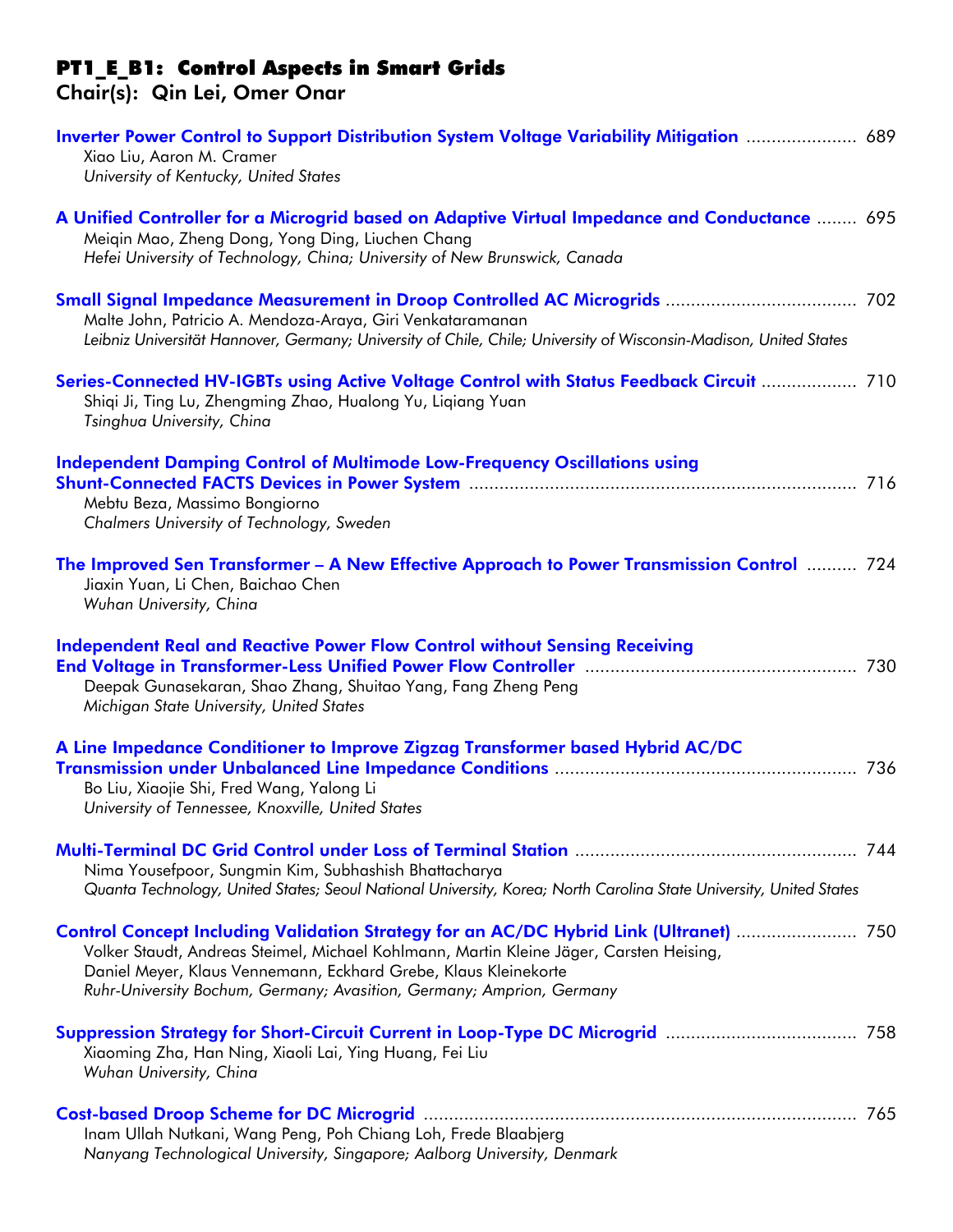# PT1_E_B1: Control Aspects in Smart Grids

## Chair(s): Qin Lei, Omer Onar

**Inverter Power Control to Support Distribution System Voltage Variability Mitigation** ...................... 689
Xiao Liu, Aaron M. Cramer
*University of Kentucky, United States*

**A Unified Controller for a Microgrid based on Adaptive Virtual Impedance and Conductance** ........ 695
Meiqin Mao, Zheng Dong, Yong Ding, Liuchen Chang
*Hefei University of Technology, China; University of New Brunswick, Canada*

**Small Signal Impedance Measurement in Droop Controlled AC Microgrids** ..................................... 702
Malte John, Patricio A. Mendoza-Araya, Giri Venkataramanan
*Leibniz Universität Hannover, Germany; University of Chile, Chile; University of Wisconsin-Madison, United States*

**Series-Connected HV-IGBTs using Active Voltage Control with Status Feedback Circuit** .................. 710
Shiqi Ji, Ting Lu, Zhengming Zhao, Hualong Yu, Liqiang Yuan
*Tsinghua University, China*

**Independent Damping Control of Multimode Low-Frequency Oscillations using Shunt-Connected FACTS Devices in Power System** ............................................................................ 716
Mebtu Beza, Massimo Bongiorno
*Chalmers University of Technology, Sweden*

**The Improved Sen Transformer – A New Effective Approach to Power Transmission Control** .......... 724
Jiaxin Yuan, Li Chen, Baichao Chen
*Wuhan University, China*

**Independent Real and Reactive Power Flow Control without Sensing Receiving End Voltage in Transformer-Less Unified Power Flow Controller** ..................................................... 730
Deepak Gunasekaran, Shao Zhang, Shuitao Yang, Fang Zheng Peng
*Michigan State University, United States*

**A Line Impedance Conditioner to Improve Zigzag Transformer based Hybrid AC/DC Transmission under Unbalanced Line Impedance Conditions** ........................................................... 736
Bo Liu, Xiaojie Shi, Fred Wang, Yalong Li
*University of Tennessee, Knoxville, United States*

**Multi-Terminal DC Grid Control under Loss of Terminal Station** ....................................................... 744
Nima Yousefpoor, Sungmin Kim, Subhashish Bhattacharya
*Quanta Technology, United States; Seoul National University, Korea; North Carolina State University, United States*

**Control Concept Including Validation Strategy for an AC/DC Hybrid Link (Ultranet)** ........................ 750
Volker Staudt, Andreas Steimel, Michael Kohlmann, Martin Kleine Jäger, Carsten Heising, Daniel Meyer, Klaus Vennemann, Eckhard Grebe, Klaus Kleinekorte
*Ruhr-University Bochum, Germany; Avasition, Germany; Amprion, Germany*

**Suppression Strategy for Short-Circuit Current in Loop-Type DC Microgrid** ..................................... 758
Xiaoming Zha, Han Ning, Xiaoli Lai, Ying Huang, Fei Liu
*Wuhan University, China*

**Cost-based Droop Scheme for DC Microgrid** ..................................................................................... 765
Inam Ullah Nutkani, Wang Peng, Poh Chiang Loh, Frede Blaabjerg
*Nanyang Technological University, Singapore; Aalborg University, Denmark*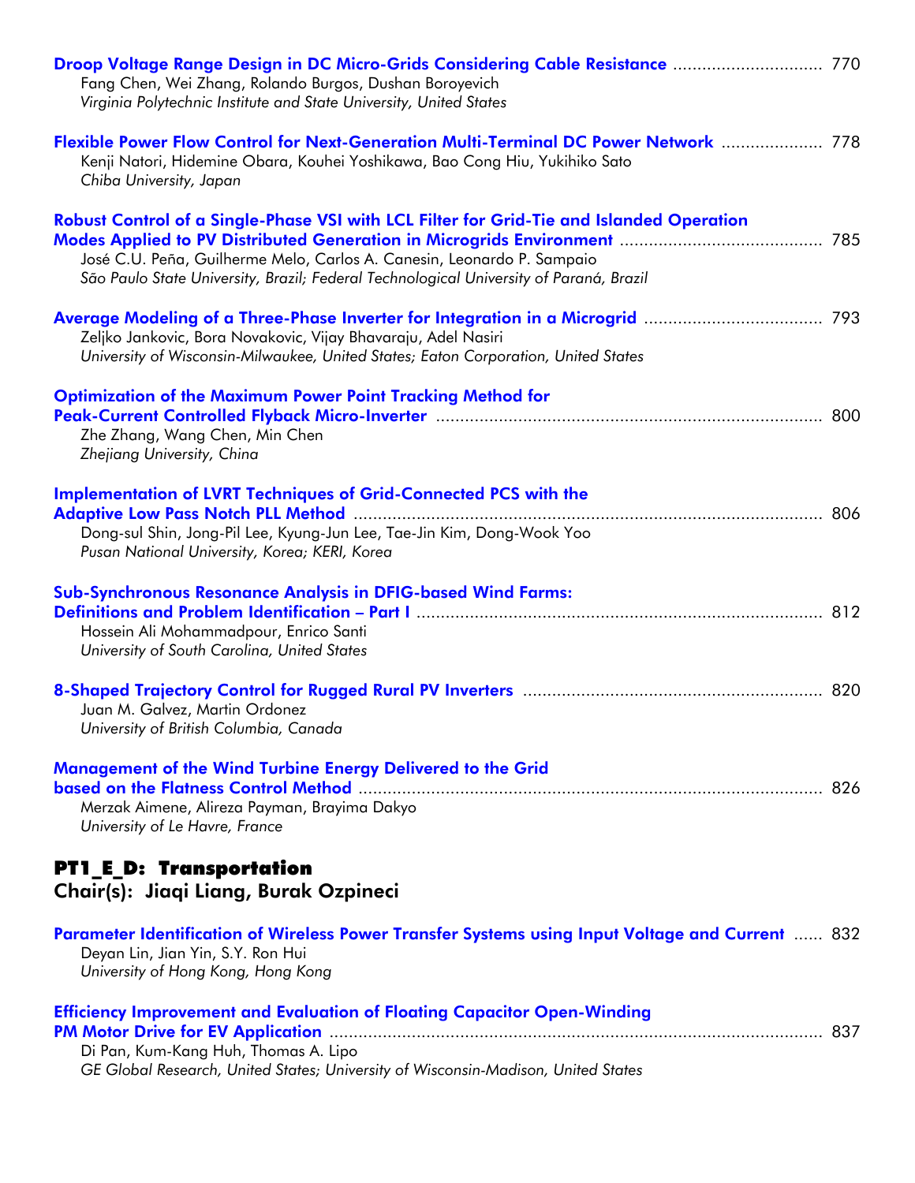**Droop Voltage Range Design in DC Micro-Grids Considering Cable Resistance** ............................... 770
Fang Chen, Wei Zhang, Rolando Burgos, Dushan Boroyevich
*Virginia Polytechnic Institute and State University, United States*

**Flexible Power Flow Control for Next-Generation Multi-Terminal DC Power Network** ..................... 778
Kenji Natori, Hidemine Obara, Kouhei Yoshikawa, Bao Cong Hiu, Yukihiko Sato
*Chiba University, Japan*

**Robust Control of a Single-Phase VSI with LCL Filter for Grid-Tie and Islanded Operation Modes Applied to PV Distributed Generation in Microgrids Environment** ......................................... 785
José C.U. Peña, Guilherme Melo, Carlos A. Canesin, Leonardo P. Sampaio
*São Paulo State University, Brazil; Federal Technological University of Paraná, Brazil*

**Average Modeling of a Three-Phase Inverter for Integration in a Microgrid** .................................... 793
Zeljko Jankovic, Bora Novakovic, Vijay Bhavaraju, Adel Nasiri
*University of Wisconsin-Milwaukee, United States; Eaton Corporation, United States*

**Optimization of the Maximum Power Point Tracking Method for Peak-Current Controlled Flyback Micro-Inverter** ................................................................................ 800
Zhe Zhang, Wang Chen, Min Chen
*Zhejiang University, China*

**Implementation of LVRT Techniques of Grid-Connected PCS with the Adaptive Low Pass Notch PLL Method** ................................................................................................ 806
Dong-sul Shin, Jong-Pil Lee, Kyung-Jun Lee, Tae-Jin Kim, Dong-Wook Yoo
*Pusan National University, Korea; KERI, Korea*

**Sub-Synchronous Resonance Analysis in DFIG-based Wind Farms: Definitions and Problem Identification – Part I** .................................................................................... 812
Hossein Ali Mohammadpour, Enrico Santi
*University of South Carolina, United States*

**8-Shaped Trajectory Control for Rugged Rural PV Inverters** ............................................................. 820
Juan M. Galvez, Martin Ordonez
*University of British Columbia, Canada*

**Management of the Wind Turbine Energy Delivered to the Grid based on the Flatness Control Method** ................................................................................................ 826
Merzak Aimene, Alireza Payman, Brayima Dakyo
*University of Le Havre, France*

## PT1_E_D: Transportation
### Chair(s): Jiaqi Liang, Burak Ozpineci

**Parameter Identification of Wireless Power Transfer Systems using Input Voltage and Current** ...... 832
Deyan Lin, Jian Yin, S.Y. Ron Hui
*University of Hong Kong, Hong Kong*

**Efficiency Improvement and Evaluation of Floating Capacitor Open-Winding PM Motor Drive for EV Application** ...................................................................................................... 837
Di Pan, Kum-Kang Huh, Thomas A. Lipo
*GE Global Research, United States; University of Wisconsin-Madison, United States*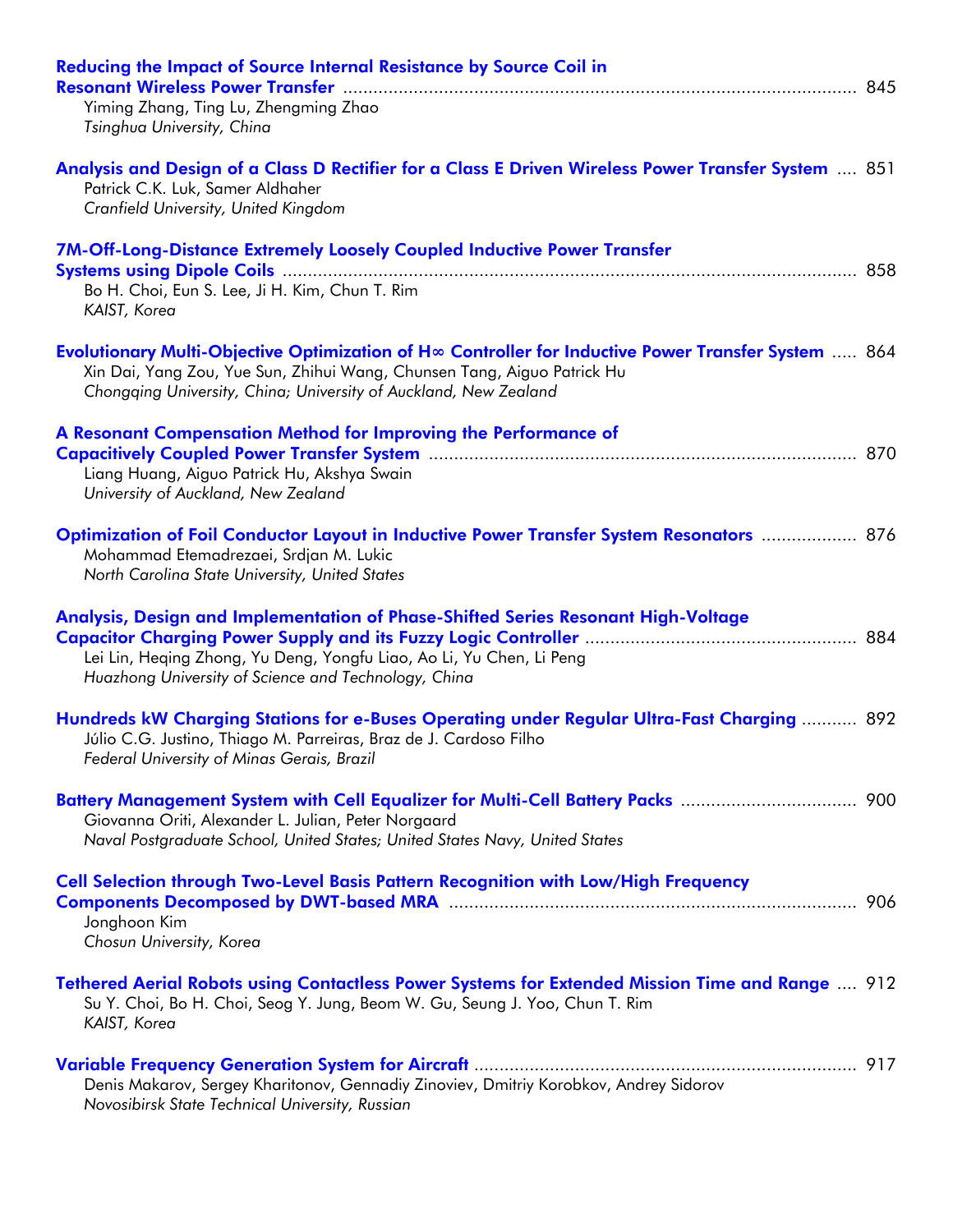**Reducing the Impact of Source Internal Resistance by Source Coil in Resonant Wireless Power Transfer** ........ 845
Yiming Zhang, Ting Lu, Zhengming Zhao
*Tsinghua University, China*

**Analysis and Design of a Class D Rectifier for a Class E Driven Wireless Power Transfer System** .... 851
Patrick C.K. Luk, Samer Aldhaher
*Cranfield University, United Kingdom*

**7M-Off-Long-Distance Extremely Loosely Coupled Inductive Power Transfer Systems using Dipole Coils** ........ 858
Bo H. Choi, Eun S. Lee, Ji H. Kim, Chun T. Rim
*KAIST, Korea*

**Evolutionary Multi-Objective Optimization of H∞ Controller for Inductive Power Transfer System** ..... 864
Xin Dai, Yang Zou, Yue Sun, Zhihui Wang, Chunsen Tang, Aiguo Patrick Hu
*Chongqing University, China; University of Auckland, New Zealand*

**A Resonant Compensation Method for Improving the Performance of Capacitively Coupled Power Transfer System** ........ 870
Liang Huang, Aiguo Patrick Hu, Akshya Swain
*University of Auckland, New Zealand*

**Optimization of Foil Conductor Layout in Inductive Power Transfer System Resonators** ........ 876
Mohammad Etemadrezaei, Srdjan M. Lukic
*North Carolina State University, United States*

**Analysis, Design and Implementation of Phase-Shifted Series Resonant High-Voltage Capacitor Charging Power Supply and its Fuzzy Logic Controller** ........ 884
Lei Lin, Heqing Zhong, Yu Deng, Yongfu Liao, Ao Li, Yu Chen, Li Peng
*Huazhong University of Science and Technology, China*

**Hundreds kW Charging Stations for e-Buses Operating under Regular Ultra-Fast Charging** ........ 892
Júlio C.G. Justino, Thiago M. Parreiras, Braz de J. Cardoso Filho
*Federal University of Minas Gerais, Brazil*

**Battery Management System with Cell Equalizer for Multi-Cell Battery Packs** ........ 900
Giovanna Oriti, Alexander L. Julian, Peter Norgaard
*Naval Postgraduate School, United States; United States Navy, United States*

**Cell Selection through Two-Level Basis Pattern Recognition with Low/High Frequency Components Decomposed by DWT-based MRA** ........ 906
Jonghoon Kim
*Chosun University, Korea*

**Tethered Aerial Robots using Contactless Power Systems for Extended Mission Time and Range** .... 912
Su Y. Choi, Bo H. Choi, Seog Y. Jung, Beom W. Gu, Seung J. Yoo, Chun T. Rim
*KAIST, Korea*

**Variable Frequency Generation System for Aircraft** ........ 917
Denis Makarov, Sergey Kharitonov, Gennadiy Zinoviev, Dmitriy Korobkov, Andrey Sidorov
*Novosibirsk State Technical University, Russian*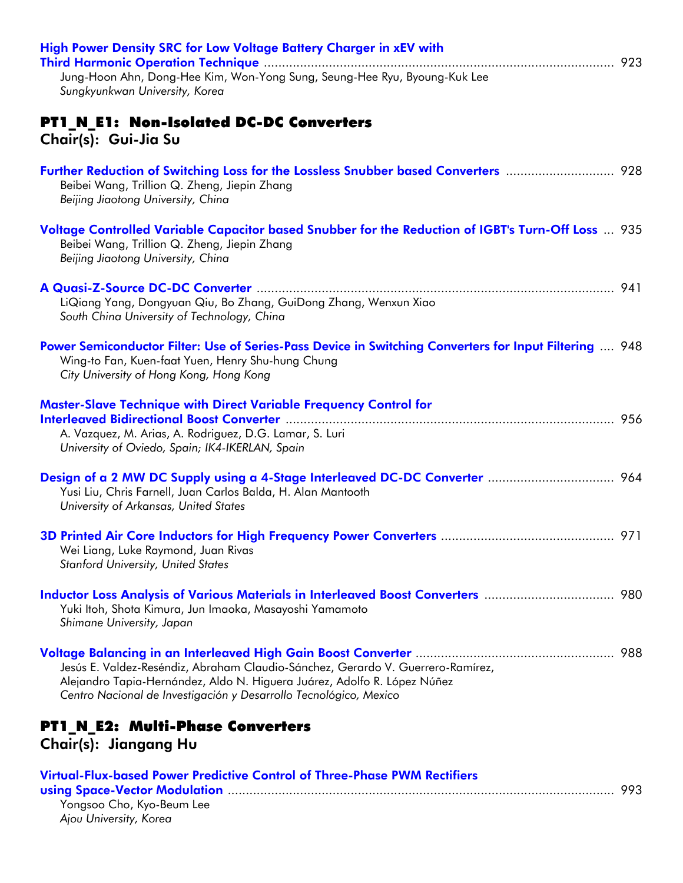**High Power Density SRC for Low Voltage Battery Charger in xEV with Third Harmonic Operation Technique** ........ 923
Jung-Hoon Ahn, Dong-Hee Kim, Won-Yong Sung, Seung-Hee Ryu, Byoung-Kuk Lee
*Sungkyunkwan University, Korea*

## PT1_N_E1: Non-Isolated DC-DC Converters
### Chair(s): Gui-Jia Su

**Further Reduction of Switching Loss for the Lossless Snubber based Converters** ........ 928
Beibei Wang, Trillion Q. Zheng, Jiepin Zhang
*Beijing Jiaotong University, China*

**Voltage Controlled Variable Capacitor based Snubber for the Reduction of IGBT's Turn-Off Loss** ... 935
Beibei Wang, Trillion Q. Zheng, Jiepin Zhang
*Beijing Jiaotong University, China*

**A Quasi-Z-Source DC-DC Converter** ........ 941
LiQiang Yang, Dongyuan Qiu, Bo Zhang, GuiDong Zhang, Wenxun Xiao
*South China University of Technology, China*

**Power Semiconductor Filter: Use of Series-Pass Device in Switching Converters for Input Filtering** .... 948
Wing-to Fan, Kuen-faat Yuen, Henry Shu-hung Chung
*City University of Hong Kong, Hong Kong*

**Master-Slave Technique with Direct Variable Frequency Control for Interleaved Bidirectional Boost Converter** ........ 956
A. Vazquez, M. Arias, A. Rodriguez, D.G. Lamar, S. Luri
*University of Oviedo, Spain; IK4-IKERLAN, Spain*

**Design of a 2 MW DC Supply using a 4-Stage Interleaved DC-DC Converter** ........ 964
Yusi Liu, Chris Farnell, Juan Carlos Balda, H. Alan Mantooth
*University of Arkansas, United States*

**3D Printed Air Core Inductors for High Frequency Power Converters** ........ 971
Wei Liang, Luke Raymond, Juan Rivas
*Stanford University, United States*

**Inductor Loss Analysis of Various Materials in Interleaved Boost Converters** ........ 980
Yuki Itoh, Shota Kimura, Jun Imaoka, Masayoshi Yamamoto
*Shimane University, Japan*

**Voltage Balancing in an Interleaved High Gain Boost Converter** ........ 988
Jesús E. Valdez-Reséndiz, Abraham Claudio-Sánchez, Gerardo V. Guerrero-Ramírez, Alejandro Tapia-Hernández, Aldo N. Higuera Juárez, Adolfo R. López Núñez
*Centro Nacional de Investigación y Desarrollo Tecnológico, Mexico*

## PT1_N_E2: Multi-Phase Converters
### Chair(s): Jiangang Hu

**Virtual-Flux-based Power Predictive Control of Three-Phase PWM Rectifiers using Space-Vector Modulation** ........ 993
Yongsoo Cho, Kyo-Beum Lee
*Ajou University, Korea*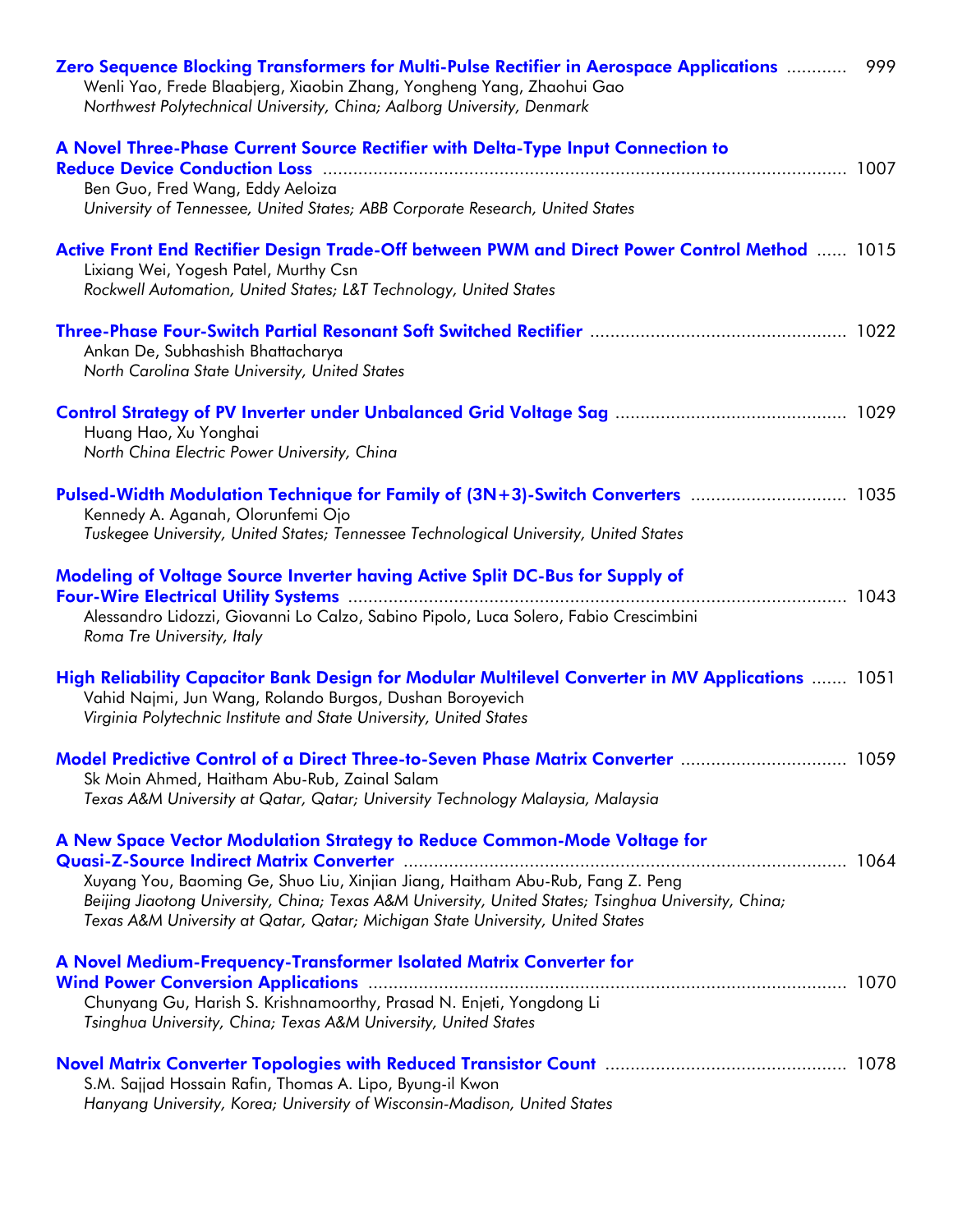**Zero Sequence Blocking Transformers for Multi-Pulse Rectifier in Aerospace Applications** ............ 999
Wenli Yao, Frede Blaabjerg, Xiaobin Zhang, Yongheng Yang, Zhaohui Gao
*Northwest Polytechnical University, China; Aalborg University, Denmark*

**A Novel Three-Phase Current Source Rectifier with Delta-Type Input Connection to Reduce Device Conduction Loss** ........................................................................................................ 1007
Ben Guo, Fred Wang, Eddy Aeloiza
*University of Tennessee, United States; ABB Corporate Research, United States*

**Active Front End Rectifier Design Trade-Off between PWM and Direct Power Control Method** ...... 1015
Lixiang Wei, Yogesh Patel, Murthy Csn
*Rockwell Automation, United States; L&T Technology, United States*

**Three-Phase Four-Switch Partial Resonant Soft Switched Rectifier** .................................................. 1022
Ankan De, Subhashish Bhattacharya
*North Carolina State University, United States*

**Control Strategy of PV Inverter under Unbalanced Grid Voltage Sag** ............................................. 1029
Huang Hao, Xu Yonghai
*North China Electric Power University, China*

**Pulsed-Width Modulation Technique for Family of (3N+3)-Switch Converters** .............................. 1035
Kennedy A. Aganah, Olorunfemi Ojo
*Tuskegee University, United States; Tennessee Technological University, United States*

**Modeling of Voltage Source Inverter having Active Split DC-Bus for Supply of Four-Wire Electrical Utility Systems** .................................................................................................. 1043
Alessandro Lidozzi, Giovanni Lo Calzo, Sabino Pipolo, Luca Solero, Fabio Crescimbini
*Roma Tre University, Italy*

**High Reliability Capacitor Bank Design for Modular Multilevel Converter in MV Applications** ....... 1051
Vahid Najmi, Jun Wang, Rolando Burgos, Dushan Boroyevich
*Virginia Polytechnic Institute and State University, United States*

**Model Predictive Control of a Direct Three-to-Seven Phase Matrix Converter** ................................ 1059
Sk Moin Ahmed, Haitham Abu-Rub, Zainal Salam
*Texas A&M University at Qatar, Qatar; University Technology Malaysia, Malaysia*

**A New Space Vector Modulation Strategy to Reduce Common-Mode Voltage for Quasi-Z-Source Indirect Matrix Converter** ....................................................................................... 1064
Xuyang You, Baoming Ge, Shuo Liu, Xinjian Jiang, Haitham Abu-Rub, Fang Z. Peng
*Beijing Jiaotong University, China; Texas A&M University, United States; Tsinghua University, China; Texas A&M University at Qatar, Qatar; Michigan State University, United States*

**A Novel Medium-Frequency-Transformer Isolated Matrix Converter for Wind Power Conversion Applications** .............................................................................................. 1070
Chunyang Gu, Harish S. Krishnamoorthy, Prasad N. Enjeti, Yongdong Li
*Tsinghua University, China; Texas A&M University, United States*

**Novel Matrix Converter Topologies with Reduced Transistor Count** ............................................... 1078
S.M. Sajjad Hossain Rafin, Thomas A. Lipo, Byung-il Kwon
*Hanyang University, Korea; University of Wisconsin-Madison, United States*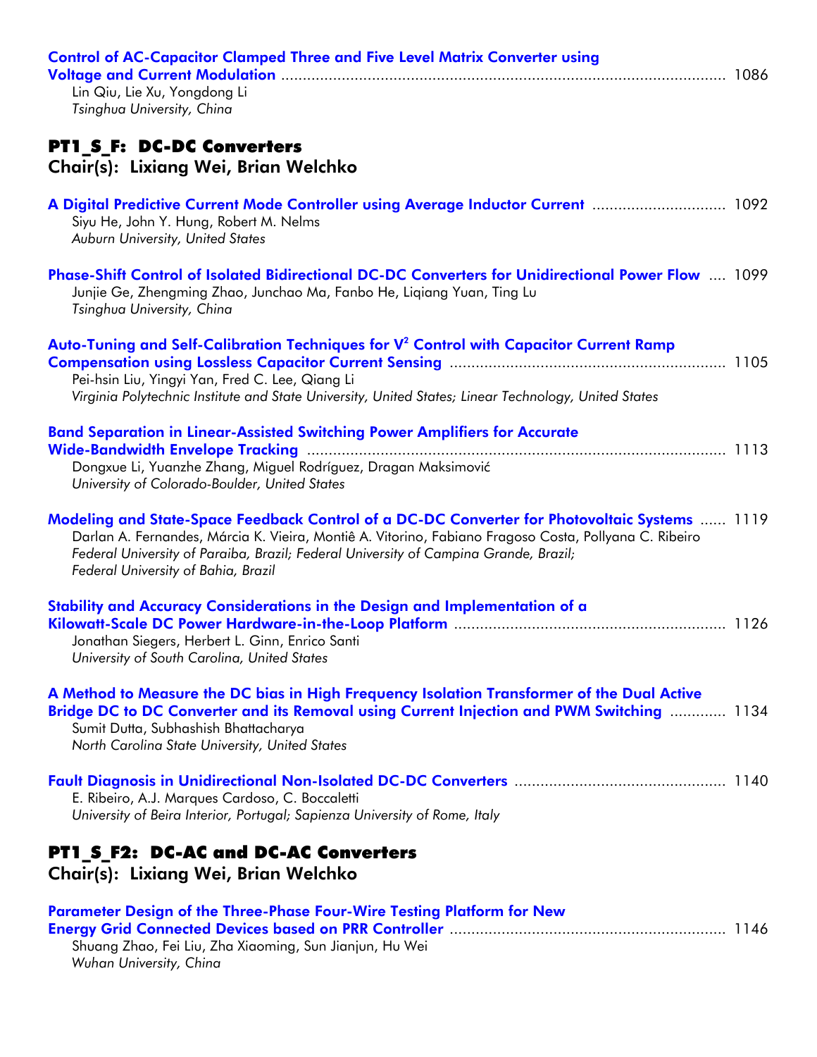**Control of AC-Capacitor Clamped Three and Five Level Matrix Converter using Voltage and Current Modulation** ..................................................................................................... 1086
Lin Qiu, Lie Xu, Yongdong Li
*Tsinghua University, China*

## PT1_S_F: DC-DC Converters
### Chair(s): Lixiang Wei, Brian Welchko

**A Digital Predictive Current Mode Controller using Average Inductor Current** .............................. 1092
Siyu He, John Y. Hung, Robert M. Nelms
*Auburn University, United States*

**Phase-Shift Control of Isolated Bidirectional DC-DC Converters for Unidirectional Power Flow** .... 1099
Junjie Ge, Zhengming Zhao, Junchao Ma, Fanbo He, Liqiang Yuan, Ting Lu
*Tsinghua University, China*

**Auto-Tuning and Self-Calibration Techniques for $V^2$ Control with Capacitor Current Ramp Compensation using Lossless Capacitor Current Sensing** ............................................................... 1105
Pei-hsin Liu, Yingyi Yan, Fred C. Lee, Qiang Li
*Virginia Polytechnic Institute and State University, United States; Linear Technology, United States*

**Band Separation in Linear-Assisted Switching Power Amplifiers for Accurate Wide-Bandwidth Envelope Tracking** ................................................................................................ 1113
Dongxue Li, Yuanzhe Zhang, Miguel Rodríguez, Dragan Maksimović
*University of Colorado-Boulder, United States*

**Modeling and State-Space Feedback Control of a DC-DC Converter for Photovoltaic Systems** ...... 1119
Darlan A. Fernandes, Márcia K. Vieira, Montiê A. Vitorino, Fabiano Fragoso Costa, Pollyana C. Ribeiro
*Federal University of Paraiba, Brazil; Federal University of Campina Grande, Brazil; Federal University of Bahia, Brazil*

**Stability and Accuracy Considerations in the Design and Implementation of a Kilowatt-Scale DC Power Hardware-in-the-Loop Platform** .............................................................. 1126
Jonathan Siegers, Herbert L. Ginn, Enrico Santi
*University of South Carolina, United States*

**A Method to Measure the DC bias in High Frequency Isolation Transformer of the Dual Active Bridge DC to DC Converter and its Removal using Current Injection and PWM Switching** ............. 1134
Sumit Dutta, Subhashish Bhattacharya
*North Carolina State University, United States*

**Fault Diagnosis in Unidirectional Non-Isolated DC-DC Converters** ................................................ 1140
E. Ribeiro, A.J. Marques Cardoso, C. Boccaletti
*University of Beira Interior, Portugal; Sapienza University of Rome, Italy*

## PT1_S_F2: DC-AC and DC-AC Converters
### Chair(s): Lixiang Wei, Brian Welchko

**Parameter Design of the Three-Phase Four-Wire Testing Platform for New Energy Grid Connected Devices based on PRR Controller** ............................................................... 1146
Shuang Zhao, Fei Liu, Zha Xiaoming, Sun Jianjun, Hu Wei
*Wuhan University, China*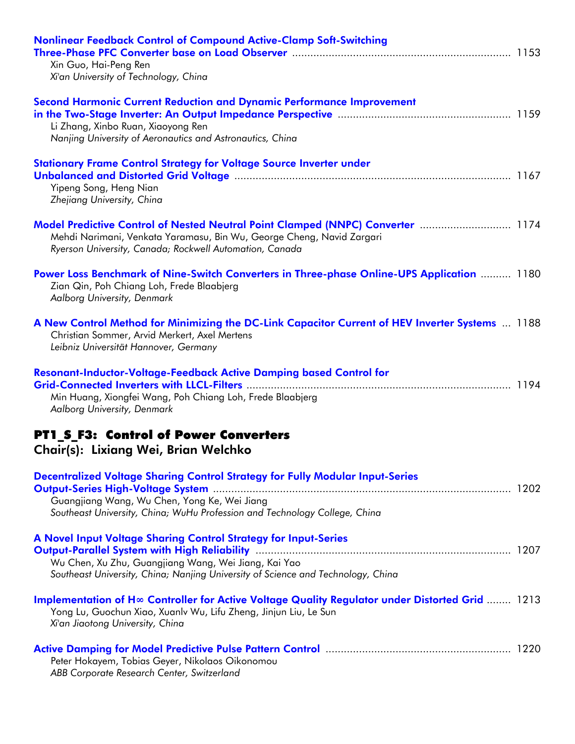**Nonlinear Feedback Control of Compound Active-Clamp Soft-Switching Three-Phase PFC Converter base on Load Observer** ........................................................................ 1153
Xin Guo, Hai-Peng Ren
*Xi'an University of Technology, China*

**Second Harmonic Current Reduction and Dynamic Performance Improvement in the Two-Stage Inverter: An Output Impedance Perspective** ........................................................ 1159
Li Zhang, Xinbo Ruan, Xiaoyong Ren
*Nanjing University of Aeronautics and Astronautics, China*

**Stationary Frame Control Strategy for Voltage Source Inverter under Unbalanced and Distorted Grid Voltage** .......................................................................................... 1167
Yipeng Song, Heng Nian
*Zhejiang University, China*

**Model Predictive Control of Nested Neutral Point Clamped (NNPC) Converter** ............................. 1174
Mehdi Narimani, Venkata Yaramasu, Bin Wu, George Cheng, Navid Zargari
*Ryerson University, Canada; Rockwell Automation, Canada*

**Power Loss Benchmark of Nine-Switch Converters in Three-phase Online-UPS Application** .......... 1180
Zian Qin, Poh Chiang Loh, Frede Blaabjerg
*Aalborg University, Denmark*

**A New Control Method for Minimizing the DC-Link Capacitor Current of HEV Inverter Systems** ... 1188
Christian Sommer, Arvid Merkert, Axel Mertens
*Leibniz Universität Hannover, Germany*

**Resonant-Inductor-Voltage-Feedback Active Damping based Control for Grid-Connected Inverters with LLCL-Filters** ...................................................................................... 1194
Min Huang, Xiongfei Wang, Poh Chiang Loh, Frede Blaabjerg
*Aalborg University, Denmark*

## PT1_S_F3: Control of Power Converters

### Chair(s): Lixiang Wei, Brian Welchko

**Decentralized Voltage Sharing Control Strategy for Fully Modular Input-Series Output-Series High-Voltage System** .................................................................................................. 1202
Guangjiang Wang, Wu Chen, Yong Ke, Wei Jiang
*Southeast University, China; WuHu Profession and Technology College, China*

**A Novel Input Voltage Sharing Control Strategy for Input-Series Output-Parallel System with High Reliability** ................................................................................... 1207
Wu Chen, Xu Zhu, Guangjiang Wang, Wei Jiang, Kai Yao
*Southeast University, China; Nanjing University of Science and Technology, China*

**Implementation of H∞ Controller for Active Voltage Quality Regulator under Distorted Grid** ........ 1213
Yong Lu, Guochun Xiao, Xuanlv Wu, Lifu Zheng, Jinjun Liu, Le Sun
*Xi'an Jiaotong University, China*

**Active Damping for Model Predictive Pulse Pattern Control** ............................................................ 1220
Peter Hokayem, Tobias Geyer, Nikolaos Oikonomou
*ABB Corporate Research Center, Switzerland*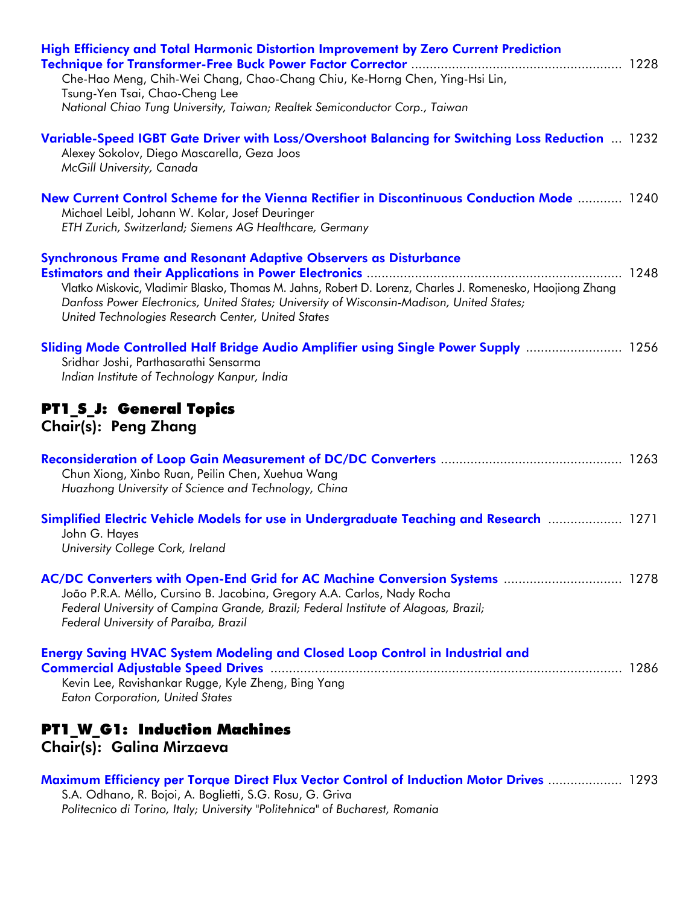**High Efficiency and Total Harmonic Distortion Improvement by Zero Current Prediction Technique for Transformer-Free Buck Power Factor Corrector** ......... 1228
Che-Hao Meng, Chih-Wei Chang, Chao-Chang Chiu, Ke-Horng Chen, Ying-Hsi Lin, Tsung-Yen Tsai, Chao-Cheng Lee
*National Chiao Tung University, Taiwan; Realtek Semiconductor Corp., Taiwan*

**Variable-Speed IGBT Gate Driver with Loss/Overshoot Balancing for Switching Loss Reduction** ... 1232
Alexey Sokolov, Diego Mascarella, Geza Joos
*McGill University, Canada*

**New Current Control Scheme for the Vienna Rectifier in Discontinuous Conduction Mode** ......... 1240
Michael Leibl, Johann W. Kolar, Josef Deuringer
*ETH Zurich, Switzerland; Siemens AG Healthcare, Germany*

**Synchronous Frame and Resonant Adaptive Observers as Disturbance Estimators and their Applications in Power Electronics** ......... 1248
Vlatko Miskovic, Vladimir Blasko, Thomas M. Jahns, Robert D. Lorenz, Charles J. Romenesko, Haojiong Zhang
*Danfoss Power Electronics, United States; University of Wisconsin-Madison, United States; United Technologies Research Center, United States*

**Sliding Mode Controlled Half Bridge Audio Amplifier using Single Power Supply** ......... 1256
Sridhar Joshi, Parthasarathi Sensarma
*Indian Institute of Technology Kanpur, India*

## PT1_S_J: General Topics
### Chair(s): Peng Zhang

**Reconsideration of Loop Gain Measurement of DC/DC Converters** ......... 1263
Chun Xiong, Xinbo Ruan, Peilin Chen, Xuehua Wang
*Huazhong University of Science and Technology, China*

**Simplified Electric Vehicle Models for use in Undergraduate Teaching and Research** ......... 1271
John G. Hayes
*University College Cork, Ireland*

**AC/DC Converters with Open-End Grid for AC Machine Conversion Systems** ......... 1278
João P.R.A. Méllo, Cursino B. Jacobina, Gregory A.A. Carlos, Nady Rocha
*Federal University of Campina Grande, Brazil; Federal Institute of Alagoas, Brazil; Federal University of Paraíba, Brazil*

**Energy Saving HVAC System Modeling and Closed Loop Control in Industrial and Commercial Adjustable Speed Drives** ......... 1286
Kevin Lee, Ravishankar Rugge, Kyle Zheng, Bing Yang
*Eaton Corporation, United States*

## PT1_W_G1: Induction Machines
### Chair(s): Galina Mirzaeva

**Maximum Efficiency per Torque Direct Flux Vector Control of Induction Motor Drives** ......... 1293
S.A. Odhano, R. Bojoi, A. Boglietti, S.G. Rosu, G. Griva
*Politecnico di Torino, Italy; University "Politehnica" of Bucharest, Romania*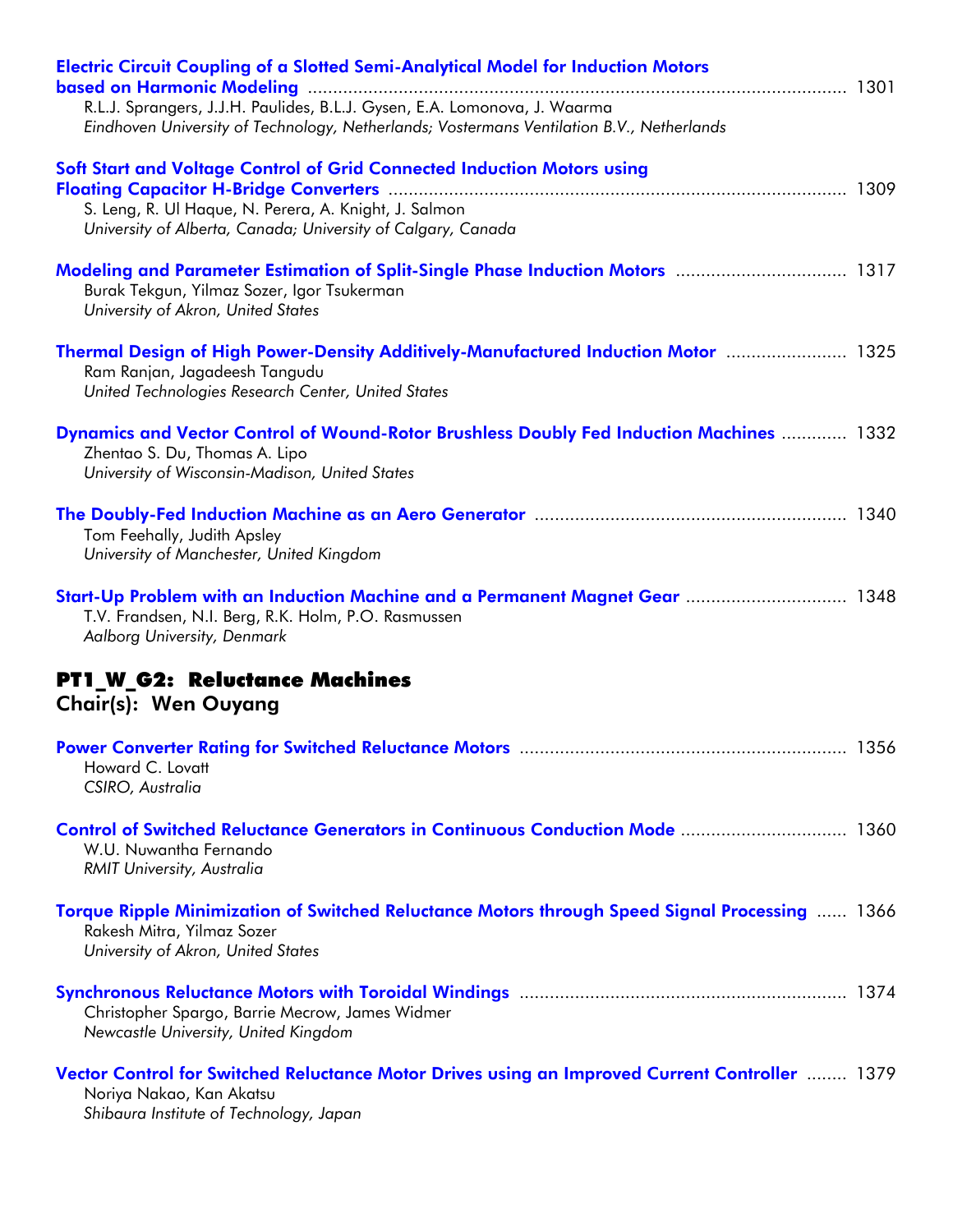**Electric Circuit Coupling of a Slotted Semi-Analytical Model for Induction Motors based on Harmonic Modeling** ........................................................ 1301
R.L.J. Sprangers, J.J.H. Paulides, B.L.J. Gysen, E.A. Lomonova, J. Waarma
*Eindhoven University of Technology, Netherlands; Vostermans Ventilation B.V., Netherlands*

**Soft Start and Voltage Control of Grid Connected Induction Motors using Floating Capacitor H-Bridge Converters** ........................................................ 1309
S. Leng, R. Ul Haque, N. Perera, A. Knight, J. Salmon
*University of Alberta, Canada; University of Calgary, Canada*

**Modeling and Parameter Estimation of Split-Single Phase Induction Motors** ........................ 1317
Burak Tekgun, Yilmaz Sozer, Igor Tsukerman
*University of Akron, United States*

**Thermal Design of High Power-Density Additively-Manufactured Induction Motor** ................ 1325
Ram Ranjan, Jagadeesh Tangudu
*United Technologies Research Center, United States*

**Dynamics and Vector Control of Wound-Rotor Brushless Doubly Fed Induction Machines** ............ 1332
Zhentao S. Du, Thomas A. Lipo
*University of Wisconsin-Madison, United States*

**The Doubly-Fed Induction Machine as an Aero Generator** ........................................ 1340
Tom Feehally, Judith Apsley
*University of Manchester, United Kingdom*

**Start-Up Problem with an Induction Machine and a Permanent Magnet Gear** ........................ 1348
T.V. Frandsen, N.I. Berg, R.K. Holm, P.O. Rasmussen
*Aalborg University, Denmark*

## PT1_W_G2: Reluctance Machines

### Chair(s): Wen Ouyang

**Power Converter Rating for Switched Reluctance Motors** ........................................ 1356
Howard C. Lovatt
*CSIRO, Australia*

**Control of Switched Reluctance Generators in Continuous Conduction Mode** ........................ 1360
W.U. Nuwantha Fernando
*RMIT University, Australia*

**Torque Ripple Minimization of Switched Reluctance Motors through Speed Signal Processing** ...... 1366
Rakesh Mitra, Yilmaz Sozer
*University of Akron, United States*

**Synchronous Reluctance Motors with Toroidal Windings** ........................................ 1374
Christopher Spargo, Barrie Mecrow, James Widmer
*Newcastle University, United Kingdom*

**Vector Control for Switched Reluctance Motor Drives using an Improved Current Controller** ........ 1379
Noriya Nakao, Kan Akatsu
*Shibaura Institute of Technology, Japan*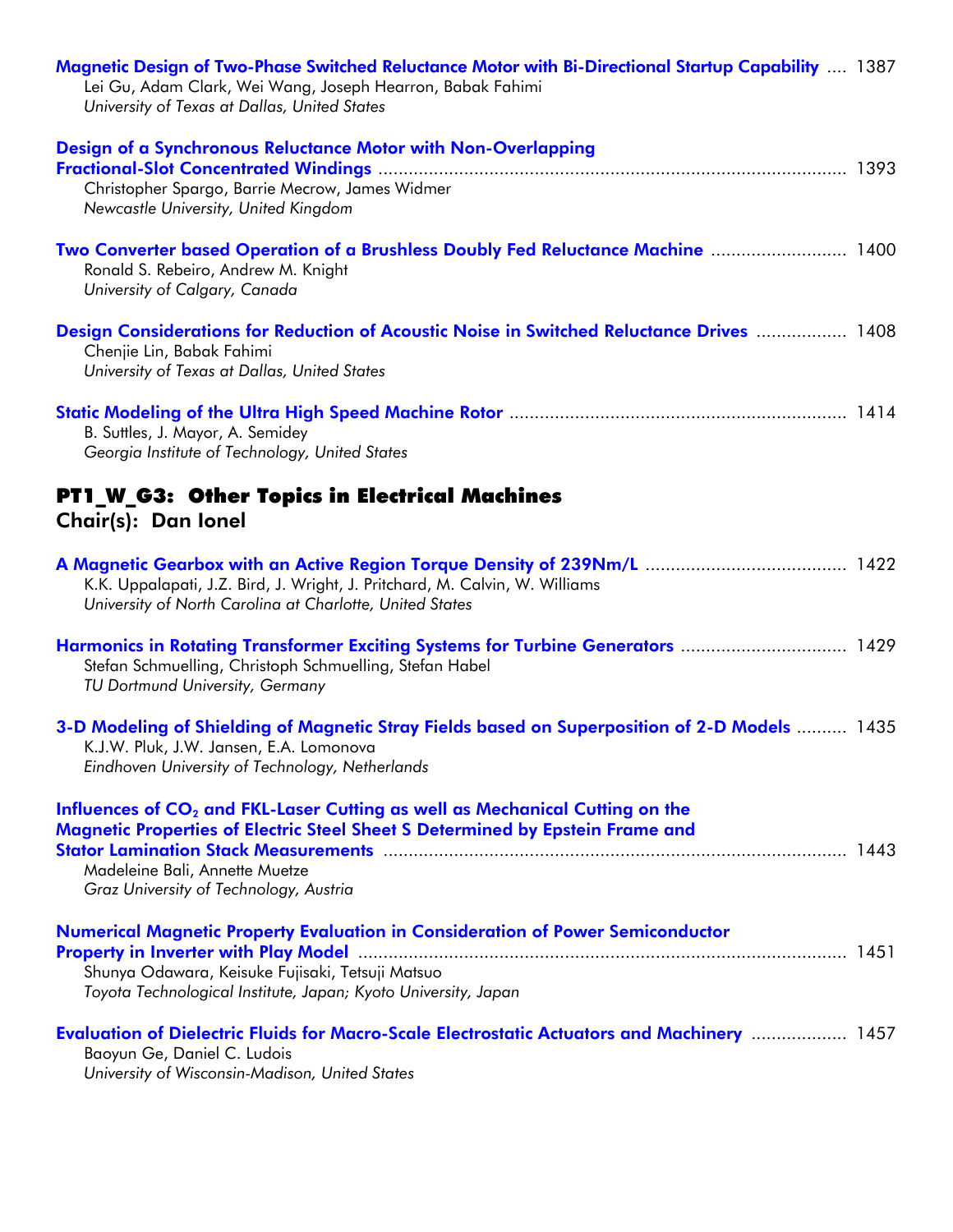**Magnetic Design of Two-Phase Switched Reluctance Motor with Bi-Directional Startup Capability** .... 1387
Lei Gu, Adam Clark, Wei Wang, Joseph Hearron, Babak Fahimi
*University of Texas at Dallas, United States*

**Design of a Synchronous Reluctance Motor with Non-Overlapping Fractional-Slot Concentrated Windings** .... 1393
Christopher Spargo, Barrie Mecrow, James Widmer
*Newcastle University, United Kingdom*

**Two Converter based Operation of a Brushless Doubly Fed Reluctance Machine** .... 1400
Ronald S. Rebeiro, Andrew M. Knight
*University of Calgary, Canada*

**Design Considerations for Reduction of Acoustic Noise in Switched Reluctance Drives** .... 1408
Chenjie Lin, Babak Fahimi
*University of Texas at Dallas, United States*

**Static Modeling of the Ultra High Speed Machine Rotor** .... 1414
B. Suttles, J. Mayor, A. Semidey
*Georgia Institute of Technology, United States*

## PT1_W_G3: Other Topics in Electrical Machines

### Chair(s): Dan Ionel

**A Magnetic Gearbox with an Active Region Torque Density of 239Nm/L** .... 1422
K.K. Uppalapati, J.Z. Bird, J. Wright, J. Pritchard, M. Calvin, W. Williams
*University of North Carolina at Charlotte, United States*

**Harmonics in Rotating Transformer Exciting Systems for Turbine Generators** .... 1429
Stefan Schmuelling, Christoph Schmuelling, Stefan Habel
*TU Dortmund University, Germany*

**3-D Modeling of Shielding of Magnetic Stray Fields based on Superposition of 2-D Models** .... 1435
K.J.W. Pluk, J.W. Jansen, E.A. Lomonova
*Eindhoven University of Technology, Netherlands*

**Influences of $CO_2$ and FKL-Laser Cutting as well as Mechanical Cutting on the Magnetic Properties of Electric Steel Sheet S Determined by Epstein Frame and Stator Lamination Stack Measurements** .... 1443
Madeleine Bali, Annette Muetze
*Graz University of Technology, Austria*

**Numerical Magnetic Property Evaluation in Consideration of Power Semiconductor Property in Inverter with Play Model** .... 1451
Shunya Odawara, Keisuke Fujisaki, Tetsuji Matsuo
*Toyota Technological Institute, Japan; Kyoto University, Japan*

**Evaluation of Dielectric Fluids for Macro-Scale Electrostatic Actuators and Machinery** .... 1457
Baoyun Ge, Daniel C. Ludois
*University of Wisconsin-Madison, United States*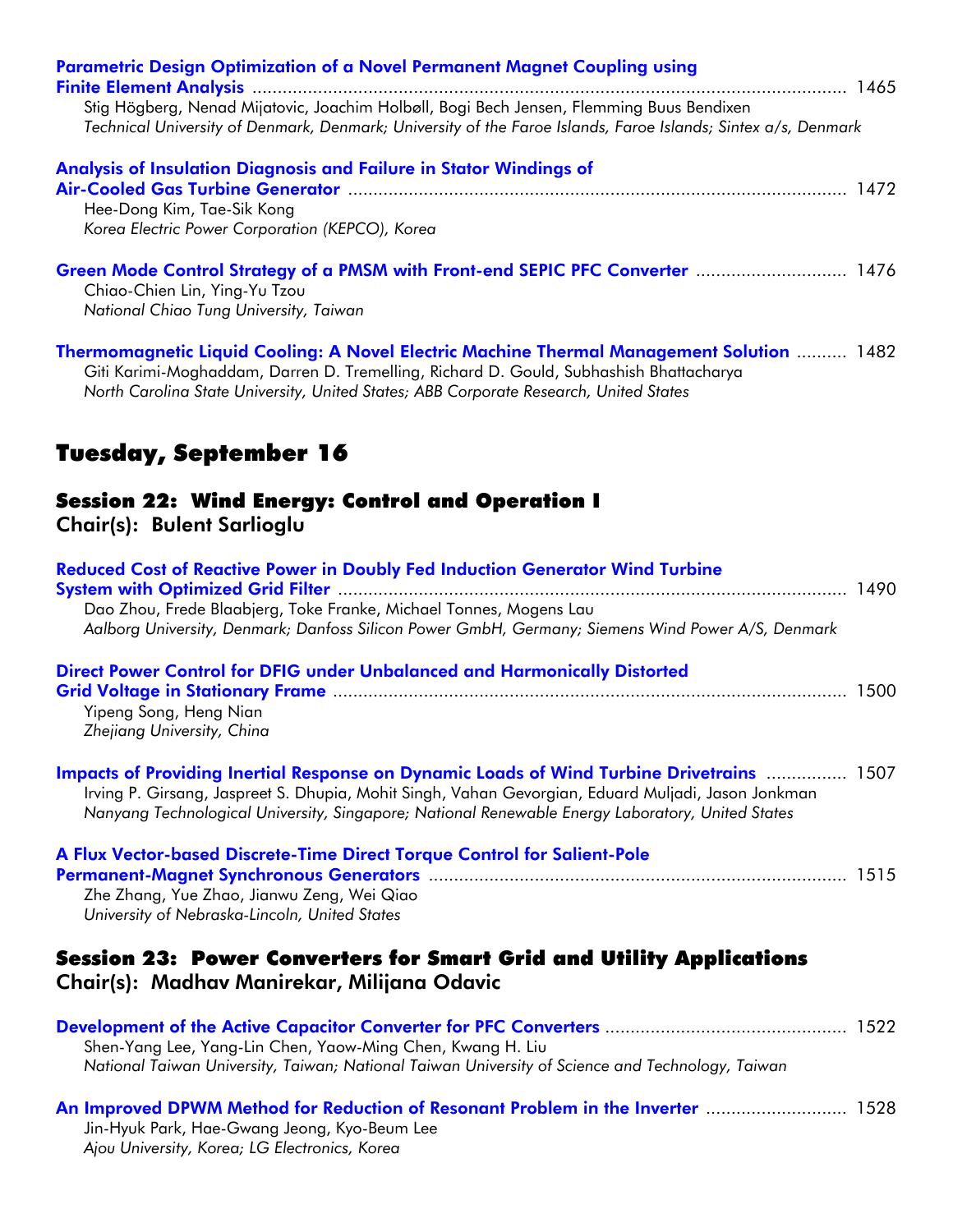**Parametric Design Optimization of a Novel Permanent Magnet Coupling using Finite Element Analysis** ........ 1465
Stig Högberg, Nenad Mijatovic, Joachim Holbøll, Bogi Bech Jensen, Flemming Buus Bendixen
*Technical University of Denmark, Denmark; University of the Faroe Islands, Faroe Islands; Sintex a/s, Denmark*

**Analysis of Insulation Diagnosis and Failure in Stator Windings of Air-Cooled Gas Turbine Generator** ........ 1472
Hee-Dong Kim, Tae-Sik Kong
*Korea Electric Power Corporation (KEPCO), Korea*

**Green Mode Control Strategy of a PMSM with Front-end SEPIC PFC Converter** ........ 1476
Chiao-Chien Lin, Ying-Yu Tzou
*National Chiao Tung University, Taiwan*

**Thermomagnetic Liquid Cooling: A Novel Electric Machine Thermal Management Solution** ........ 1482
Giti Karimi-Moghaddam, Darren D. Tremelling, Richard D. Gould, Subhashish Bhattacharya
*North Carolina State University, United States; ABB Corporate Research, United States*

# Tuesday, September 16

## Session 22: Wind Energy: Control and Operation I
**Chair(s): Bulent Sarlioglu**

**Reduced Cost of Reactive Power in Doubly Fed Induction Generator Wind Turbine System with Optimized Grid Filter** ........ 1490
Dao Zhou, Frede Blaabjerg, Toke Franke, Michael Tonnes, Mogens Lau
*Aalborg University, Denmark; Danfoss Silicon Power GmbH, Germany; Siemens Wind Power A/S, Denmark*

**Direct Power Control for DFIG under Unbalanced and Harmonically Distorted Grid Voltage in Stationary Frame** ........ 1500
Yipeng Song, Heng Nian
*Zhejiang University, China*

**Impacts of Providing Inertial Response on Dynamic Loads of Wind Turbine Drivetrains** ........ 1507
Irving P. Girsang, Jaspreet S. Dhupia, Mohit Singh, Vahan Gevorgian, Eduard Muljadi, Jason Jonkman
*Nanyang Technological University, Singapore; National Renewable Energy Laboratory, United States*

**A Flux Vector-based Discrete-Time Direct Torque Control for Salient-Pole Permanent-Magnet Synchronous Generators** ........ 1515
Zhe Zhang, Yue Zhao, Jianwu Zeng, Wei Qiao
*University of Nebraska-Lincoln, United States*

## Session 23: Power Converters for Smart Grid and Utility Applications
**Chair(s): Madhav Manirekar, Milijana Odavic**

**Development of the Active Capacitor Converter for PFC Converters** ........ 1522
Shen-Yang Lee, Yang-Lin Chen, Yaow-Ming Chen, Kwang H. Liu
*National Taiwan University, Taiwan; National Taiwan University of Science and Technology, Taiwan*

**An Improved DPWM Method for Reduction of Resonant Problem in the Inverter** ........ 1528
Jin-Hyuk Park, Hae-Gwang Jeong, Kyo-Beum Lee
*Ajou University, Korea; LG Electronics, Korea*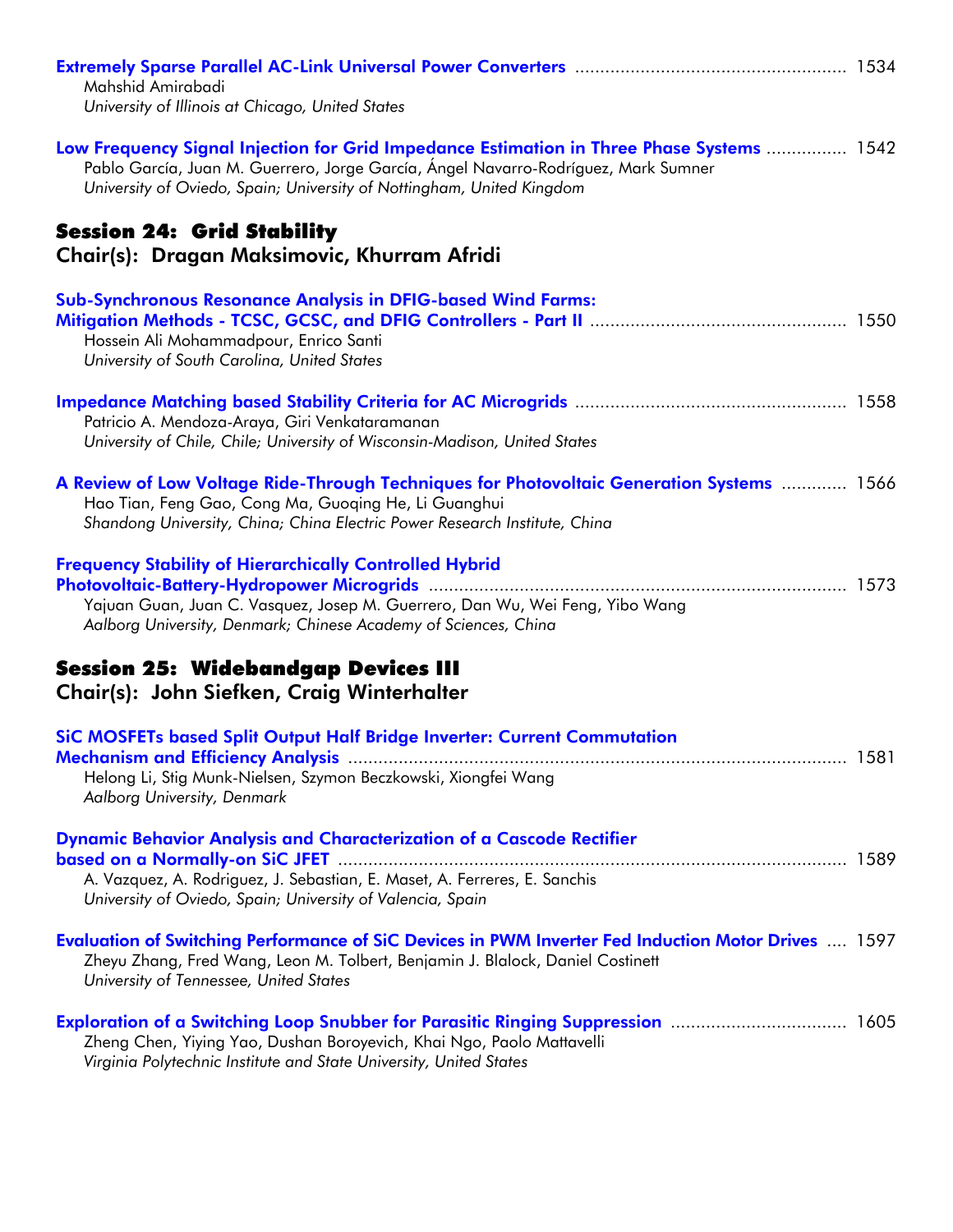**Extremely Sparse Parallel AC-Link Universal Power Converters** ..................................................... 1534
Mahshid Amirabadi
*University of Illinois at Chicago, United States*

**Low Frequency Signal Injection for Grid Impedance Estimation in Three Phase Systems** ................ 1542
Pablo García, Juan M. Guerrero, Jorge García, Ángel Navarro-Rodríguez, Mark Sumner
*University of Oviedo, Spain; University of Nottingham, United Kingdom*

## Session 24: Grid Stability
### Chair(s): Dragan Maksimovic, Khurram Afridi

**Sub-Synchronous Resonance Analysis in DFIG-based Wind Farms: Mitigation Methods - TCSC, GCSC, and DFIG Controllers - Part II** .................................................. 1550
Hossein Ali Mohammadpour, Enrico Santi
*University of South Carolina, United States*

**Impedance Matching based Stability Criteria for AC Microgrids** ..................................................... 1558
Patricio A. Mendoza-Araya, Giri Venkataramanan
*University of Chile, Chile; University of Wisconsin-Madison, United States*

**A Review of Low Voltage Ride-Through Techniques for Photovoltaic Generation Systems** ............. 1566
Hao Tian, Feng Gao, Cong Ma, Guoqing He, Li Guanghui
*Shandong University, China; China Electric Power Research Institute, China*

**Frequency Stability of Hierarchically Controlled Hybrid Photovoltaic-Battery-Hydropower Microgrids** .................................................................................. 1573
Yajuan Guan, Juan C. Vasquez, Josep M. Guerrero, Dan Wu, Wei Feng, Yibo Wang
*Aalborg University, Denmark; Chinese Academy of Sciences, China*

## Session 25: Widebandgap Devices III
### Chair(s): John Siefken, Craig Winterhalter

**SiC MOSFETs based Split Output Half Bridge Inverter: Current Commutation Mechanism and Efficiency Analysis** .................................................................................................. 1581
Helong Li, Stig Munk-Nielsen, Szymon Beczkowski, Xiongfei Wang
*Aalborg University, Denmark*

**Dynamic Behavior Analysis and Characterization of a Cascode Rectifier based on a Normally-on SiC JFET** ..................................................................................................... 1589
A. Vazquez, A. Rodriguez, J. Sebastian, E. Maset, A. Ferreres, E. Sanchis
*University of Oviedo, Spain; University of Valencia, Spain*

**Evaluation of Switching Performance of SiC Devices in PWM Inverter Fed Induction Motor Drives** .... 1597
Zheyu Zhang, Fred Wang, Leon M. Tolbert, Benjamin J. Blalock, Daniel Costinett
*University of Tennessee, United States*

**Exploration of a Switching Loop Snubber for Parasitic Ringing Suppression** .................................. 1605
Zheng Chen, Yiying Yao, Dushan Boroyevich, Khai Ngo, Paolo Mattavelli
*Virginia Polytechnic Institute and State University, United States*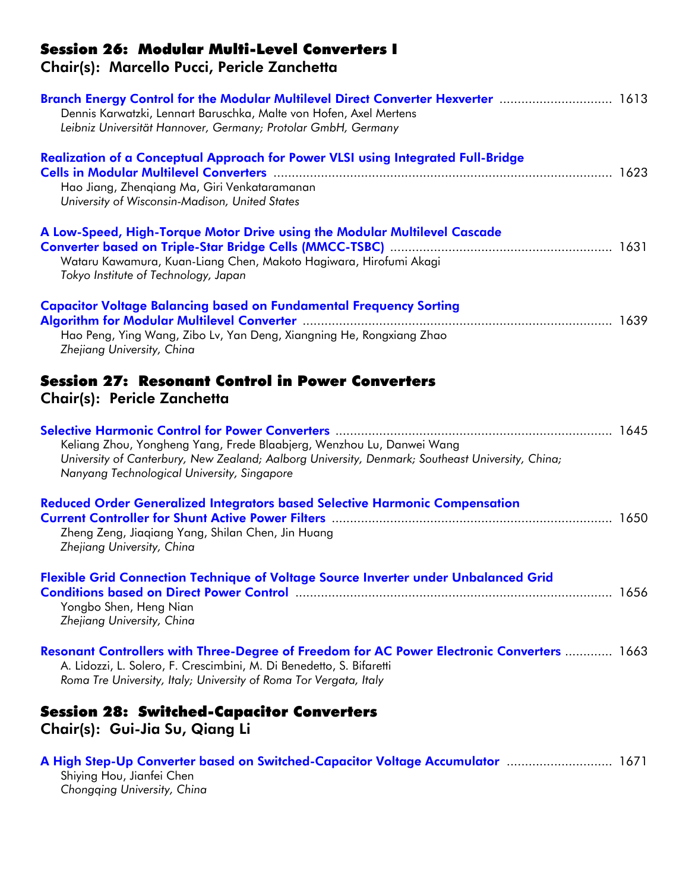## Session 26: Modular Multi-Level Converters I

### Chair(s): Marcello Pucci, Pericle Zanchetta

**Branch Energy Control for the Modular Multilevel Direct Converter Hexverter** ............................... 1613
Dennis Karwatzki, Lennart Baruschka, Malte von Hofen, Axel Mertens
*Leibniz Universität Hannover, Germany; Protolar GmbH, Germany*

**Realization of a Conceptual Approach for Power VLSI using Integrated Full-Bridge Cells in Modular Multilevel Converters** ............................................................................................ 1623
Hao Jiang, Zhenqiang Ma, Giri Venkataramanan
*University of Wisconsin-Madison, United States*

**A Low-Speed, High-Torque Motor Drive using the Modular Multilevel Cascade Converter based on Triple-Star Bridge Cells (MMCC-TSBC)** ............................................................ 1631
Wataru Kawamura, Kuan-Liang Chen, Makoto Hagiwara, Hirofumi Akagi
*Tokyo Institute of Technology, Japan*

**Capacitor Voltage Balancing based on Fundamental Frequency Sorting Algorithm for Modular Multilevel Converter** .................................................................................... 1639
Hao Peng, Ying Wang, Zibo Lv, Yan Deng, Xiangning He, Rongxiang Zhao
*Zhejiang University, China*

## Session 27: Resonant Control in Power Converters

### Chair(s): Pericle Zanchetta

**Selective Harmonic Control for Power Converters** ........................................................................... 1645
Keliang Zhou, Yongheng Yang, Frede Blaabjerg, Wenzhou Lu, Danwei Wang
*University of Canterbury, New Zealand; Aalborg University, Denmark; Southeast University, China; Nanyang Technological University, Singapore*

**Reduced Order Generalized Integrators based Selective Harmonic Compensation Current Controller for Shunt Active Power Filters** ............................................................................. 1650
Zheng Zeng, Jiaqiang Yang, Shilan Chen, Jin Huang
*Zhejiang University, China*

**Flexible Grid Connection Technique of Voltage Source Inverter under Unbalanced Grid Conditions based on Direct Power Control** ....................................................................................... 1656
Yongbo Shen, Heng Nian
*Zhejiang University, China*

**Resonant Controllers with Three-Degree of Freedom for AC Power Electronic Converters** ............. 1663
A. Lidozzi, L. Solero, F. Crescimbini, M. Di Benedetto, S. Bifaretti
*Roma Tre University, Italy; University of Roma Tor Vergata, Italy*

## Session 28: Switched-Capacitor Converters

### Chair(s): Gui-Jia Su, Qiang Li

**A High Step-Up Converter based on Switched-Capacitor Voltage Accumulator** ............................. 1671
Shiying Hou, Jianfei Chen
*Chongqing University, China*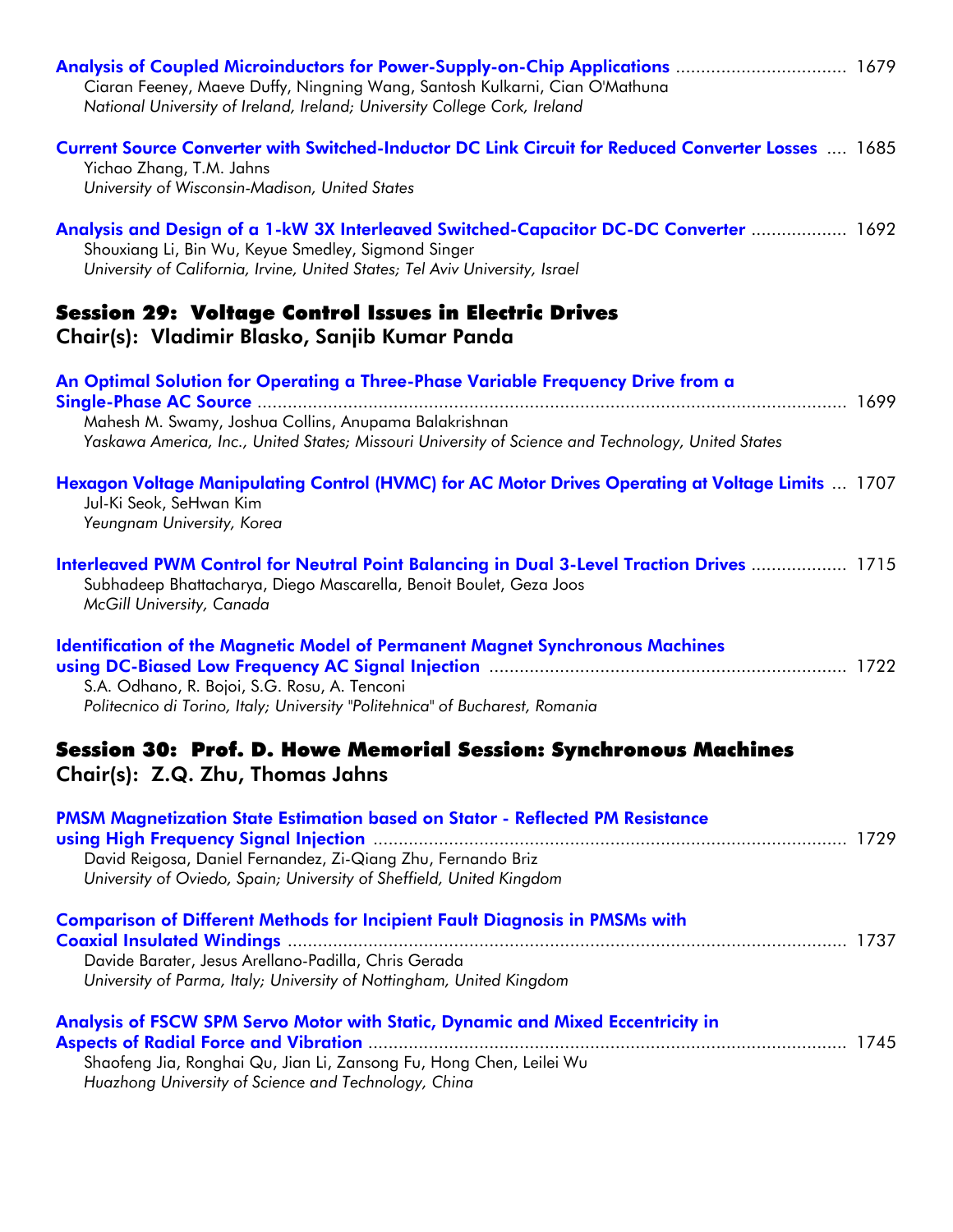**Analysis of Coupled Microinductors for Power-Supply-on-Chip Applications** ................................. 1679
Ciaran Feeney, Maeve Duffy, Ningning Wang, Santosh Kulkarni, Cian O'Mathuna
*National University of Ireland, Ireland; University College Cork, Ireland*

**Current Source Converter with Switched-Inductor DC Link Circuit for Reduced Converter Losses** .... 1685
Yichao Zhang, T.M. Jahns
*University of Wisconsin-Madison, United States*

**Analysis and Design of a 1-kW 3X Interleaved Switched-Capacitor DC-DC Converter** .................. 1692
Shouxiang Li, Bin Wu, Keyue Smedley, Sigmond Singer
*University of California, Irvine, United States; Tel Aviv University, Israel*

## Session 29: Voltage Control Issues in Electric Drives
### Chair(s): Vladimir Blasko, Sanjib Kumar Panda

**An Optimal Solution for Operating a Three-Phase Variable Frequency Drive from a Single-Phase AC Source** .................................................................................................... 1699
Mahesh M. Swamy, Joshua Collins, Anupama Balakrishnan
*Yaskawa America, Inc., United States; Missouri University of Science and Technology, United States*

**Hexagon Voltage Manipulating Control (HVMC) for AC Motor Drives Operating at Voltage Limits** ... 1707
Jul-Ki Seok, SeHwan Kim
*Yeungnam University, Korea*

**Interleaved PWM Control for Neutral Point Balancing in Dual 3-Level Traction Drives** .................. 1715
Subhadeep Bhattacharya, Diego Mascarella, Benoit Boulet, Geza Joos
*McGill University, Canada*

**Identification of the Magnetic Model of Permanent Magnet Synchronous Machines using DC-Biased Low Frequency AC Signal Injection** ...................................................................... 1722
S.A. Odhano, R. Bojoi, S.G. Rosu, A. Tenconi
*Politecnico di Torino, Italy; University "Politehnica" of Bucharest, Romania*

## Session 30: Prof. D. Howe Memorial Session: Synchronous Machines
### Chair(s): Z.Q. Zhu, Thomas Jahns

**PMSM Magnetization State Estimation based on Stator - Reflected PM Resistance using High Frequency Signal Injection** ............................................................................................. 1729
David Reigosa, Daniel Fernandez, Zi-Qiang Zhu, Fernando Briz
*University of Oviedo, Spain; University of Sheffield, United Kingdom*

**Comparison of Different Methods for Incipient Fault Diagnosis in PMSMs with Coaxial Insulated Windings** ............................................................................................................... 1737
Davide Barater, Jesus Arellano-Padilla, Chris Gerada
*University of Parma, Italy; University of Nottingham, United Kingdom*

**Analysis of FSCW SPM Servo Motor with Static, Dynamic and Mixed Eccentricity in Aspects of Radial Force and Vibration** ............................................................................................... 1745
Shaofeng Jia, Ronghai Qu, Jian Li, Zansong Fu, Hong Chen, Leilei Wu
*Huazhong University of Science and Technology, China*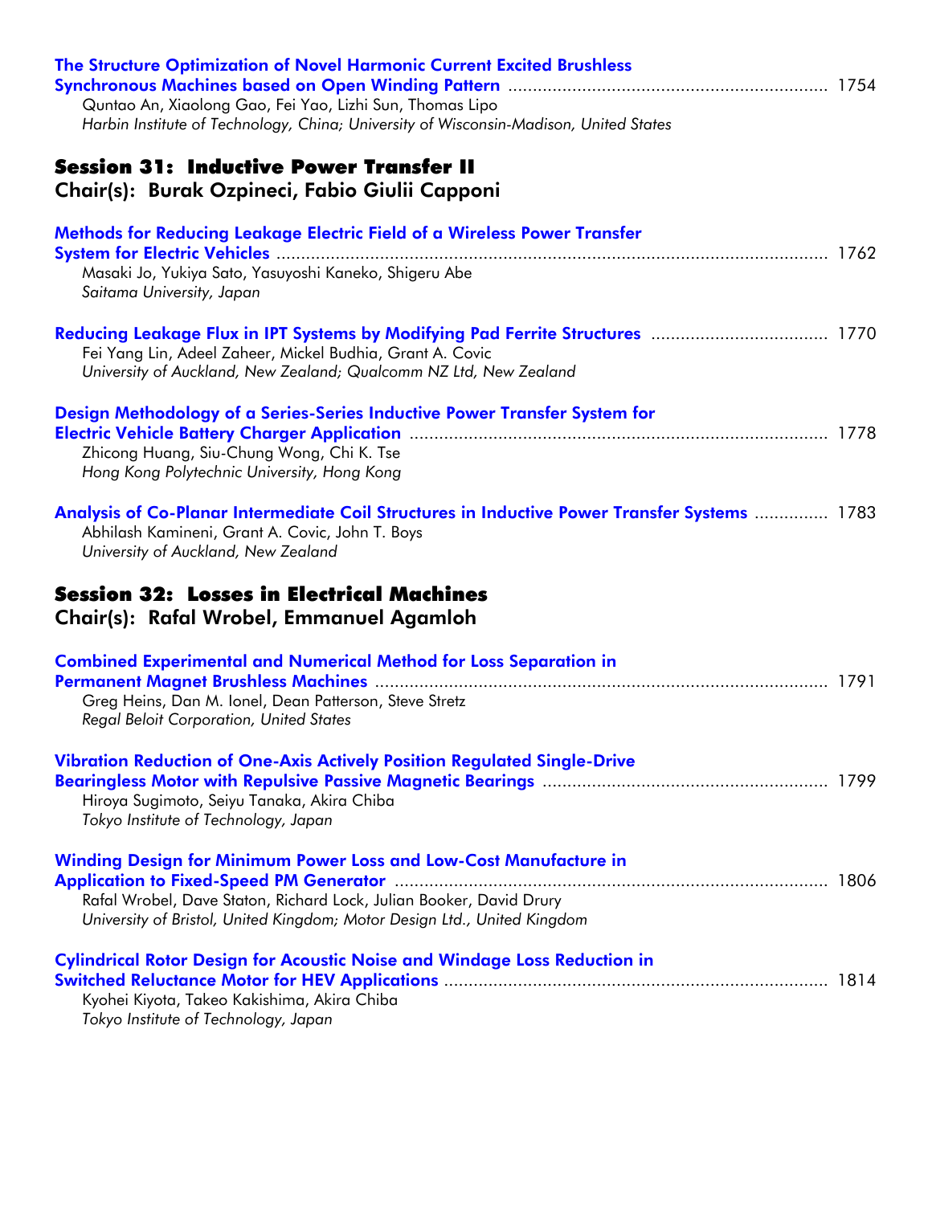**The Structure Optimization of Novel Harmonic Current Excited Brushless Synchronous Machines based on Open Winding Pattern** ........ 1754
Quntao An, Xiaolong Gao, Fei Yao, Lizhi Sun, Thomas Lipo
*Harbin Institute of Technology, China; University of Wisconsin-Madison, United States*

## Session 31: Inductive Power Transfer II

### Chair(s): Burak Ozpineci, Fabio Giulii Capponi

**Methods for Reducing Leakage Electric Field of a Wireless Power Transfer System for Electric Vehicles** ........ 1762
Masaki Jo, Yukiya Sato, Yasuyoshi Kaneko, Shigeru Abe
*Saitama University, Japan*

**Reducing Leakage Flux in IPT Systems by Modifying Pad Ferrite Structures** ........ 1770
Fei Yang Lin, Adeel Zaheer, Mickel Budhia, Grant A. Covic
*University of Auckland, New Zealand; Qualcomm NZ Ltd, New Zealand*

**Design Methodology of a Series-Series Inductive Power Transfer System for Electric Vehicle Battery Charger Application** ........ 1778
Zhicong Huang, Siu-Chung Wong, Chi K. Tse
*Hong Kong Polytechnic University, Hong Kong*

**Analysis of Co-Planar Intermediate Coil Structures in Inductive Power Transfer Systems** ........ 1783
Abhilash Kamineni, Grant A. Covic, John T. Boys
*University of Auckland, New Zealand*

## Session 32: Losses in Electrical Machines

### Chair(s): Rafal Wrobel, Emmanuel Agamloh

**Combined Experimental and Numerical Method for Loss Separation in Permanent Magnet Brushless Machines** ........ 1791
Greg Heins, Dan M. Ionel, Dean Patterson, Steve Stretz
*Regal Beloit Corporation, United States*

**Vibration Reduction of One-Axis Actively Position Regulated Single-Drive Bearingless Motor with Repulsive Passive Magnetic Bearings** ........ 1799
Hiroya Sugimoto, Seiyu Tanaka, Akira Chiba
*Tokyo Institute of Technology, Japan*

**Winding Design for Minimum Power Loss and Low-Cost Manufacture in Application to Fixed-Speed PM Generator** ........ 1806
Rafal Wrobel, Dave Staton, Richard Lock, Julian Booker, David Drury
*University of Bristol, United Kingdom; Motor Design Ltd., United Kingdom*

**Cylindrical Rotor Design for Acoustic Noise and Windage Loss Reduction in Switched Reluctance Motor for HEV Applications** ........ 1814
Kyohei Kiyota, Takeo Kakishima, Akira Chiba
*Tokyo Institute of Technology, Japan*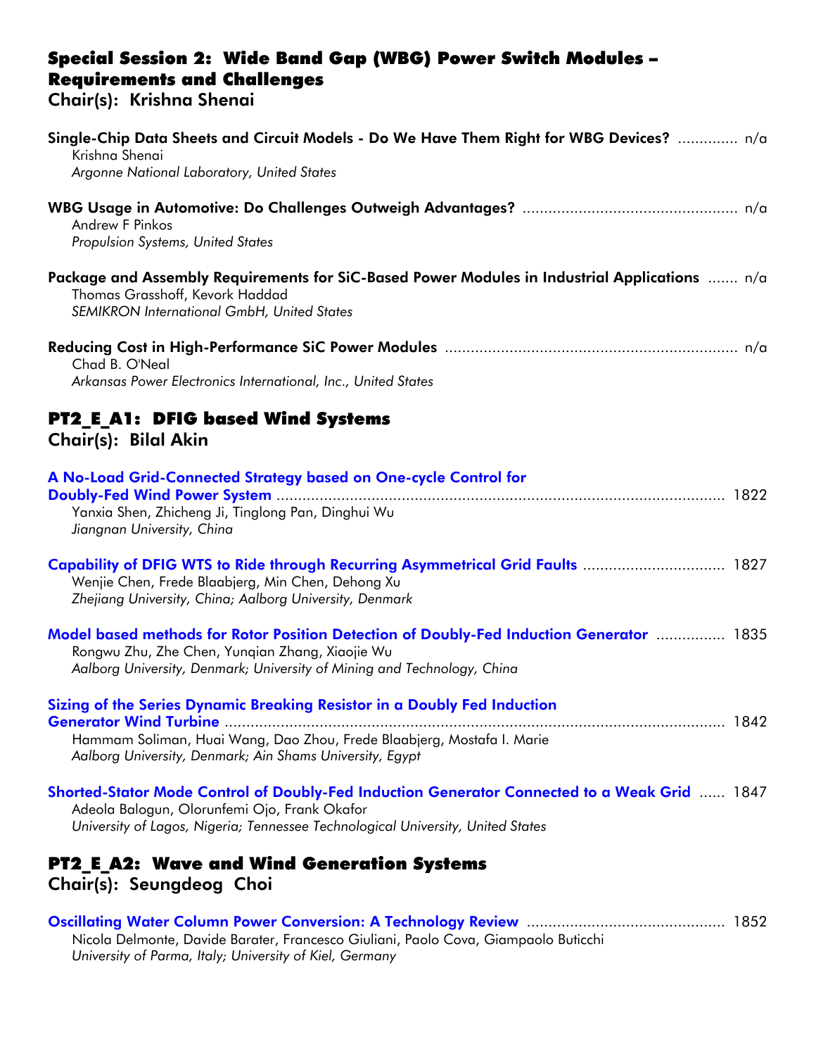## Special Session 2: Wide Band Gap (WBG) Power Switch Modules – Requirements and Challenges

### Chair(s): Krishna Shenai

**Single-Chip Data Sheets and Circuit Models - Do We Have Them Right for WBG Devices?** ............. n/a
Krishna Shenai
*Argonne National Laboratory, United States*

**WBG Usage in Automotive: Do Challenges Outweigh Advantages?** ................................................. n/a
Andrew F Pinkos
*Propulsion Systems, United States*

**Package and Assembly Requirements for SiC-Based Power Modules in Industrial Applications** ....... n/a
Thomas Grasshoff, Kevork Haddad
*SEMIKRON International GmbH, United States*

**Reducing Cost in High-Performance SiC Power Modules** .................................................................... n/a
Chad B. O'Neal
*Arkansas Power Electronics International, Inc., United States*

## PT2_E_A1: DFIG based Wind Systems

### Chair(s): Bilal Akin

**A No-Load Grid-Connected Strategy based on One-cycle Control for Doubly-Fed Wind Power System** ........................................................................................................ 1822
Yanxia Shen, Zhicheng Ji, Tinglong Pan, Dinghui Wu
*Jiangnan University, China*

**Capability of DFIG WTS to Ride through Recurring Asymmetrical Grid Faults** ................................ 1827
Wenjie Chen, Frede Blaabjerg, Min Chen, Dehong Xu
*Zhejiang University, China; Aalborg University, Denmark*

**Model based methods for Rotor Position Detection of Doubly-Fed Induction Generator** ............... 1835
Rongwu Zhu, Zhe Chen, Yunqian Zhang, Xiaojie Wu
*Aalborg University, Denmark; University of Mining and Technology, China*

**Sizing of the Series Dynamic Breaking Resistor in a Doubly Fed Induction Generator Wind Turbine** ..................................................................................................................... 1842
Hammam Soliman, Huai Wang, Dao Zhou, Frede Blaabjerg, Mostafa I. Marie
*Aalborg University, Denmark; Ain Shams University, Egypt*

**Shorted-Stator Mode Control of Doubly-Fed Induction Generator Connected to a Weak Grid** ...... 1847
Adeola Balogun, Olorunfemi Ojo, Frank Okafor
*University of Lagos, Nigeria; Tennessee Technological University, United States*

## PT2_E_A2: Wave and Wind Generation Systems

### Chair(s): Seungdeog Choi

**Oscillating Water Column Power Conversion: A Technology Review** ............................................. 1852
Nicola Delmonte, Davide Barater, Francesco Giuliani, Paolo Cova, Giampaolo Buticchi
*University of Parma, Italy; University of Kiel, Germany*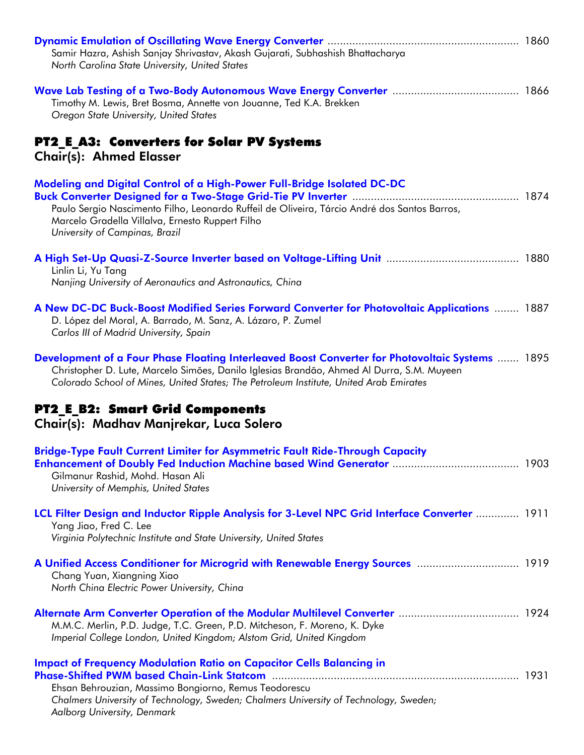**Dynamic Emulation of Oscillating Wave Energy Converter** ............................................................. 1860
Samir Hazra, Ashish Sanjay Shrivastav, Akash Gujarati, Subhashish Bhattacharya
*North Carolina State University, United States*

**Wave Lab Testing of a Two-Body Autonomous Wave Energy Converter** ........................................ 1866
Timothy M. Lewis, Bret Bosma, Annette von Jouanne, Ted K.A. Brekken
*Oregon State University, United States*

## PT2_E_A3: Converters for Solar PV Systems
### Chair(s): Ahmed Elasser

**Modeling and Digital Control of a High-Power Full-Bridge Isolated DC-DC Buck Converter Designed for a Two-Stage Grid-Tie PV Inverter** ..................................................... 1874
Paulo Sergio Nascimento Filho, Leonardo Ruffeil de Oliveira, Tárcio André dos Santos Barros, Marcelo Gradella Villalva, Ernesto Ruppert Filho
*University of Campinas, Brazil*

**A High Set-Up Quasi-Z-Source Inverter based on Voltage-Lifting Unit** .......................................... 1880
Linlin Li, Yu Tang
*Nanjing University of Aeronautics and Astronautics, China*

**A New DC-DC Buck-Boost Modified Series Forward Converter for Photovoltaic Applications** ........ 1887
D. López del Moral, A. Barrado, M. Sanz, A. Lázaro, P. Zumel
*Carlos III of Madrid University, Spain*

**Development of a Four Phase Floating Interleaved Boost Converter for Photovoltaic Systems** ....... 1895
Christopher D. Lute, Marcelo Simões, Danilo Iglesias Brandão, Ahmed Al Durra, S.M. Muyeen
*Colorado School of Mines, United States; The Petroleum Institute, United Arab Emirates*

## PT2_E_B2: Smart Grid Components
### Chair(s): Madhav Manjrekar, Luca Solero

**Bridge-Type Fault Current Limiter for Asymmetric Fault Ride-Through Capacity Enhancement of Doubly Fed Induction Machine based Wind Generator** ........................................ 1903
Gilmanur Rashid, Mohd. Hasan Ali
*University of Memphis, United States*

**LCL Filter Design and Inductor Ripple Analysis for 3-Level NPC Grid Interface Converter** ............. 1911
Yang Jiao, Fred C. Lee
*Virginia Polytechnic Institute and State University, United States*

**A Unified Access Conditioner for Microgrid with Renewable Energy Sources** ................................ 1919
Chang Yuan, Xiangning Xiao
*North China Electric Power University, China*

**Alternate Arm Converter Operation of the Modular Multilevel Converter** ...................................... 1924
M.M.C. Merlin, P.D. Judge, T.C. Green, P.D. Mitcheson, F. Moreno, K. Dyke
*Imperial College London, United Kingdom; Alstom Grid, United Kingdom*

**Impact of Frequency Modulation Ratio on Capacitor Cells Balancing in Phase-Shifted PWM based Chain-Link Statcom** ............................................................................... 1931
Ehsan Behrouzian, Massimo Bongiorno, Remus Teodorescu
*Chalmers University of Technology, Sweden; Chalmers University of Technology, Sweden; Aalborg University, Denmark*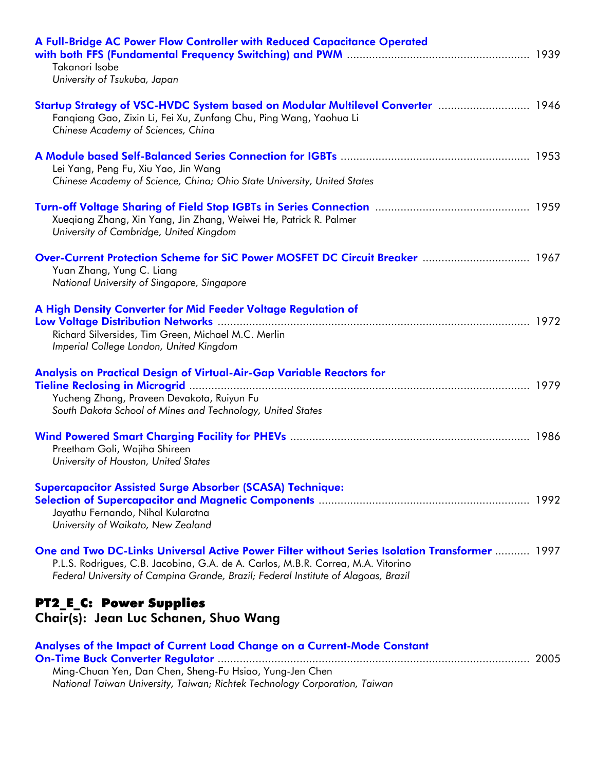**A Full-Bridge AC Power Flow Controller with Reduced Capacitance Operated with both FFS (Fundamental Frequency Switching) and PWM** .......... 1939
Takanori Isobe
*University of Tsukuba, Japan*

**Startup Strategy of VSC-HVDC System based on Modular Multilevel Converter** .......... 1946
Fanqiang Gao, Zixin Li, Fei Xu, Zunfang Chu, Ping Wang, Yaohua Li
*Chinese Academy of Sciences, China*

**A Module based Self-Balanced Series Connection for IGBTs** .......... 1953
Lei Yang, Peng Fu, Xiu Yao, Jin Wang
*Chinese Academy of Science, China; Ohio State University, United States*

**Turn-off Voltage Sharing of Field Stop IGBTs in Series Connection** .......... 1959
Xueqiang Zhang, Xin Yang, Jin Zhang, Weiwei He, Patrick R. Palmer
*University of Cambridge, United Kingdom*

**Over-Current Protection Scheme for SiC Power MOSFET DC Circuit Breaker** .......... 1967
Yuan Zhang, Yung C. Liang
*National University of Singapore, Singapore*

**A High Density Converter for Mid Feeder Voltage Regulation of Low Voltage Distribution Networks** .......... 1972
Richard Silversides, Tim Green, Michael M.C. Merlin
*Imperial College London, United Kingdom*

**Analysis on Practical Design of Virtual-Air-Gap Variable Reactors for Tieline Reclosing in Microgrid** .......... 1979
Yucheng Zhang, Praveen Devakota, Ruiyun Fu
*South Dakota School of Mines and Technology, United States*

**Wind Powered Smart Charging Facility for PHEVs** .......... 1986
Preetham Goli, Wajiha Shireen
*University of Houston, United States*

**Supercapacitor Assisted Surge Absorber (SCASA) Technique: Selection of Supercapacitor and Magnetic Components** .......... 1992
Jayathu Fernando, Nihal Kularatna
*University of Waikato, New Zealand*

**One and Two DC-Links Universal Active Power Filter without Series Isolation Transformer** .......... 1997
P.L.S. Rodrigues, C.B. Jacobina, G.A. de A. Carlos, M.B.R. Correa, M.A. Vitorino
*Federal University of Campina Grande, Brazil; Federal Institute of Alagoas, Brazil*

## PT2_E_C: Power Supplies
**Chair(s): Jean Luc Schanen, Shuo Wang**

**Analyses of the Impact of Current Load Change on a Current-Mode Constant On-Time Buck Converter Regulator** .......... 2005
Ming-Chuan Yen, Dan Chen, Sheng-Fu Hsiao, Yung-Jen Chen
*National Taiwan University, Taiwan; Richtek Technology Corporation, Taiwan*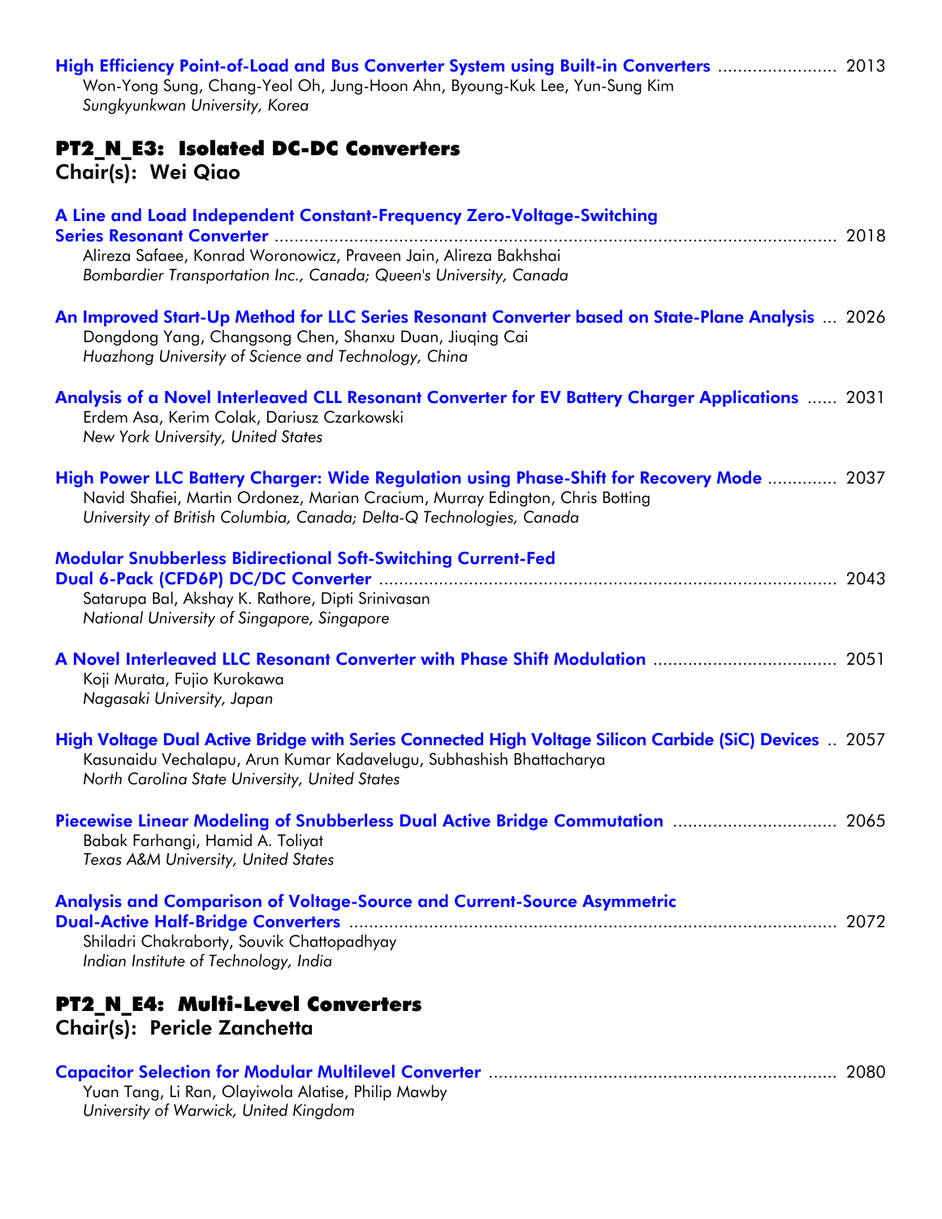**High Efficiency Point-of-Load and Bus Converter System using Built-in Converters** ........................ 2013
Won-Yong Sung, Chang-Yeol Oh, Jung-Hoon Ahn, Byoung-Kuk Lee, Yun-Sung Kim
*Sungkyunkwan University, Korea*

## PT2_N_E3: Isolated DC-DC Converters

### Chair(s): Wei Qiao

**A Line and Load Independent Constant-Frequency Zero-Voltage-Switching Series Resonant Converter** ................................................................................................................ 2018
Alireza Safaee, Konrad Woronowicz, Praveen Jain, Alireza Bakhshai
*Bombardier Transportation Inc., Canada; Queen's University, Canada*

**An Improved Start-Up Method for LLC Series Resonant Converter based on State-Plane Analysis** ... 2026
Dongdong Yang, Changsong Chen, Shanxu Duan, Jiuqing Cai
*Huazhong University of Science and Technology, China*

**Analysis of a Novel Interleaved CLL Resonant Converter for EV Battery Charger Applications** ...... 2031
Erdem Asa, Kerim Colak, Dariusz Czarkowski
*New York University, United States*

**High Power LLC Battery Charger: Wide Regulation using Phase-Shift for Recovery Mode** ............. 2037
Navid Shafiei, Martin Ordonez, Marian Cracium, Murray Edington, Chris Botting
*University of British Columbia, Canada; Delta-Q Technologies, Canada*

**Modular Snubberless Bidirectional Soft-Switching Current-Fed Dual 6-Pack (CFD6P) DC/DC Converter** ........................................................................................... 2043
Satarupa Bal, Akshay K. Rathore, Dipti Srinivasan
*National University of Singapore, Singapore*

**A Novel Interleaved LLC Resonant Converter with Phase Shift Modulation** ..................................... 2051
Koji Murata, Fujio Kurokawa
*Nagasaki University, Japan*

**High Voltage Dual Active Bridge with Series Connected High Voltage Silicon Carbide (SiC) Devices** .. 2057
Kasunaidu Vechalapu, Arun Kumar Kadavelugu, Subhashish Bhattacharya
*North Carolina State University, United States*

**Piecewise Linear Modeling of Snubberless Dual Active Bridge Commutation** ................................ 2065
Babak Farhangi, Hamid A. Toliyat
*Texas A&M University, United States*

**Analysis and Comparison of Voltage-Source and Current-Source Asymmetric Dual-Active Half-Bridge Converters** ................................................................................................ 2072
Shiladri Chakraborty, Souvik Chattopadhyay
*Indian Institute of Technology, India*

## PT2_N_E4: Multi-Level Converters

### Chair(s): Pericle Zanchetta

**Capacitor Selection for Modular Multilevel Converter** ...................................................................... 2080
Yuan Tang, Li Ran, Olayiwola Alatise, Philip Mawby
*University of Warwick, United Kingdom*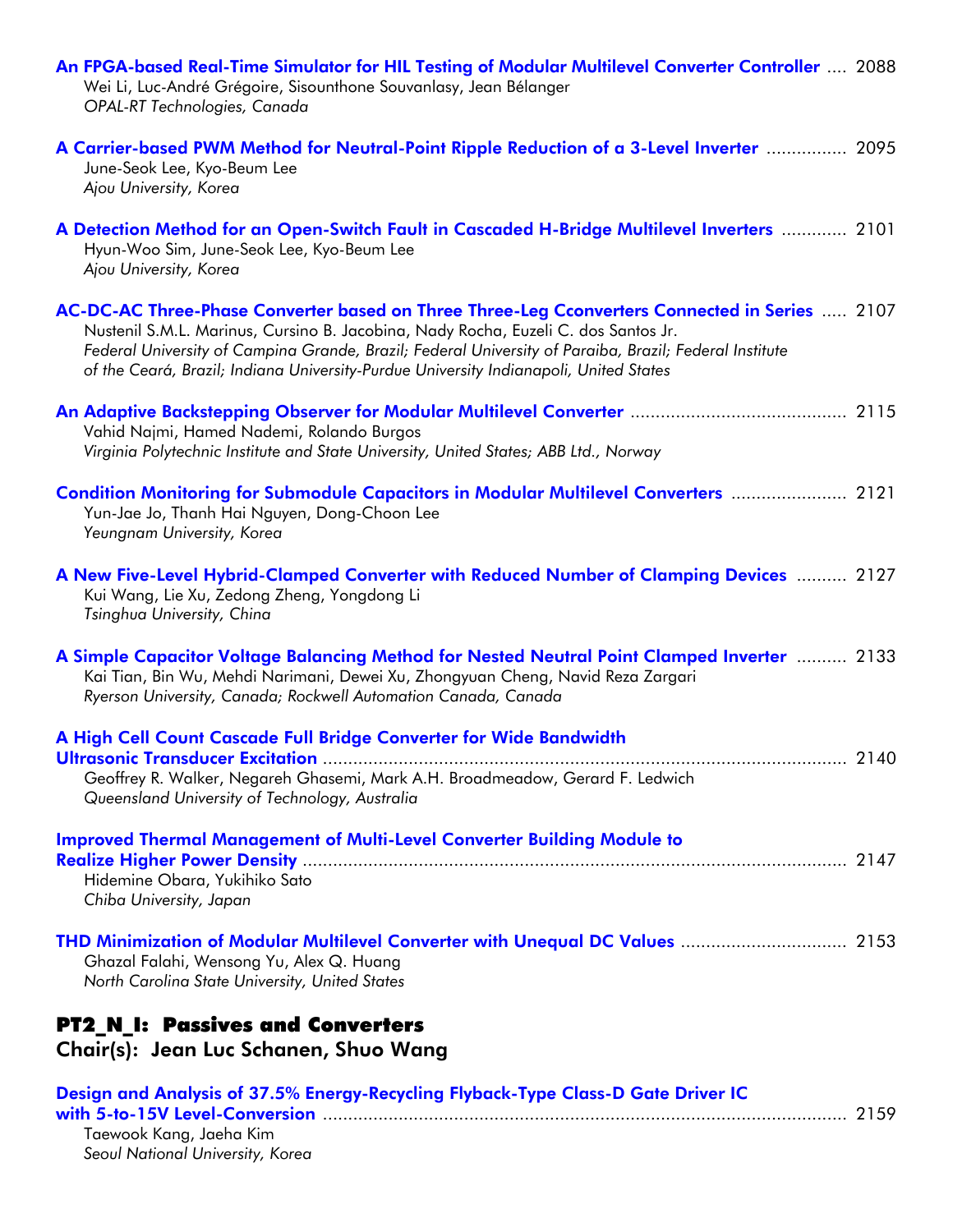**An FPGA-based Real-Time Simulator for HIL Testing of Modular Multilevel Converter Controller** .... 2088
Wei Li, Luc-André Grégoire, Sisounthone Souvanlasy, Jean Bélanger
*OPAL-RT Technologies, Canada*

**A Carrier-based PWM Method for Neutral-Point Ripple Reduction of a 3-Level Inverter** ................ 2095
June-Seok Lee, Kyo-Beum Lee
*Ajou University, Korea*

**A Detection Method for an Open-Switch Fault in Cascaded H-Bridge Multilevel Inverters** ............. 2101
Hyun-Woo Sim, June-Seok Lee, Kyo-Beum Lee
*Ajou University, Korea*

**AC-DC-AC Three-Phase Converter based on Three Three-Leg Cconverters Connected in Series** ..... 2107
Nustenil S.M.L. Marinus, Cursino B. Jacobina, Nady Rocha, Euzeli C. dos Santos Jr.
*Federal University of Campina Grande, Brazil; Federal University of Paraiba, Brazil; Federal Institute of the Ceará, Brazil; Indiana University-Purdue University Indianapoli, United States*

**An Adaptive Backstepping Observer for Modular Multilevel Converter** .......................................... 2115
Vahid Najmi, Hamed Nademi, Rolando Burgos
*Virginia Polytechnic Institute and State University, United States; ABB Ltd., Norway*

**Condition Monitoring for Submodule Capacitors in Modular Multilevel Converters** ....................... 2121
Yun-Jae Jo, Thanh Hai Nguyen, Dong-Choon Lee
*Yeungnam University, Korea*

**A New Five-Level Hybrid-Clamped Converter with Reduced Number of Clamping Devices** .......... 2127
Kui Wang, Lie Xu, Zedong Zheng, Yongdong Li
*Tsinghua University, China*

**A Simple Capacitor Voltage Balancing Method for Nested Neutral Point Clamped Inverter** .......... 2133
Kai Tian, Bin Wu, Mehdi Narimani, Dewei Xu, Zhongyuan Cheng, Navid Reza Zargari
*Ryerson University, Canada; Rockwell Automation Canada, Canada*

**A High Cell Count Cascade Full Bridge Converter for Wide Bandwidth Ultrasonic Transducer Excitation** ........................................................................................................ 2140
Geoffrey R. Walker, Negareh Ghasemi, Mark A.H. Broadmeadow, Gerard F. Ledwich
*Queensland University of Technology, Australia*

**Improved Thermal Management of Multi-Level Converter Building Module to Realize Higher Power Density** ............................................................................................................ 2147
Hidemine Obara, Yukihiko Sato
*Chiba University, Japan*

**THD Minimization of Modular Multilevel Converter with Unequal DC Values** ................................ 2153
Ghazal Falahi, Wensong Yu, Alex Q. Huang
*North Carolina State University, United States*

## PT2_N_I: Passives and Converters

### Chair(s): Jean Luc Schanen, Shuo Wang

**Design and Analysis of 37.5% Energy-Recycling Flyback-Type Class-D Gate Driver IC with 5-to-15V Level-Conversion** ....................................................................................... 2159
Taewook Kang, Jaeha Kim
*Seoul National University, Korea*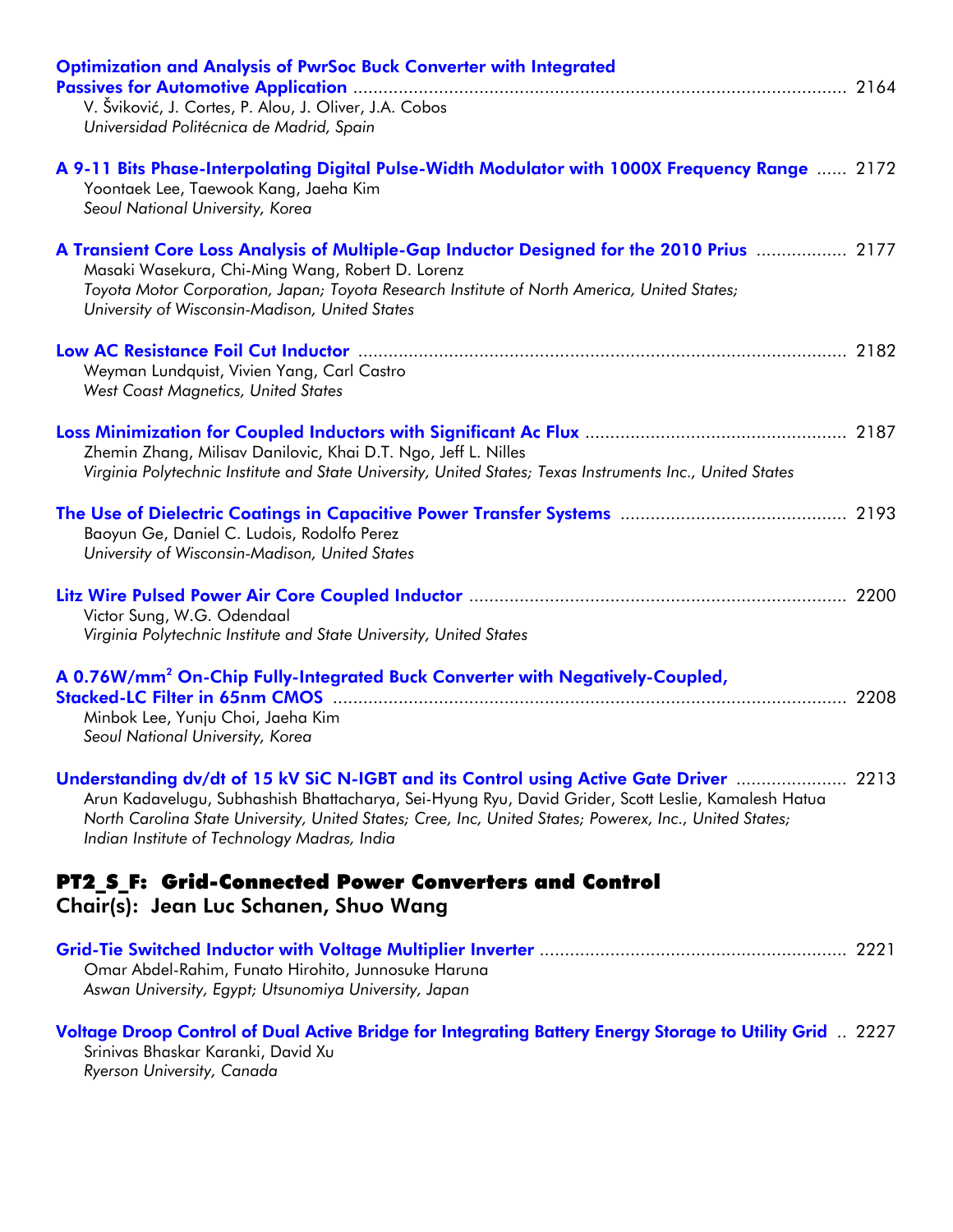**Optimization and Analysis of PwrSoc Buck Converter with Integrated Passives for Automotive Application** ..... 2164
V. Šviković, J. Cortes, P. Alou, J. Oliver, J.A. Cobos
*Universidad Politécnica de Madrid, Spain*

**A 9-11 Bits Phase-Interpolating Digital Pulse-Width Modulator with 1000X Frequency Range** ..... 2172
Yoontaek Lee, Taewook Kang, Jaeha Kim
*Seoul National University, Korea*

**A Transient Core Loss Analysis of Multiple-Gap Inductor Designed for the 2010 Prius** ..... 2177
Masaki Wasekura, Chi-Ming Wang, Robert D. Lorenz
*Toyota Motor Corporation, Japan; Toyota Research Institute of North America, United States; University of Wisconsin-Madison, United States*

**Low AC Resistance Foil Cut Inductor** ..... 2182
Weyman Lundquist, Vivien Yang, Carl Castro
*West Coast Magnetics, United States*

**Loss Minimization for Coupled Inductors with Significant Ac Flux** ..... 2187
Zhemin Zhang, Milisav Danilovic, Khai D.T. Ngo, Jeff L. Nilles
*Virginia Polytechnic Institute and State University, United States; Texas Instruments Inc., United States*

**The Use of Dielectric Coatings in Capacitive Power Transfer Systems** ..... 2193
Baoyun Ge, Daniel C. Ludois, Rodolfo Perez
*University of Wisconsin-Madison, United States*

**Litz Wire Pulsed Power Air Core Coupled Inductor** ..... 2200
Victor Sung, W.G. Odendaal
*Virginia Polytechnic Institute and State University, United States*

**A 0.76W/mm$^2$ On-Chip Fully-Integrated Buck Converter with Negatively-Coupled, Stacked-LC Filter in 65nm CMOS** ..... 2208
Minbok Lee, Yunju Choi, Jaeha Kim
*Seoul National University, Korea*

**Understanding dv/dt of 15 kV SiC N-IGBT and its Control using Active Gate Driver** ..... 2213
Arun Kadavelugu, Subhashish Bhattacharya, Sei-Hyung Ryu, David Grider, Scott Leslie, Kamalesh Hatua
*North Carolina State University, United States; Cree, Inc, United States; Powerex, Inc., United States; Indian Institute of Technology Madras, India*

## PT2_S_F: Grid-Connected Power Converters and Control
### Chair(s): Jean Luc Schanen, Shuo Wang

**Grid-Tie Switched Inductor with Voltage Multiplier Inverter** ..... 2221
Omar Abdel-Rahim, Funato Hirohito, Junnosuke Haruna
*Aswan University, Egypt; Utsunomiya University, Japan*

**Voltage Droop Control of Dual Active Bridge for Integrating Battery Energy Storage to Utility Grid** ..... 2227
Srinivas Bhaskar Karanki, David Xu
*Ryerson University, Canada*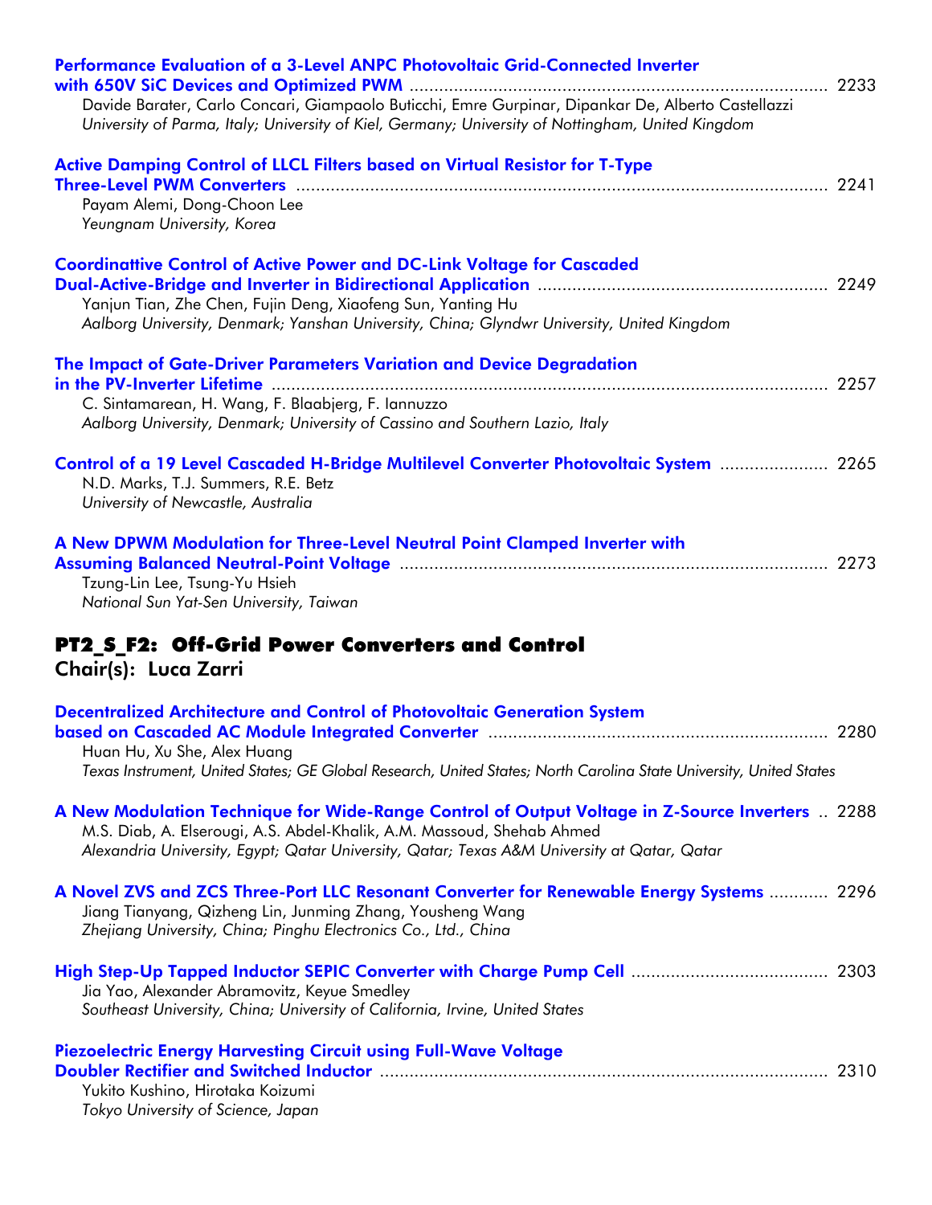**Performance Evaluation of a 3-Level ANPC Photovoltaic Grid-Connected Inverter with 650V SiC Devices and Optimized PWM** ..... 2233
Davide Barater, Carlo Concari, Giampaolo Buticchi, Emre Gurpinar, Dipankar De, Alberto Castellazzi
*University of Parma, Italy; University of Kiel, Germany; University of Nottingham, United Kingdom*

**Active Damping Control of LLCL Filters based on Virtual Resistor for T-Type Three-Level PWM Converters** ..... 2241
Payam Alemi, Dong-Choon Lee
*Yeungnam University, Korea*

**Coordinattive Control of Active Power and DC-Link Voltage for Cascaded Dual-Active-Bridge and Inverter in Bidirectional Application** ..... 2249
Yanjun Tian, Zhe Chen, Fujin Deng, Xiaofeng Sun, Yanting Hu
*Aalborg University, Denmark; Yanshan University, China; Glyndwr University, United Kingdom*

**The Impact of Gate-Driver Parameters Variation and Device Degradation in the PV-Inverter Lifetime** ..... 2257
C. Sintamarean, H. Wang, F. Blaabjerg, F. Iannuzzo
*Aalborg University, Denmark; University of Cassino and Southern Lazio, Italy*

**Control of a 19 Level Cascaded H-Bridge Multilevel Converter Photovoltaic System** ..... 2265
N.D. Marks, T.J. Summers, R.E. Betz
*University of Newcastle, Australia*

**A New DPWM Modulation for Three-Level Neutral Point Clamped Inverter with Assuming Balanced Neutral-Point Voltage** ..... 2273
Tzung-Lin Lee, Tsung-Yu Hsieh
*National Sun Yat-Sen University, Taiwan*

## PT2_S_F2: Off-Grid Power Converters and Control

### Chair(s): Luca Zarri

**Decentralized Architecture and Control of Photovoltaic Generation System based on Cascaded AC Module Integrated Converter** ..... 2280
Huan Hu, Xu She, Alex Huang
*Texas Instrument, United States; GE Global Research, United States; North Carolina State University, United States*

**A New Modulation Technique for Wide-Range Control of Output Voltage in Z-Source Inverters** .. 2288
M.S. Diab, A. Elserougi, A.S. Abdel-Khalik, A.M. Massoud, Shehab Ahmed
*Alexandria University, Egypt; Qatar University, Qatar; Texas A&M University at Qatar, Qatar*

**A Novel ZVS and ZCS Three-Port LLC Resonant Converter for Renewable Energy Systems** ..... 2296
Jiang Tianyang, Qizheng Lin, Junming Zhang, Yousheng Wang
*Zhejiang University, China; Pinghu Electronics Co., Ltd., China*

**High Step-Up Tapped Inductor SEPIC Converter with Charge Pump Cell** ..... 2303
Jia Yao, Alexander Abramovitz, Keyue Smedley
*Southeast University, China; University of California, Irvine, United States*

**Piezoelectric Energy Harvesting Circuit using Full-Wave Voltage Doubler Rectifier and Switched Inductor** ..... 2310
Yukito Kushino, Hirotaka Koizumi
*Tokyo University of Science, Japan*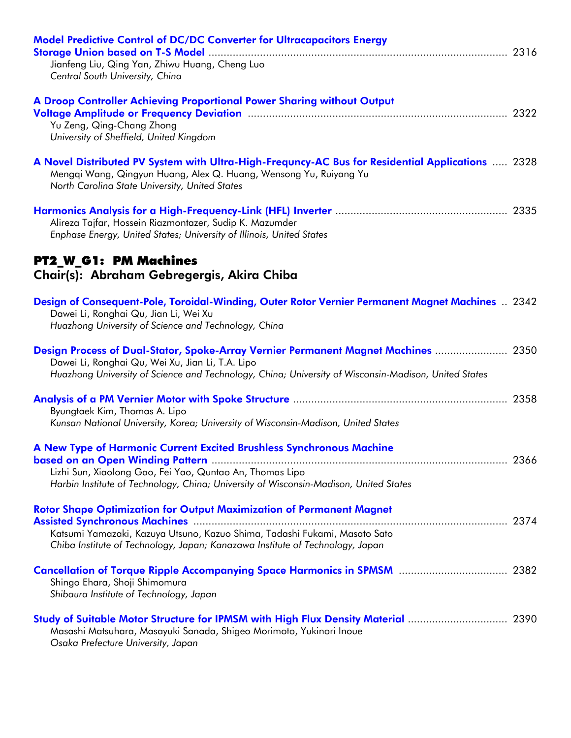**Model Predictive Control of DC/DC Converter for Ultracapacitors Energy Storage Union based on T-S Model** ........ 2316
Jianfeng Liu, Qing Yan, Zhiwu Huang, Cheng Luo
*Central South University, China*

**A Droop Controller Achieving Proportional Power Sharing without Output Voltage Amplitude or Frequency Deviation** ........ 2322
Yu Zeng, Qing-Chang Zhong
*University of Sheffield, United Kingdom*

**A Novel Distributed PV System with Ultra-High-Frequncy-AC Bus for Residential Applications** ........ 2328
Mengqi Wang, Qingyun Huang, Alex Q. Huang, Wensong Yu, Ruiyang Yu
*North Carolina State University, United States*

**Harmonics Analysis for a High-Frequency-Link (HFL) Inverter** ........ 2335
Alireza Tajfar, Hossein Riazmontazer, Sudip K. Mazumder
*Enphase Energy, United States; University of Illinois, United States*

## PT2_W_G1: PM Machines

### Chair(s): Abraham Gebregergis, Akira Chiba

**Design of Consequent-Pole, Toroidal-Winding, Outer Rotor Vernier Permanent Magnet Machines** ........ 2342
Dawei Li, Ronghai Qu, Jian Li, Wei Xu
*Huazhong University of Science and Technology, China*

**Design Process of Dual-Stator, Spoke-Array Vernier Permanent Magnet Machines** ........ 2350
Dawei Li, Ronghai Qu, Wei Xu, Jian Li, T.A. Lipo
*Huazhong University of Science and Technology, China; University of Wisconsin-Madison, United States*

**Analysis of a PM Vernier Motor with Spoke Structure** ........ 2358
Byungtaek Kim, Thomas A. Lipo
*Kunsan National University, Korea; University of Wisconsin-Madison, United States*

**A New Type of Harmonic Current Excited Brushless Synchronous Machine based on an Open Winding Pattern** ........ 2366
Lizhi Sun, Xiaolong Gao, Fei Yao, Quntao An, Thomas Lipo
*Harbin Institute of Technology, China; University of Wisconsin-Madison, United States*

**Rotor Shape Optimization for Output Maximization of Permanent Magnet Assisted Synchronous Machines** ........ 2374
Katsumi Yamazaki, Kazuya Utsuno, Kazuo Shima, Tadashi Fukami, Masato Sato
*Chiba Institute of Technology, Japan; Kanazawa Institute of Technology, Japan*

**Cancellation of Torque Ripple Accompanying Space Harmonics in SPMSM** ........ 2382
Shingo Ehara, Shoji Shimomura
*Shibaura Institute of Technology, Japan*

**Study of Suitable Motor Structure for IPMSM with High Flux Density Material** ........ 2390
Masashi Matsuhara, Masayuki Sanada, Shigeo Morimoto, Yukinori Inoue
*Osaka Prefecture University, Japan*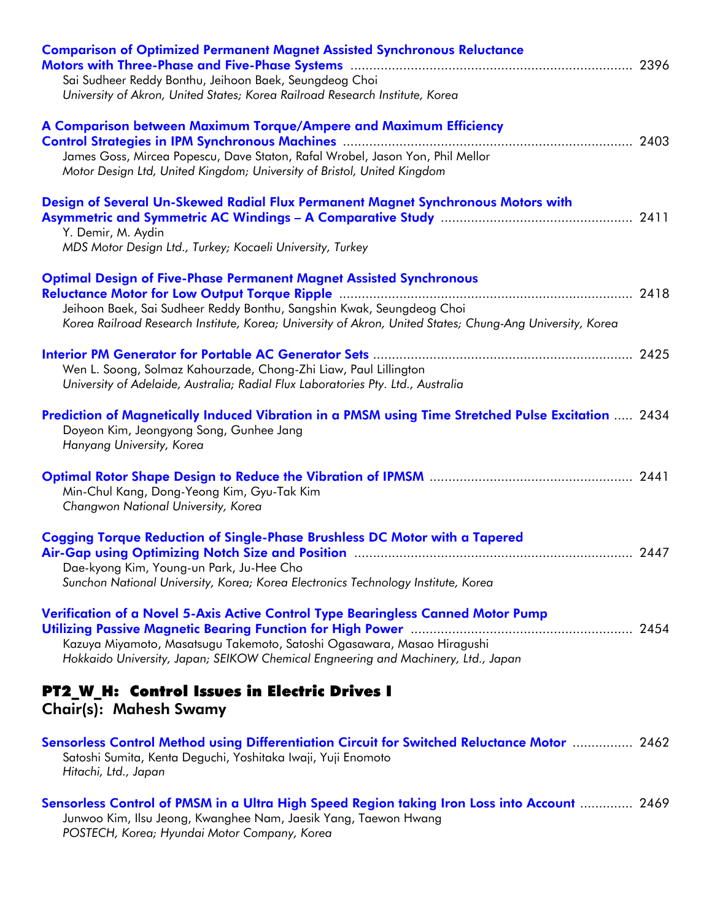**Comparison of Optimized Permanent Magnet Assisted Synchronous Reluctance Motors with Three-Phase and Five-Phase Systems** ........................................................................ 2396
Sai Sudheer Reddy Bonthu, Jeihoon Baek, Seungdeog Choi
*University of Akron, United States; Korea Railroad Research Institute, Korea*

**A Comparison between Maximum Torque/Ampere and Maximum Efficiency Control Strategies in IPM Synchronous Machines** ........................................................................ 2403
James Goss, Mircea Popescu, Dave Staton, Rafal Wrobel, Jason Yon, Phil Mellor
*Motor Design Ltd, United Kingdom; University of Bristol, United Kingdom*

**Design of Several Un-Skewed Radial Flux Permanent Magnet Synchronous Motors with Asymmetric and Symmetric AC Windings – A Comparative Study** .................................................. 2411
Y. Demir, M. Aydin
*MDS Motor Design Ltd., Turkey; Kocaeli University, Turkey*

**Optimal Design of Five-Phase Permanent Magnet Assisted Synchronous Reluctance Motor for Low Output Torque Ripple** ........................................................................ 2418
Jeihoon Baek, Sai Sudheer Reddy Bonthu, Sangshin Kwak, Seungdeog Choi
*Korea Railroad Research Institute, Korea; University of Akron, United States; Chung-Ang University, Korea*

**Interior PM Generator for Portable AC Generator Sets** ........................................................................ 2425
Wen L. Soong, Solmaz Kahourzade, Chong-Zhi Liaw, Paul Lillington
*University of Adelaide, Australia; Radial Flux Laboratories Pty. Ltd., Australia*

**Prediction of Magnetically Induced Vibration in a PMSM using Time Stretched Pulse Excitation** ..... 2434
Doyeon Kim, Jeongyong Song, Gunhee Jang
*Hanyang University, Korea*

**Optimal Rotor Shape Design to Reduce the Vibration of IPMSM** ..................................................... 2441
Min-Chul Kang, Dong-Yeong Kim, Gyu-Tak Kim
*Changwon National University, Korea*

**Cogging Torque Reduction of Single-Phase Brushless DC Motor with a Tapered Air-Gap using Optimizing Notch Size and Position** ........................................................................ 2447
Dae-kyong Kim, Young-un Park, Ju-Hee Cho
*Sunchon National University, Korea; Korea Electronics Technology Institute, Korea*

**Verification of a Novel 5-Axis Active Control Type Bearingless Canned Motor Pump Utilizing Passive Magnetic Bearing Function for High Power** .......................................................... 2454
Kazuya Miyamoto, Masatsugu Takemoto, Satoshi Ogasawara, Masao Hiragushi
*Hokkaido University, Japan; SEIKOW Chemical Engneering and Machinery, Ltd., Japan*

## PT2_W_H: Control Issues in Electric Drives I

### Chair(s): Mahesh Swamy

**Sensorless Control Method using Differentiation Circuit for Switched Reluctance Motor** ................ 2462
Satoshi Sumita, Kenta Deguchi, Yoshitaka Iwaji, Yuji Enomoto
*Hitachi, Ltd., Japan*

**Sensorless Control of PMSM in a Ultra High Speed Region taking Iron Loss into Account** .............. 2469
Junwoo Kim, Ilsu Jeong, Kwanghee Nam, Jaesik Yang, Taewon Hwang
*POSTECH, Korea; Hyundai Motor Company, Korea*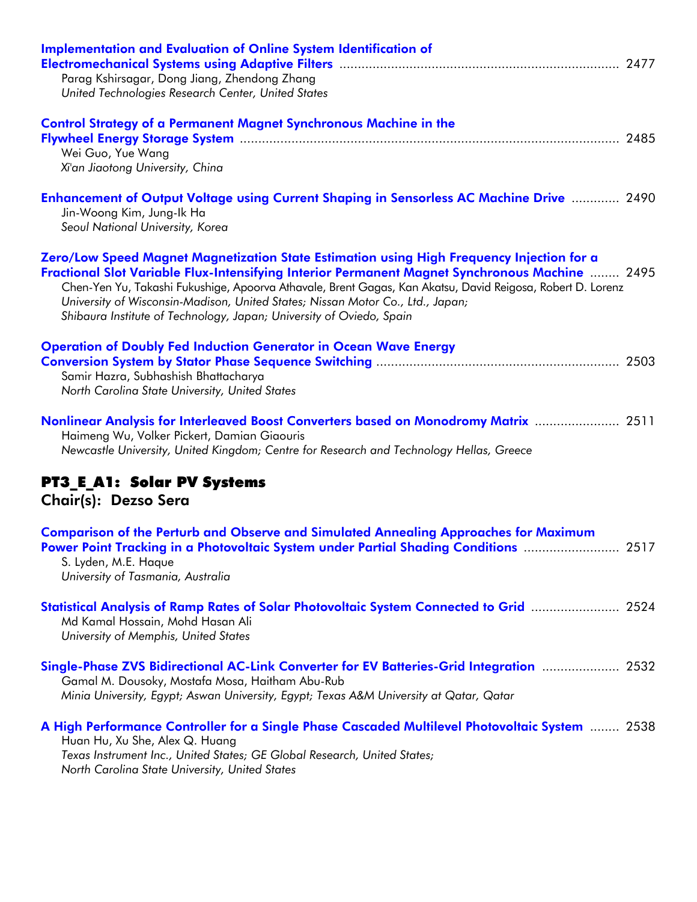**Implementation and Evaluation of Online System Identification of Electromechanical Systems using Adaptive Filters** ........ 2477
Parag Kshirsagar, Dong Jiang, Zhendong Zhang
*United Technologies Research Center, United States*

**Control Strategy of a Permanent Magnet Synchronous Machine in the Flywheel Energy Storage System** ........ 2485
Wei Guo, Yue Wang
*Xi'an Jiaotong University, China*

**Enhancement of Output Voltage using Current Shaping in Sensorless AC Machine Drive** ........ 2490
Jin-Woong Kim, Jung-Ik Ha
*Seoul National University, Korea*

**Zero/Low Speed Magnet Magnetization State Estimation using High Frequency Injection for a Fractional Slot Variable Flux-Intensifying Interior Permanent Magnet Synchronous Machine** ........ 2495
Chen-Yen Yu, Takashi Fukushige, Apoorva Athavale, Brent Gagas, Kan Akatsu, David Reigosa, Robert D. Lorenz
*University of Wisconsin-Madison, United States; Nissan Motor Co., Ltd., Japan; Shibaura Institute of Technology, Japan; University of Oviedo, Spain*

**Operation of Doubly Fed Induction Generator in Ocean Wave Energy Conversion System by Stator Phase Sequence Switching** ........ 2503
Samir Hazra, Subhashish Bhattacharya
*North Carolina State University, United States*

**Nonlinear Analysis for Interleaved Boost Converters based on Monodromy Matrix** ........ 2511
Haimeng Wu, Volker Pickert, Damian Giaouris
*Newcastle University, United Kingdom; Centre for Research and Technology Hellas, Greece*

## PT3_E_A1: Solar PV Systems

### Chair(s): Dezso Sera

**Comparison of the Perturb and Observe and Simulated Annealing Approaches for Maximum Power Point Tracking in a Photovoltaic System under Partial Shading Conditions** ........ 2517
S. Lyden, M.E. Haque
*University of Tasmania, Australia*

**Statistical Analysis of Ramp Rates of Solar Photovoltaic System Connected to Grid** ........ 2524
Md Kamal Hossain, Mohd Hasan Ali
*University of Memphis, United States*

**Single-Phase ZVS Bidirectional AC-Link Converter for EV Batteries-Grid Integration** ........ 2532
Gamal M. Dousoky, Mostafa Mosa, Haitham Abu-Rub
*Minia University, Egypt; Aswan University, Egypt; Texas A&M University at Qatar, Qatar*

**A High Performance Controller for a Single Phase Cascaded Multilevel Photovoltaic System** ........ 2538
Huan Hu, Xu She, Alex Q. Huang
*Texas Instrument Inc., United States; GE Global Research, United States; North Carolina State University, United States*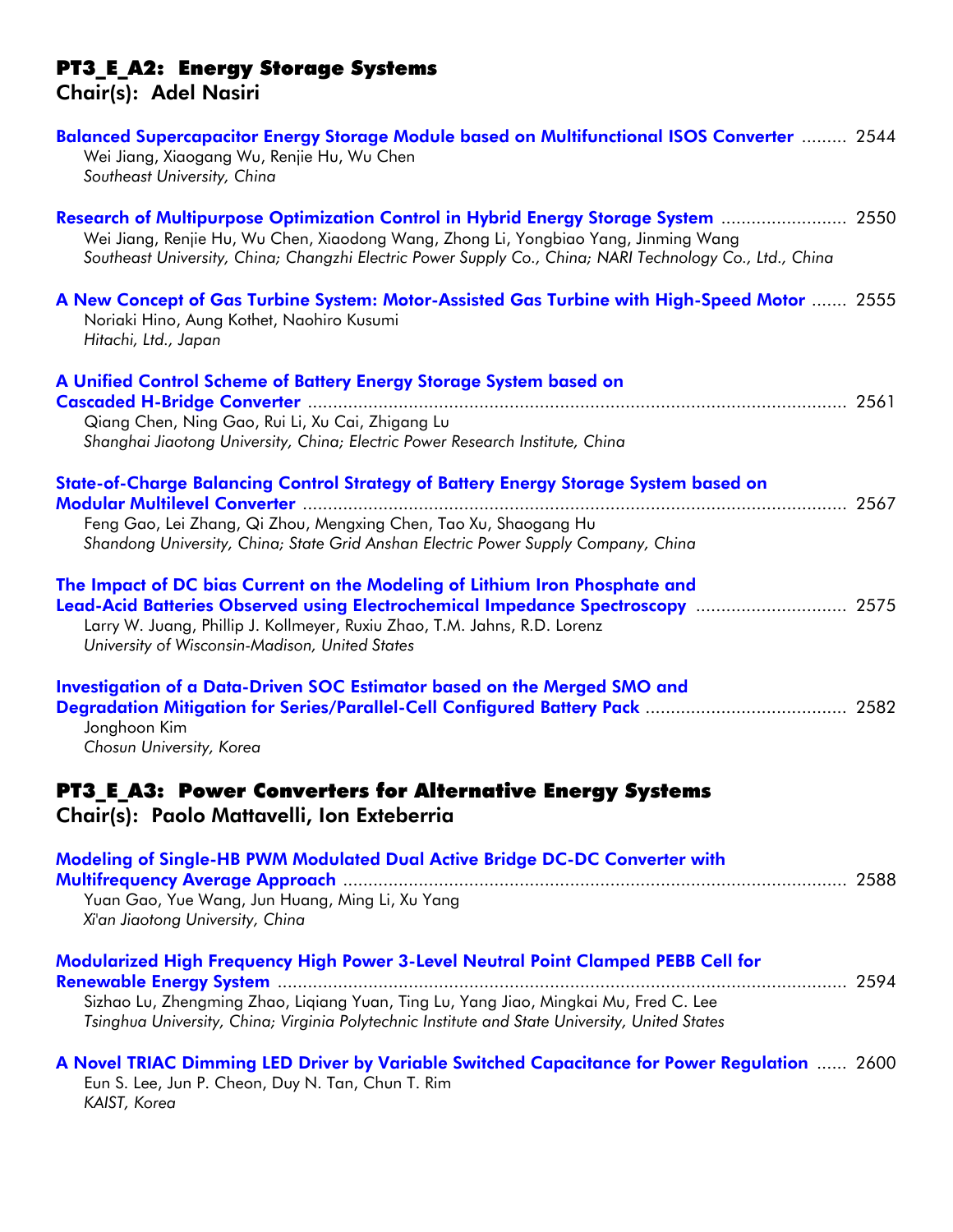## PT3_E_A2: Energy Storage Systems
### Chair(s): Adel Nasiri

**Balanced Supercapacitor Energy Storage Module based on Multifunctional ISOS Converter** ......... 2544
Wei Jiang, Xiaogang Wu, Renjie Hu, Wu Chen
*Southeast University, China*

**Research of Multipurpose Optimization Control in Hybrid Energy Storage System** ......................... 2550
Wei Jiang, Renjie Hu, Wu Chen, Xiaodong Wang, Zhong Li, Yongbiao Yang, Jinming Wang
*Southeast University, China; Changzhi Electric Power Supply Co., China; NARI Technology Co., Ltd., China*

**A New Concept of Gas Turbine System: Motor-Assisted Gas Turbine with High-Speed Motor** ....... 2555
Noriaki Hino, Aung Kothet, Naohiro Kusumi
*Hitachi, Ltd., Japan*

**A Unified Control Scheme of Battery Energy Storage System based on Cascaded H-Bridge Converter** .......................................................................................................... 2561
Qiang Chen, Ning Gao, Rui Li, Xu Cai, Zhigang Lu
*Shanghai Jiaotong University, China; Electric Power Research Institute, China*

**State-of-Charge Balancing Control Strategy of Battery Energy Storage System based on Modular Multilevel Converter** ........................................................................................................... 2567
Feng Gao, Lei Zhang, Qi Zhou, Mengxing Chen, Tao Xu, Shaogang Hu
*Shandong University, China; State Grid Anshan Electric Power Supply Company, China*

**The Impact of DC bias Current on the Modeling of Lithium Iron Phosphate and Lead-Acid Batteries Observed using Electrochemical Impedance Spectroscopy** ............................. 2575
Larry W. Juang, Phillip J. Kollmeyer, Ruxiu Zhao, T.M. Jahns, R.D. Lorenz
*University of Wisconsin-Madison, United States*

**Investigation of a Data-Driven SOC Estimator based on the Merged SMO and Degradation Mitigation for Series/Parallel-Cell Configured Battery Pack** ....................................... 2582
Jonghoon Kim
*Chosun University, Korea*

## PT3_E_A3: Power Converters for Alternative Energy Systems
### Chair(s): Paolo Mattavelli, Ion Exteberria

**Modeling of Single-HB PWM Modulated Dual Active Bridge DC-DC Converter with Multifrequency Average Approach** .................................................................................................. 2588
Yuan Gao, Yue Wang, Jun Huang, Ming Li, Xu Yang
*Xi'an Jiaotong University, China*

**Modularized High Frequency High Power 3-Level Neutral Point Clamped PEBB Cell for Renewable Energy System** ................................................................................................................ 2594
Sizhao Lu, Zhengming Zhao, Liqiang Yuan, Ting Lu, Yang Jiao, Mingkai Mu, Fred C. Lee
*Tsinghua University, China; Virginia Polytechnic Institute and State University, United States*

**A Novel TRIAC Dimming LED Driver by Variable Switched Capacitance for Power Regulation** ...... 2600
Eun S. Lee, Jun P. Cheon, Duy N. Tan, Chun T. Rim
*KAIST, Korea*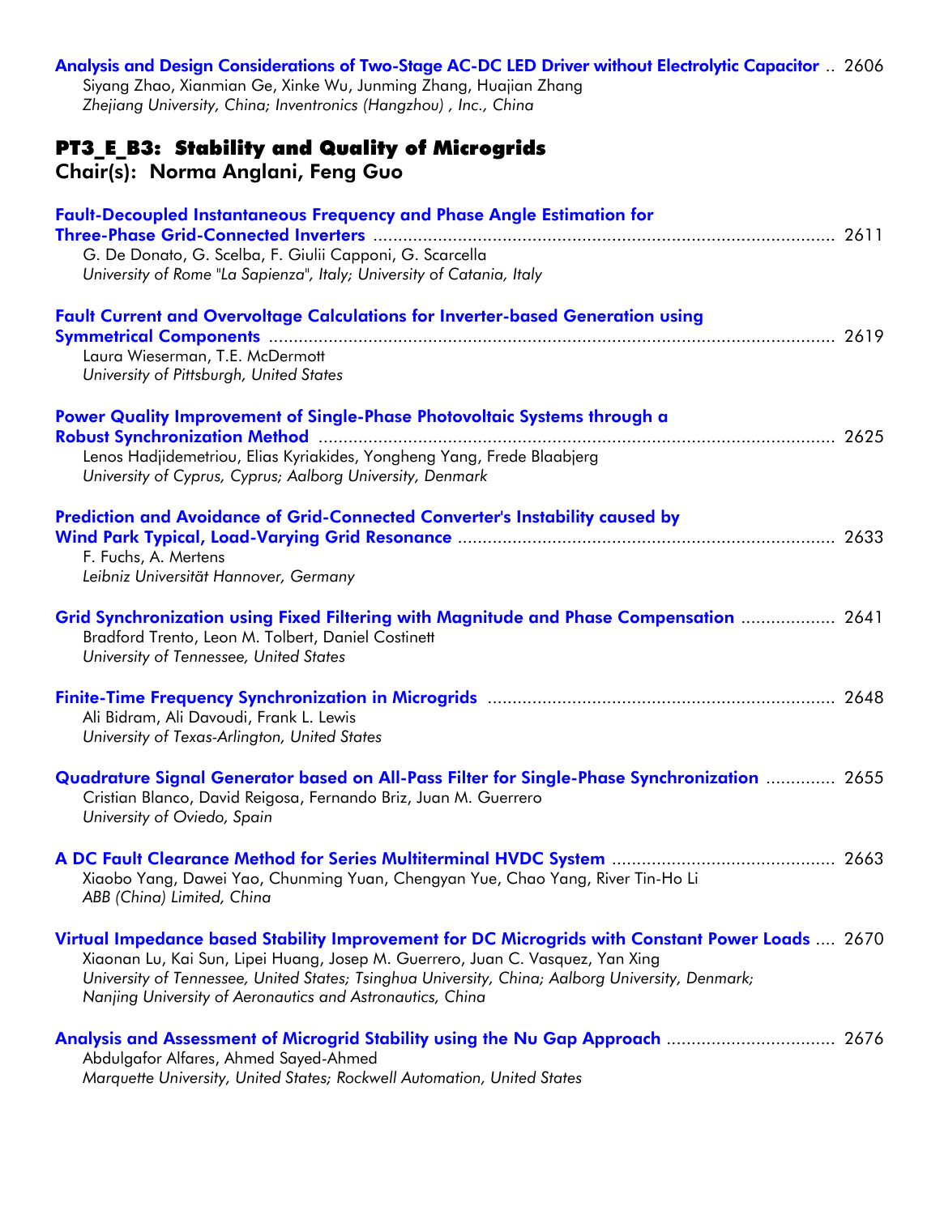**Analysis and Design Considerations of Two-Stage AC-DC LED Driver without Electrolytic Capacitor** .. 2606
Siyang Zhao, Xianmian Ge, Xinke Wu, Junming Zhang, Huajian Zhang
*Zhejiang University, China; Inventronics (Hangzhou) , Inc., China*

## PT3_E_B3: Stability and Quality of Microgrids

### Chair(s): Norma Anglani, Feng Guo

**Fault-Decoupled Instantaneous Frequency and Phase Angle Estimation for Three-Phase Grid-Connected Inverters** .......... 2611
G. De Donato, G. Scelba, F. Giulii Capponi, G. Scarcella
*University of Rome "La Sapienza", Italy; University of Catania, Italy*

**Fault Current and Overvoltage Calculations for Inverter-based Generation using Symmetrical Components** .......... 2619
Laura Wieserman, T.E. McDermott
*University of Pittsburgh, United States*

**Power Quality Improvement of Single-Phase Photovoltaic Systems through a Robust Synchronization Method** .......... 2625
Lenos Hadjidemetriou, Elias Kyriakides, Yongheng Yang, Frede Blaabjerg
*University of Cyprus, Cyprus; Aalborg University, Denmark*

**Prediction and Avoidance of Grid-Connected Converter's Instability caused by Wind Park Typical, Load-Varying Grid Resonance** .......... 2633
F. Fuchs, A. Mertens
*Leibniz Universität Hannover, Germany*

**Grid Synchronization using Fixed Filtering with Magnitude and Phase Compensation** .......... 2641
Bradford Trento, Leon M. Tolbert, Daniel Costinett
*University of Tennessee, United States*

**Finite-Time Frequency Synchronization in Microgrids** .......... 2648
Ali Bidram, Ali Davoudi, Frank L. Lewis
*University of Texas-Arlington, United States*

**Quadrature Signal Generator based on All-Pass Filter for Single-Phase Synchronization** .......... 2655
Cristian Blanco, David Reigosa, Fernando Briz, Juan M. Guerrero
*University of Oviedo, Spain*

**A DC Fault Clearance Method for Series Multiterminal HVDC System** .......... 2663
Xiaobo Yang, Dawei Yao, Chunming Yuan, Chengyan Yue, Chao Yang, River Tin-Ho Li
*ABB (China) Limited, China*

**Virtual Impedance based Stability Improvement for DC Microgrids with Constant Power Loads** .... 2670
Xiaonan Lu, Kai Sun, Lipei Huang, Josep M. Guerrero, Juan C. Vasquez, Yan Xing
*University of Tennessee, United States; Tsinghua University, China; Aalborg University, Denmark; Nanjing University of Aeronautics and Astronautics, China*

**Analysis and Assessment of Microgrid Stability using the Nu Gap Approach** .......... 2676
Abdulgafor Alfares, Ahmed Sayed-Ahmed
*Marquette University, United States; Rockwell Automation, United States*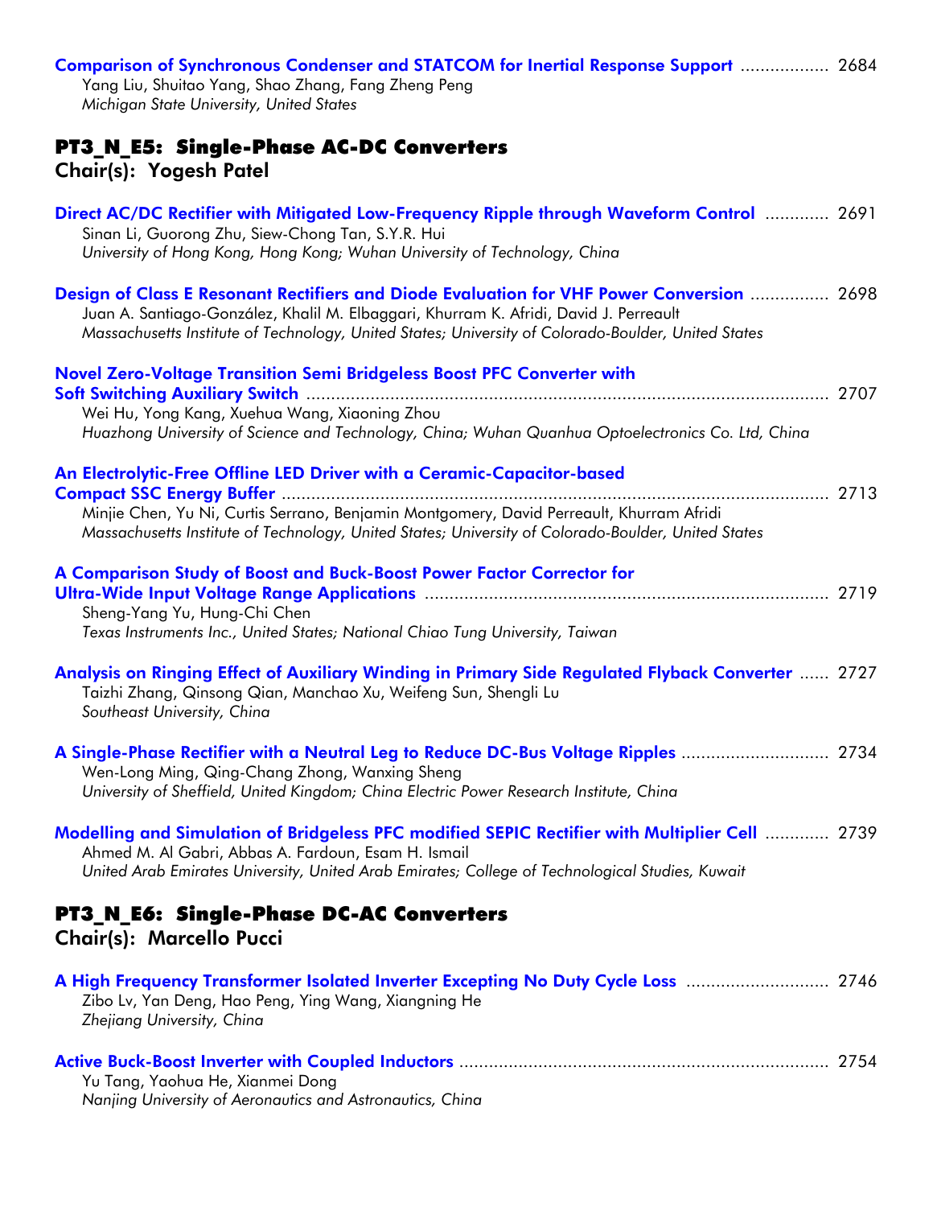**Comparison of Synchronous Condenser and STATCOM for Inertial Response Support** .................. 2684
Yang Liu, Shuitao Yang, Shao Zhang, Fang Zheng Peng
*Michigan State University, United States*

## PT3_N_E5: Single-Phase AC-DC Converters

**Chair(s): Yogesh Patel**

**Direct AC/DC Rectifier with Mitigated Low-Frequency Ripple through Waveform Control** ............. 2691
Sinan Li, Guorong Zhu, Siew-Chong Tan, S.Y.R. Hui
*University of Hong Kong, Hong Kong; Wuhan University of Technology, China*

**Design of Class E Resonant Rectifiers and Diode Evaluation for VHF Power Conversion** ................ 2698
Juan A. Santiago-González, Khalil M. Elbaggari, Khurram K. Afridi, David J. Perreault
*Massachusetts Institute of Technology, United States; University of Colorado-Boulder, United States*

**Novel Zero-Voltage Transition Semi Bridgeless Boost PFC Converter with Soft Switching Auxiliary Switch** ........................................................................................................ 2707
Wei Hu, Yong Kang, Xuehua Wang, Xiaoning Zhou
*Huazhong University of Science and Technology, China; Wuhan Quanhua Optoelectronics Co. Ltd, China*

**An Electrolytic-Free Offline LED Driver with a Ceramic-Capacitor-based Compact SSC Energy Buffer** ............................................................................................................... 2713
Minjie Chen, Yu Ni, Curtis Serrano, Benjamin Montgomery, David Perreault, Khurram Afridi
*Massachusetts Institute of Technology, United States; University of Colorado-Boulder, United States*

**A Comparison Study of Boost and Buck-Boost Power Factor Corrector for Ultra-Wide Input Voltage Range Applications** .................................................................................. 2719
Sheng-Yang Yu, Hung-Chi Chen
*Texas Instruments Inc., United States; National Chiao Tung University, Taiwan*

**Analysis on Ringing Effect of Auxiliary Winding in Primary Side Regulated Flyback Converter** ...... 2727
Taizhi Zhang, Qinsong Qian, Manchao Xu, Weifeng Sun, Shengli Lu
*Southeast University, China*

**A Single-Phase Rectifier with a Neutral Leg to Reduce DC-Bus Voltage Ripples** ............................. 2734
Wen-Long Ming, Qing-Chang Zhong, Wanxing Sheng
*University of Sheffield, United Kingdom; China Electric Power Research Institute, China*

**Modelling and Simulation of Bridgeless PFC modified SEPIC Rectifier with Multiplier Cell** ............. 2739
Ahmed M. Al Gabri, Abbas A. Fardoun, Esam H. Ismail
*United Arab Emirates University, United Arab Emirates; College of Technological Studies, Kuwait*

## PT3_N_E6: Single-Phase DC-AC Converters

**Chair(s): Marcello Pucci**

**A High Frequency Transformer Isolated Inverter Excepting No Duty Cycle Loss** ............................ 2746
Zibo Lv, Yan Deng, Hao Peng, Ying Wang, Xiangning He
*Zhejiang University, China*

**Active Buck-Boost Inverter with Coupled Inductors** ........................................................................... 2754
Yu Tang, Yaohua He, Xianmei Dong
*Nanjing University of Aeronautics and Astronautics, China*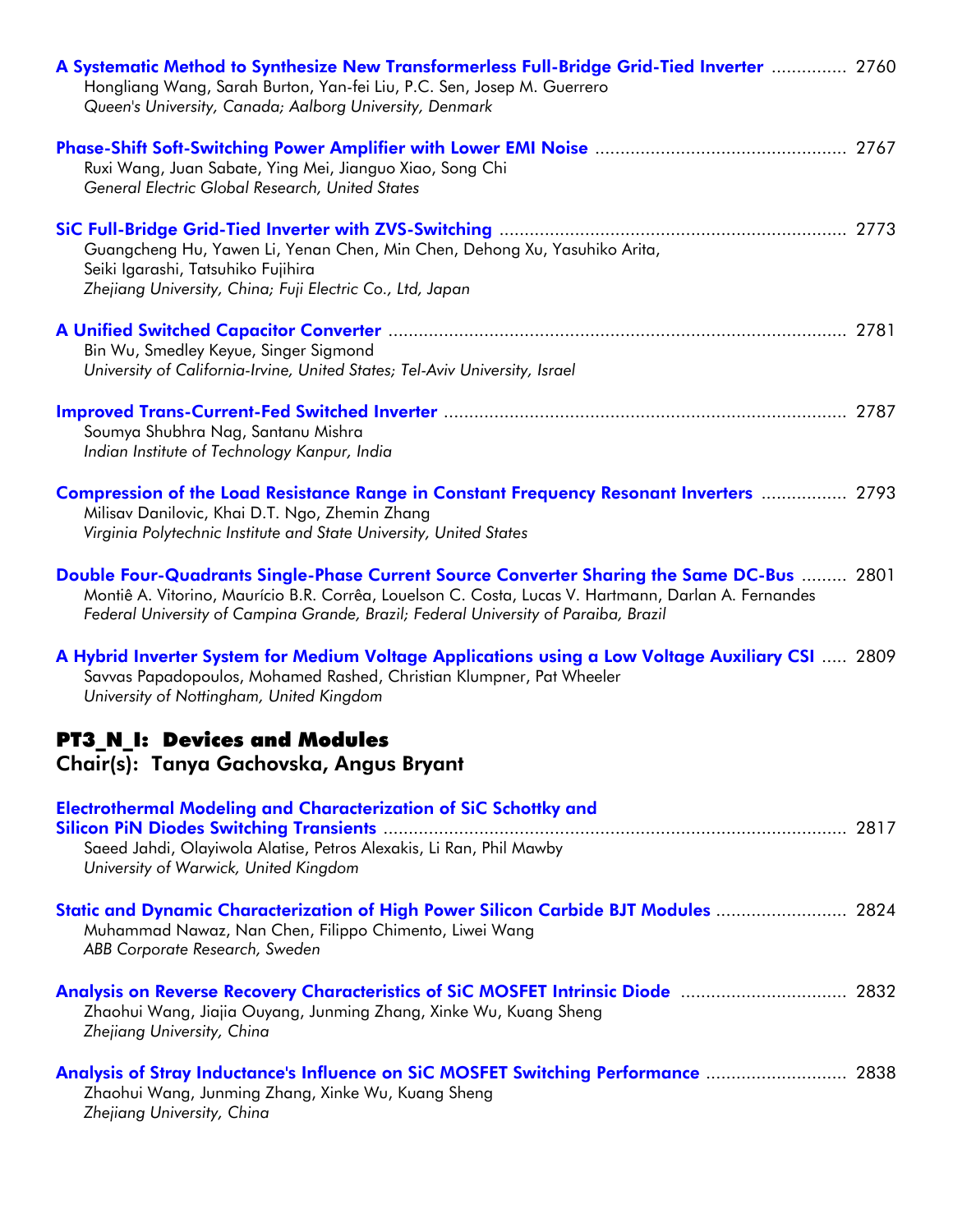**A Systematic Method to Synthesize New Transformerless Full-Bridge Grid-Tied Inverter** ............... 2760
Hongliang Wang, Sarah Burton, Yan-fei Liu, P.C. Sen, Josep M. Guerrero
*Queen's University, Canada; Aalborg University, Denmark*

**Phase-Shift Soft-Switching Power Amplifier with Lower EMI Noise** ................................................. 2767
Ruxi Wang, Juan Sabate, Ying Mei, Jianguo Xiao, Song Chi
*General Electric Global Research, United States*

**SiC Full-Bridge Grid-Tied Inverter with ZVS-Switching** .................................................................... 2773
Guangcheng Hu, Yawen Li, Yenan Chen, Min Chen, Dehong Xu, Yasuhiko Arita, Seiki Igarashi, Tatsuhiko Fujihira
*Zhejiang University, China; Fuji Electric Co., Ltd, Japan*

**A Unified Switched Capacitor Converter** .......................................................................................... 2781
Bin Wu, Smedley Keyue, Singer Sigmond
*University of California-Irvine, United States; Tel-Aviv University, Israel*

**Improved Trans-Current-Fed Switched Inverter** ............................................................................... 2787
Soumya Shubhra Nag, Santanu Mishra
*Indian Institute of Technology Kanpur, India*

**Compression of the Load Resistance Range in Constant Frequency Resonant Inverters** ................. 2793
Milisav Danilovic, Khai D.T. Ngo, Zhemin Zhang
*Virginia Polytechnic Institute and State University, United States*

**Double Four-Quadrants Single-Phase Current Source Converter Sharing the Same DC-Bus** ......... 2801
Montiê A. Vitorino, Maurício B.R. Corrêa, Louelson C. Costa, Lucas V. Hartmann, Darlan A. Fernandes
*Federal University of Campina Grande, Brazil; Federal University of Paraiba, Brazil*

**A Hybrid Inverter System for Medium Voltage Applications using a Low Voltage Auxiliary CSI** ..... 2809
Savvas Papadopoulos, Mohamed Rashed, Christian Klumpner, Pat Wheeler
*University of Nottingham, United Kingdom*

## PT3_N_I: Devices and Modules

### Chair(s): Tanya Gachovska, Angus Bryant

**Electrothermal Modeling and Characterization of SiC Schottky and Silicon PiN Diodes Switching Transients** ........................................................................................... 2817
Saeed Jahdi, Olayiwola Alatise, Petros Alexakis, Li Ran, Phil Mawby
*University of Warwick, United Kingdom*

**Static and Dynamic Characterization of High Power Silicon Carbide BJT Modules** .......................... 2824
Muhammad Nawaz, Nan Chen, Filippo Chimento, Liwei Wang
*ABB Corporate Research, Sweden*

**Analysis on Reverse Recovery Characteristics of SiC MOSFET Intrinsic Diode** ................................ 2832
Zhaohui Wang, Jiajia Ouyang, Junming Zhang, Xinke Wu, Kuang Sheng
*Zhejiang University, China*

**Analysis of Stray Inductance's Influence on SiC MOSFET Switching Performance** ............................ 2838
Zhaohui Wang, Junming Zhang, Xinke Wu, Kuang Sheng
*Zhejiang University, China*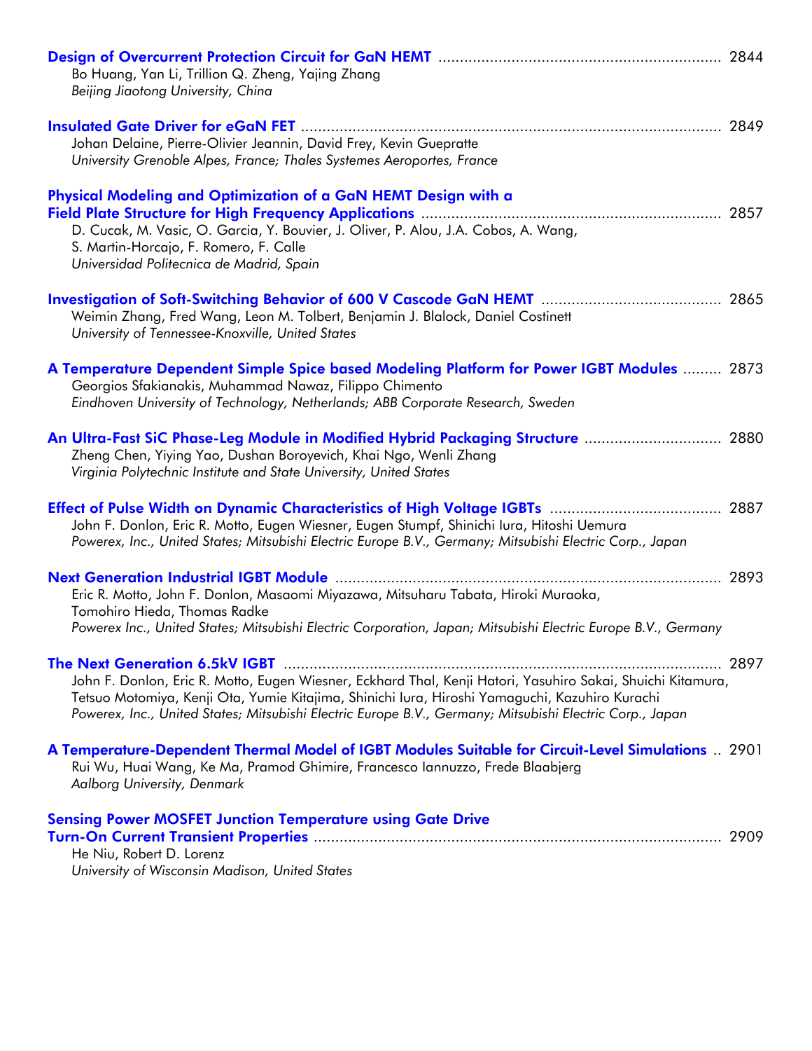**Design of Overcurrent Protection Circuit for GaN HEMT** ........................................................................ 2844
Bo Huang, Yan Li, Trillion Q. Zheng, Yajing Zhang
*Beijing Jiaotong University, China*

**Insulated Gate Driver for eGaN FET** .................................................................................................. 2849
Johan Delaine, Pierre-Olivier Jeannin, David Frey, Kevin Gueprattе
*University Grenoble Alpes, France; Thales Systemes Aeroportes, France*

**Physical Modeling and Optimization of a GaN HEMT Design with a Field Plate Structure for High Frequency Applications** ..................................................................... 2857
D. Cucak, M. Vasic, O. Garcia, Y. Bouvier, J. Oliver, P. Alou, J.A. Cobos, A. Wang, S. Martin-Horcajo, F. Romero, F. Calle
*Universidad Politecnica de Madrid, Spain*

**Investigation of Soft-Switching Behavior of 600 V Cascode GaN HEMT** ......................................... 2865
Weimin Zhang, Fred Wang, Leon M. Tolbert, Benjamin J. Blalock, Daniel Costinett
*University of Tennessee-Knoxville, United States*

**A Temperature Dependent Simple Spice based Modeling Platform for Power IGBT Modules** ......... 2873
Georgios Sfakianakis, Muhammad Nawaz, Filippo Chimento
*Eindhoven University of Technology, Netherlands; ABB Corporate Research, Sweden*

**An Ultra-Fast SiC Phase-Leg Module in Modified Hybrid Packaging Structure** ................................ 2880
Zheng Chen, Yiying Yao, Dushan Boroyevich, Khai Ngo, Wenli Zhang
*Virginia Polytechnic Institute and State University, United States*

**Effect of Pulse Width on Dynamic Characteristics of High Voltage IGBTs** ....................................... 2887
John F. Donlon, Eric R. Motto, Eugen Wiesner, Eugen Stumpf, Shinichi Iura, Hitoshi Uemura
*Powerex, Inc., United States; Mitsubishi Electric Europe B.V., Germany; Mitsubishi Electric Corp., Japan*

**Next Generation Industrial IGBT Module** ......................................................................................... 2893
Eric R. Motto, John F. Donlon, Masaomi Miyazawa, Mitsuharu Tabata, Hiroki Muraoka, Tomohiro Hieda, Thomas Radke
*Powerex Inc., United States; Mitsubishi Electric Corporation, Japan; Mitsubishi Electric Europe B.V., Germany*

**The Next Generation 6.5kV IGBT** ..................................................................................................... 2897
John F. Donlon, Eric R. Motto, Eugen Wiesner, Eckhard Thal, Kenji Hatori, Yasuhiro Sakai, Shuichi Kitamura, Tetsuo Motomiya, Kenji Ota, Yumie Kitajima, Shinichi Iura, Hiroshi Yamaguchi, Kazuhiro Kurachi
*Powerex, Inc., United States; Mitsubishi Electric Europe B.V., Germany; Mitsubishi Electric Corp., Japan*

**A Temperature-Dependent Thermal Model of IGBT Modules Suitable for Circuit-Level Simulations** .. 2901
Rui Wu, Huai Wang, Ke Ma, Pramod Ghimire, Francesco Iannuzzo, Frede Blaabjerg
*Aalborg University, Denmark*

**Sensing Power MOSFET Junction Temperature using Gate Drive Turn-On Current Transient Properties** ............................................................................................... 2909
He Niu, Robert D. Lorenz
*University of Wisconsin Madison, United States*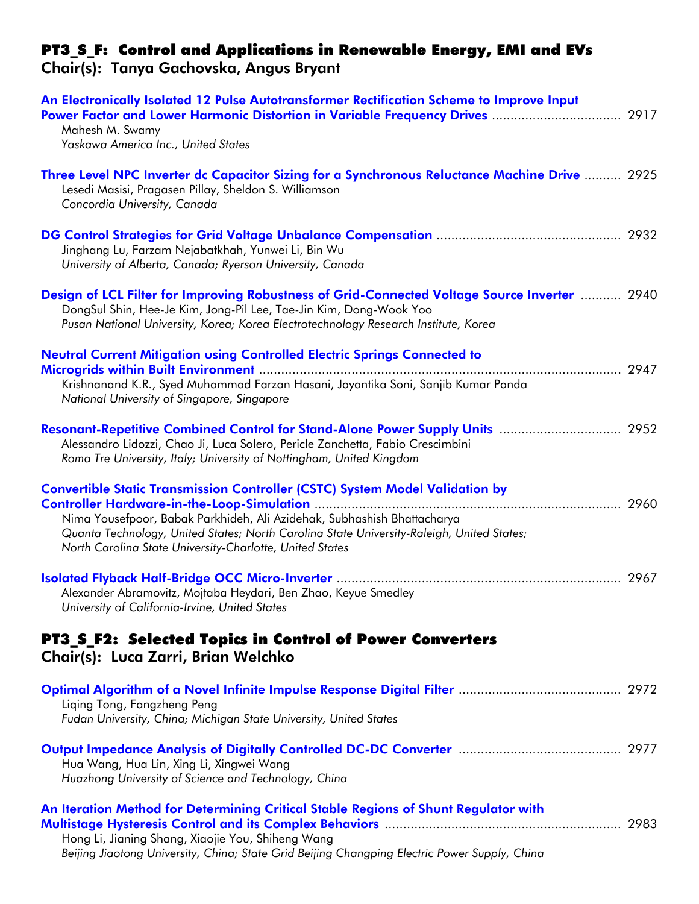## PT3_S_F: Control and Applications in Renewable Energy, EMI and EVs
### Chair(s): Tanya Gachovska, Angus Bryant

**An Electronically Isolated 12 Pulse Autotransformer Rectification Scheme to Improve Input Power Factor and Lower Harmonic Distortion in Variable Frequency Drives** .................................. 2917
Mahesh M. Swamy
*Yaskawa America Inc., United States*

**Three Level NPC Inverter dc Capacitor Sizing for a Synchronous Reluctance Machine Drive** .......... 2925
Lesedi Masisi, Pragasen Pillay, Sheldon S. Williamson
*Concordia University, Canada*

**DG Control Strategies for Grid Voltage Unbalance Compensation** ................................................ 2932
Jinghang Lu, Farzam Nejabatkhah, Yunwei Li, Bin Wu
*University of Alberta, Canada; Ryerson University, Canada*

**Design of LCL Filter for Improving Robustness of Grid-Connected Voltage Source Inverter** ........... 2940
DongSul Shin, Hee-Je Kim, Jong-Pil Lee, Tae-Jin Kim, Dong-Wook Yoo
*Pusan National University, Korea; Korea Electrotechnology Research Institute, Korea*

**Neutral Current Mitigation using Controlled Electric Springs Connected to Microgrids within Built Environment** .................................................................................................. 2947
Krishnanand K.R., Syed Muhammad Farzan Hasani, Jayantika Soni, Sanjib Kumar Panda
*National University of Singapore, Singapore*

**Resonant-Repetitive Combined Control for Stand-Alone Power Supply Units** ................................ 2952
Alessandro Lidozzi, Chao Ji, Luca Solero, Pericle Zanchetta, Fabio Crescimbini
*Roma Tre University, Italy; University of Nottingham, United Kingdom*

**Convertible Static Transmission Controller (CSTC) System Model Validation by Controller Hardware-in-the-Loop-Simulation** .................................................................................. 2960
Nima Yousefpoor, Babak Parkhideh, Ali Azidehak, Subhashish Bhattacharya
*Quanta Technology, United States; North Carolina State University-Raleigh, United States; North Carolina State University-Charlotte, United States*

**Isolated Flyback Half-Bridge OCC Micro-Inverter** ............................................................................ 2967
Alexander Abramovitz, Mojtaba Heydari, Ben Zhao, Keyue Smedley
*University of California-Irvine, United States*

## PT3_S_F2: Selected Topics in Control of Power Converters
### Chair(s): Luca Zarri, Brian Welchko

**Optimal Algorithm of a Novel Infinite Impulse Response Digital Filter** ........................................... 2972
Liqing Tong, Fangzheng Peng
*Fudan University, China; Michigan State University, United States*

**Output Impedance Analysis of Digitally Controlled DC-DC Converter** ........................................... 2977
Hua Wang, Hua Lin, Xing Li, Xingwei Wang
*Huazhong University of Science and Technology, China*

**An Iteration Method for Determining Critical Stable Regions of Shunt Regulator with Multistage Hysteresis Control and its Complex Behaviors** ................................................................ 2983
Hong Li, Jianing Shang, Xiaojie You, Shiheng Wang
*Beijing Jiaotong University, China; State Grid Beijing Changping Electric Power Supply, China*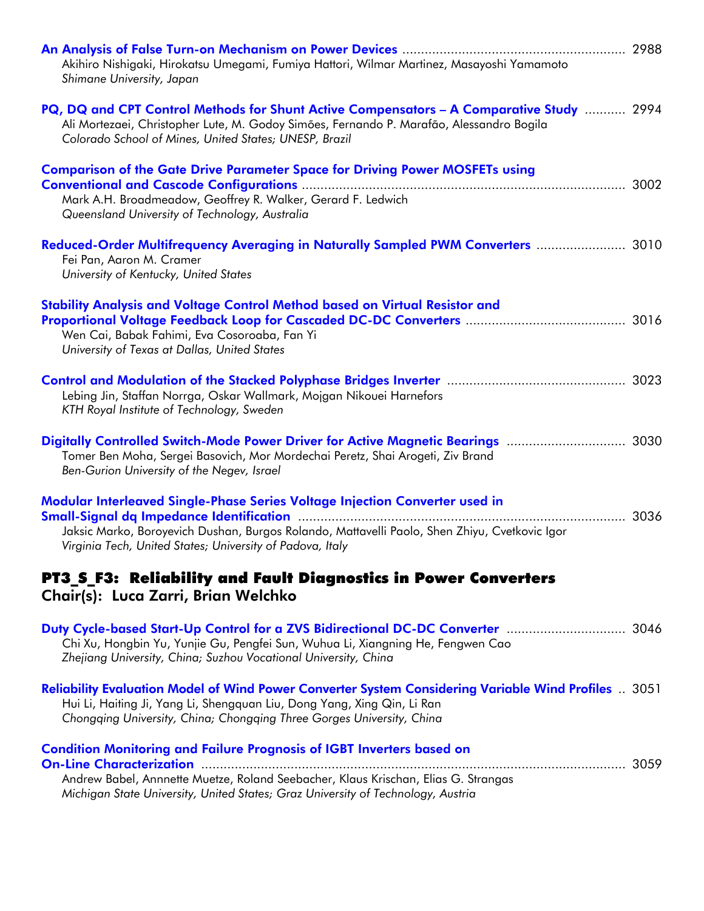**An Analysis of False Turn-on Mechanism on Power Devices** ........................................................ 2988
Akihiro Nishigaki, Hirokatsu Umegami, Fumiya Hattori, Wilmar Martinez, Masayoshi Yamamoto
*Shimane University, Japan*

**PQ, DQ and CPT Control Methods for Shunt Active Compensators – A Comparative Study** ........... 2994
Ali Mortezaei, Christopher Lute, M. Godoy Simões, Fernando P. Marafão, Alessandro Bogila
*Colorado School of Mines, United States; UNESP, Brazil*

**Comparison of the Gate Drive Parameter Space for Driving Power MOSFETs using Conventional and Cascode Configurations** ........................................................................................ 3002
Mark A.H. Broadmeadow, Geoffrey R. Walker, Gerard F. Ledwich
*Queensland University of Technology, Australia*

**Reduced-Order Multifrequency Averaging in Naturally Sampled PWM Converters** ........................ 3010
Fei Pan, Aaron M. Cramer
*University of Kentucky, United States*

**Stability Analysis and Voltage Control Method based on Virtual Resistor and Proportional Voltage Feedback Loop for Cascaded DC-DC Converters** .......................................... 3016
Wen Cai, Babak Fahimi, Eva Cosoroaba, Fan Yi
*University of Texas at Dallas, United States*

**Control and Modulation of the Stacked Polyphase Bridges Inverter** ............................................... 3023
Lebing Jin, Staffan Norrga, Oskar Wallmark, Mojgan Nikouei Harnefors
*KTH Royal Institute of Technology, Sweden*

**Digitally Controlled Switch-Mode Power Driver for Active Magnetic Bearings** ................................ 3030
Tomer Ben Moha, Sergei Basovich, Mor Mordechai Peretz, Shai Arogeti, Ziv Brand
*Ben-Gurion University of the Negev, Israel*

**Modular Interleaved Single-Phase Series Voltage Injection Converter used in Small-Signal dq Impedance Identification** ........................................................................................ 3036
Jaksic Marko, Boroyevich Dushan, Burgos Rolando, Mattavelli Paolo, Shen Zhiyu, Cvetkovic Igor
*Virginia Tech, United States; University of Padova, Italy*

## PT3_S_F3: Reliability and Fault Diagnostics in Power Converters
### Chair(s): Luca Zarri, Brian Welchko

**Duty Cycle-based Start-Up Control for a ZVS Bidirectional DC-DC Converter** ................................ 3046
Chi Xu, Hongbin Yu, Yunjie Gu, Pengfei Sun, Wuhua Li, Xiangning He, Fengwen Cao
*Zhejiang University, China; Suzhou Vocational University, China*

**Reliability Evaluation Model of Wind Power Converter System Considering Variable Wind Profiles** .. 3051
Hui Li, Haiting Ji, Yang Li, Shengquan Liu, Dong Yang, Xing Qin, Li Ran
*Chongqing University, China; Chongqing Three Gorges University, China*

**Condition Monitoring and Failure Prognosis of IGBT Inverters based on On-Line Characterization** ................................................................................................................ 3059
Andrew Babel, Annnette Muetze, Roland Seebacher, Klaus Krischan, Elias G. Strangas
*Michigan State University, United States; Graz University of Technology, Austria*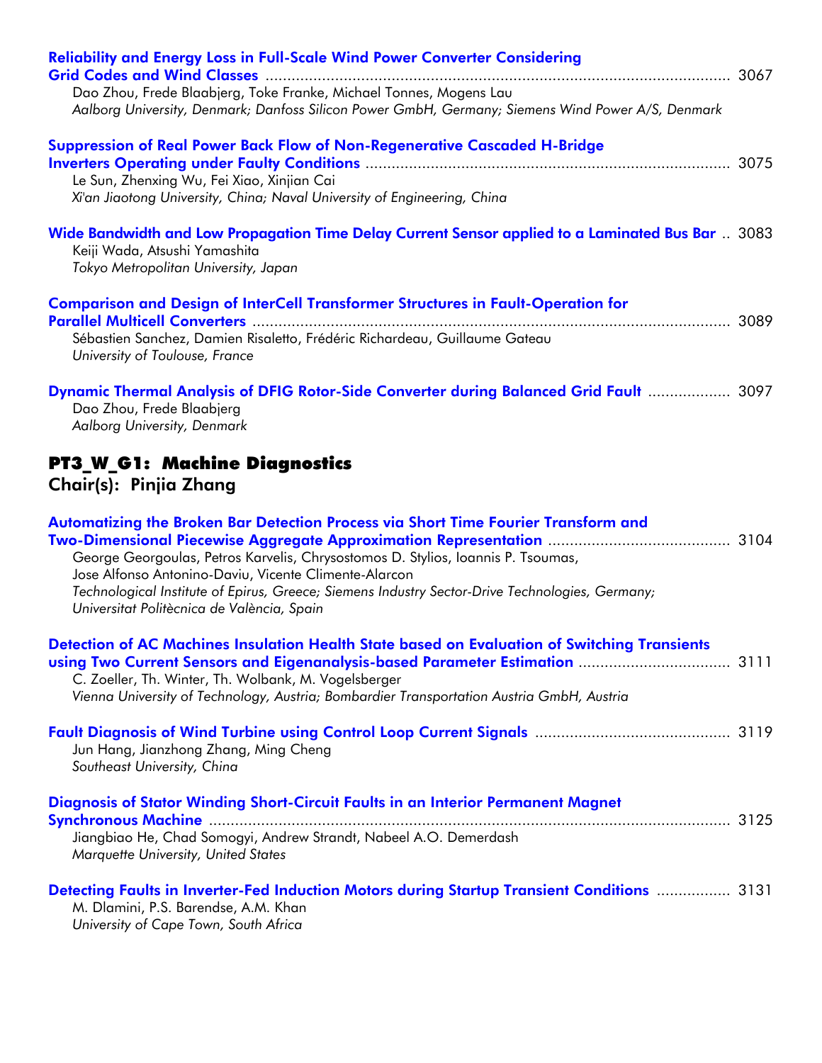**Reliability and Energy Loss in Full-Scale Wind Power Converter Considering Grid Codes and Wind Classes** ........................................................................................................ 3067
Dao Zhou, Frede Blaabjerg, Toke Franke, Michael Tonnes, Mogens Lau
*Aalborg University, Denmark; Danfoss Silicon Power GmbH, Germany; Siemens Wind Power A/S, Denmark*

**Suppression of Real Power Back Flow of Non-Regenerative Cascaded H-Bridge Inverters Operating under Faulty Conditions** .................................................................................. 3075
Le Sun, Zhenxing Wu, Fei Xiao, Xinjian Cai
*Xi'an Jiaotong University, China; Naval University of Engineering, China*

**Wide Bandwidth and Low Propagation Time Delay Current Sensor applied to a Laminated Bus Bar** .. 3083
Keiji Wada, Atsushi Yamashita
*Tokyo Metropolitan University, Japan*

**Comparison and Design of InterCell Transformer Structures in Fault-Operation for Parallel Multicell Converters** ........................................................................................................... 3089
Sébastien Sanchez, Damien Risaletto, Frédéric Richardeau, Guillaume Gateau
*University of Toulouse, France*

**Dynamic Thermal Analysis of DFIG Rotor-Side Converter during Balanced Grid Fault** .................. 3097
Dao Zhou, Frede Blaabjerg
*Aalborg University, Denmark*

## PT3_W_G1: Machine Diagnostics

### Chair(s): Pinjia Zhang

**Automatizing the Broken Bar Detection Process via Short Time Fourier Transform and Two-Dimensional Piecewise Aggregate Approximation Representation** ......................................... 3104
George Georgoulas, Petros Karvelis, Chrysostomos D. Stylios, Ioannis P. Tsoumas, Jose Alfonso Antonino-Daviu, Vicente Climente-Alarcon
*Technological Institute of Epirus, Greece; Siemens Industry Sector-Drive Technologies, Germany; Universitat Politècnica de València, Spain*

**Detection of AC Machines Insulation Health State based on Evaluation of Switching Transients using Two Current Sensors and Eigenanalysis-based Parameter Estimation** .................................. 3111
C. Zoeller, Th. Winter, Th. Wolbank, M. Vogelsberger
*Vienna University of Technology, Austria; Bombardier Transportation Austria GmbH, Austria*

**Fault Diagnosis of Wind Turbine using Control Loop Current Signals** ............................................ 3119
Jun Hang, Jianzhong Zhang, Ming Cheng
*Southeast University, China*

**Diagnosis of Stator Winding Short-Circuit Faults in an Interior Permanent Magnet Synchronous Machine** ........................................................................................................................ 3125
Jiangbiao He, Chad Somogyi, Andrew Strandt, Nabeel A.O. Demerdash
*Marquette University, United States*

**Detecting Faults in Inverter-Fed Induction Motors during Startup Transient Conditions** ................ 3131
M. Dlamini, P.S. Barendse, A.M. Khan
*University of Cape Town, South Africa*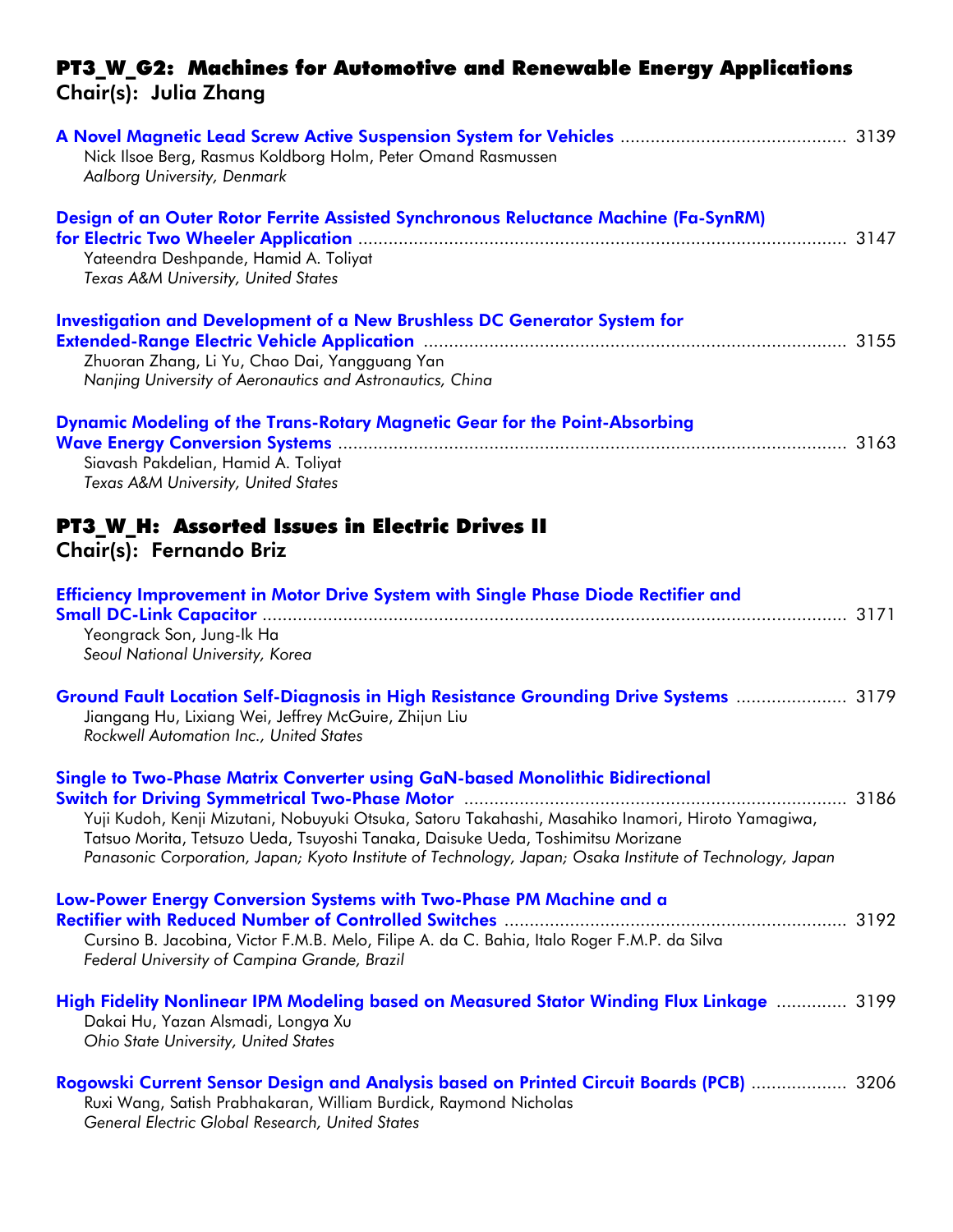## PT3_W_G2: Machines for Automotive and Renewable Energy Applications
**Chair(s): Julia Zhang**

**A Novel Magnetic Lead Screw Active Suspension System for Vehicles** ............................................ 3139
Nick Ilsoe Berg, Rasmus Koldborg Holm, Peter Omand Rasmussen
*Aalborg University, Denmark*

**Design of an Outer Rotor Ferrite Assisted Synchronous Reluctance Machine (Fa-SynRM) for Electric Two Wheeler Application** ................................................................................................ 3147
Yateendra Deshpande, Hamid A. Toliyat
*Texas A&M University, United States*

**Investigation and Development of a New Brushless DC Generator System for Extended-Range Electric Vehicle Application** ................................................................................... 3155
Zhuoran Zhang, Li Yu, Chao Dai, Yangguang Yan
*Nanjing University of Aeronautics and Astronautics, China*

**Dynamic Modeling of the Trans-Rotary Magnetic Gear for the Point-Absorbing Wave Energy Conversion Systems** .................................................................................................... 3163
Siavash Pakdelian, Hamid A. Toliyat
*Texas A&M University, United States*

## PT3_W_H: Assorted Issues in Electric Drives II
**Chair(s): Fernando Briz**

**Efficiency Improvement in Motor Drive System with Single Phase Diode Rectifier and Small DC-Link Capacitor** ................................................................................................................... 3171
Yeongrack Son, Jung-Ik Ha
*Seoul National University, Korea*

**Ground Fault Location Self-Diagnosis in High Resistance Grounding Drive Systems** ...................... 3179
Jiangang Hu, Lixiang Wei, Jeffrey McGuire, Zhijun Liu
*Rockwell Automation Inc., United States*

**Single to Two-Phase Matrix Converter using GaN-based Monolithic Bidirectional Switch for Driving Symmetrical Two-Phase Motor** ........................................................................... 3186
Yuji Kudoh, Kenji Mizutani, Nobuyuki Otsuka, Satoru Takahashi, Masahiko Inamori, Hiroto Yamagiwa, Tatsuo Morita, Tetsuzo Ueda, Tsuyoshi Tanaka, Daisuke Ueda, Toshimitsu Morizane
*Panasonic Corporation, Japan; Kyoto Institute of Technology, Japan; Osaka Institute of Technology, Japan*

**Low-Power Energy Conversion Systems with Two-Phase PM Machine and a Rectifier with Reduced Number of Controlled Switches** ................................................................... 3192
Cursino B. Jacobina, Victor F.M.B. Melo, Filipe A. da C. Bahia, Italo Roger F.M.P. da Silva
*Federal University of Campina Grande, Brazil*

**High Fidelity Nonlinear IPM Modeling based on Measured Stator Winding Flux Linkage** ............. 3199
Dakai Hu, Yazan Alsmadi, Longya Xu
*Ohio State University, United States*

**Rogowski Current Sensor Design and Analysis based on Printed Circuit Boards (PCB)** .................. 3206
Ruxi Wang, Satish Prabhakaran, William Burdick, Raymond Nicholas
*General Electric Global Research, United States*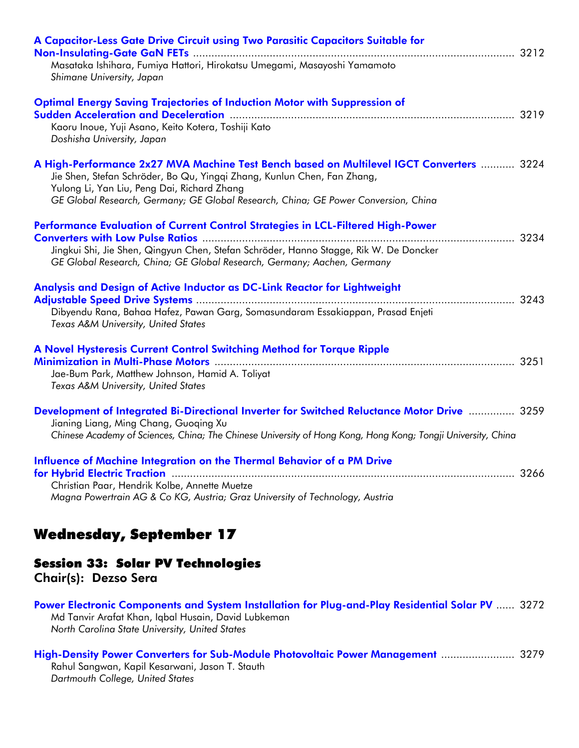**A Capacitor-Less Gate Drive Circuit using Two Parasitic Capacitors Suitable for Non-Insulating-Gate GaN FETs** ........................................................................ 3212
Masataka Ishihara, Fumiya Hattori, Hirokatsu Umegami, Masayoshi Yamamoto
*Shimane University, Japan*

**Optimal Energy Saving Trajectories of Induction Motor with Suppression of Sudden Acceleration and Deceleration** ........................................................................ 3219
Kaoru Inoue, Yuji Asano, Keito Kotera, Toshiji Kato
*Doshisha University, Japan*

**A High-Performance 2x27 MVA Machine Test Bench based on Multilevel IGCT Converters** ........... 3224
Jie Shen, Stefan Schröder, Bo Qu, Yingqi Zhang, Kunlun Chen, Fan Zhang, Yulong Li, Yan Liu, Peng Dai, Richard Zhang
*GE Global Research, Germany; GE Global Research, China; GE Power Conversion, China*

**Performance Evaluation of Current Control Strategies in LCL-Filtered High-Power Converters with Low Pulse Ratios** ........................................................................ 3234
Jingkui Shi, Jie Shen, Qingyun Chen, Stefan Schröder, Hanno Stagge, Rik W. De Doncker
*GE Global Research, China; GE Global Research, Germany; Aachen, Germany*

**Analysis and Design of Active Inductor as DC-Link Reactor for Lightweight Adjustable Speed Drive Systems** ........................................................................ 3243
Dibyendu Rana, Bahaa Hafez, Pawan Garg, Somasundaram Essakiappan, Prasad Enjeti
*Texas A&M University, United States*

**A Novel Hysteresis Current Control Switching Method for Torque Ripple Minimization in Multi-Phase Motors** ........................................................................ 3251
Jae-Bum Park, Matthew Johnson, Hamid A. Toliyat
*Texas A&M University, United States*

**Development of Integrated Bi-Directional Inverter for Switched Reluctance Motor Drive** ............... 3259
Jianing Liang, Ming Chang, Guoqing Xu
*Chinese Academy of Sciences, China; The Chinese University of Hong Kong, Hong Kong; Tongji University, China*

**Influence of Machine Integration on the Thermal Behavior of a PM Drive for Hybrid Electric Traction** ........................................................................ 3266
Christian Paar, Hendrik Kolbe, Annette Muetze
*Magna Powertrain AG & Co KG, Austria; Graz University of Technology, Austria*

# Wednesday, September 17

## Session 33: Solar PV Technologies

**Chair(s): Dezso Sera**

**Power Electronic Components and System Installation for Plug-and-Play Residential Solar PV** ...... 3272
Md Tanvir Arafat Khan, Iqbal Husain, David Lubkeman
*North Carolina State University, United States*

**High-Density Power Converters for Sub-Module Photovoltaic Power Management** ....................... 3279
Rahul Sangwan, Kapil Kesarwani, Jason T. Stauth
*Dartmouth College, United States*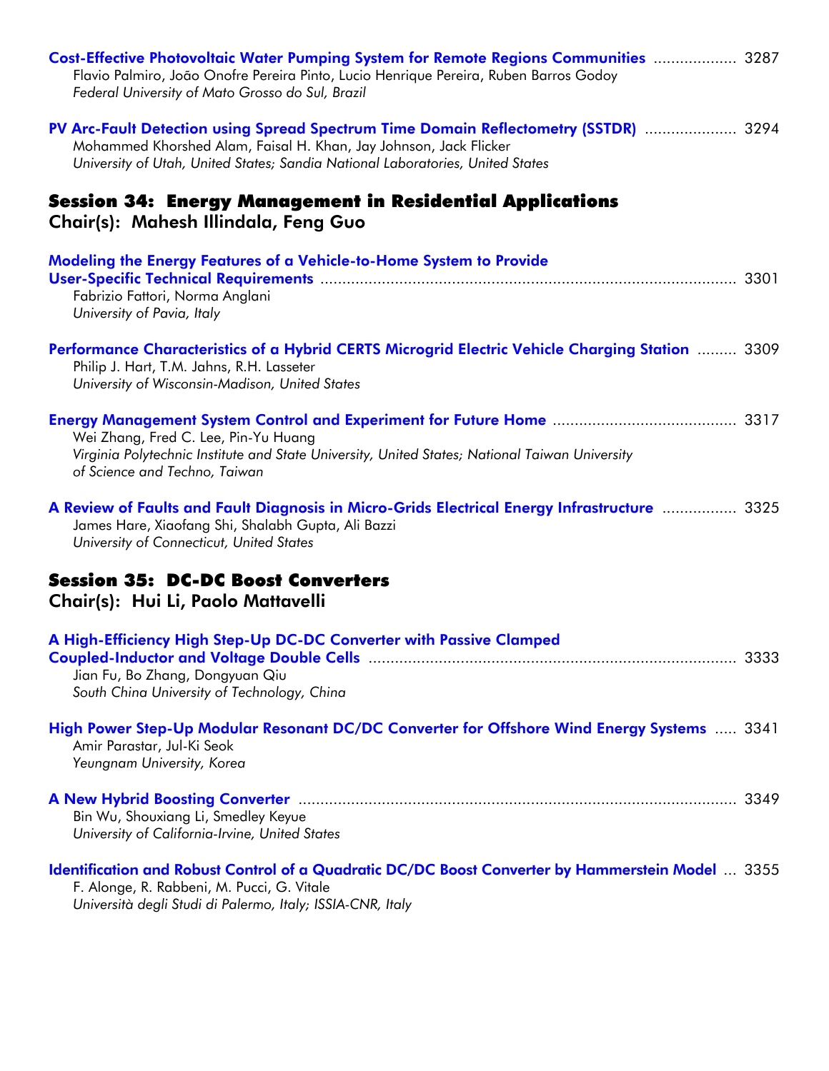**Cost-Effective Photovoltaic Water Pumping System for Remote Regions Communities** .................. 3287
Flavio Palmiro, João Onofre Pereira Pinto, Lucio Henrique Pereira, Ruben Barros Godoy
*Federal University of Mato Grosso do Sul, Brazil*

**PV Arc-Fault Detection using Spread Spectrum Time Domain Reflectometry (SSTDR)** .................... 3294
Mohammed Khorshed Alam, Faisal H. Khan, Jay Johnson, Jack Flicker
*University of Utah, United States; Sandia National Laboratories, United States*

## Session 34: Energy Management in Residential Applications

**Chair(s): Mahesh Illindala, Feng Guo**

**Modeling the Energy Features of a Vehicle-to-Home System to Provide User-Specific Technical Requirements** ................................................................................................ 3301
Fabrizio Fattori, Norma Anglani
*University of Pavia, Italy*

**Performance Characteristics of a Hybrid CERTS Microgrid Electric Vehicle Charging Station** ......... 3309
Philip J. Hart, T.M. Jahns, R.H. Lasseter
*University of Wisconsin-Madison, United States*

**Energy Management System Control and Experiment for Future Home** ......................................... 3317
Wei Zhang, Fred C. Lee, Pin-Yu Huang
*Virginia Polytechnic Institute and State University, United States; National Taiwan University of Science and Techno, Taiwan*

**A Review of Faults and Fault Diagnosis in Micro-Grids Electrical Energy Infrastructure** ................ 3325
James Hare, Xiaofang Shi, Shalabh Gupta, Ali Bazzi
*University of Connecticut, United States*

## Session 35: DC-DC Boost Converters

**Chair(s): Hui Li, Paolo Mattavelli**

**A High-Efficiency High Step-Up DC-DC Converter with Passive Clamped Coupled-Inductor and Voltage Double Cells** ................................................................................ 3333
Jian Fu, Bo Zhang, Dongyuan Qiu
*South China University of Technology, China*

**High Power Step-Up Modular Resonant DC/DC Converter for Offshore Wind Energy Systems** ..... 3341
Amir Parastar, Jul-Ki Seok
*Yeungnam University, Korea*

**A New Hybrid Boosting Converter** ................................................................................................ 3349
Bin Wu, Shouxiang Li, Smedley Keyue
*University of California-Irvine, United States*

**Identification and Robust Control of a Quadratic DC/DC Boost Converter by Hammerstein Model** ... 3355
F. Alonge, R. Rabbeni, M. Pucci, G. Vitale
*Università degli Studi di Palermo, Italy; ISSIA-CNR, Italy*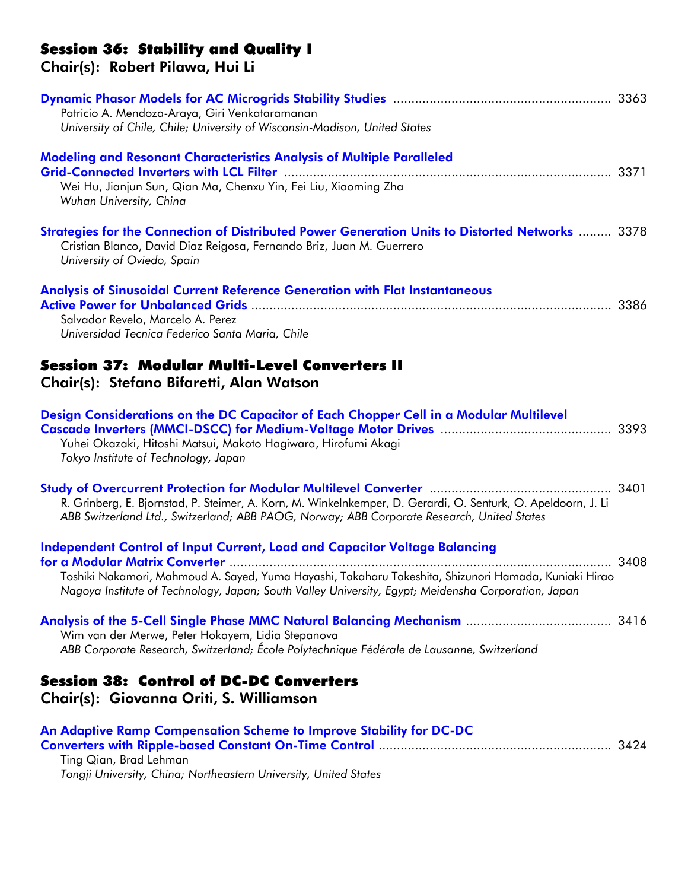## Session 36: Stability and Quality I
### Chair(s): Robert Pilawa, Hui Li

**Dynamic Phasor Models for AC Microgrids Stability Studies** ........................................................... 3363
Patricio A. Mendoza-Araya, Giri Venkataramanan
*University of Chile, Chile; University of Wisconsin-Madison, United States*

**Modeling and Resonant Characteristics Analysis of Multiple Paralleled Grid-Connected Inverters with LCL Filter** ........................................................................................ 3371
Wei Hu, Jianjun Sun, Qian Ma, Chenxu Yin, Fei Liu, Xiaoming Zha
*Wuhan University, China*

**Strategies for the Connection of Distributed Power Generation Units to Distorted Networks** ......... 3378
Cristian Blanco, David Diaz Reigosa, Fernando Briz, Juan M. Guerrero
*University of Oviedo, Spain*

**Analysis of Sinusoidal Current Reference Generation with Flat Instantaneous Active Power for Unbalanced Grids** .................................................................................................. 3386
Salvador Revelo, Marcelo A. Perez
*Universidad Tecnica Federico Santa Maria, Chile*

## Session 37: Modular Multi-Level Converters II
### Chair(s): Stefano Bifaretti, Alan Watson

**Design Considerations on the DC Capacitor of Each Chopper Cell in a Modular Multilevel Cascade Inverters (MMCI-DSCC) for Medium-Voltage Motor Drives** .............................................. 3393
Yuhei Okazaki, Hitoshi Matsui, Makoto Hagiwara, Hirofumi Akagi
*Tokyo Institute of Technology, Japan*

**Study of Overcurrent Protection for Modular Multilevel Converter** ................................................. 3401
R. Grinberg, E. Bjornstad, P. Steimer, A. Korn, M. Winkelnkemper, D. Gerardi, O. Senturk, O. Apeldoorn, J. Li
*ABB Switzerland Ltd., Switzerland; ABB PAOG, Norway; ABB Corporate Research, United States*

**Independent Control of Input Current, Load and Capacitor Voltage Balancing for a Modular Matrix Converter** ......................................................................................................... 3408
Toshiki Nakamori, Mahmoud A. Sayed, Yuma Hayashi, Takaharu Takeshita, Shizunori Hamada, Kuniaki Hirao
*Nagoya Institute of Technology, Japan; South Valley University, Egypt; Meidensha Corporation, Japan*

**Analysis of the 5-Cell Single Phase MMC Natural Balancing Mechanism** ........................................ 3416
Wim van der Merwe, Peter Hokayem, Lidia Stepanova
*ABB Corporate Research, Switzerland; École Polytechnique Fédérale de Lausanne, Switzerland*

## Session 38: Control of DC-DC Converters
### Chair(s): Giovanna Oriti, S. Williamson

**An Adaptive Ramp Compensation Scheme to Improve Stability for DC-DC Converters with Ripple-based Constant On-Time Control** ............................................................... 3424
Ting Qian, Brad Lehman
*Tongji University, China; Northeastern University, United States*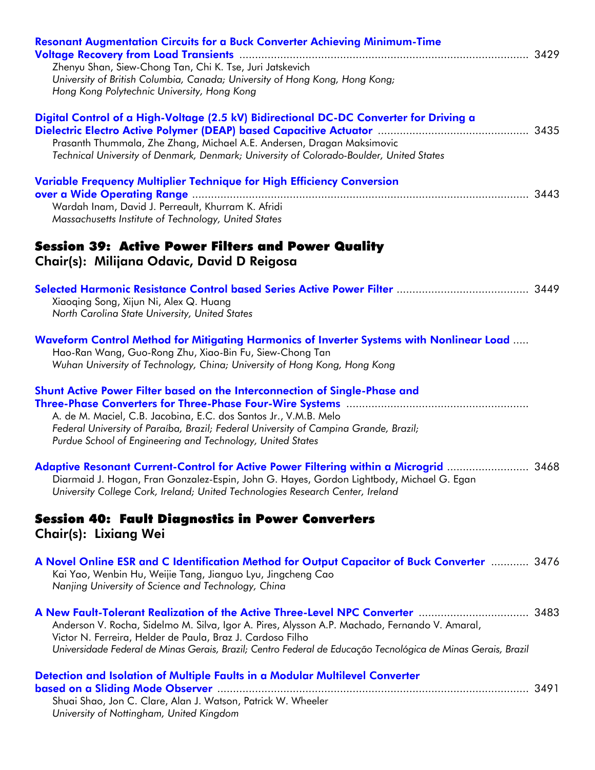**Resonant Augmentation Circuits for a Buck Converter Achieving Minimum-Time Voltage Recovery from Load Transients** ........................................................................................ 3429
Zhenyu Shan, Siew-Chong Tan, Chi K. Tse, Juri Jatskevich
*University of British Columbia, Canada; University of Hong Kong, Hong Kong; Hong Kong Polytechnic University, Hong Kong*

**Digital Control of a High-Voltage (2.5 kV) Bidirectional DC-DC Converter for Driving a Dielectric Electro Active Polymer (DEAP) based Capacitive Actuator** ............................................... 3435
Prasanth Thummala, Zhe Zhang, Michael A.E. Andersen, Dragan Maksimovic
*Technical University of Denmark, Denmark; University of Colorado-Boulder, United States*

**Variable Frequency Multiplier Technique for High Efficiency Conversion over a Wide Operating Range** ........................................................................................................ 3443
Wardah Inam, David J. Perreault, Khurram K. Afridi
*Massachusetts Institute of Technology, United States*

## Session 39: Active Power Filters and Power Quality

### Chair(s): Milijana Odavic, David D Reigosa

**Selected Harmonic Resistance Control based Series Active Power Filter** .......................................... 3449
Xiaoqing Song, Xijun Ni, Alex Q. Huang
*North Carolina State University, United States*

**Waveform Control Method for Mitigating Harmonics of Inverter Systems with Nonlinear Load** .....
Hao-Ran Wang, Guo-Rong Zhu, Xiao-Bin Fu, Siew-Chong Tan
*Wuhan University of Technology, China; University of Hong Kong, Hong Kong*

**Shunt Active Power Filter based on the Interconnection of Single-Phase and Three-Phase Converters for Three-Phase Four-Wire Systems** .........................................................
A. de M. Maciel, C.B. Jacobina, E.C. dos Santos Jr., V.M.B. Melo
*Federal University of Paraíba, Brazil; Federal University of Campina Grande, Brazil; Purdue School of Engineering and Technology, United States*

**Adaptive Resonant Current-Control for Active Power Filtering within a Microgrid** .......................... 3468
Diarmaid J. Hogan, Fran Gonzalez-Espin, John G. Hayes, Gordon Lightbody, Michael G. Egan
*University College Cork, Ireland; United Technologies Research Center, Ireland*

## Session 40: Fault Diagnostics in Power Converters

### Chair(s): Lixiang Wei

**A Novel Online ESR and C Identification Method for Output Capacitor of Buck Converter** ............ 3476
Kai Yao, Wenbin Hu, Weijie Tang, Jianguo Lyu, Jingcheng Cao
*Nanjing University of Science and Technology, China*

**A New Fault-Tolerant Realization of the Active Three-Level NPC Converter** .................................. 3483
Anderson V. Rocha, Sidelmo M. Silva, Igor A. Pires, Alysson A.P. Machado, Fernando V. Amaral, Victor N. Ferreira, Helder de Paula, Braz J. Cardoso Filho
*Universidade Federal de Minas Gerais, Brazil; Centro Federal de Educação Tecnológica de Minas Gerais, Brazil*

**Detection and Isolation of Multiple Faults in a Modular Multilevel Converter based on a Sliding Mode Observer** .................................................................................................. 3491
Shuai Shao, Jon C. Clare, Alan J. Watson, Patrick W. Wheeler
*University of Nottingham, United Kingdom*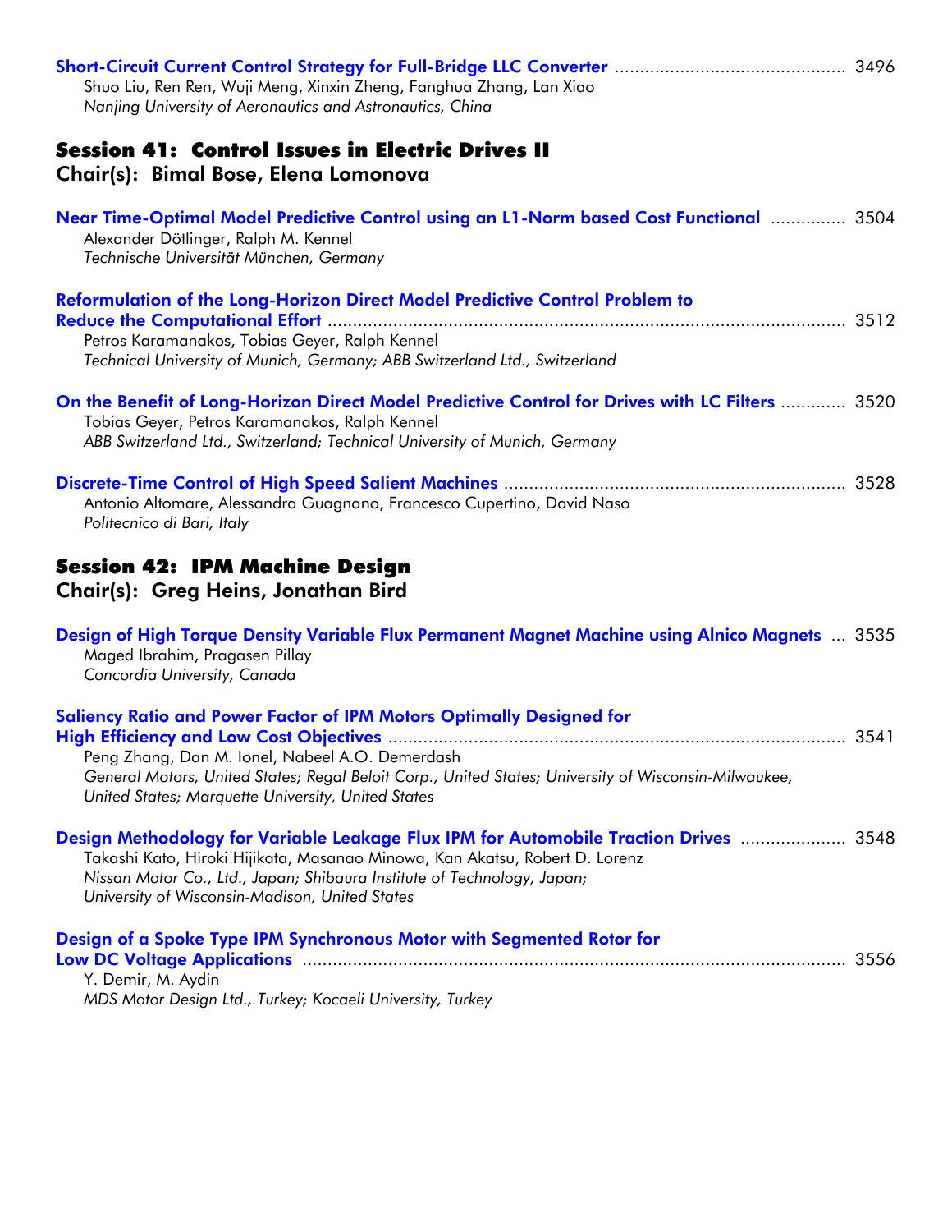**Short-Circuit Current Control Strategy for Full-Bridge LLC Converter** ............................................. 3496
Shuo Liu, Ren Ren, Wuji Meng, Xinxin Zheng, Fanghua Zhang, Lan Xiao
*Nanjing University of Aeronautics and Astronautics, China*

## Session 41: Control Issues in Electric Drives II

### Chair(s): Bimal Bose, Elena Lomonova

**Near Time-Optimal Model Predictive Control using an L1-Norm based Cost Functional** ............... 3504
Alexander Dötlinger, Ralph M. Kennel
*Technische Universität München, Germany*

**Reformulation of the Long-Horizon Direct Model Predictive Control Problem to Reduce the Computational Effort** ....................................................................................................... 3512
Petros Karamanakos, Tobias Geyer, Ralph Kennel
*Technical University of Munich, Germany; ABB Switzerland Ltd., Switzerland*

**On the Benefit of Long-Horizon Direct Model Predictive Control for Drives with LC Filters** ............. 3520
Tobias Geyer, Petros Karamanakos, Ralph Kennel
*ABB Switzerland Ltd., Switzerland; Technical University of Munich, Germany*

**Discrete-Time Control of High Speed Salient Machines** ................................................................... 3528
Antonio Altomare, Alessandra Guagnano, Francesco Cupertino, David Naso
*Politecnico di Bari, Italy*

## Session 42: IPM Machine Design

### Chair(s): Greg Heins, Jonathan Bird

**Design of High Torque Density Variable Flux Permanent Magnet Machine using Alnico Magnets** ... 3535
Maged Ibrahim, Pragasen Pillay
*Concordia University, Canada*

**Saliency Ratio and Power Factor of IPM Motors Optimally Designed for High Efficiency and Low Cost Objectives** ........................................................................................... 3541
Peng Zhang, Dan M. Ionel, Nabeel A.O. Demerdash
*General Motors, United States; Regal Beloit Corp., United States; University of Wisconsin-Milwaukee, United States; Marquette University, United States*

**Design Methodology for Variable Leakage Flux IPM for Automobile Traction Drives** ..................... 3548
Takashi Kato, Hiroki Hijikata, Masanao Minowa, Kan Akatsu, Robert D. Lorenz
*Nissan Motor Co., Ltd., Japan; Shibaura Institute of Technology, Japan; University of Wisconsin-Madison, United States*

**Design of a Spoke Type IPM Synchronous Motor with Segmented Rotor for Low DC Voltage Applications** ........................................................................................................... 3556
Y. Demir, M. Aydin
*MDS Motor Design Ltd., Turkey; Kocaeli University, Turkey*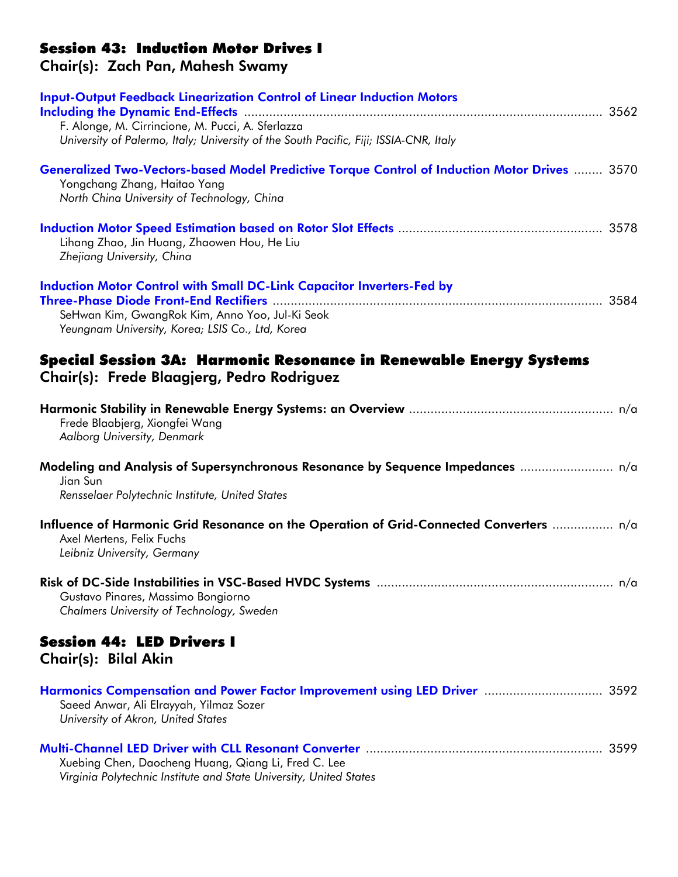## Session 43: Induction Motor Drives I

**Chair(s): Zach Pan, Mahesh Swamy**

**Input-Output Feedback Linearization Control of Linear Induction Motors Including the Dynamic End-Effects** ........ 3562
F. Alonge, M. Cirrincione, M. Pucci, A. Sferlazza
*University of Palermo, Italy; University of the South Pacific, Fiji; ISSIA-CNR, Italy*

**Generalized Two-Vectors-based Model Predictive Torque Control of Induction Motor Drives** ........ 3570
Yongchang Zhang, Haitao Yang
*North China University of Technology, China*

**Induction Motor Speed Estimation based on Rotor Slot Effects** ........ 3578
Lihang Zhao, Jin Huang, Zhaowen Hou, He Liu
*Zhejiang University, China*

**Induction Motor Control with Small DC-Link Capacitor Inverters-Fed by Three-Phase Diode Front-End Rectifiers** ........ 3584
SeHwan Kim, GwangRok Kim, Anno Yoo, Jul-Ki Seok
*Yeungnam University, Korea; LSIS Co., Ltd, Korea*

## Special Session 3A: Harmonic Resonance in Renewable Energy Systems

**Chair(s): Frede Blaagjerg, Pedro Rodriguez**

**Harmonic Stability in Renewable Energy Systems: an Overview** ........ n/a
Frede Blaabjerg, Xiongfei Wang
*Aalborg University, Denmark*

**Modeling and Analysis of Supersynchronous Resonance by Sequence Impedances** ........ n/a
Jian Sun
*Rensselaer Polytechnic Institute, United States*

**Influence of Harmonic Grid Resonance on the Operation of Grid-Connected Converters** ........ n/a
Axel Mertens, Felix Fuchs
*Leibniz University, Germany*

**Risk of DC-Side Instabilities in VSC-Based HVDC Systems** ........ n/a
Gustavo Pinares, Massimo Bongiorno
*Chalmers University of Technology, Sweden*

## Session 44: LED Drivers I

**Chair(s): Bilal Akin**

**Harmonics Compensation and Power Factor Improvement using LED Driver** ........ 3592
Saeed Anwar, Ali Elrayyah, Yilmaz Sozer
*University of Akron, United States*

**Multi-Channel LED Driver with CLL Resonant Converter** ........ 3599
Xuebing Chen, Daocheng Huang, Qiang Li, Fred C. Lee
*Virginia Polytechnic Institute and State University, United States*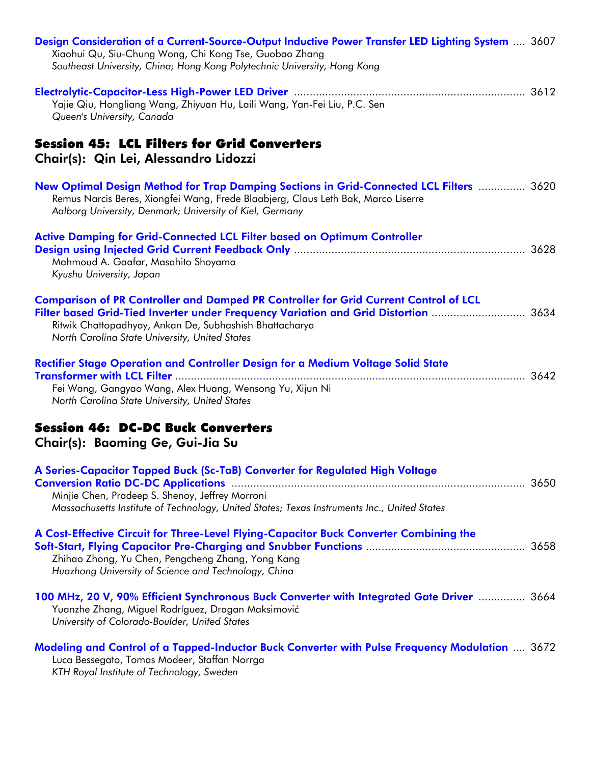**Design Consideration of a Current-Source-Output Inductive Power Transfer LED Lighting System** .... 3607
Xiaohui Qu, Siu-Chung Wong, Chi Kong Tse, Guobao Zhang
*Southeast University, China; Hong Kong Polytechnic University, Hong Kong*

**Electrolytic-Capacitor-Less High-Power LED Driver** ........................................................................ 3612
Yajie Qiu, Hongliang Wang, Zhiyuan Hu, Laili Wang, Yan-Fei Liu, P.C. Sen
*Queen's University, Canada*

## Session 45: LCL Filters for Grid Converters
### Chair(s): Qin Lei, Alessandro Lidozzi

**New Optimal Design Method for Trap Damping Sections in Grid-Connected LCL Filters** .............. 3620
Remus Narcis Beres, Xiongfei Wang, Frede Blaabjerg, Claus Leth Bak, Marco Liserre
*Aalborg University, Denmark; University of Kiel, Germany*

**Active Damping for Grid-Connected LCL Filter based on Optimum Controller Design using Injected Grid Current Feedback Only** ........................................................................ 3628
Mahmoud A. Gaafar, Masahito Shoyama
*Kyushu University, Japan*

**Comparison of PR Controller and Damped PR Controller for Grid Current Control of LCL Filter based Grid-Tied Inverter under Frequency Variation and Grid Distortion** ............................. 3634
Ritwik Chattopadhyay, Ankan De, Subhashish Bhattacharya
*North Carolina State University, United States*

**Rectifier Stage Operation and Controller Design for a Medium Voltage Solid State Transformer with LCL Filter** ................................................................................................................ 3642
Fei Wang, Gangyao Wang, Alex Huang, Wensong Yu, Xijun Ni
*North Carolina State University, United States*

## Session 46: DC-DC Buck Converters
### Chair(s): Baoming Ge, Gui-Jia Su

**A Series-Capacitor Tapped Buck (Sc-TaB) Converter for Regulated High Voltage Conversion Ratio DC-DC Applications** ............................................................................................. 3650
Minjie Chen, Pradeep S. Shenoy, Jeffrey Morroni
*Massachusetts Institute of Technology, United States; Texas Instruments Inc., United States*

**A Cost-Effective Circuit for Three-Level Flying-Capacitor Buck Converter Combining the Soft-Start, Flying Capacitor Pre-Charging and Snubber Functions** .................................................. 3658
Zhihao Zhong, Yu Chen, Pengcheng Zhang, Yong Kang
*Huazhong University of Science and Technology, China*

**100 MHz, 20 V, 90% Efficient Synchronous Buck Converter with Integrated Gate Driver** ............... 3664
Yuanzhe Zhang, Miguel Rodríguez, Dragan Maksimović
*University of Colorado-Boulder, United States*

**Modeling and Control of a Tapped-Inductor Buck Converter with Pulse Frequency Modulation** .... 3672
Luca Bessegato, Tomas Modeer, Staffan Norrga
*KTH Royal Institute of Technology, Sweden*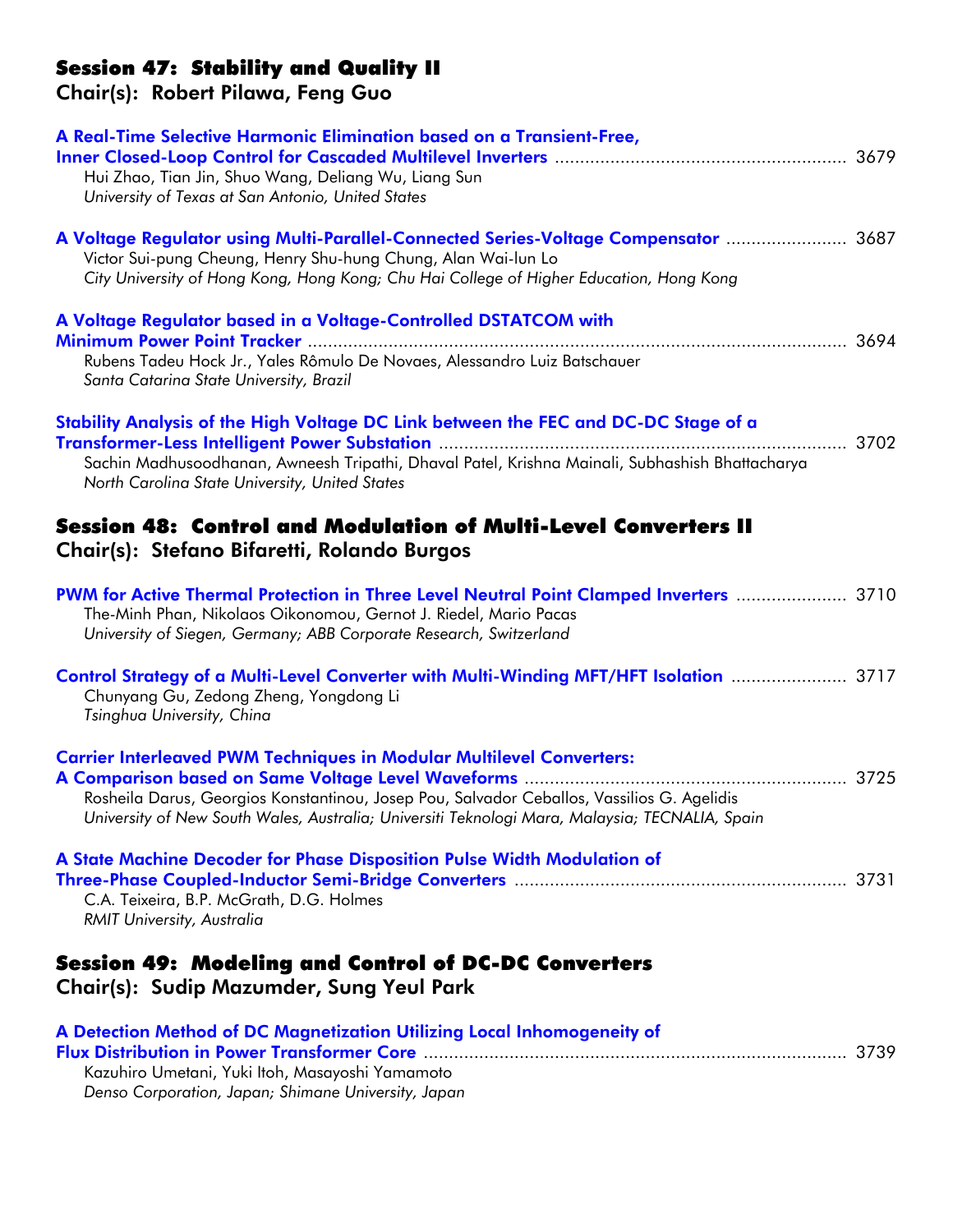## Session 47: Stability and Quality II

**Chair(s): Robert Pilawa, Feng Guo**

**A Real-Time Selective Harmonic Elimination based on a Transient-Free, Inner Closed-Loop Control for Cascaded Multilevel Inverters** ........ 3679
Hui Zhao, Tian Jin, Shuo Wang, Deliang Wu, Liang Sun
*University of Texas at San Antonio, United States*

**A Voltage Regulator using Multi-Parallel-Connected Series-Voltage Compensator** ........ 3687
Victor Sui-pung Cheung, Henry Shu-hung Chung, Alan Wai-lun Lo
*City University of Hong Kong, Hong Kong; Chu Hai College of Higher Education, Hong Kong*

**A Voltage Regulator based in a Voltage-Controlled DSTATCOM with Minimum Power Point Tracker** ........ 3694
Rubens Tadeu Hock Jr., Yales Rômulo De Novaes, Alessandro Luiz Batschauer
*Santa Catarina State University, Brazil*

**Stability Analysis of the High Voltage DC Link between the FEC and DC-DC Stage of a Transformer-Less Intelligent Power Substation** ........ 3702
Sachin Madhusoodhanan, Awneesh Tripathi, Dhaval Patel, Krishna Mainali, Subhashish Bhattacharya
*North Carolina State University, United States*

## Session 48: Control and Modulation of Multi-Level Converters II

**Chair(s): Stefano Bifaretti, Rolando Burgos**

**PWM for Active Thermal Protection in Three Level Neutral Point Clamped Inverters** ........ 3710
The-Minh Phan, Nikolaos Oikonomou, Gernot J. Riedel, Mario Pacas
*University of Siegen, Germany; ABB Corporate Research, Switzerland*

**Control Strategy of a Multi-Level Converter with Multi-Winding MFT/HFT Isolation** ........ 3717
Chunyang Gu, Zedong Zheng, Yongdong Li
*Tsinghua University, China*

**Carrier Interleaved PWM Techniques in Modular Multilevel Converters: A Comparison based on Same Voltage Level Waveforms** ........ 3725
Rosheila Darus, Georgios Konstantinou, Josep Pou, Salvador Ceballos, Vassilios G. Agelidis
*University of New South Wales, Australia; Universiti Teknologi Mara, Malaysia; TECNALIA, Spain*

**A State Machine Decoder for Phase Disposition Pulse Width Modulation of Three-Phase Coupled-Inductor Semi-Bridge Converters** ........ 3731
C.A. Teixeira, B.P. McGrath, D.G. Holmes
*RMIT University, Australia*

## Session 49: Modeling and Control of DC-DC Converters

**Chair(s): Sudip Mazumder, Sung Yeul Park**

**A Detection Method of DC Magnetization Utilizing Local Inhomogeneity of Flux Distribution in Power Transformer Core** ........ 3739
Kazuhiro Umetani, Yuki Itoh, Masayoshi Yamamoto
*Denso Corporation, Japan; Shimane University, Japan*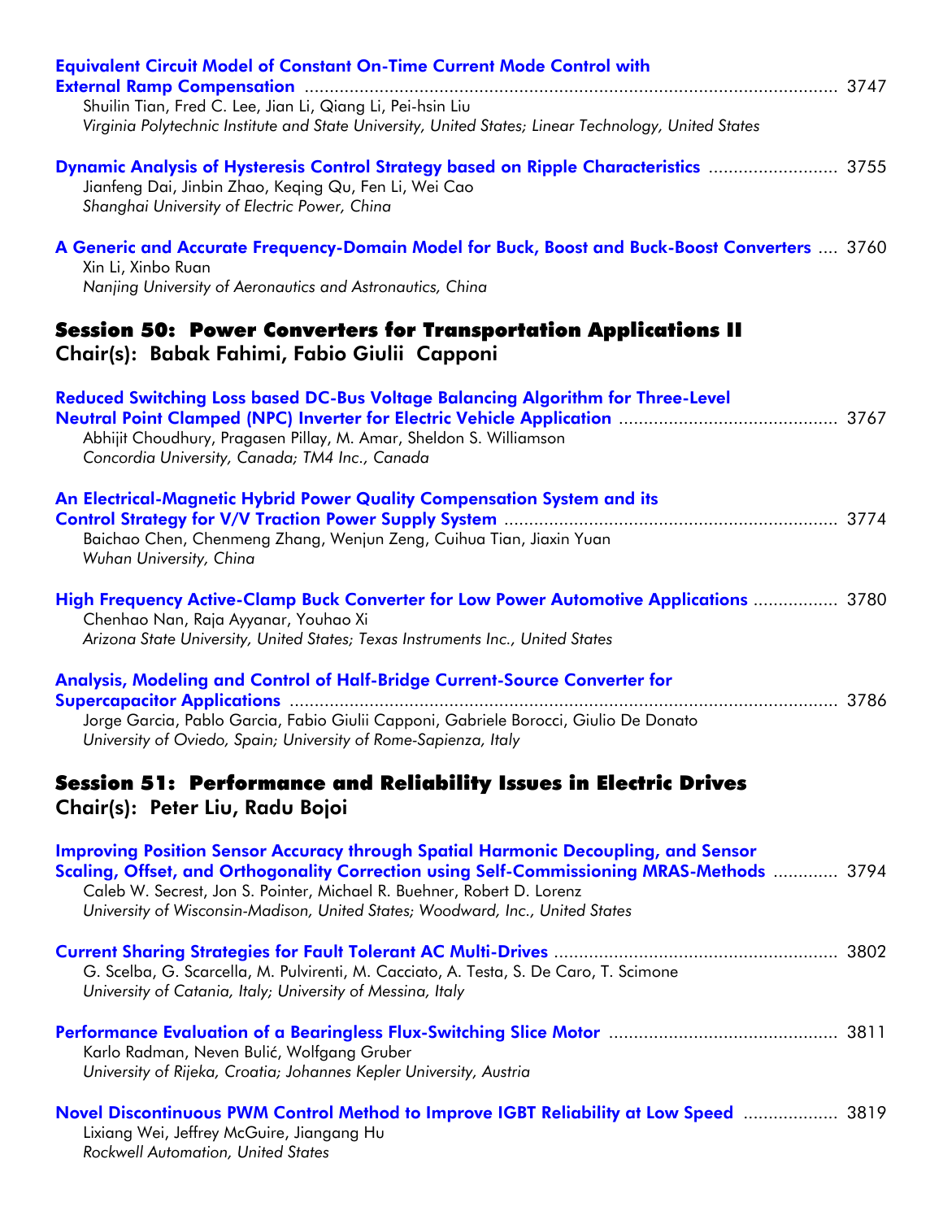**Equivalent Circuit Model of Constant On-Time Current Mode Control with External Ramp Compensation** ........ 3747
Shuilin Tian, Fred C. Lee, Jian Li, Qiang Li, Pei-hsin Liu
*Virginia Polytechnic Institute and State University, United States; Linear Technology, United States*

**Dynamic Analysis of Hysteresis Control Strategy based on Ripple Characteristics** ........ 3755
Jianfeng Dai, Jinbin Zhao, Keqing Qu, Fen Li, Wei Cao
*Shanghai University of Electric Power, China*

**A Generic and Accurate Frequency-Domain Model for Buck, Boost and Buck-Boost Converters** .... 3760
Xin Li, Xinbo Ruan
*Nanjing University of Aeronautics and Astronautics, China*

## Session 50: Power Converters for Transportation Applications II

### Chair(s): Babak Fahimi, Fabio Giulii Capponi

**Reduced Switching Loss based DC-Bus Voltage Balancing Algorithm for Three-Level Neutral Point Clamped (NPC) Inverter for Electric Vehicle Application** ........ 3767
Abhijit Choudhury, Pragasen Pillay, M. Amar, Sheldon S. Williamson
*Concordia University, Canada; TM4 Inc., Canada*

**An Electrical-Magnetic Hybrid Power Quality Compensation System and its Control Strategy for V/V Traction Power Supply System** ........ 3774
Baichao Chen, Chenmeng Zhang, Wenjun Zeng, Cuihua Tian, Jiaxin Yuan
*Wuhan University, China*

**High Frequency Active-Clamp Buck Converter for Low Power Automotive Applications** ........ 3780
Chenhao Nan, Raja Ayyanar, Youhao Xi
*Arizona State University, United States; Texas Instruments Inc., United States*

**Analysis, Modeling and Control of Half-Bridge Current-Source Converter for Supercapacitor Applications** ........ 3786
Jorge Garcia, Pablo Garcia, Fabio Giulii Capponi, Gabriele Borocci, Giulio De Donato
*University of Oviedo, Spain; University of Rome-Sapienza, Italy*

## Session 51: Performance and Reliability Issues in Electric Drives

### Chair(s): Peter Liu, Radu Bojoi

**Improving Position Sensor Accuracy through Spatial Harmonic Decoupling, and Sensor Scaling, Offset, and Orthogonality Correction using Self-Commissioning MRAS-Methods** ........ 3794
Caleb W. Secrest, Jon S. Pointer, Michael R. Buehner, Robert D. Lorenz
*University of Wisconsin-Madison, United States; Woodward, Inc., United States*

**Current Sharing Strategies for Fault Tolerant AC Multi-Drives** ........ 3802
G. Scelba, G. Scarcella, M. Pulvirenti, M. Cacciato, A. Testa, S. De Caro, T. Scimone
*University of Catania, Italy; University of Messina, Italy*

**Performance Evaluation of a Bearingless Flux-Switching Slice Motor** ........ 3811
Karlo Radman, Neven Bulić, Wolfgang Gruber
*University of Rijeka, Croatia; Johannes Kepler University, Austria*

**Novel Discontinuous PWM Control Method to Improve IGBT Reliability at Low Speed** ........ 3819
Lixiang Wei, Jeffrey McGuire, Jiangang Hu
*Rockwell Automation, United States*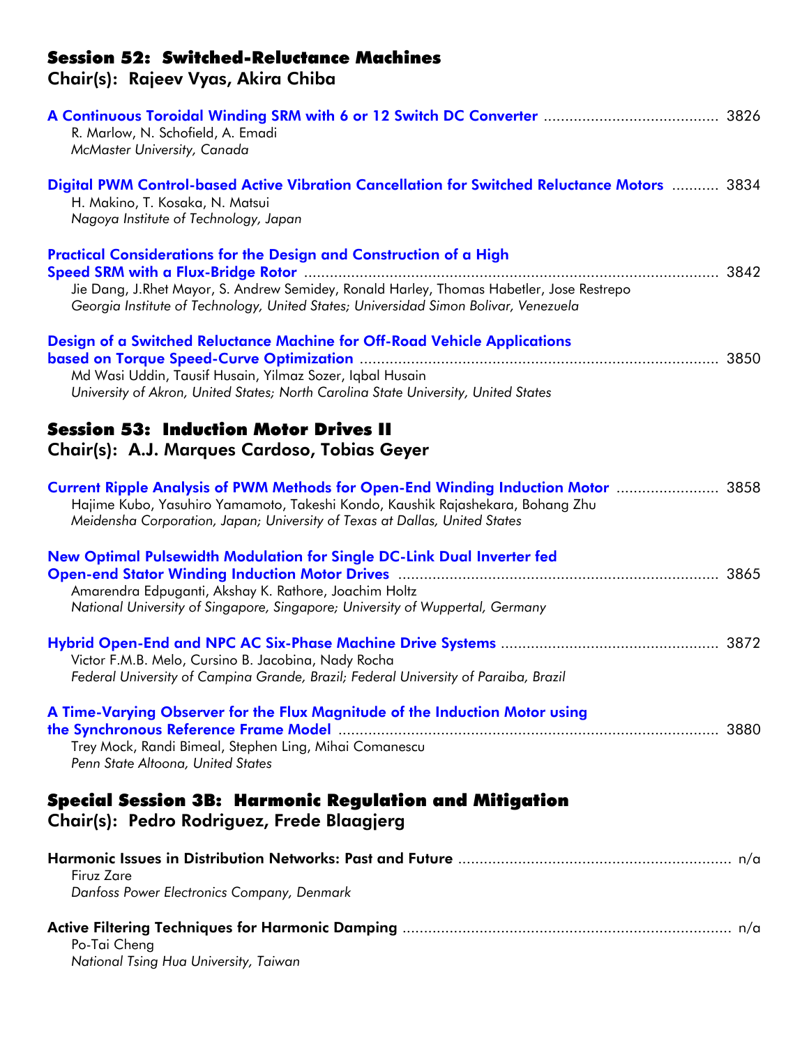## Session 52: Switched-Reluctance Machines

### Chair(s): Rajeev Vyas, Akira Chiba

**A Continuous Toroidal Winding SRM with 6 or 12 Switch DC Converter** ........................................ 3826
R. Marlow, N. Schofield, A. Emadi
*McMaster University, Canada*

**Digital PWM Control-based Active Vibration Cancellation for Switched Reluctance Motors** ........... 3834
H. Makino, T. Kosaka, N. Matsui
*Nagoya Institute of Technology, Japan*

**Practical Considerations for the Design and Construction of a High Speed SRM with a Flux-Bridge Rotor** ................................................................................................ 3842
Jie Dang, J.Rhet Mayor, S. Andrew Semidey, Ronald Harley, Thomas Habetler, Jose Restrepo
*Georgia Institute of Technology, United States; Universidad Simon Bolivar, Venezuela*

**Design of a Switched Reluctance Machine for Off-Road Vehicle Applications based on Torque Speed-Curve Optimization** ................................................................................... 3850
Md Wasi Uddin, Tausif Husain, Yilmaz Sozer, Iqbal Husain
*University of Akron, United States; North Carolina State University, United States*

## Session 53: Induction Motor Drives II

### Chair(s): A.J. Marques Cardoso, Tobias Geyer

**Current Ripple Analysis of PWM Methods for Open-End Winding Induction Motor** ........................ 3858
Hajime Kubo, Yasuhiro Yamamoto, Takeshi Kondo, Kaushik Rajashekara, Bohang Zhu
*Meidensha Corporation, Japan; University of Texas at Dallas, United States*

**New Optimal Pulsewidth Modulation for Single DC-Link Dual Inverter fed Open-end Stator Winding Induction Motor Drives** .......................................................................... 3865
Amarendra Edpuganti, Akshay K. Rathore, Joachim Holtz
*National University of Singapore, Singapore; University of Wuppertal, Germany*

**Hybrid Open-End and NPC AC Six-Phase Machine Drive Systems** .................................................. 3872
Victor F.M.B. Melo, Cursino B. Jacobina, Nady Rocha
*Federal University of Campina Grande, Brazil; Federal University of Paraiba, Brazil*

**A Time-Varying Observer for the Flux Magnitude of the Induction Motor using the Synchronous Reference Frame Model** ........................................................................................ 3880
Trey Mock, Randi Bimeal, Stephen Ling, Mihai Comanescu
*Penn State Altoona, United States*

## Special Session 3B: Harmonic Regulation and Mitigation

### Chair(s): Pedro Rodriguez, Frede Blaagjerg

**Harmonic Issues in Distribution Networks: Past and Future** ................................................................ n/a
Firuz Zare
*Danfoss Power Electronics Company, Denmark*

**Active Filtering Techniques for Harmonic Damping** ............................................................................ n/a
Po-Tai Cheng
*National Tsing Hua University, Taiwan*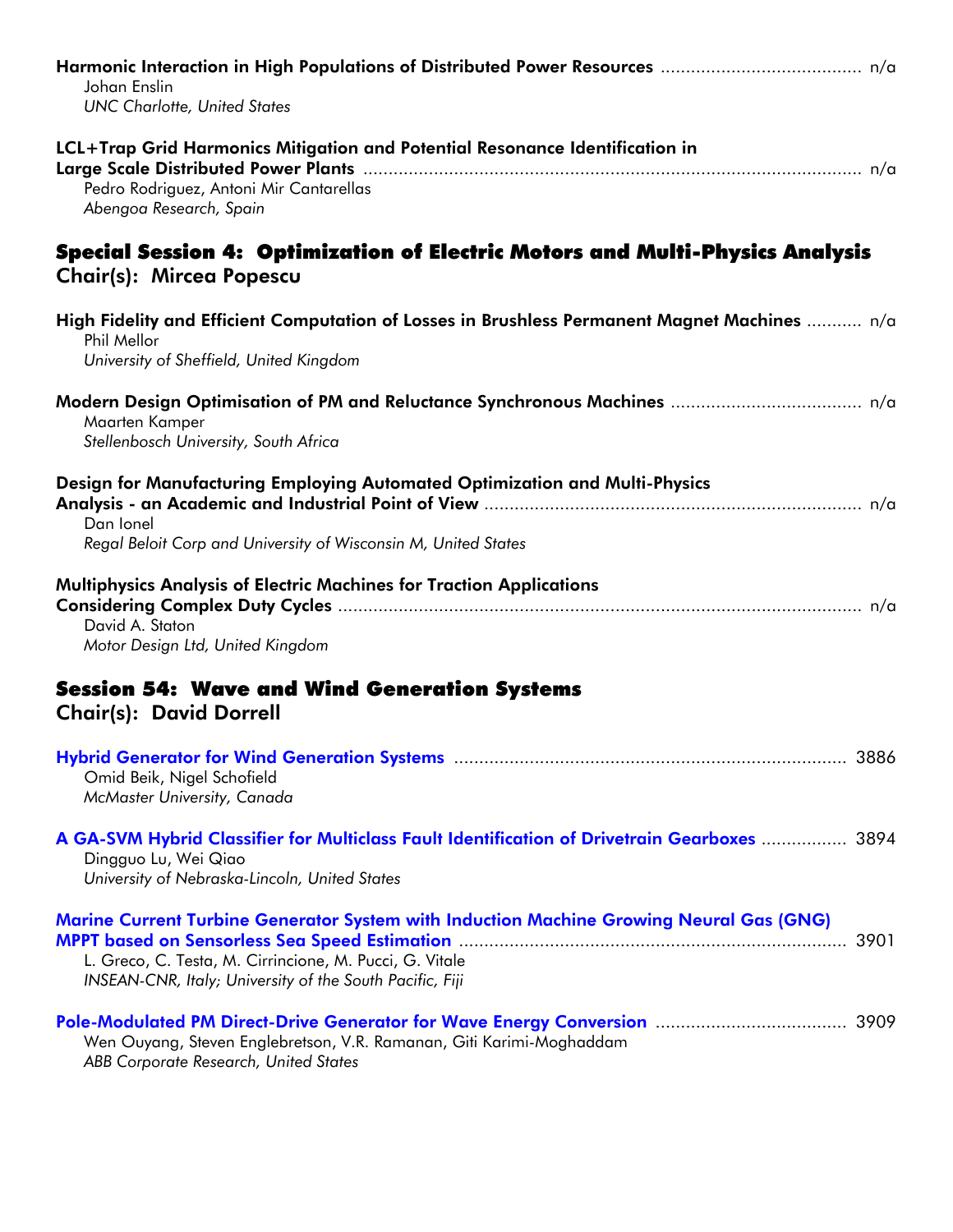**Harmonic Interaction in High Populations of Distributed Power Resources** ........................................ n/a
Johan Enslin
*UNC Charlotte, United States*

**LCL+Trap Grid Harmonics Mitigation and Potential Resonance Identification in Large Scale Distributed Power Plants** ........................................ n/a
Pedro Rodriguez, Antoni Mir Cantarellas
*Abengoa Research, Spain*

## Special Session 4: Optimization of Electric Motors and Multi-Physics Analysis
### Chair(s): Mircea Popescu

**High Fidelity and Efficient Computation of Losses in Brushless Permanent Magnet Machines** ........... n/a
Phil Mellor
*University of Sheffield, United Kingdom*

**Modern Design Optimisation of PM and Reluctance Synchronous Machines** ........................................ n/a
Maarten Kamper
*Stellenbosch University, South Africa*

**Design for Manufacturing Employing Automated Optimization and Multi-Physics Analysis - an Academic and Industrial Point of View** ........................................ n/a
Dan Ionel
*Regal Beloit Corp and University of Wisconsin M, United States*

**Multiphysics Analysis of Electric Machines for Traction Applications Considering Complex Duty Cycles** ........................................ n/a
David A. Staton
*Motor Design Ltd, United Kingdom*

## Session 54: Wave and Wind Generation Systems
### Chair(s): David Dorrell

**Hybrid Generator for Wind Generation Systems** ........................................ 3886
Omid Beik, Nigel Schofield
*McMaster University, Canada*

**A GA-SVM Hybrid Classifier for Multiclass Fault Identification of Drivetrain Gearboxes** ................. 3894
Dingguo Lu, Wei Qiao
*University of Nebraska-Lincoln, United States*

**Marine Current Turbine Generator System with Induction Machine Growing Neural Gas (GNG) MPPT based on Sensorless Sea Speed Estimation** ........................................ 3901
L. Greco, C. Testa, M. Cirrincione, M. Pucci, G. Vitale
*INSEAN-CNR, Italy; University of the South Pacific, Fiji*

**Pole-Modulated PM Direct-Drive Generator for Wave Energy Conversion** ........................................ 3909
Wen Ouyang, Steven Englebretson, V.R. Ramanan, Giti Karimi-Moghaddam
*ABB Corporate Research, United States*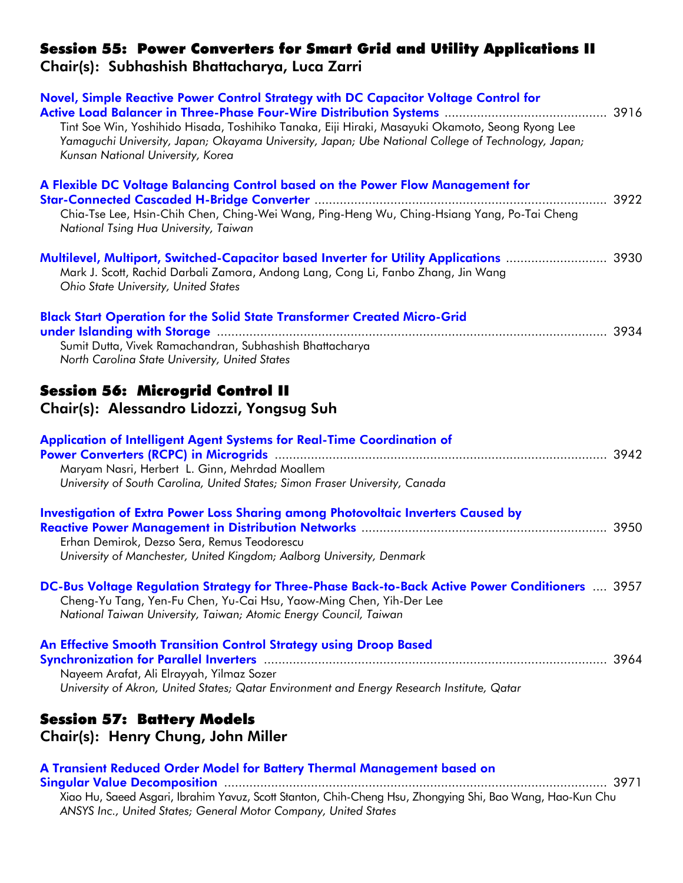## Session 55: Power Converters for Smart Grid and Utility Applications II

**Chair(s): Subhashish Bhattacharya, Luca Zarri**

**Novel, Simple Reactive Power Control Strategy with DC Capacitor Voltage Control for Active Load Balancer in Three-Phase Four-Wire Distribution Systems** ............................................ 3916
Tint Soe Win, Yoshihido Hisada, Toshihiko Tanaka, Eiji Hiraki, Masayuki Okamoto, Seong Ryong Lee
*Yamaguchi University, Japan; Okayama University, Japan; Ube National College of Technology, Japan; Kunsan National University, Korea*

**A Flexible DC Voltage Balancing Control based on the Power Flow Management for Star-Connected Cascaded H-Bridge Converter** ................................................................................ 3922
Chia-Tse Lee, Hsin-Chih Chen, Ching-Wei Wang, Ping-Heng Wu, Ching-Hsiang Yang, Po-Tai Cheng
*National Tsing Hua University, Taiwan*

**Multilevel, Multiport, Switched-Capacitor based Inverter for Utility Applications** ........................... 3930
Mark J. Scott, Rachid Darbali Zamora, Andong Lang, Cong Li, Fanbo Zhang, Jin Wang
*Ohio State University, United States*

**Black Start Operation for the Solid State Transformer Created Micro-Grid under Islanding with Storage** ............................................................................................................ 3934
Sumit Dutta, Vivek Ramachandran, Subhashish Bhattacharya
*North Carolina State University, United States*

## Session 56: Microgrid Control II

**Chair(s): Alessandro Lidozzi, Yongsug Suh**

**Application of Intelligent Agent Systems for Real-Time Coordination of Power Converters (RCPC) in Microgrids** ........................................................................................... 3942
Maryam Nasri, Herbert L. Ginn, Mehrdad Moallem
*University of South Carolina, United States; Simon Fraser University, Canada*

**Investigation of Extra Power Loss Sharing among Photovoltaic Inverters Caused by Reactive Power Management in Distribution Networks** .................................................................. 3950
Erhan Demirok, Dezso Sera, Remus Teodorescu
*University of Manchester, United Kingdom; Aalborg University, Denmark*

**DC-Bus Voltage Regulation Strategy for Three-Phase Back-to-Back Active Power Conditioners** .... 3957
Cheng-Yu Tang, Yen-Fu Chen, Yu-Cai Hsu, Yaow-Ming Chen, Yih-Der Lee
*National Taiwan University, Taiwan; Atomic Energy Council, Taiwan*

**An Effective Smooth Transition Control Strategy using Droop Based Synchronization for Parallel Inverters** ............................................................................................. 3964
Nayeem Arafat, Ali Elrayyah, Yilmaz Sozer
*University of Akron, United States; Qatar Environment and Energy Research Institute, Qatar*

## Session 57: Battery Models

**Chair(s): Henry Chung, John Miller**

**A Transient Reduced Order Model for Battery Thermal Management based on Singular Value Decomposition** ........................................................................................... 3971
Xiao Hu, Saeed Asgari, Ibrahim Yavuz, Scott Stanton, Chih-Cheng Hsu, Zhongying Shi, Bao Wang, Hao-Kun Chu
*ANSYS Inc., United States; General Motor Company, United States*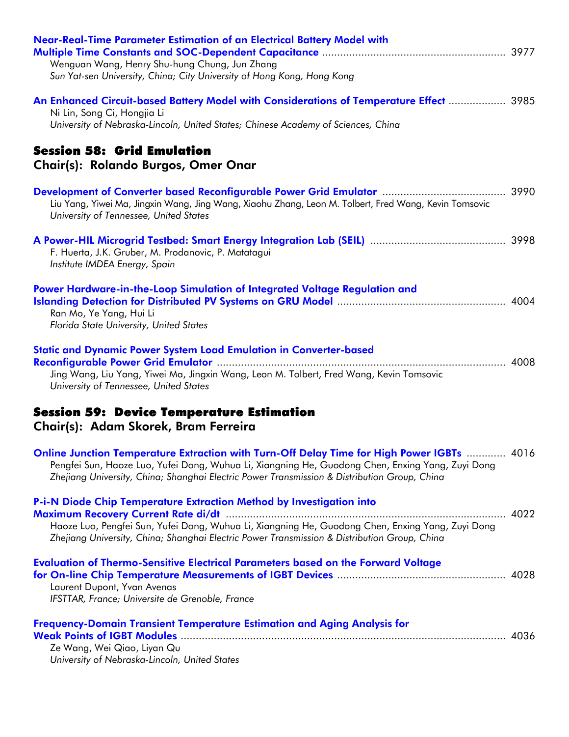**Near-Real-Time Parameter Estimation of an Electrical Battery Model with Multiple Time Constants and SOC-Dependent Capacitance** ............................................................ 3977
Wenguan Wang, Henry Shu-hung Chung, Jun Zhang
*Sun Yat-sen University, China; City University of Hong Kong, Hong Kong*

**An Enhanced Circuit-based Battery Model with Considerations of Temperature Effect** .................. 3985
Ni Lin, Song Ci, Hongjia Li
*University of Nebraska-Lincoln, United States; Chinese Academy of Sciences, China*

## Session 58: Grid Emulation

### Chair(s): Rolando Burgos, Omer Onar

**Development of Converter based Reconfigurable Power Grid Emulator** ........................................ 3990
Liu Yang, Yiwei Ma, Jingxin Wang, Jing Wang, Xiaohu Zhang, Leon M. Tolbert, Fred Wang, Kevin Tomsovic
*University of Tennessee, United States*

**A Power-HIL Microgrid Testbed: Smart Energy Integration Lab (SEIL)** ............................................ 3998
F. Huerta, J.K. Gruber, M. Prodanovic, P. Matatagui
*Institute IMDEA Energy, Spain*

**Power Hardware-in-the-Loop Simulation of Integrated Voltage Regulation and Islanding Detection for Distributed PV Systems on GRU Model** ....................................................... 4004
Ran Mo, Ye Yang, Hui Li
*Florida State University, United States*

**Static and Dynamic Power System Load Emulation in Converter-based Reconfigurable Power Grid Emulator** ................................................................................................ 4008
Jing Wang, Liu Yang, Yiwei Ma, Jingxin Wang, Leon M. Tolbert, Fred Wang, Kevin Tomsovic
*University of Tennessee, United States*

## Session 59: Device Temperature Estimation

### Chair(s): Adam Skorek, Bram Ferreira

**Online Junction Temperature Extraction with Turn-Off Delay Time for High Power IGBTs** ............. 4016
Pengfei Sun, Haoze Luo, Yufei Dong, Wuhua Li, Xiangning He, Guodong Chen, Enxing Yang, Zuyi Dong
*Zhejiang University, China; Shanghai Electric Power Transmission & Distribution Group, China*

**P-i-N Diode Chip Temperature Extraction Method by Investigation into Maximum Recovery Current Rate di/dt** ............................................................................................ 4022
Haoze Luo, Pengfei Sun, Yufei Dong, Wuhua Li, Xiangning He, Guodong Chen, Enxing Yang, Zuyi Dong
*Zhejiang University, China; Shanghai Electric Power Transmission & Distribution Group, China*

**Evaluation of Thermo-Sensitive Electrical Parameters based on the Forward Voltage for On-line Chip Temperature Measurements of IGBT Devices** ....................................................... 4028
Laurent Dupont, Yvan Avenas
*IFSTTAR, France; Universite de Grenoble, France*

**Frequency-Domain Transient Temperature Estimation and Aging Analysis for Weak Points of IGBT Modules** .......................................................................................................... 4036
Ze Wang, Wei Qiao, Liyan Qu
*University of Nebraska-Lincoln, United States*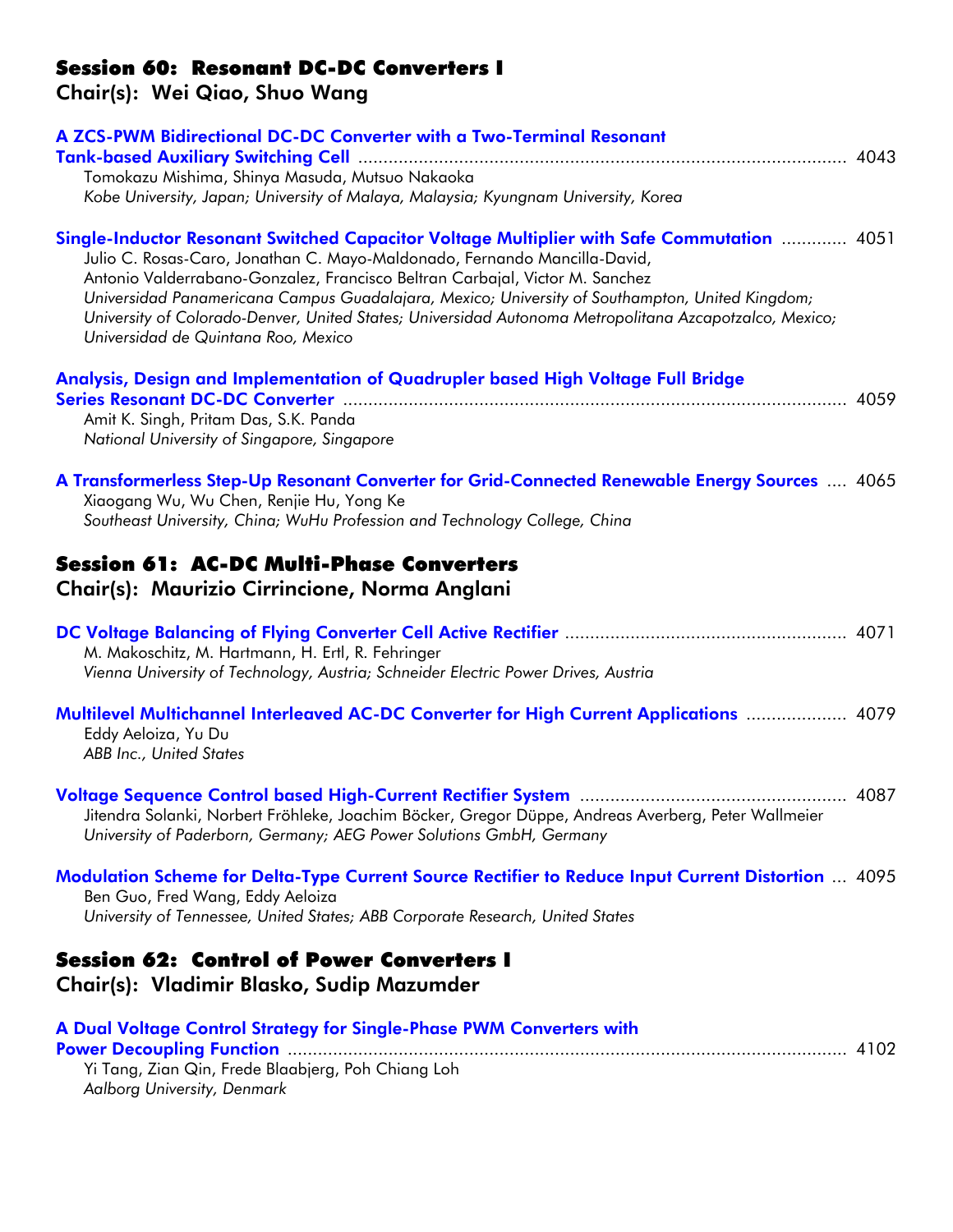## Session 60: Resonant DC-DC Converters I

### Chair(s): Wei Qiao, Shuo Wang

**A ZCS-PWM Bidirectional DC-DC Converter with a Two-Terminal Resonant Tank-based Auxiliary Switching Cell** ........ 4043
Tomokazu Mishima, Shinya Masuda, Mutsuo Nakaoka
*Kobe University, Japan; University of Malaya, Malaysia; Kyungnam University, Korea*

**Single-Inductor Resonant Switched Capacitor Voltage Multiplier with Safe Commutation** ........ 4051
Julio C. Rosas-Caro, Jonathan C. Mayo-Maldonado, Fernando Mancilla-David, Antonio Valderrabano-Gonzalez, Francisco Beltran Carbajal, Victor M. Sanchez
*Universidad Panamericana Campus Guadalajara, Mexico; University of Southampton, United Kingdom; University of Colorado-Denver, United States; Universidad Autonoma Metropolitana Azcapotzalco, Mexico; Universidad de Quintana Roo, Mexico*

**Analysis, Design and Implementation of Quadrupler based High Voltage Full Bridge Series Resonant DC-DC Converter** ........ 4059
Amit K. Singh, Pritam Das, S.K. Panda
*National University of Singapore, Singapore*

**A Transformerless Step-Up Resonant Converter for Grid-Connected Renewable Energy Sources** ........ 4065
Xiaogang Wu, Wu Chen, Renjie Hu, Yong Ke
*Southeast University, China; WuHu Profession and Technology College, China*

## Session 61: AC-DC Multi-Phase Converters

### Chair(s): Maurizio Cirrincione, Norma Anglani

**DC Voltage Balancing of Flying Converter Cell Active Rectifier** ........ 4071
M. Makoschitz, M. Hartmann, H. Ertl, R. Fehringer
*Vienna University of Technology, Austria; Schneider Electric Power Drives, Austria*

**Multilevel Multichannel Interleaved AC-DC Converter for High Current Applications** ........ 4079
Eddy Aeloiza, Yu Du
*ABB Inc., United States*

**Voltage Sequence Control based High-Current Rectifier System** ........ 4087
Jitendra Solanki, Norbert Fröhleke, Joachim Böcker, Gregor Düppe, Andreas Averberg, Peter Wallmeier
*University of Paderborn, Germany; AEG Power Solutions GmbH, Germany*

**Modulation Scheme for Delta-Type Current Source Rectifier to Reduce Input Current Distortion** ... 4095
Ben Guo, Fred Wang, Eddy Aeloiza
*University of Tennessee, United States; ABB Corporate Research, United States*

## Session 62: Control of Power Converters I

### Chair(s): Vladimir Blasko, Sudip Mazumder

**A Dual Voltage Control Strategy for Single-Phase PWM Converters with Power Decoupling Function** ........ 4102
Yi Tang, Zian Qin, Frede Blaabjerg, Poh Chiang Loh
*Aalborg University, Denmark*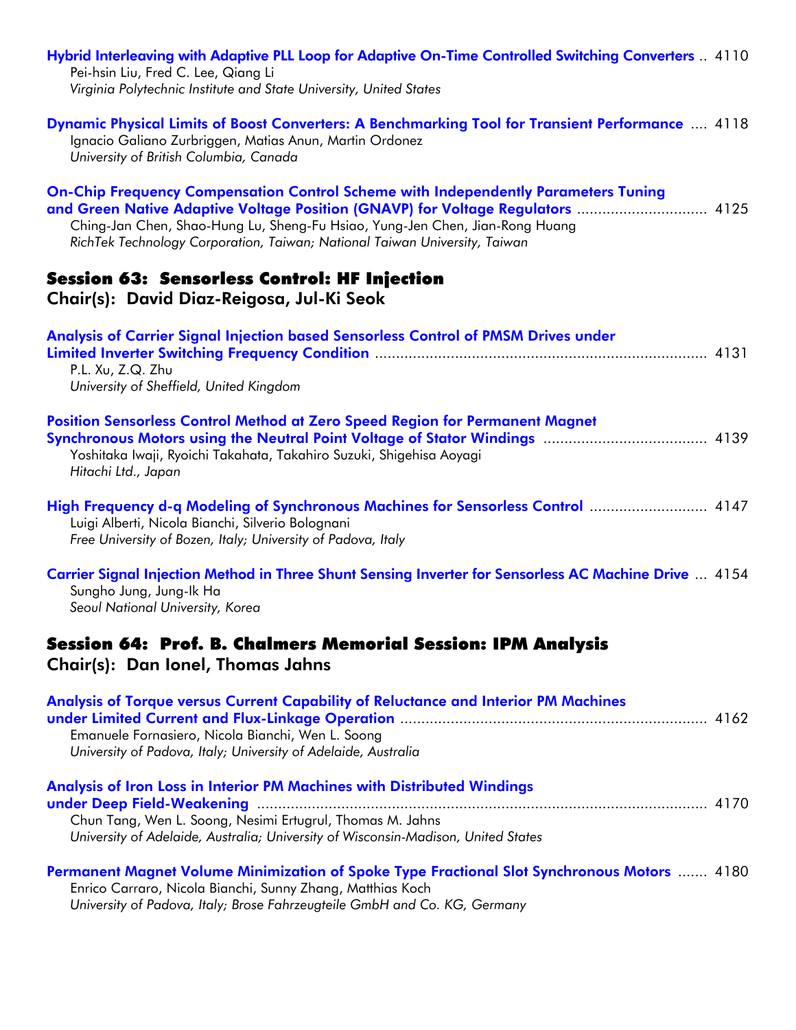**Hybrid Interleaving with Adaptive PLL Loop for Adaptive On-Time Controlled Switching Converters** .. 4110
Pei-hsin Liu, Fred C. Lee, Qiang Li
*Virginia Polytechnic Institute and State University, United States*

**Dynamic Physical Limits of Boost Converters: A Benchmarking Tool for Transient Performance** .... 4118
Ignacio Galiano Zurbriggen, Matias Anun, Martin Ordonez
*University of British Columbia, Canada*

**On-Chip Frequency Compensation Control Scheme with Independently Parameters Tuning and Green Native Adaptive Voltage Position (GNAVP) for Voltage Regulators** ............................... 4125
Ching-Jan Chen, Shao-Hung Lu, Sheng-Fu Hsiao, Yung-Jen Chen, Jian-Rong Huang
*RichTek Technology Corporation, Taiwan; National Taiwan University, Taiwan*

## Session 63: Sensorless Control: HF Injection

### Chair(s): David Diaz-Reigosa, Jul-Ki Seok

**Analysis of Carrier Signal Injection based Sensorless Control of PMSM Drives under Limited Inverter Switching Frequency Condition** ............................................................................... 4131
P.L. Xu, Z.Q. Zhu
*University of Sheffield, United Kingdom*

**Position Sensorless Control Method at Zero Speed Region for Permanent Magnet Synchronous Motors using the Neutral Point Voltage of Stator Windings** ....................................... 4139
Yoshitaka Iwaji, Ryoichi Takahata, Takahiro Suzuki, Shigehisa Aoyagi
*Hitachi Ltd., Japan*

**High Frequency d-q Modeling of Synchronous Machines for Sensorless Control** ............................ 4147
Luigi Alberti, Nicola Bianchi, Silverio Bolognani
*Free University of Bozen, Italy; University of Padova, Italy*

**Carrier Signal Injection Method in Three Shunt Sensing Inverter for Sensorless AC Machine Drive** ... 4154
Sungho Jung, Jung-Ik Ha
*Seoul National University, Korea*

## Session 64: Prof. B. Chalmers Memorial Session: IPM Analysis

### Chair(s): Dan Ionel, Thomas Jahns

**Analysis of Torque versus Current Capability of Reluctance and Interior PM Machines under Limited Current and Flux-Linkage Operation** ......................................................................... 4162
Emanuele Fornasiero, Nicola Bianchi, Wen L. Soong
*University of Padova, Italy; University of Adelaide, Australia*

**Analysis of Iron Loss in Interior PM Machines with Distributed Windings under Deep Field-Weakening** ............................................................................................................ 4170
Chun Tang, Wen L. Soong, Nesimi Ertugrul, Thomas M. Jahns
*University of Adelaide, Australia; University of Wisconsin-Madison, United States*

**Permanent Magnet Volume Minimization of Spoke Type Fractional Slot Synchronous Motors** ....... 4180
Enrico Carraro, Nicola Bianchi, Sunny Zhang, Matthias Koch
*University of Padova, Italy; Brose Fahrzeugteile GmbH and Co. KG, Germany*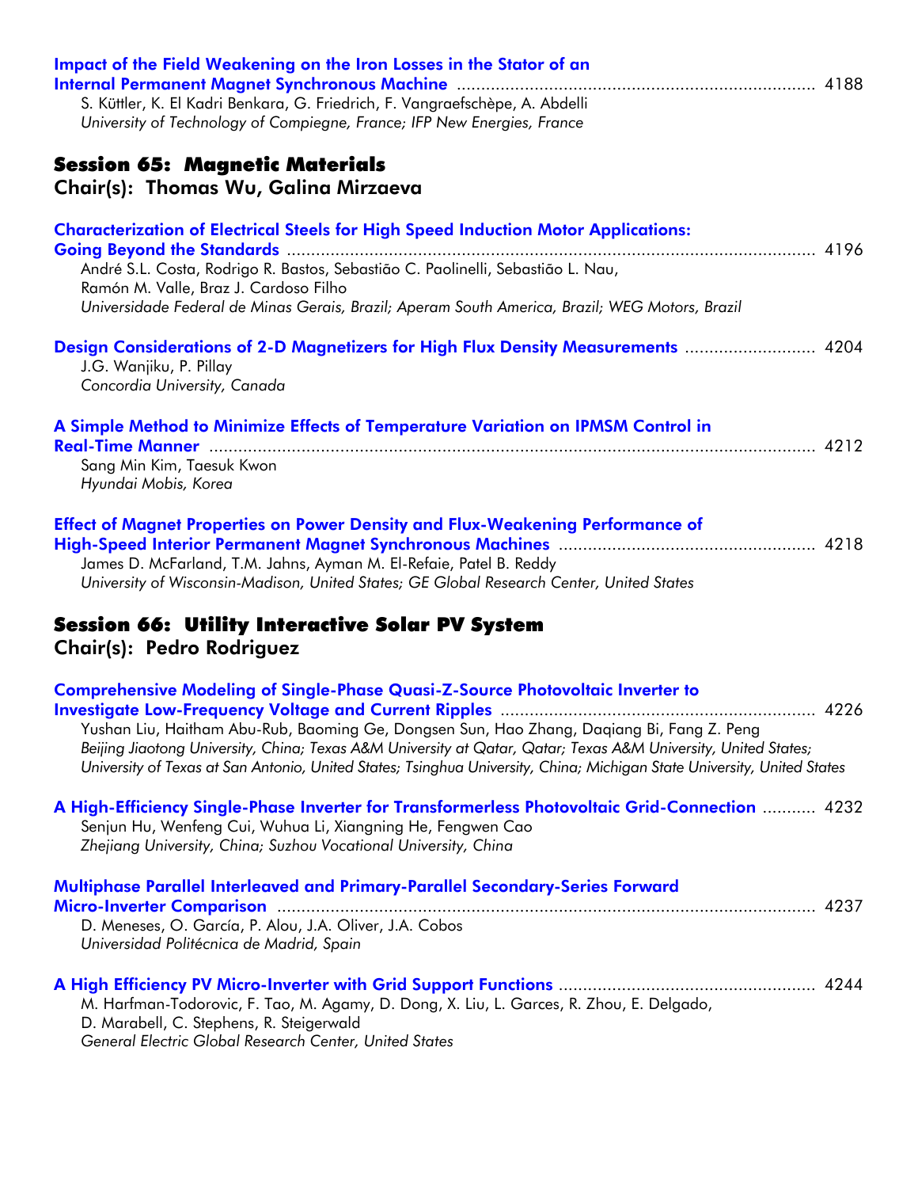**Impact of the Field Weakening on the Iron Losses in the Stator of an Internal Permanent Magnet Synchronous Machine** ........ 4188
S. Küttler, K. El Kadri Benkara, G. Friedrich, F. Vangraefschèpe, A. Abdelli
*University of Technology of Compiegne, France; IFP New Energies, France*

## Session 65: Magnetic Materials
### Chair(s): Thomas Wu, Galina Mirzaeva

**Characterization of Electrical Steels for High Speed Induction Motor Applications: Going Beyond the Standards** ........ 4196
André S.L. Costa, Rodrigo R. Bastos, Sebastião C. Paolinelli, Sebastião L. Nau, Ramón M. Valle, Braz J. Cardoso Filho
*Universidade Federal de Minas Gerais, Brazil; Aperam South America, Brazil; WEG Motors, Brazil*

**Design Considerations of 2-D Magnetizers for High Flux Density Measurements** ........ 4204
J.G. Wanjiku, P. Pillay
*Concordia University, Canada*

**A Simple Method to Minimize Effects of Temperature Variation on IPMSM Control in Real-Time Manner** ........ 4212
Sang Min Kim, Taesuk Kwon
*Hyundai Mobis, Korea*

**Effect of Magnet Properties on Power Density and Flux-Weakening Performance of High-Speed Interior Permanent Magnet Synchronous Machines** ........ 4218
James D. McFarland, T.M. Jahns, Ayman M. El-Refaie, Patel B. Reddy
*University of Wisconsin-Madison, United States; GE Global Research Center, United States*

## Session 66: Utility Interactive Solar PV System
### Chair(s): Pedro Rodriguez

**Comprehensive Modeling of Single-Phase Quasi-Z-Source Photovoltaic Inverter to Investigate Low-Frequency Voltage and Current Ripples** ........ 4226
Yushan Liu, Haitham Abu-Rub, Baoming Ge, Dongsen Sun, Hao Zhang, Daqiang Bi, Fang Z. Peng
*Beijing Jiaotong University, China; Texas A&M University at Qatar, Qatar; Texas A&M University, United States; University of Texas at San Antonio, United States; Tsinghua University, China; Michigan State University, United States*

**A High-Efficiency Single-Phase Inverter for Transformerless Photovoltaic Grid-Connection** ........ 4232
Senjun Hu, Wenfeng Cui, Wuhua Li, Xiangning He, Fengwen Cao
*Zhejiang University, China; Suzhou Vocational University, China*

**Multiphase Parallel Interleaved and Primary-Parallel Secondary-Series Forward Micro-Inverter Comparison** ........ 4237
D. Meneses, O. García, P. Alou, J.A. Oliver, J.A. Cobos
*Universidad Politécnica de Madrid, Spain*

**A High Efficiency PV Micro-Inverter with Grid Support Functions** ........ 4244
M. Harfman-Todorovic, F. Tao, M. Agamy, D. Dong, X. Liu, L. Garces, R. Zhou, E. Delgado, D. Marabell, C. Stephens, R. Steigerwald
*General Electric Global Research Center, United States*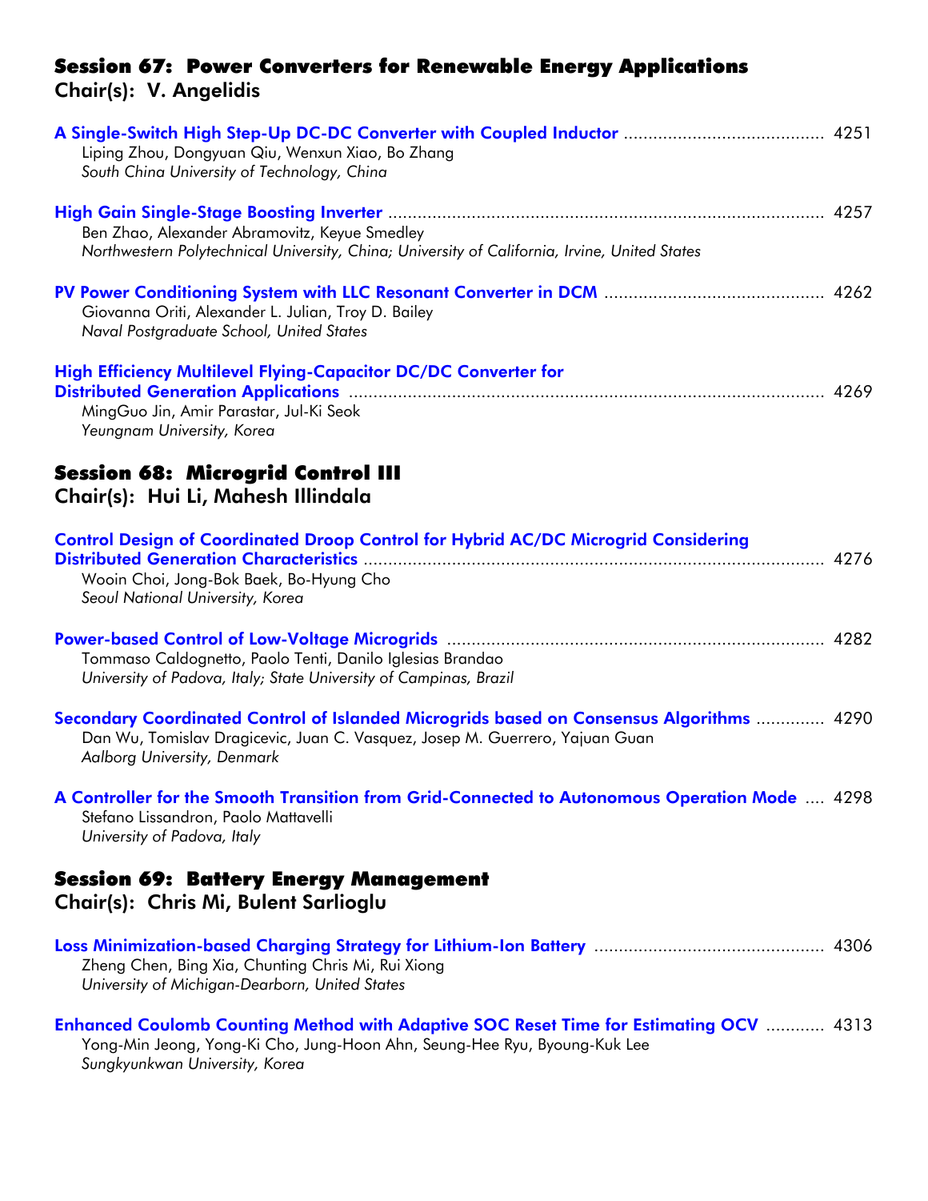## Session 67: Power Converters for Renewable Energy Applications
### Chair(s): V. Angelidis

**A Single-Switch High Step-Up DC-DC Converter with Coupled Inductor** ........................................ 4251
Liping Zhou, Dongyuan Qiu, Wenxun Xiao, Bo Zhang
*South China University of Technology, China*

**High Gain Single-Stage Boosting Inverter** ........................................................................................ 4257
Ben Zhao, Alexander Abramovitz, Keyue Smedley
*Northwestern Polytechnical University, China; University of California, Irvine, United States*

**PV Power Conditioning System with LLC Resonant Converter in DCM** ............................................ 4262
Giovanna Oriti, Alexander L. Julian, Troy D. Bailey
*Naval Postgraduate School, United States*

**High Efficiency Multilevel Flying-Capacitor DC/DC Converter for Distributed Generation Applications** ................................................................................................ 4269
MingGuo Jin, Amir Parastar, Jul-Ki Seok
*Yeungnam University, Korea*

## Session 68: Microgrid Control III
### Chair(s): Hui Li, Mahesh Illindala

**Control Design of Coordinated Droop Control for Hybrid AC/DC Microgrid Considering Distributed Generation Characteristics** ............................................................................................ 4276
Wooin Choi, Jong-Bok Baek, Bo-Hyung Cho
*Seoul National University, Korea*

**Power-based Control of Low-Voltage Microgrids** ........................................................................... 4282
Tommaso Caldognetto, Paolo Tenti, Danilo Iglesias Brandao
*University of Padova, Italy; State University of Campinas, Brazil*

**Secondary Coordinated Control of Islanded Microgrids based on Consensus Algorithms** ............. 4290
Dan Wu, Tomislav Dragicevic, Juan C. Vasquez, Josep M. Guerrero, Yajuan Guan
*Aalborg University, Denmark*

**A Controller for the Smooth Transition from Grid-Connected to Autonomous Operation Mode** .... 4298
Stefano Lissandron, Paolo Mattavelli
*University of Padova, Italy*

## Session 69: Battery Energy Management
### Chair(s): Chris Mi, Bulent Sarlioglu

**Loss Minimization-based Charging Strategy for Lithium-Ion Battery** .............................................. 4306
Zheng Chen, Bing Xia, Chunting Chris Mi, Rui Xiong
*University of Michigan-Dearborn, United States*

**Enhanced Coulomb Counting Method with Adaptive SOC Reset Time for Estimating OCV** ............ 4313
Yong-Min Jeong, Yong-Ki Cho, Jung-Hoon Ahn, Seung-Hee Ryu, Byoung-Kuk Lee
*Sungkyunkwan University, Korea*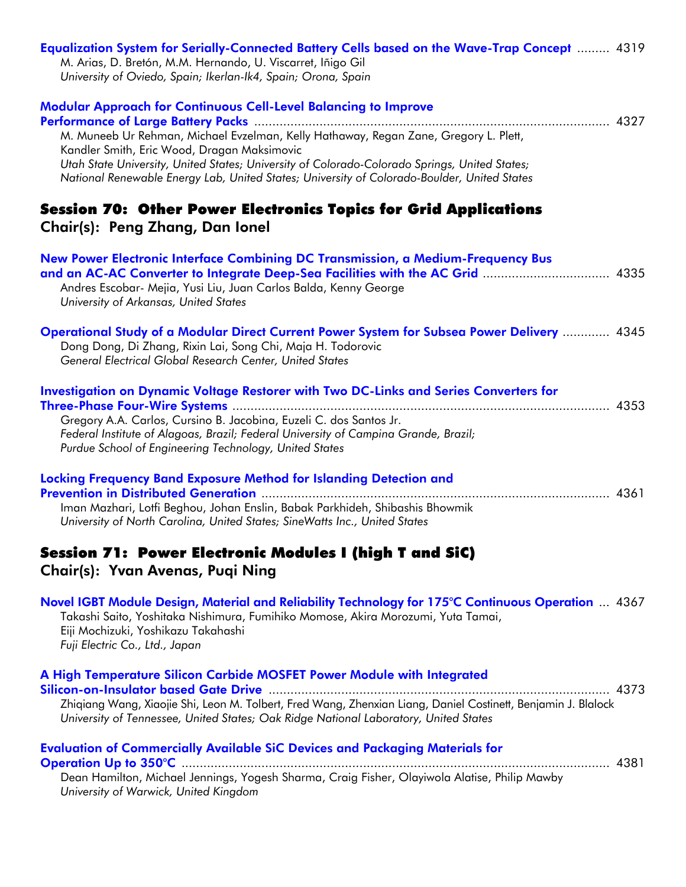**Equalization System for Serially-Connected Battery Cells based on the Wave-Trap Concept** ......... 4319
M. Arias, D. Bretón, M.M. Hernando, U. Viscarret, Iñigo Gil
*University of Oviedo, Spain; Ikerlan-Ik4, Spain; Orona, Spain*

**Modular Approach for Continuous Cell-Level Balancing to Improve Performance of Large Battery Packs** ........................................................................................................ 4327
M. Muneeb Ur Rehman, Michael Evzelman, Kelly Hathaway, Regan Zane, Gregory L. Plett, Kandler Smith, Eric Wood, Dragan Maksimovic
*Utah State University, United States; University of Colorado-Colorado Springs, United States; National Renewable Energy Lab, United States; University of Colorado-Boulder, United States*

## Session 70: Other Power Electronics Topics for Grid Applications

### Chair(s): Peng Zhang, Dan Ionel

**New Power Electronic Interface Combining DC Transmission, a Medium-Frequency Bus and an AC-AC Converter to Integrate Deep-Sea Facilities with the AC Grid** .................................. 4335
Andres Escobar- Mejia, Yusi Liu, Juan Carlos Balda, Kenny George
*University of Arkansas, United States*

**Operational Study of a Modular Direct Current Power System for Subsea Power Delivery** ............. 4345
Dong Dong, Di Zhang, Rixin Lai, Song Chi, Maja H. Todorovic
*General Electrical Global Research Center, United States*

**Investigation on Dynamic Voltage Restorer with Two DC-Links and Series Converters for Three-Phase Four-Wire Systems** ........................................................................................................ 4353
Gregory A.A. Carlos, Cursino B. Jacobina, Euzeli C. dos Santos Jr.
*Federal Institute of Alagoas, Brazil; Federal University of Campina Grande, Brazil; Purdue School of Engineering Technology, United States*

**Locking Frequency Band Exposure Method for Islanding Detection and Prevention in Distributed Generation** ................................................................................................ 4361
Iman Mazhari, Lotfi Beghou, Johan Enslin, Babak Parkhideh, Shibashis Bhowmik
*University of North Carolina, United States; SineWatts Inc., United States*

## Session 71: Power Electronic Modules I (high T and SiC)

### Chair(s): Yvan Avenas, Puqi Ning

**Novel IGBT Module Design, Material and Reliability Technology for 175°C Continuous Operation** ... 4367
Takashi Saito, Yoshitaka Nishimura, Fumihiko Momose, Akira Morozumi, Yuta Tamai, Eiji Mochizuki, Yoshikazu Takahashi
*Fuji Electric Co., Ltd., Japan*

**A High Temperature Silicon Carbide MOSFET Power Module with Integrated Silicon-on-Insulator based Gate Drive** .............................................................................................. 4373
Zhiqiang Wang, Xiaojie Shi, Leon M. Tolbert, Fred Wang, Zhenxian Liang, Daniel Costinett, Benjamin J. Blalock
*University of Tennessee, United States; Oak Ridge National Laboratory, United States*

**Evaluation of Commercially Available SiC Devices and Packaging Materials for Operation Up to 350°C** ...................................................................................................................... 4381
Dean Hamilton, Michael Jennings, Yogesh Sharma, Craig Fisher, Olayiwola Alatise, Philip Mawby
*University of Warwick, United Kingdom*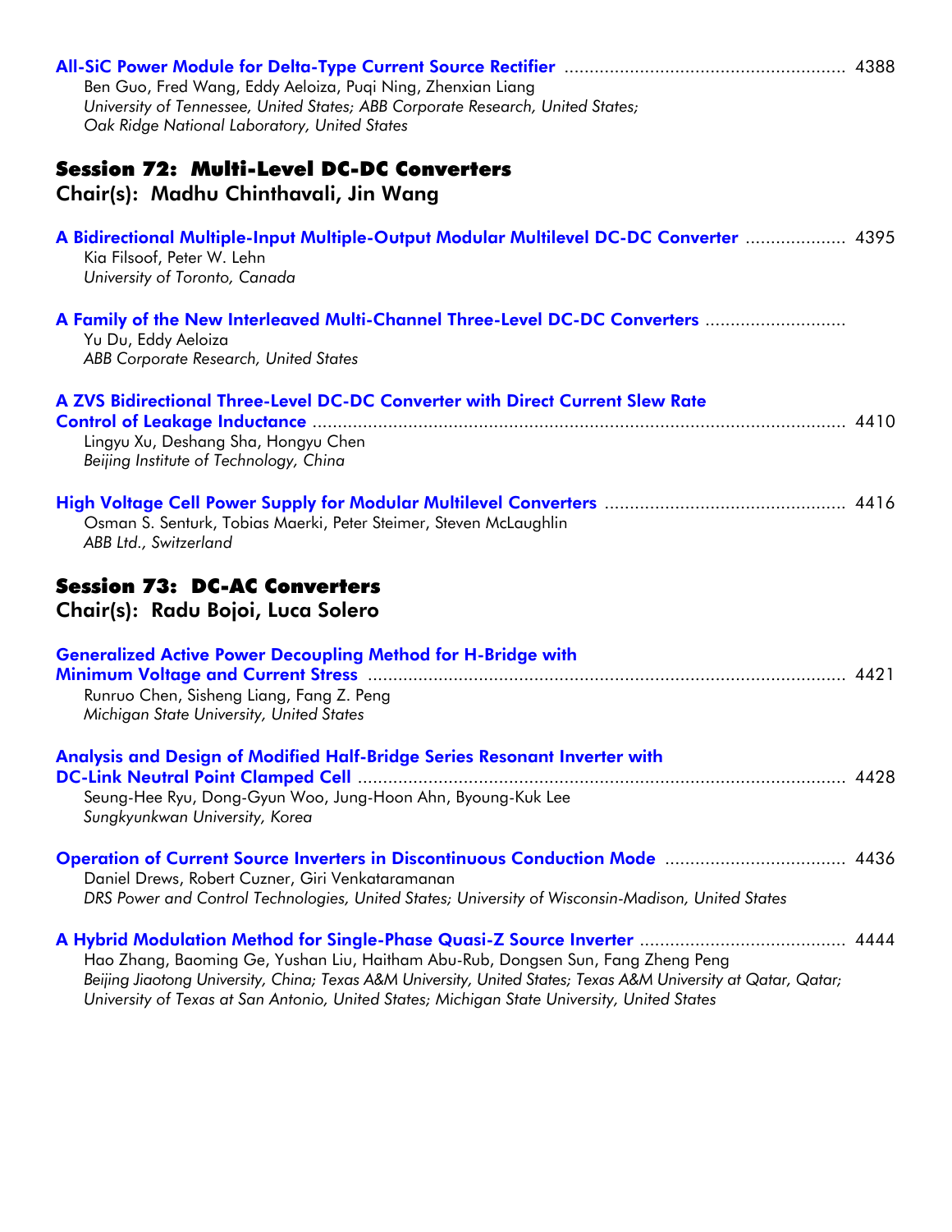**All-SiC Power Module for Delta-Type Current Source Rectifier** ........................................................ 4388
Ben Guo, Fred Wang, Eddy Aeloiza, Puqi Ning, Zhenxian Liang
*University of Tennessee, United States; ABB Corporate Research, United States; Oak Ridge National Laboratory, United States*

## Session 72: Multi-Level DC-DC Converters

### Chair(s): Madhu Chinthavali, Jin Wang

**A Bidirectional Multiple-Input Multiple-Output Modular Multilevel DC-DC Converter** .................... 4395
Kia Filsoof, Peter W. Lehn
*University of Toronto, Canada*

**A Family of the New Interleaved Multi-Channel Three-Level DC-DC Converters** ............................
Yu Du, Eddy Aeloiza
*ABB Corporate Research, United States*

**A ZVS Bidirectional Three-Level DC-DC Converter with Direct Current Slew Rate Control of Leakage Inductance** ........................................................................................................ 4410
Lingyu Xu, Deshang Sha, Hongyu Chen
*Beijing Institute of Technology, China*

**High Voltage Cell Power Supply for Modular Multilevel Converters** ................................................ 4416
Osman S. Senturk, Tobias Maerki, Peter Steimer, Steven McLaughlin
*ABB Ltd., Switzerland*

## Session 73: DC-AC Converters

### Chair(s): Radu Bojoi, Luca Solero

**Generalized Active Power Decoupling Method for H-Bridge with Minimum Voltage and Current Stress** ................................................................................................ 4421
Runruo Chen, Sisheng Liang, Fang Z. Peng
*Michigan State University, United States*

**Analysis and Design of Modified Half-Bridge Series Resonant Inverter with DC-Link Neutral Point Clamped Cell** ................................................................................................ 4428
Seung-Hee Ryu, Dong-Gyun Woo, Jung-Hoon Ahn, Byoung-Kuk Lee
*Sungkyunkwan University, Korea*

**Operation of Current Source Inverters in Discontinuous Conduction Mode** .................................... 4436
Daniel Drews, Robert Cuzner, Giri Venkataramanan
*DRS Power and Control Technologies, United States; University of Wisconsin-Madison, United States*

**A Hybrid Modulation Method for Single-Phase Quasi-Z Source Inverter** ......................................... 4444
Hao Zhang, Baoming Ge, Yushan Liu, Haitham Abu-Rub, Dongsen Sun, Fang Zheng Peng
*Beijing Jiaotong University, China; Texas A&M University, United States; Texas A&M University at Qatar, Qatar; University of Texas at San Antonio, United States; Michigan State University, United States*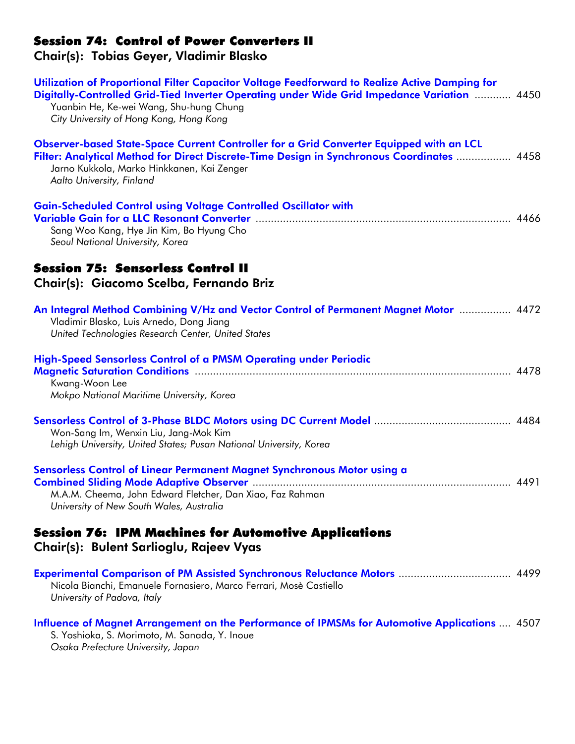## Session 74: Control of Power Converters II

**Chair(s): Tobias Geyer, Vladimir Blasko**

**Utilization of Proportional Filter Capacitor Voltage Feedforward to Realize Active Damping for Digitally-Controlled Grid-Tied Inverter Operating under Wide Grid Impedance Variation** ............ 4450
Yuanbin He, Ke-wei Wang, Shu-hung Chung
*City University of Hong Kong, Hong Kong*

**Observer-based State-Space Current Controller for a Grid Converter Equipped with an LCL Filter: Analytical Method for Direct Discrete-Time Design in Synchronous Coordinates** ................. 4458
Jarno Kukkola, Marko Hinkkanen, Kai Zenger
*Aalto University, Finland*

**Gain-Scheduled Control using Voltage Controlled Oscillator with Variable Gain for a LLC Resonant Converter** ................................................................................... 4466
Sang Woo Kang, Hye Jin Kim, Bo Hyung Cho
*Seoul National University, Korea*

## Session 75: Sensorless Control II

**Chair(s): Giacomo Scelba, Fernando Briz**

**An Integral Method Combining V/Hz and Vector Control of Permanent Magnet Motor** ................. 4472
Vladimir Blasko, Luis Arnedo, Dong Jiang
*United Technologies Research Center, United States*

**High-Speed Sensorless Control of a PMSM Operating under Periodic Magnetic Saturation Conditions** ....................................................................................................... 4478
Kwang-Woon Lee
*Mokpo National Maritime University, Korea*

**Sensorless Control of 3-Phase BLDC Motors using DC Current Model** ............................................ 4484
Won-Sang Im, Wenxin Liu, Jang-Mok Kim
*Lehigh University, United States; Pusan National University, Korea*

**Sensorless Control of Linear Permanent Magnet Synchronous Motor using a Combined Sliding Mode Adaptive Observer** .................................................................................... 4491
M.A.M. Cheema, John Edward Fletcher, Dan Xiao, Faz Rahman
*University of New South Wales, Australia*

## Session 76: IPM Machines for Automotive Applications

**Chair(s): Bulent Sarlioglu, Rajeev Vyas**

**Experimental Comparison of PM Assisted Synchronous Reluctance Motors** .................................... 4499
Nicola Bianchi, Emanuele Fornasiero, Marco Ferrari, Mosè Castiello
*University of Padova, Italy*

**Influence of Magnet Arrangement on the Performance of IPMSMs for Automotive Applications** .... 4507
S. Yoshioka, S. Morimoto, M. Sanada, Y. Inoue
*Osaka Prefecture University, Japan*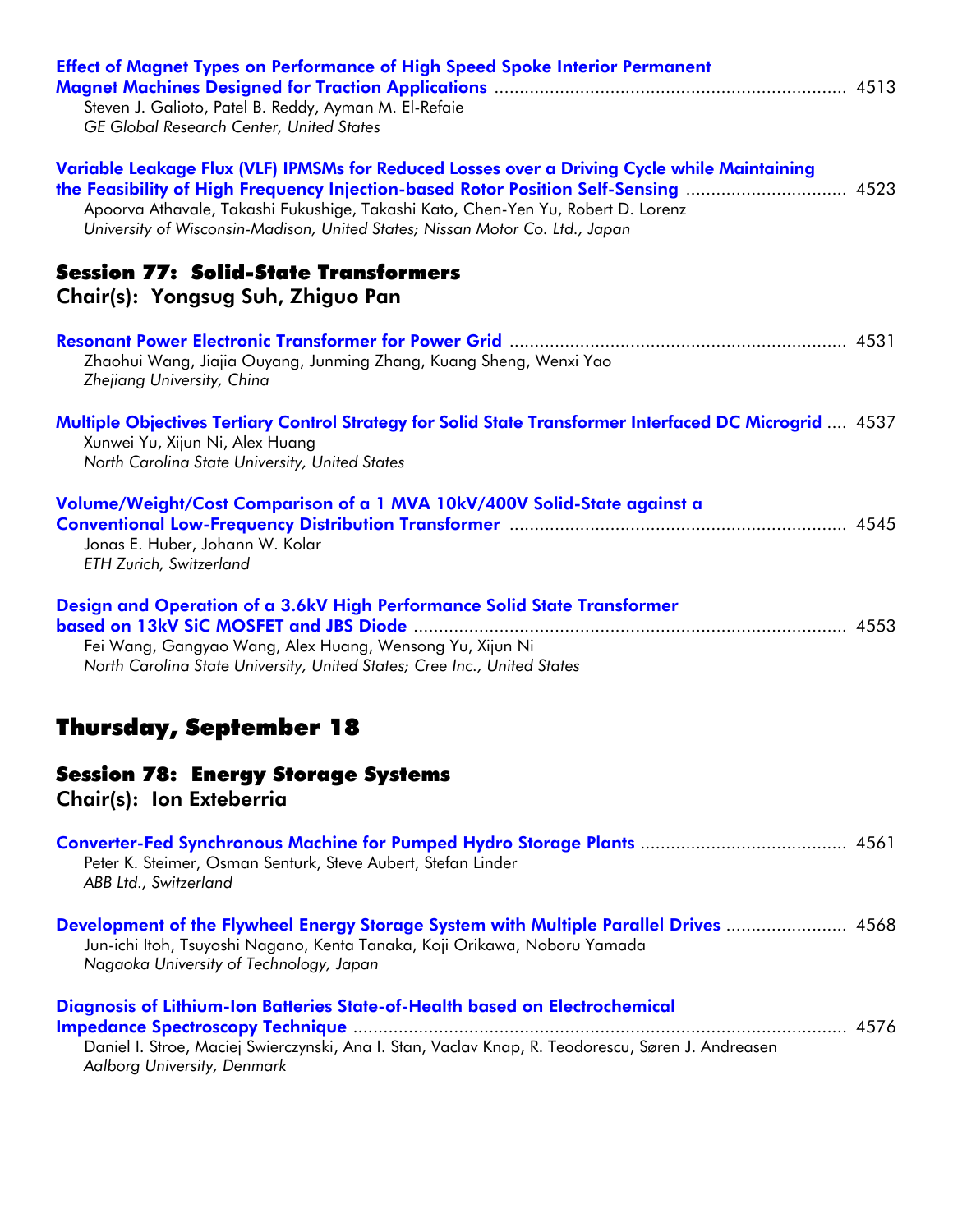**Effect of Magnet Types on Performance of High Speed Spoke Interior Permanent Magnet Machines Designed for Traction Applications** ...................................................................... 4513
Steven J. Galioto, Patel B. Reddy, Ayman M. El-Refaie
*GE Global Research Center, United States*

**Variable Leakage Flux (VLF) IPMSMs for Reduced Losses over a Driving Cycle while Maintaining the Feasibility of High Frequency Injection-based Rotor Position Self-Sensing** ................................ 4523
Apoorva Athavale, Takashi Fukushige, Takashi Kato, Chen-Yen Yu, Robert D. Lorenz
*University of Wisconsin-Madison, United States; Nissan Motor Co. Ltd., Japan*

## Session 77: Solid-State Transformers

### Chair(s): Yongsug Suh, Zhiguo Pan

**Resonant Power Electronic Transformer for Power Grid** ................................................................... 4531
Zhaohui Wang, Jiajia Ouyang, Junming Zhang, Kuang Sheng, Wenxi Yao
*Zhejiang University, China*

**Multiple Objectives Tertiary Control Strategy for Solid State Transformer Interfaced DC Microgrid** .... 4537
Xunwei Yu, Xijun Ni, Alex Huang
*North Carolina State University, United States*

**Volume/Weight/Cost Comparison of a 1 MVA 10kV/400V Solid-State against a Conventional Low-Frequency Distribution Transformer** ................................................................... 4545
Jonas E. Huber, Johann W. Kolar
*ETH Zurich, Switzerland*

**Design and Operation of a 3.6kV High Performance Solid State Transformer based on 13kV SiC MOSFET and JBS Diode** ..................................................................................... 4553
Fei Wang, Gangyao Wang, Alex Huang, Wensong Yu, Xijun Ni
*North Carolina State University, United States; Cree Inc., United States*

# Thursday, September 18

## Session 78: Energy Storage Systems

### Chair(s): Ion Exteberria

**Converter-Fed Synchronous Machine for Pumped Hydro Storage Plants** ........................................ 4561
Peter K. Steimer, Osman Senturk, Steve Aubert, Stefan Linder
*ABB Ltd., Switzerland*

**Development of the Flywheel Energy Storage System with Multiple Parallel Drives** ....................... 4568
Jun-ichi Itoh, Tsuyoshi Nagano, Kenta Tanaka, Koji Orikawa, Noboru Yamada
*Nagaoka University of Technology, Japan*

**Diagnosis of Lithium-Ion Batteries State-of-Health based on Electrochemical Impedance Spectroscopy Technique** .................................................................................................. 4576
Daniel I. Stroe, Maciej Swierczynski, Ana I. Stan, Vaclav Knap, R. Teodorescu, Søren J. Andreasen
*Aalborg University, Denmark*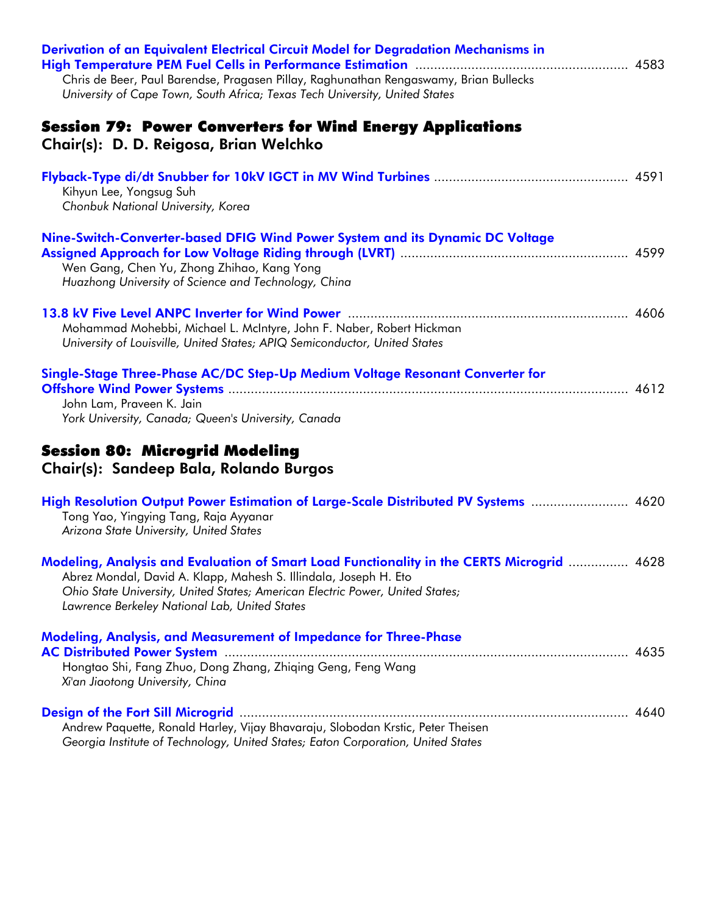**Derivation of an Equivalent Electrical Circuit Model for Degradation Mechanisms in High Temperature PEM Fuel Cells in Performance Estimation** ........................................................ 4583
Chris de Beer, Paul Barendse, Pragasen Pillay, Raghunathan Rengaswamy, Brian Bullecks
*University of Cape Town, South Africa; Texas Tech University, United States*

## Session 79: Power Converters for Wind Energy Applications
### Chair(s): D. D. Reigosa, Brian Welchko

**Flyback-Type di/dt Snubber for 10kV IGCT in MV Wind Turbines** .................................................. 4591
Kihyun Lee, Yongsug Suh
*Chonbuk National University, Korea*

**Nine-Switch-Converter-based DFIG Wind Power System and its Dynamic DC Voltage Assigned Approach for Low Voltage Riding through (LVRT)** ............................................................ 4599
Wen Gang, Chen Yu, Zhong Zhihao, Kang Yong
*Huazhong University of Science and Technology, China*

**13.8 kV Five Level ANPC Inverter for Wind Power** .......................................................................... 4606
Mohammad Mohebbi, Michael L. McIntyre, John F. Naber, Robert Hickman
*University of Louisville, United States; APIQ Semiconductor, United States*

**Single-Stage Three-Phase AC/DC Step-Up Medium Voltage Resonant Converter for Offshore Wind Power Systems** .............................................................................................................. 4612
John Lam, Praveen K. Jain
*York University, Canada; Queen's University, Canada*

## Session 80: Microgrid Modeling
### Chair(s): Sandeep Bala, Rolando Burgos

**High Resolution Output Power Estimation of Large-Scale Distributed PV Systems** ......................... 4620
Tong Yao, Yingying Tang, Raja Ayyanar
*Arizona State University, United States*

**Modeling, Analysis and Evaluation of Smart Load Functionality in the CERTS Microgrid** ............... 4628
Abrez Mondal, David A. Klapp, Mahesh S. Illindala, Joseph H. Eto
*Ohio State University, United States; American Electric Power, United States; Lawrence Berkeley National Lab, United States*

**Modeling, Analysis, and Measurement of Impedance for Three-Phase AC Distributed Power System** ........................................................................................................... 4635
Hongtao Shi, Fang Zhuo, Dong Zhang, Zhiqing Geng, Feng Wang
*Xi'an Jiaotong University, China*

**Design of the Fort Sill Microgrid** ....................................................................................................... 4640
Andrew Paquette, Ronald Harley, Vijay Bhavaraju, Slobodan Krstic, Peter Theisen
*Georgia Institute of Technology, United States; Eaton Corporation, United States*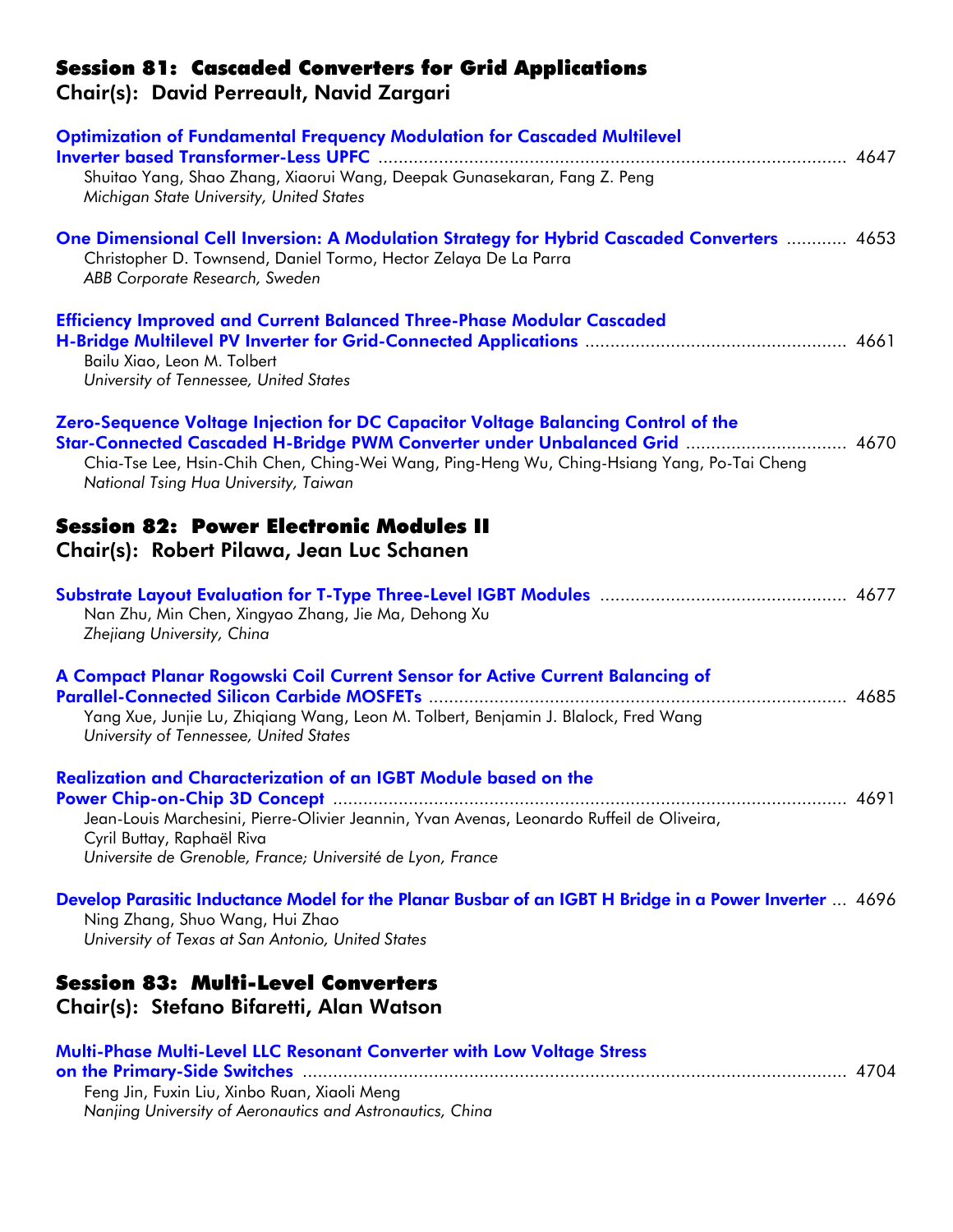## Session 81: Cascaded Converters for Grid Applications

**Chair(s): David Perreault, Navid Zargari**

**Optimization of Fundamental Frequency Modulation for Cascaded Multilevel Inverter based Transformer-Less UPFC** ............ 4647
Shuitao Yang, Shao Zhang, Xiaorui Wang, Deepak Gunasekaran, Fang Z. Peng
*Michigan State University, United States*

**One Dimensional Cell Inversion: A Modulation Strategy for Hybrid Cascaded Converters** ............ 4653
Christopher D. Townsend, Daniel Tormo, Hector Zelaya De La Parra
*ABB Corporate Research, Sweden*

**Efficiency Improved and Current Balanced Three-Phase Modular Cascaded H-Bridge Multilevel PV Inverter for Grid-Connected Applications** ............ 4661
Bailu Xiao, Leon M. Tolbert
*University of Tennessee, United States*

**Zero-Sequence Voltage Injection for DC Capacitor Voltage Balancing Control of the Star-Connected Cascaded H-Bridge PWM Converter under Unbalanced Grid** ............ 4670
Chia-Tse Lee, Hsin-Chih Chen, Ching-Wei Wang, Ping-Heng Wu, Ching-Hsiang Yang, Po-Tai Cheng
*National Tsing Hua University, Taiwan*

## Session 82: Power Electronic Modules II

**Chair(s): Robert Pilawa, Jean Luc Schanen**

**Substrate Layout Evaluation for T-Type Three-Level IGBT Modules** ............ 4677
Nan Zhu, Min Chen, Xingyao Zhang, Jie Ma, Dehong Xu
*Zhejiang University, China*

**A Compact Planar Rogowski Coil Current Sensor for Active Current Balancing of Parallel-Connected Silicon Carbide MOSFETs** ............ 4685
Yang Xue, Junjie Lu, Zhiqiang Wang, Leon M. Tolbert, Benjamin J. Blalock, Fred Wang
*University of Tennessee, United States*

**Realization and Characterization of an IGBT Module based on the Power Chip-on-Chip 3D Concept** ............ 4691
Jean-Louis Marchesini, Pierre-Olivier Jeannin, Yvan Avenas, Leonardo Ruffeil de Oliveira, Cyril Buttay, Raphaël Riva
*Universite de Grenoble, France; Université de Lyon, France*

**Develop Parasitic Inductance Model for the Planar Busbar of an IGBT H Bridge in a Power Inverter** ... 4696
Ning Zhang, Shuo Wang, Hui Zhao
*University of Texas at San Antonio, United States*

## Session 83: Multi-Level Converters

**Chair(s): Stefano Bifaretti, Alan Watson**

**Multi-Phase Multi-Level LLC Resonant Converter with Low Voltage Stress on the Primary-Side Switches** ............ 4704
Feng Jin, Fuxin Liu, Xinbo Ruan, Xiaoli Meng
*Nanjing University of Aeronautics and Astronautics, China*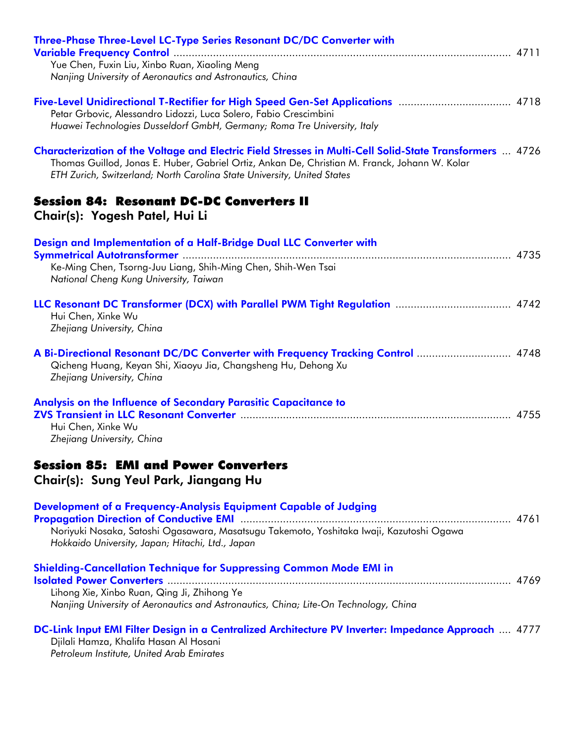**Three-Phase Three-Level LC-Type Series Resonant DC/DC Converter with Variable Frequency Control** ..... 4711
Yue Chen, Fuxin Liu, Xinbo Ruan, Xiaoling Meng
*Nanjing University of Aeronautics and Astronautics, China*

**Five-Level Unidirectional T-Rectifier for High Speed Gen-Set Applications** ..... 4718
Petar Grbovic, Alessandro Lidozzi, Luca Solero, Fabio Crescimbini
*Huawei Technologies Dusseldorf GmbH, Germany; Roma Tre University, Italy*

**Characterization of the Voltage and Electric Field Stresses in Multi-Cell Solid-State Transformers** ... 4726
Thomas Guillod, Jonas E. Huber, Gabriel Ortiz, Ankan De, Christian M. Franck, Johann W. Kolar
*ETH Zurich, Switzerland; North Carolina State University, United States*

## Session 84: Resonant DC-DC Converters II

### Chair(s): Yogesh Patel, Hui Li

**Design and Implementation of a Half-Bridge Dual LLC Converter with Symmetrical Autotransformer** ..... 4735
Ke-Ming Chen, Tsorng-Juu Liang, Shih-Ming Chen, Shih-Wen Tsai
*National Cheng Kung University, Taiwan*

**LLC Resonant DC Transformer (DCX) with Parallel PWM Tight Regulation** ..... 4742
Hui Chen, Xinke Wu
*Zhejiang University, China*

**A Bi-Directional Resonant DC/DC Converter with Frequency Tracking Control** ..... 4748
Qicheng Huang, Keyan Shi, Xiaoyu Jia, Changsheng Hu, Dehong Xu
*Zhejiang University, China*

**Analysis on the Influence of Secondary Parasitic Capacitance to ZVS Transient in LLC Resonant Converter** ..... 4755
Hui Chen, Xinke Wu
*Zhejiang University, China*

## Session 85: EMI and Power Converters

### Chair(s): Sung Yeul Park, Jiangang Hu

**Development of a Frequency-Analysis Equipment Capable of Judging Propagation Direction of Conductive EMI** ..... 4761
Noriyuki Nosaka, Satoshi Ogasawara, Masatsugu Takemoto, Yoshitaka Iwaji, Kazutoshi Ogawa
*Hokkaido University, Japan; Hitachi, Ltd., Japan*

**Shielding-Cancellation Technique for Suppressing Common Mode EMI in Isolated Power Converters** ..... 4769
Lihong Xie, Xinbo Ruan, Qing Ji, Zhihong Ye
*Nanjing University of Aeronautics and Astronautics, China; Lite-On Technology, China*

**DC-Link Input EMI Filter Design in a Centralized Architecture PV Inverter: Impedance Approach** .... 4777
Djilali Hamza, Khalifa Hasan Al Hosani
*Petroleum Institute, United Arab Emirates*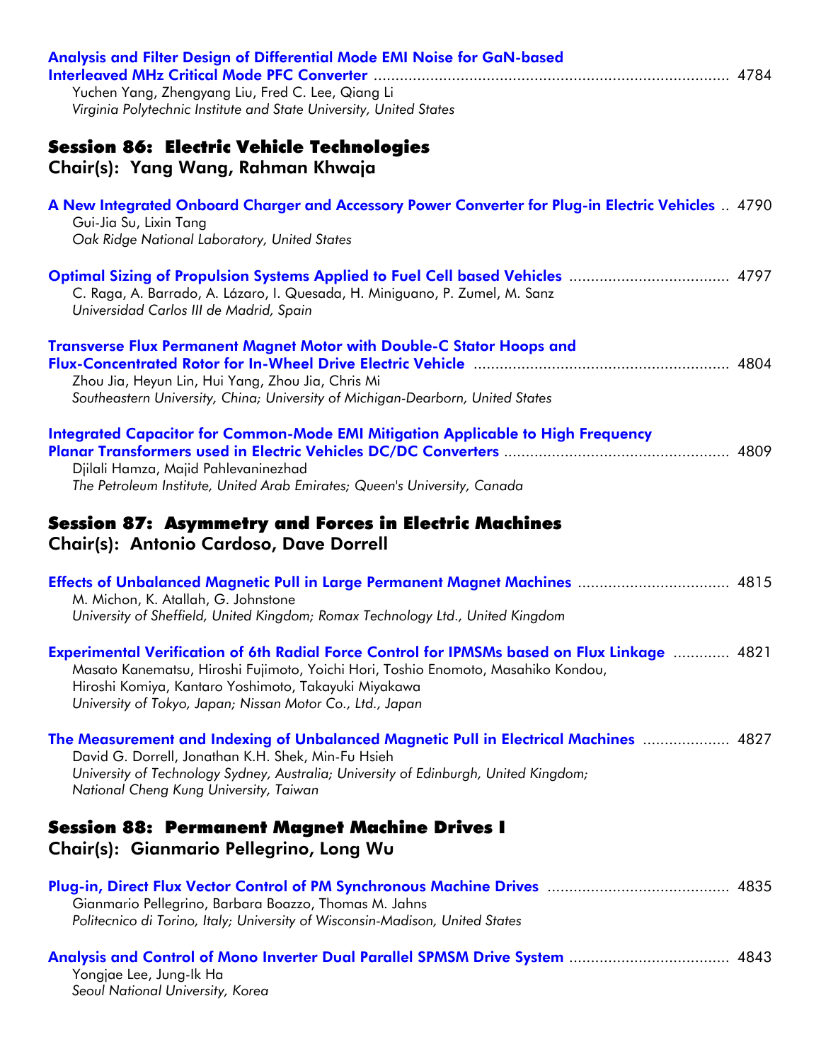**Analysis and Filter Design of Differential Mode EMI Noise for GaN-based Interleaved MHz Critical Mode PFC Converter** ........ 4784
Yuchen Yang, Zhengyang Liu, Fred C. Lee, Qiang Li
*Virginia Polytechnic Institute and State University, United States*

## Session 86: Electric Vehicle Technologies
### Chair(s): Yang Wang, Rahman Khwaja

**A New Integrated Onboard Charger and Accessory Power Converter for Plug-in Electric Vehicles** .. 4790
Gui-Jia Su, Lixin Tang
*Oak Ridge National Laboratory, United States*

**Optimal Sizing of Propulsion Systems Applied to Fuel Cell based Vehicles** ........ 4797
C. Raga, A. Barrado, A. Lázaro, I. Quesada, H. Miniguano, P. Zumel, M. Sanz
*Universidad Carlos III de Madrid, Spain*

**Transverse Flux Permanent Magnet Motor with Double-C Stator Hoops and Flux-Concentrated Rotor for In-Wheel Drive Electric Vehicle** ........ 4804
Zhou Jia, Heyun Lin, Hui Yang, Zhou Jia, Chris Mi
*Southeastern University, China; University of Michigan-Dearborn, United States*

**Integrated Capacitor for Common-Mode EMI Mitigation Applicable to High Frequency Planar Transformers used in Electric Vehicles DC/DC Converters** ........ 4809
Djilali Hamza, Majid Pahlevaninezhad
*The Petroleum Institute, United Arab Emirates; Queen's University, Canada*

## Session 87: Asymmetry and Forces in Electric Machines
### Chair(s): Antonio Cardoso, Dave Dorrell

**Effects of Unbalanced Magnetic Pull in Large Permanent Magnet Machines** ........ 4815
M. Michon, K. Atallah, G. Johnstone
*University of Sheffield, United Kingdom; Romax Technology Ltd., United Kingdom*

**Experimental Verification of 6th Radial Force Control for IPMSMs based on Flux Linkage** ........ 4821
Masato Kanematsu, Hiroshi Fujimoto, Yoichi Hori, Toshio Enomoto, Masahiko Kondou, Hiroshi Komiya, Kantaro Yoshimoto, Takayuki Miyakawa
*University of Tokyo, Japan; Nissan Motor Co., Ltd., Japan*

**The Measurement and Indexing of Unbalanced Magnetic Pull in Electrical Machines** ........ 4827
David G. Dorrell, Jonathan K.H. Shek, Min-Fu Hsieh
*University of Technology Sydney, Australia; University of Edinburgh, United Kingdom; National Cheng Kung University, Taiwan*

## Session 88: Permanent Magnet Machine Drives I
### Chair(s): Gianmario Pellegrino, Long Wu

**Plug-in, Direct Flux Vector Control of PM Synchronous Machine Drives** ........ 4835
Gianmario Pellegrino, Barbara Boazzo, Thomas M. Jahns
*Politecnico di Torino, Italy; University of Wisconsin-Madison, United States*

**Analysis and Control of Mono Inverter Dual Parallel SPMSM Drive System** ........ 4843
Yongjae Lee, Jung-Ik Ha
*Seoul National University, Korea*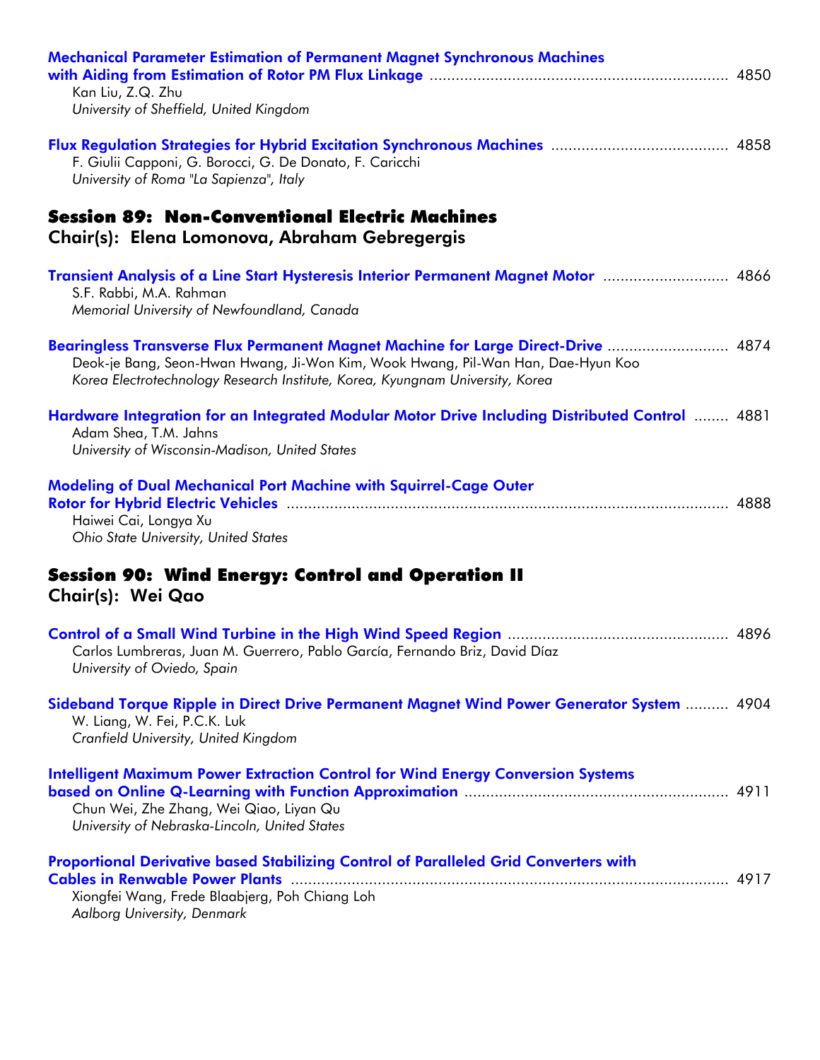**Mechanical Parameter Estimation of Permanent Magnet Synchronous Machines with Aiding from Estimation of Rotor PM Flux Linkage** .................... 4850
Kan Liu, Z.Q. Zhu
*University of Sheffield, United Kingdom*

**Flux Regulation Strategies for Hybrid Excitation Synchronous Machines** .................... 4858
F. Giulii Capponi, G. Borocci, G. De Donato, F. Caricchi
*University of Roma "La Sapienza", Italy*

## Session 89: Non-Conventional Electric Machines
### Chair(s): Elena Lomonova, Abraham Gebregergis

**Transient Analysis of a Line Start Hysteresis Interior Permanent Magnet Motor** .................... 4866
S.F. Rabbi, M.A. Rahman
*Memorial University of Newfoundland, Canada*

**Bearingless Transverse Flux Permanent Magnet Machine for Large Direct-Drive** .................... 4874
Deok-je Bang, Seon-Hwan Hwang, Ji-Won Kim, Wook Hwang, Pil-Wan Han, Dae-Hyun Koo
*Korea Electrotechnology Research Institute, Korea, Kyungnam University, Korea*

**Hardware Integration for an Integrated Modular Motor Drive Including Distributed Control** .................... 4881
Adam Shea, T.M. Jahns
*University of Wisconsin-Madison, United States*

**Modeling of Dual Mechanical Port Machine with Squirrel-Cage Outer Rotor for Hybrid Electric Vehicles** .................... 4888
Haiwei Cai, Longya Xu
*Ohio State University, United States*

## Session 90: Wind Energy: Control and Operation II
### Chair(s): Wei Qao

**Control of a Small Wind Turbine in the High Wind Speed Region** .................... 4896
Carlos Lumbreras, Juan M. Guerrero, Pablo García, Fernando Briz, David Díaz
*University of Oviedo, Spain*

**Sideband Torque Ripple in Direct Drive Permanent Magnet Wind Power Generator System** .................... 4904
W. Liang, W. Fei, P.C.K. Luk
*Cranfield University, United Kingdom*

**Intelligent Maximum Power Extraction Control for Wind Energy Conversion Systems based on Online Q-Learning with Function Approximation** .................... 4911
Chun Wei, Zhe Zhang, Wei Qiao, Liyan Qu
*University of Nebraska-Lincoln, United States*

**Proportional Derivative based Stabilizing Control of Paralleled Grid Converters with Cables in Renwable Power Plants** .................... 4917
Xiongfei Wang, Frede Blaabjerg, Poh Chiang Loh
*Aalborg University, Denmark*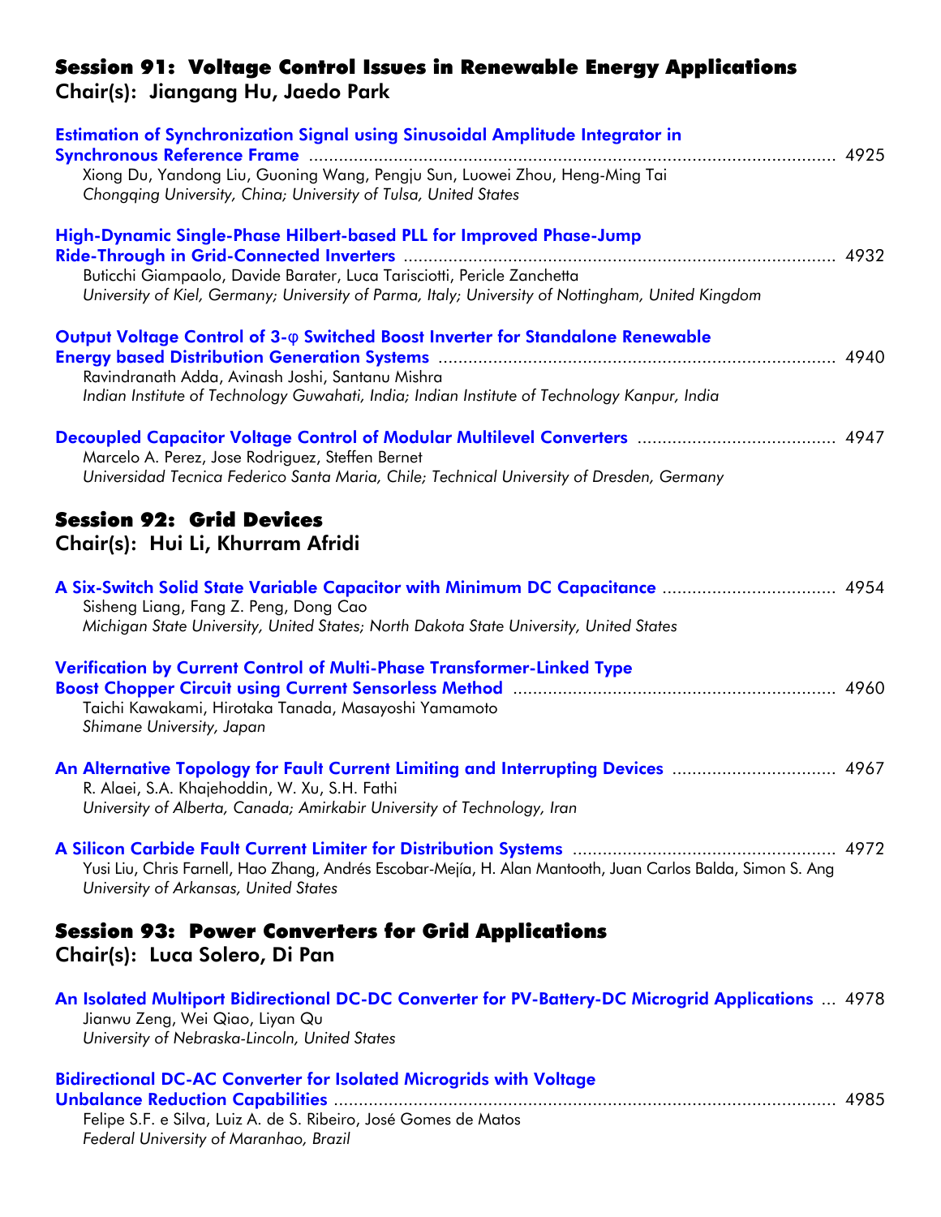## Session 91: Voltage Control Issues in Renewable Energy Applications
### Chair(s): Jiangang Hu, Jaedo Park

**Estimation of Synchronization Signal using Sinusoidal Amplitude Integrator in Synchronous Reference Frame** ........ 4925
Xiong Du, Yandong Liu, Guoning Wang, Pengju Sun, Luowei Zhou, Heng-Ming Tai
*Chongqing University, China; University of Tulsa, United States*

**High-Dynamic Single-Phase Hilbert-based PLL for Improved Phase-Jump Ride-Through in Grid-Connected Inverters** ........ 4932
Buticchi Giampaolo, Davide Barater, Luca Tarisciotti, Pericle Zanchetta
*University of Kiel, Germany; University of Parma, Italy; University of Nottingham, United Kingdom*

**Output Voltage Control of 3-φ Switched Boost Inverter for Standalone Renewable Energy based Distribution Generation Systems** ........ 4940
Ravindranath Adda, Avinash Joshi, Santanu Mishra
*Indian Institute of Technology Guwahati, India; Indian Institute of Technology Kanpur, India*

**Decoupled Capacitor Voltage Control of Modular Multilevel Converters** ........ 4947
Marcelo A. Perez, Jose Rodriguez, Steffen Bernet
*Universidad Tecnica Federico Santa Maria, Chile; Technical University of Dresden, Germany*

## Session 92: Grid Devices
### Chair(s): Hui Li, Khurram Afridi

**A Six-Switch Solid State Variable Capacitor with Minimum DC Capacitance** ........ 4954
Sisheng Liang, Fang Z. Peng, Dong Cao
*Michigan State University, United States; North Dakota State University, United States*

**Verification by Current Control of Multi-Phase Transformer-Linked Type Boost Chopper Circuit using Current Sensorless Method** ........ 4960
Taichi Kawakami, Hirotaka Tanada, Masayoshi Yamamoto
*Shimane University, Japan*

**An Alternative Topology for Fault Current Limiting and Interrupting Devices** ........ 4967
R. Alaei, S.A. Khajehoddin, W. Xu, S.H. Fathi
*University of Alberta, Canada; Amirkabir University of Technology, Iran*

**A Silicon Carbide Fault Current Limiter for Distribution Systems** ........ 4972
Yusi Liu, Chris Farnell, Hao Zhang, Andrés Escobar-Mejía, H. Alan Mantooth, Juan Carlos Balda, Simon S. Ang
*University of Arkansas, United States*

## Session 93: Power Converters for Grid Applications
### Chair(s): Luca Solero, Di Pan

**An Isolated Multiport Bidirectional DC-DC Converter for PV-Battery-DC Microgrid Applications** ... 4978
Jianwu Zeng, Wei Qiao, Liyan Qu
*University of Nebraska-Lincoln, United States*

**Bidirectional DC-AC Converter for Isolated Microgrids with Voltage Unbalance Reduction Capabilities** ........ 4985
Felipe S.F. e Silva, Luiz A. de S. Ribeiro, José Gomes de Matos
*Federal University of Maranhao, Brazil*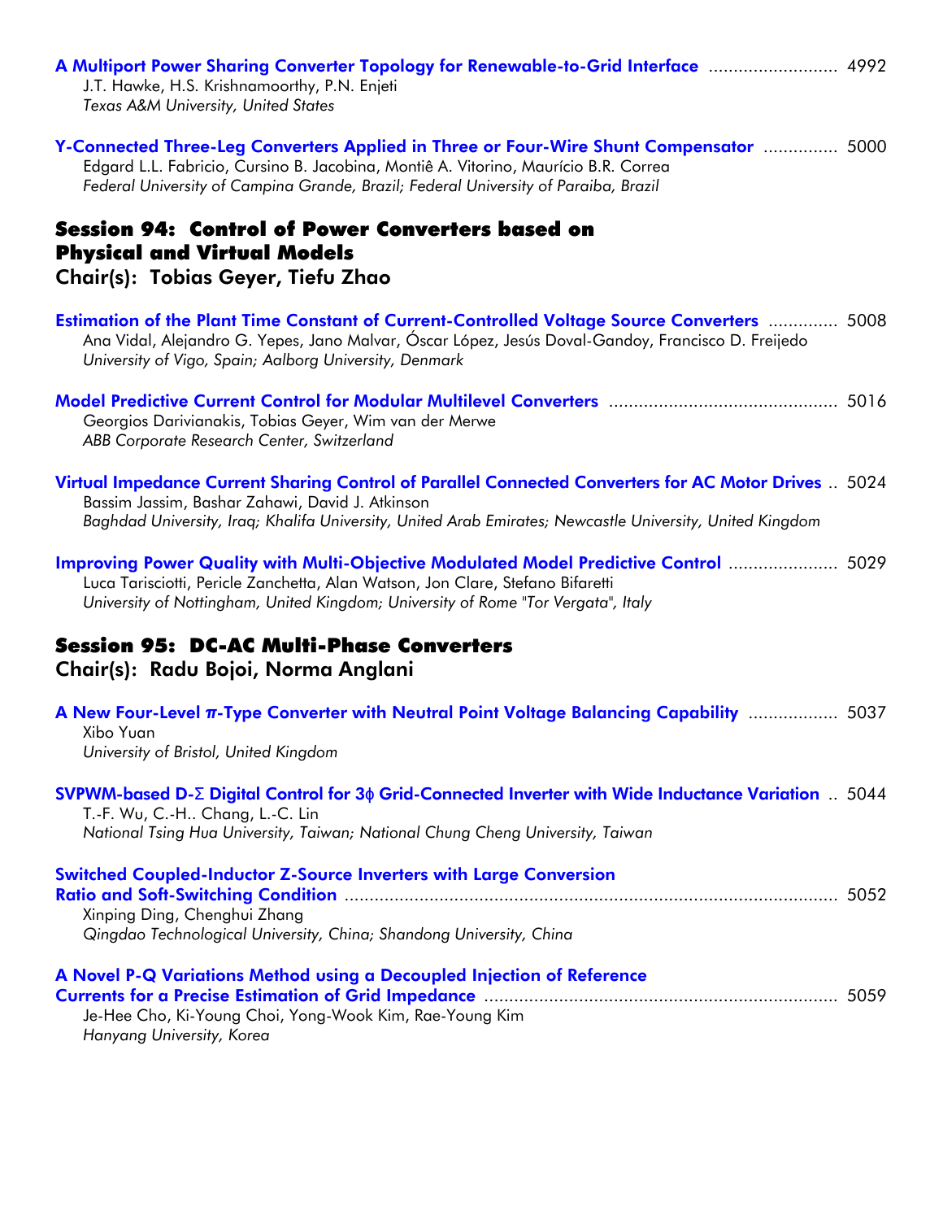**A Multiport Power Sharing Converter Topology for Renewable-to-Grid Interface** .......................... 4992
J.T. Hawke, H.S. Krishnamoorthy, P.N. Enjeti
*Texas A&M University, United States*

**Y-Connected Three-Leg Converters Applied in Three or Four-Wire Shunt Compensator** ............... 5000
Edgard L.L. Fabricio, Cursino B. Jacobina, Montiê A. Vitorino, Maurício B.R. Correa
*Federal University of Campina Grande, Brazil; Federal University of Paraiba, Brazil*

## Session 94: Control of Power Converters based on Physical and Virtual Models

### Chair(s): Tobias Geyer, Tiefu Zhao

**Estimation of the Plant Time Constant of Current-Controlled Voltage Source Converters** .............. 5008
Ana Vidal, Alejandro G. Yepes, Jano Malvar, Óscar López, Jesús Doval-Gandoy, Francisco D. Freijedo
*University of Vigo, Spain; Aalborg University, Denmark*

**Model Predictive Current Control for Modular Multilevel Converters** .............................................. 5016
Georgios Darivianakis, Tobias Geyer, Wim van der Merwe
*ABB Corporate Research Center, Switzerland*

**Virtual Impedance Current Sharing Control of Parallel Connected Converters for AC Motor Drives** .. 5024
Bassim Jassim, Bashar Zahawi, David J. Atkinson
*Baghdad University, Iraq; Khalifa University, United Arab Emirates; Newcastle University, United Kingdom*

**Improving Power Quality with Multi-Objective Modulated Model Predictive Control** ...................... 5029
Luca Tarisciotti, Pericle Zanchetta, Alan Watson, Jon Clare, Stefano Bifaretti
*University of Nottingham, United Kingdom; University of Rome "Tor Vergata", Italy*

## Session 95: DC-AC Multi-Phase Converters

### Chair(s): Radu Bojoi, Norma Anglani

**A New Four-Level $\pi$-Type Converter with Neutral Point Voltage Balancing Capability** .................. 5037
Xibo Yuan
*University of Bristol, United Kingdom*

**SVPWM-based D-$\Sigma$ Digital Control for 3$\phi$ Grid-Connected Inverter with Wide Inductance Variation** .. 5044
T.-F. Wu, C.-H.. Chang, L.-C. Lin
*National Tsing Hua University, Taiwan; National Chung Cheng University, Taiwan*

**Switched Coupled-Inductor Z-Source Inverters with Large Conversion Ratio and Soft-Switching Condition** .................................................................................................... 5052
Xinping Ding, Chenghui Zhang
*Qingdao Technological University, China; Shandong University, China*

**A Novel P-Q Variations Method using a Decoupled Injection of Reference Currents for a Precise Estimation of Grid Impedance** ...................................................................... 5059
Je-Hee Cho, Ki-Young Choi, Yong-Wook Kim, Rae-Young Kim
*Hanyang University, Korea*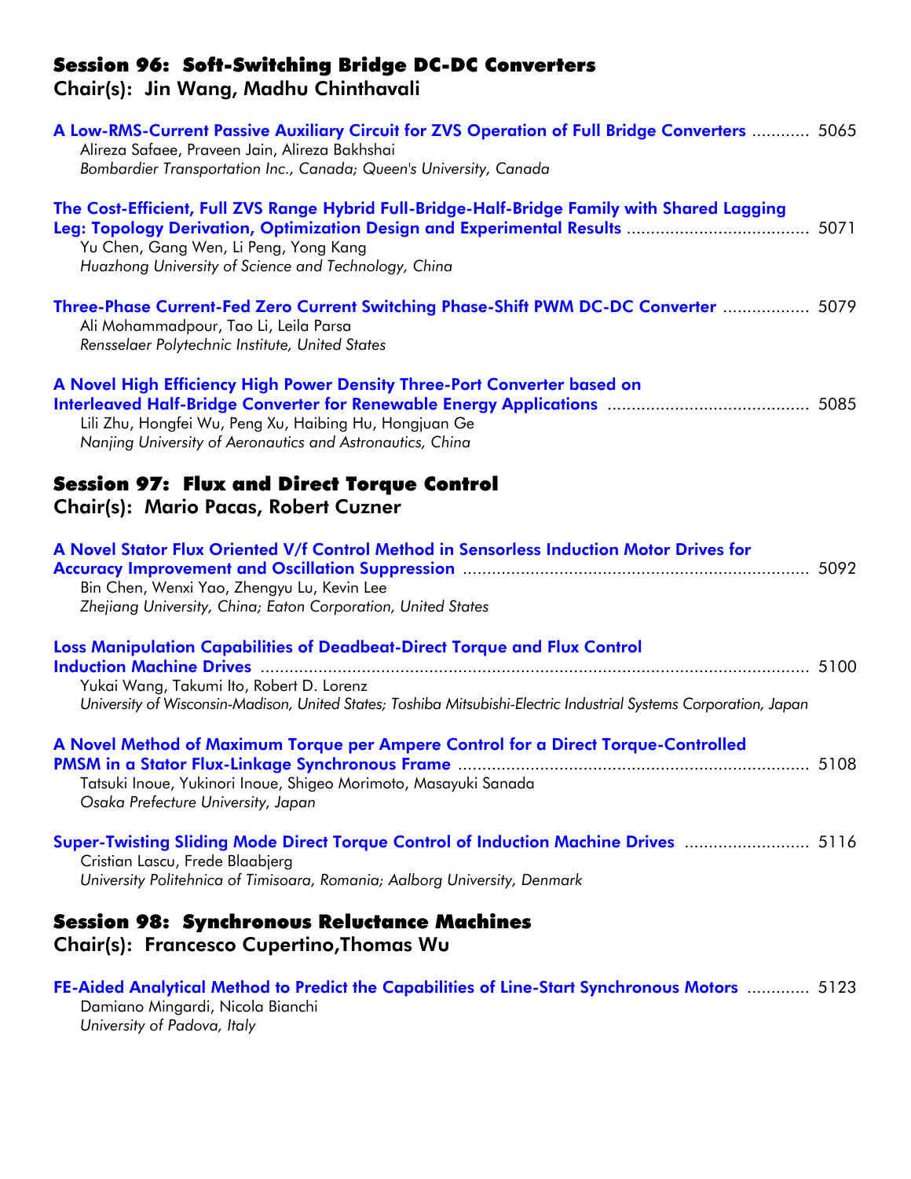## Session 96: Soft-Switching Bridge DC-DC Converters

### Chair(s): Jin Wang, Madhu Chinthavali

**A Low-RMS-Current Passive Auxiliary Circuit for ZVS Operation of Full Bridge Converters** ............ 5065
Alireza Safaee, Praveen Jain, Alireza Bakhshai
*Bombardier Transportation Inc., Canada; Queen's University, Canada*

**The Cost-Efficient, Full ZVS Range Hybrid Full-Bridge-Half-Bridge Family with Shared Lagging Leg: Topology Derivation, Optimization Design and Experimental Results** ...................................... 5071
Yu Chen, Gang Wen, Li Peng, Yong Kang
*Huazhong University of Science and Technology, China*

**Three-Phase Current-Fed Zero Current Switching Phase-Shift PWM DC-DC Converter** .................. 5079
Ali Mohammadpour, Tao Li, Leila Parsa
*Rensselaer Polytechnic Institute, United States*

**A Novel High Efficiency High Power Density Three-Port Converter based on Interleaved Half-Bridge Converter for Renewable Energy Applications** .......................................... 5085
Lili Zhu, Hongfei Wu, Peng Xu, Haibing Hu, Hongjuan Ge
*Nanjing University of Aeronautics and Astronautics, China*

## Session 97: Flux and Direct Torque Control

### Chair(s): Mario Pacas, Robert Cuzner

**A Novel Stator Flux Oriented V/f Control Method in Sensorless Induction Motor Drives for Accuracy Improvement and Oscillation Suppression** ........................................................................ 5092
Bin Chen, Wenxi Yao, Zhengyu Lu, Kevin Lee
*Zhejiang University, China; Eaton Corporation, United States*

**Loss Manipulation Capabilities of Deadbeat-Direct Torque and Flux Control Induction Machine Drives** .................................................................................................................... 5100
Yukai Wang, Takumi Ito, Robert D. Lorenz
*University of Wisconsin-Madison, United States; Toshiba Mitsubishi-Electric Industrial Systems Corporation, Japan*

**A Novel Method of Maximum Torque per Ampere Control for a Direct Torque-Controlled PMSM in a Stator Flux-Linkage Synchronous Frame** ........................................................................ 5108
Tatsuki Inoue, Yukinori Inoue, Shigeo Morimoto, Masayuki Sanada
*Osaka Prefecture University, Japan*

**Super-Twisting Sliding Mode Direct Torque Control of Induction Machine Drives** .......................... 5116
Cristian Lascu, Frede Blaabjerg
*University Politehnica of Timisoara, Romania; Aalborg University, Denmark*

## Session 98: Synchronous Reluctance Machines

### Chair(s): Francesco Cupertino,Thomas Wu

**FE-Aided Analytical Method to Predict the Capabilities of Line-Start Synchronous Motors** ............. 5123
Damiano Mingardi, Nicola Bianchi
*University of Padova, Italy*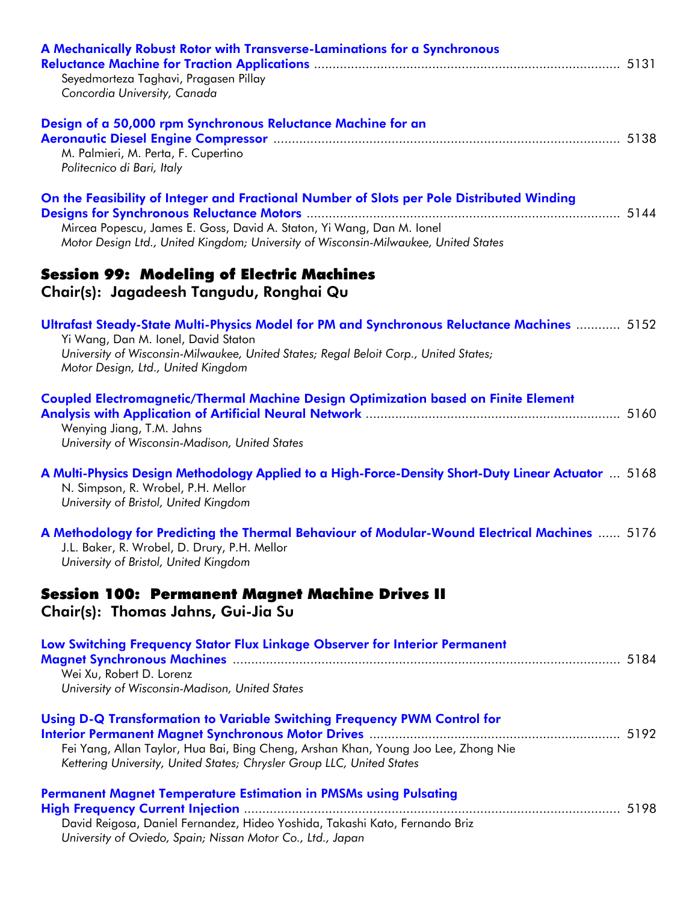**A Mechanically Robust Rotor with Transverse-Laminations for a Synchronous Reluctance Machine for Traction Applications** ........ 5131
Seyedmorteza Taghavi, Pragasen Pillay
*Concordia University, Canada*

**Design of a 50,000 rpm Synchronous Reluctance Machine for an Aeronautic Diesel Engine Compressor** ........ 5138
M. Palmieri, M. Perta, F. Cupertino
*Politecnico di Bari, Italy*

**On the Feasibility of Integer and Fractional Number of Slots per Pole Distributed Winding Designs for Synchronous Reluctance Motors** ........ 5144
Mircea Popescu, James E. Goss, David A. Staton, Yi Wang, Dan M. Ionel
*Motor Design Ltd., United Kingdom; University of Wisconsin-Milwaukee, United States*

## Session 99: Modeling of Electric Machines
### Chair(s): Jagadeesh Tangudu, Ronghai Qu

**Ultrafast Steady-State Multi-Physics Model for PM and Synchronous Reluctance Machines** ........ 5152
Yi Wang, Dan M. Ionel, David Staton
*University of Wisconsin-Milwaukee, United States; Regal Beloit Corp., United States; Motor Design, Ltd., United Kingdom*

**Coupled Electromagnetic/Thermal Machine Design Optimization based on Finite Element Analysis with Application of Artificial Neural Network** ........ 5160
Wenying Jiang, T.M. Jahns
*University of Wisconsin-Madison, United States*

**A Multi-Physics Design Methodology Applied to a High-Force-Density Short-Duty Linear Actuator** ... 5168
N. Simpson, R. Wrobel, P.H. Mellor
*University of Bristol, United Kingdom*

**A Methodology for Predicting the Thermal Behaviour of Modular-Wound Electrical Machines** ...... 5176
J.L. Baker, R. Wrobel, D. Drury, P.H. Mellor
*University of Bristol, United Kingdom*

## Session 100: Permanent Magnet Machine Drives II
### Chair(s): Thomas Jahns, Gui-Jia Su

**Low Switching Frequency Stator Flux Linkage Observer for Interior Permanent Magnet Synchronous Machines** ........ 5184
Wei Xu, Robert D. Lorenz
*University of Wisconsin-Madison, United States*

**Using D-Q Transformation to Variable Switching Frequency PWM Control for Interior Permanent Magnet Synchronous Motor Drives** ........ 5192
Fei Yang, Allan Taylor, Hua Bai, Bing Cheng, Arshan Khan, Young Joo Lee, Zhong Nie
*Kettering University, United States; Chrysler Group LLC, United States*

**Permanent Magnet Temperature Estimation in PMSMs using Pulsating High Frequency Current Injection** ........ 5198
David Reigosa, Daniel Fernandez, Hideo Yoshida, Takashi Kato, Fernando Briz
*University of Oviedo, Spain; Nissan Motor Co., Ltd., Japan*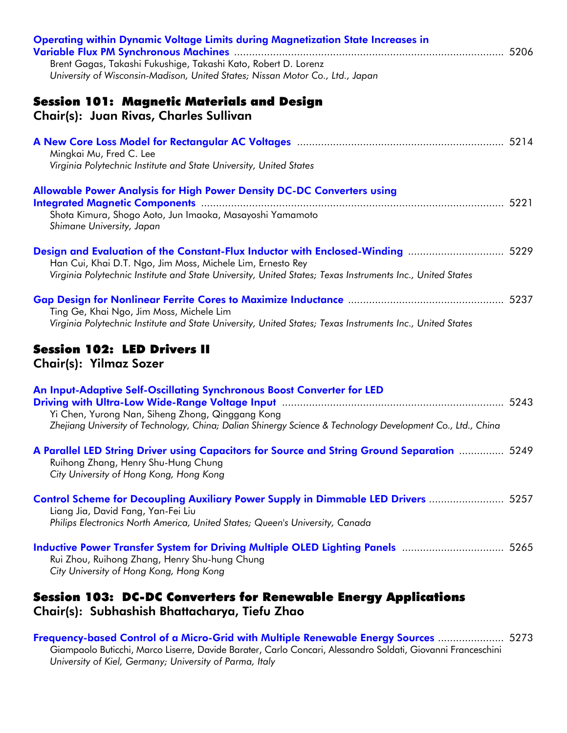**Operating within Dynamic Voltage Limits during Magnetization State Increases in Variable Flux PM Synchronous Machines** ........ 5206
Brent Gagas, Takashi Fukushige, Takashi Kato, Robert D. Lorenz
*University of Wisconsin-Madison, United States; Nissan Motor Co., Ltd., Japan*

## Session 101: Magnetic Materials and Design
### Chair(s): Juan Rivas, Charles Sullivan

**A New Core Loss Model for Rectangular AC Voltages** ........ 5214
Mingkai Mu, Fred C. Lee
*Virginia Polytechnic Institute and State University, United States*

**Allowable Power Analysis for High Power Density DC-DC Converters using Integrated Magnetic Components** ........ 5221
Shota Kimura, Shogo Aoto, Jun Imaoka, Masayoshi Yamamoto
*Shimane University, Japan*

**Design and Evaluation of the Constant-Flux Inductor with Enclosed-Winding** ........ 5229
Han Cui, Khai D.T. Ngo, Jim Moss, Michele Lim, Ernesto Rey
*Virginia Polytechnic Institute and State University, United States; Texas Instruments Inc., United States*

**Gap Design for Nonlinear Ferrite Cores to Maximize Inductance** ........ 5237
Ting Ge, Khai Ngo, Jim Moss, Michele Lim
*Virginia Polytechnic Institute and State University, United States; Texas Instruments Inc., United States*

## Session 102: LED Drivers II
### Chair(s): Yilmaz Sozer

**An Input-Adaptive Self-Oscillating Synchronous Boost Converter for LED Driving with Ultra-Low Wide-Range Voltage Input** ........ 5243
Yi Chen, Yurong Nan, Siheng Zhong, Qinggang Kong
*Zhejiang University of Technology, China; Dalian Shinergy Science & Technology Development Co., Ltd., China*

**A Parallel LED String Driver using Capacitors for Source and String Ground Separation** ........ 5249
Ruihong Zhang, Henry Shu-Hung Chung
*City University of Hong Kong, Hong Kong*

**Control Scheme for Decoupling Auxiliary Power Supply in Dimmable LED Drivers** ........ 5257
Liang Jia, David Fang, Yan-Fei Liu
*Philips Electronics North America, United States; Queen's University, Canada*

**Inductive Power Transfer System for Driving Multiple OLED Lighting Panels** ........ 5265
Rui Zhou, Ruihong Zhang, Henry Shu-hung Chung
*City University of Hong Kong, Hong Kong*

## Session 103: DC-DC Converters for Renewable Energy Applications
### Chair(s): Subhashish Bhattacharya, Tiefu Zhao

**Frequency-based Control of a Micro-Grid with Multiple Renewable Energy Sources** ........ 5273
Giampaolo Buticchi, Marco Liserre, Davide Barater, Carlo Concari, Alessandro Soldati, Giovanni Franceschini
*University of Kiel, Germany; University of Parma, Italy*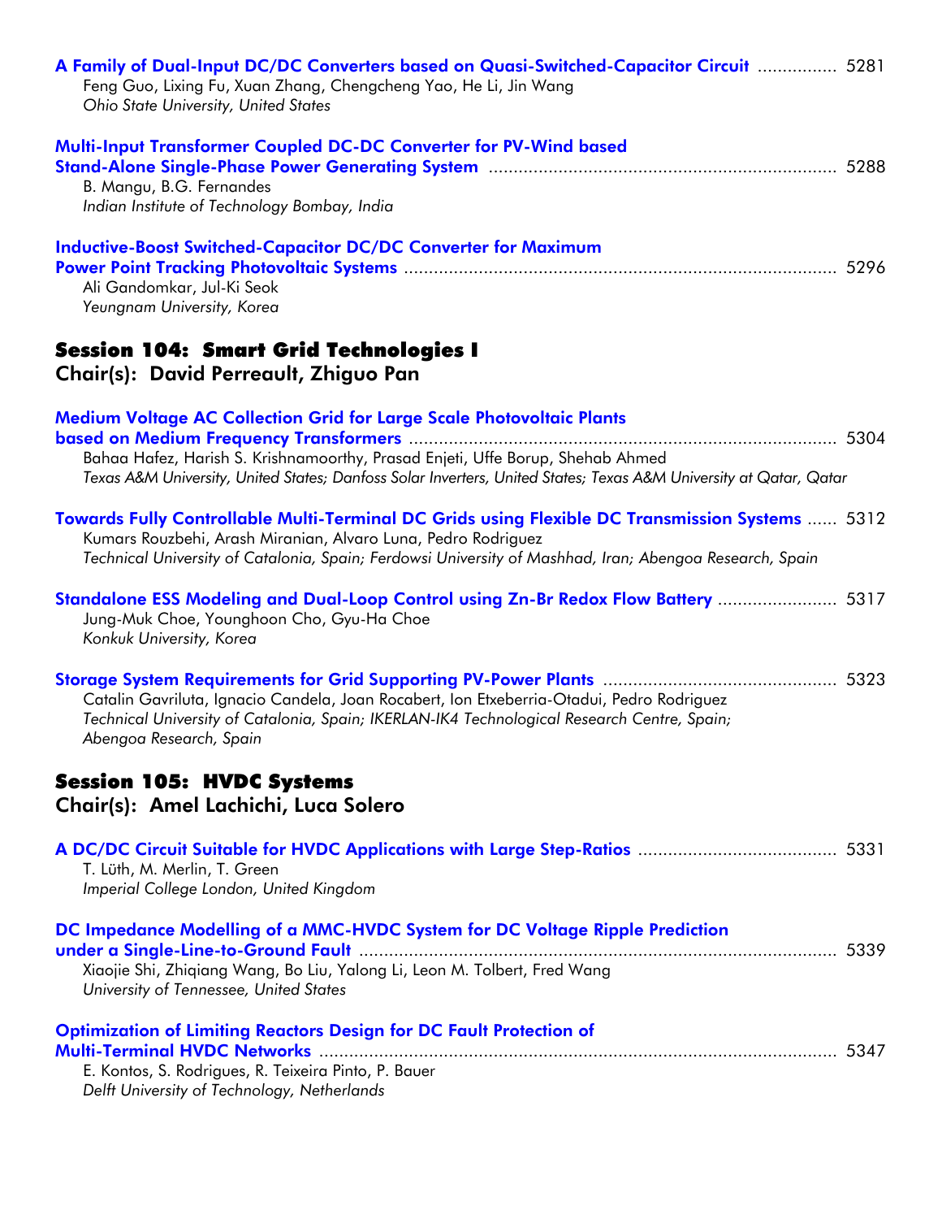**A Family of Dual-Input DC/DC Converters based on Quasi-Switched-Capacitor Circuit** ................ 5281
Feng Guo, Lixing Fu, Xuan Zhang, Chengcheng Yao, He Li, Jin Wang
*Ohio State University, United States*

**Multi-Input Transformer Coupled DC-DC Converter for PV-Wind based Stand-Alone Single-Phase Power Generating System** ...................................................................... 5288
B. Mangu, B.G. Fernandes
*Indian Institute of Technology Bombay, India*

**Inductive-Boost Switched-Capacitor DC/DC Converter for Maximum Power Point Tracking Photovoltaic Systems** ...................................................................................... 5296
Ali Gandomkar, Jul-Ki Seok
*Yeungnam University, Korea*

## Session 104: Smart Grid Technologies I

### Chair(s): David Perreault, Zhiguo Pan

**Medium Voltage AC Collection Grid for Large Scale Photovoltaic Plants based on Medium Frequency Transformers** ............................................................................................ 5304
Bahaa Hafez, Harish S. Krishnamoorthy, Prasad Enjeti, Uffe Borup, Shehab Ahmed
*Texas A&M University, United States; Danfoss Solar Inverters, United States; Texas A&M University at Qatar, Qatar*

**Towards Fully Controllable Multi-Terminal DC Grids using Flexible DC Transmission Systems** ...... 5312
Kumars Rouzbehi, Arash Miranian, Alvaro Luna, Pedro Rodriguez
*Technical University of Catalonia, Spain; Ferdowsi University of Mashhad, Iran; Abengoa Research, Spain*

**Standalone ESS Modeling and Dual-Loop Control using Zn-Br Redox Flow Battery** ........................ 5317
Jung-Muk Choe, Younghoon Cho, Gyu-Ha Choe
*Konkuk University, Korea*

**Storage System Requirements for Grid Supporting PV-Power Plants** .............................................. 5323
Catalin Gavriluta, Ignacio Candela, Joan Rocabert, Ion Etxeberria-Otadui, Pedro Rodriguez
*Technical University of Catalonia, Spain; IKERLAN-IK4 Technological Research Centre, Spain; Abengoa Research, Spain*

## Session 105: HVDC Systems

### Chair(s): Amel Lachichi, Luca Solero

**A DC/DC Circuit Suitable for HVDC Applications with Large Step-Ratios** ........................................ 5331
T. Lüth, M. Merlin, T. Green
*Imperial College London, United Kingdom*

**DC Impedance Modelling of a MMC-HVDC System for DC Voltage Ripple Prediction under a Single-Line-to-Ground Fault** ................................................................................ 5339
Xiaojie Shi, Zhiqiang Wang, Bo Liu, Yalong Li, Leon M. Tolbert, Fred Wang
*University of Tennessee, United States*

**Optimization of Limiting Reactors Design for DC Fault Protection of Multi-Terminal HVDC Networks** ...................................................................................................... 5347
E. Kontos, S. Rodrigues, R. Teixeira Pinto, P. Bauer
*Delft University of Technology, Netherlands*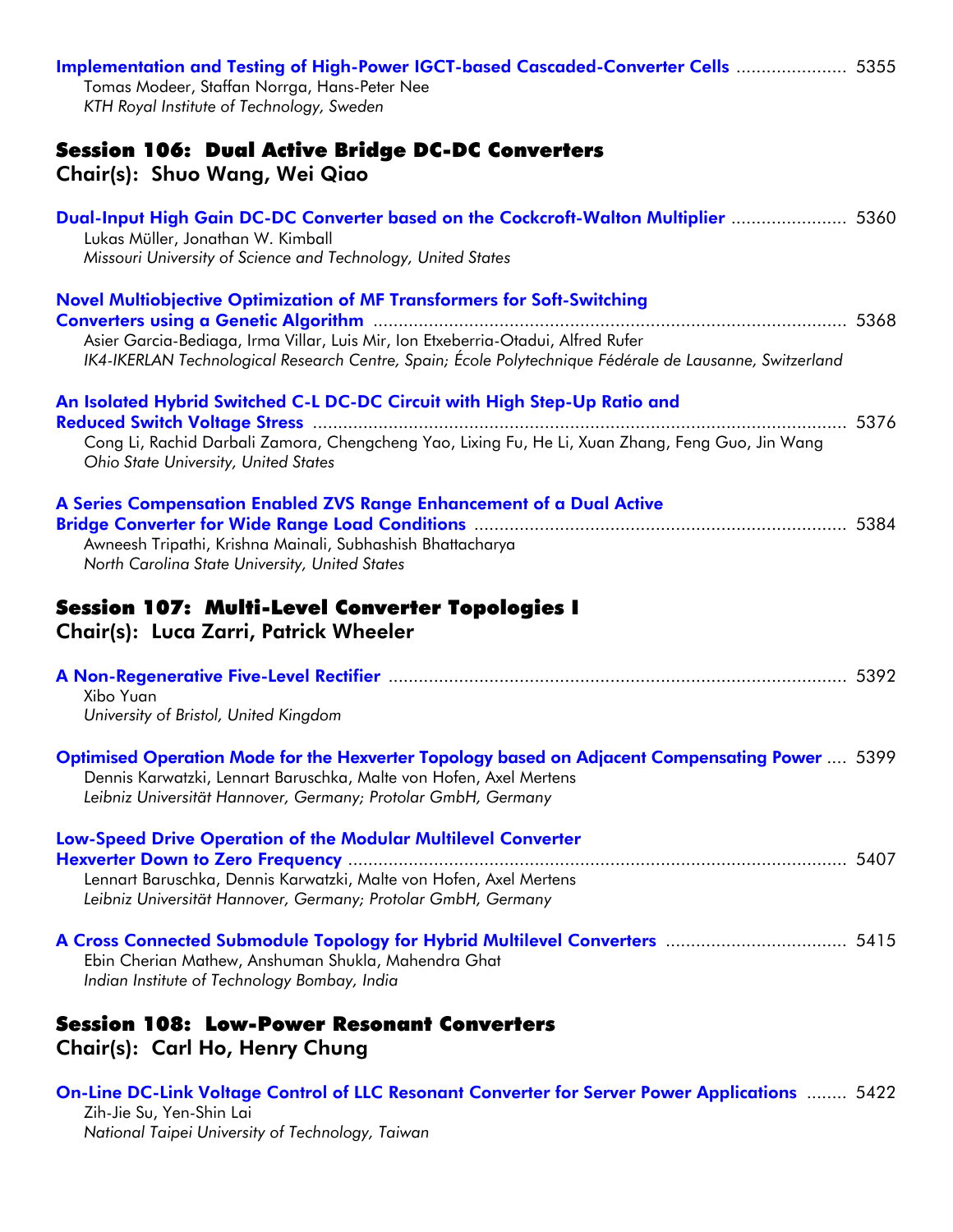**Implementation and Testing of High-Power IGCT-based Cascaded-Converter Cells** ..................... 5355
Tomas Modeer, Staffan Norrga, Hans-Peter Nee
*KTH Royal Institute of Technology, Sweden*

## Session 106: Dual Active Bridge DC-DC Converters
### Chair(s): Shuo Wang, Wei Qiao

**Dual-Input High Gain DC-DC Converter based on the Cockcroft-Walton Multiplier** ...................... 5360
Lukas Müller, Jonathan W. Kimball
*Missouri University of Science and Technology, United States*

**Novel Multiobjective Optimization of MF Transformers for Soft-Switching Converters using a Genetic Algorithm** ............................................................................................ 5368
Asier Garcia-Bediaga, Irma Villar, Luis Mir, Ion Etxeberria-Otadui, Alfred Rufer
*IK4-IKERLAN Technological Research Centre, Spain; École Polytechnique Fédérale de Lausanne, Switzerland*

**An Isolated Hybrid Switched C-L DC-DC Circuit with High Step-Up Ratio and Reduced Switch Voltage Stress** ......................................................................................... 5376
Cong Li, Rachid Darbali Zamora, Chengcheng Yao, Lixing Fu, He Li, Xuan Zhang, Feng Guo, Jin Wang
*Ohio State University, United States*

**A Series Compensation Enabled ZVS Range Enhancement of a Dual Active Bridge Converter for Wide Range Load Conditions** ......................................................................... 5384
Awneesh Tripathi, Krishna Mainali, Subhashish Bhattacharya
*North Carolina State University, United States*

## Session 107: Multi-Level Converter Topologies I
### Chair(s): Luca Zarri, Patrick Wheeler

**A Non-Regenerative Five-Level Rectifier** ......................................................................................... 5392
Xibo Yuan
*University of Bristol, United Kingdom*

**Optimised Operation Mode for the Hexverter Topology based on Adjacent Compensating Power** .... 5399
Dennis Karwatzki, Lennart Baruschka, Malte von Hofen, Axel Mertens
*Leibniz Universität Hannover, Germany; Protolar GmbH, Germany*

**Low-Speed Drive Operation of the Modular Multilevel Converter Hexverter Down to Zero Frequency** .................................................................................................. 5407
Lennart Baruschka, Dennis Karwatzki, Malte von Hofen, Axel Mertens
*Leibniz Universität Hannover, Germany; Protolar GmbH, Germany*

**A Cross Connected Submodule Topology for Hybrid Multilevel Converters** .................................. 5415
Ebin Cherian Mathew, Anshuman Shukla, Mahendra Ghat
*Indian Institute of Technology Bombay, India*

## Session 108: Low-Power Resonant Converters
### Chair(s): Carl Ho, Henry Chung

**On-Line DC-Link Voltage Control of LLC Resonant Converter for Server Power Applications** ........ 5422
Zih-Jie Su, Yen-Shin Lai
*National Taipei University of Technology, Taiwan*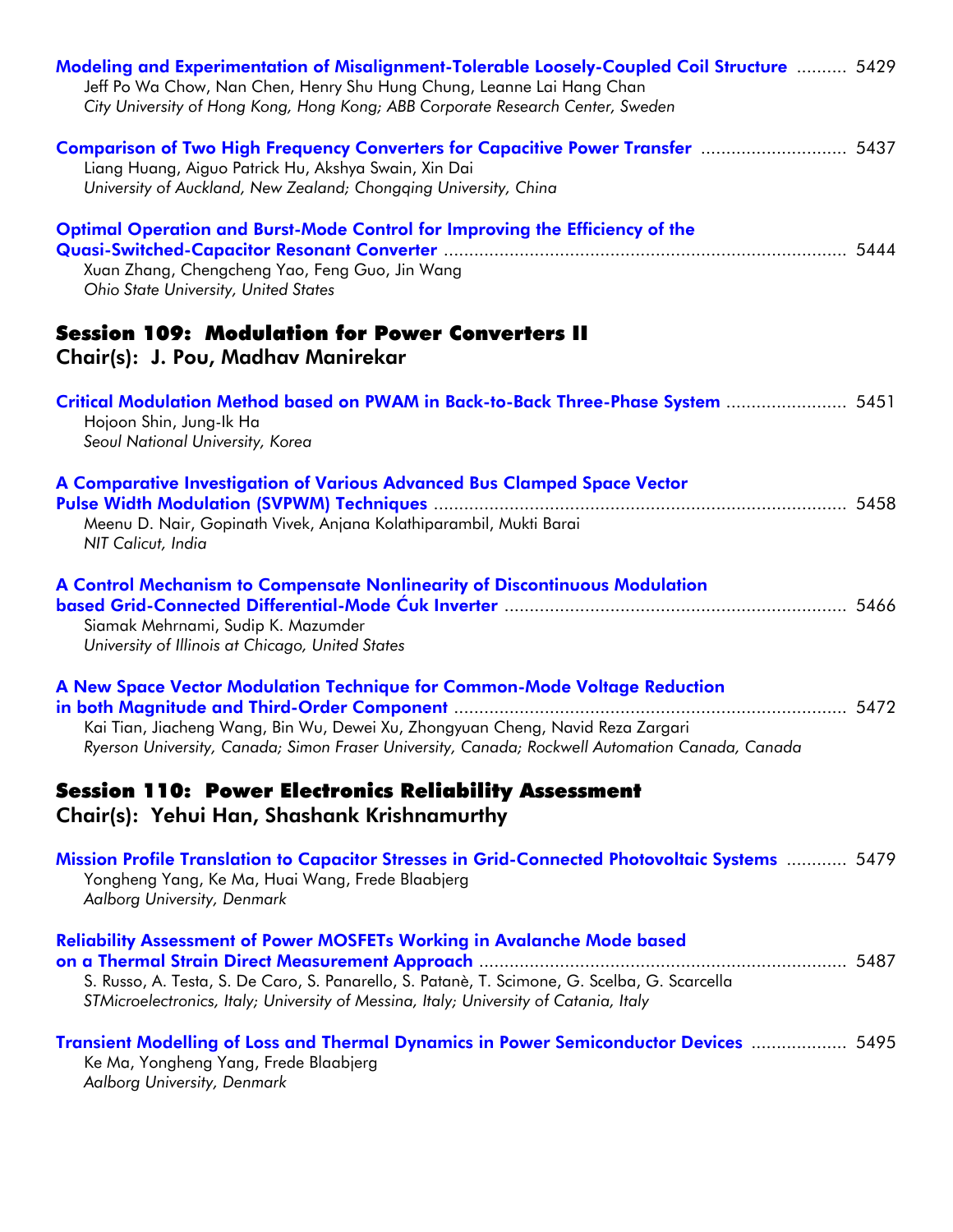**Modeling and Experimentation of Misalignment-Tolerable Loosely-Coupled Coil Structure** .......... 5429
Jeff Po Wa Chow, Nan Chen, Henry Shu Hung Chung, Leanne Lai Hang Chan
*City University of Hong Kong, Hong Kong; ABB Corporate Research Center, Sweden*

**Comparison of Two High Frequency Converters for Capacitive Power Transfer** ............................ 5437
Liang Huang, Aiguo Patrick Hu, Akshya Swain, Xin Dai
*University of Auckland, New Zealand; Chongqing University, China*

**Optimal Operation and Burst-Mode Control for Improving the Efficiency of the Quasi-Switched-Capacitor Resonant Converter** ............................................................................ 5444
Xuan Zhang, Chengcheng Yao, Feng Guo, Jin Wang
*Ohio State University, United States*

## Session 109: Modulation for Power Converters II

### Chair(s): J. Pou, Madhav Manirekar

**Critical Modulation Method based on PWAM in Back-to-Back Three-Phase System** ........................ 5451
Hojoon Shin, Jung-Ik Ha
*Seoul National University, Korea*

**A Comparative Investigation of Various Advanced Bus Clamped Space Vector Pulse Width Modulation (SVPWM) Techniques** .................................................................................. 5458
Meenu D. Nair, Gopinath Vivek, Anjana Kolathiparambil, Mukti Barai
*NIT Calicut, India*

**A Control Mechanism to Compensate Nonlinearity of Discontinuous Modulation based Grid-Connected Differential-Mode Ćuk Inverter** .................................................................... 5466
Siamak Mehrnami, Sudip K. Mazumder
*University of Illinois at Chicago, United States*

**A New Space Vector Modulation Technique for Common-Mode Voltage Reduction in both Magnitude and Third-Order Component** ............................................................................ 5472
Kai Tian, Jiacheng Wang, Bin Wu, Dewei Xu, Zhongyuan Cheng, Navid Reza Zargari
*Ryerson University, Canada; Simon Fraser University, Canada; Rockwell Automation Canada, Canada*

## Session 110: Power Electronics Reliability Assessment

### Chair(s): Yehui Han, Shashank Krishnamurthy

**Mission Profile Translation to Capacitor Stresses in Grid-Connected Photovoltaic Systems** ............ 5479
Yongheng Yang, Ke Ma, Huai Wang, Frede Blaabjerg
*Aalborg University, Denmark*

**Reliability Assessment of Power MOSFETs Working in Avalanche Mode based on a Thermal Strain Direct Measurement Approach** ......................................................................... 5487
S. Russo, A. Testa, S. De Caro, S. Panarello, S. Patanè, T. Scimone, G. Scelba, G. Scarcella
*STMicroelectronics, Italy; University of Messina, Italy; University of Catania, Italy*

**Transient Modelling of Loss and Thermal Dynamics in Power Semiconductor Devices** ................... 5495
Ke Ma, Yongheng Yang, Frede Blaabjerg
*Aalborg University, Denmark*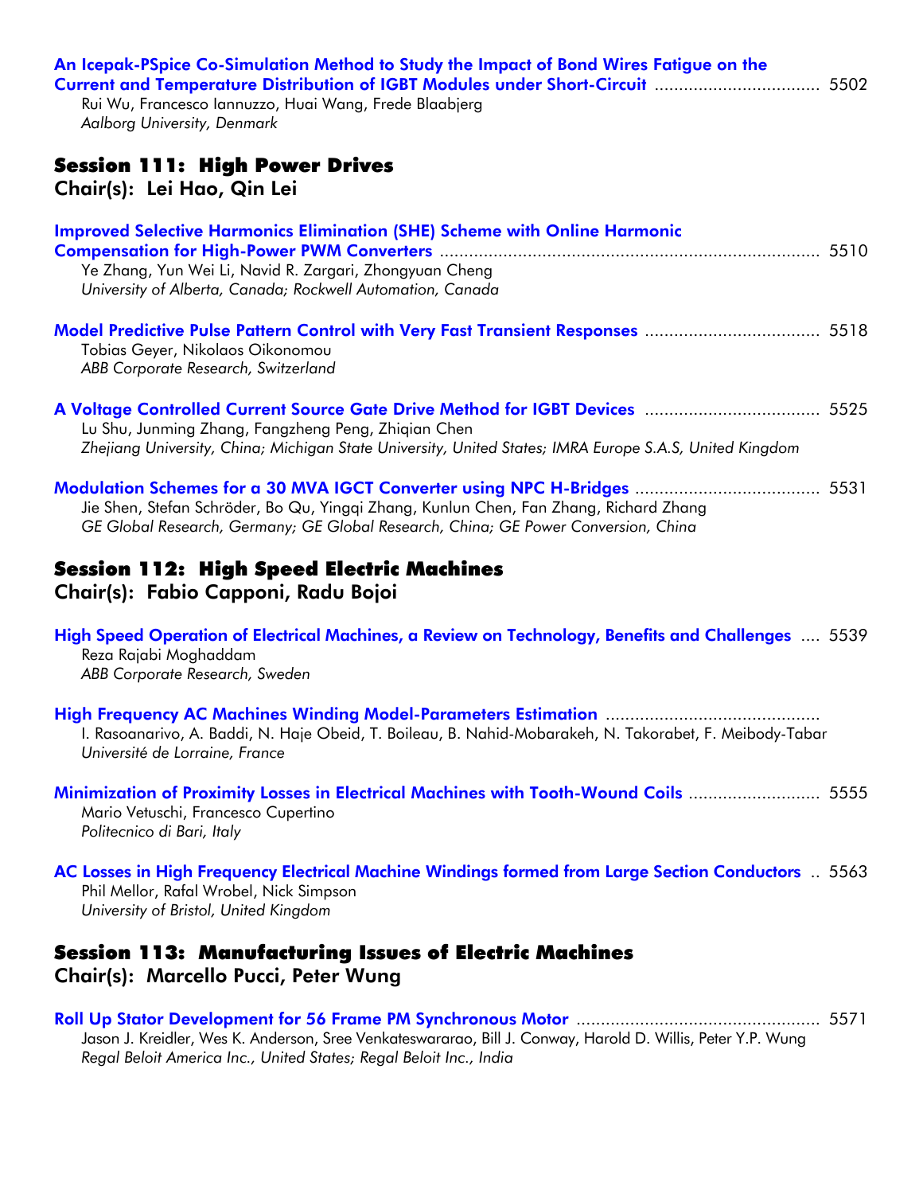**An Icepak-PSpice Co-Simulation Method to Study the Impact of Bond Wires Fatigue on the Current and Temperature Distribution of IGBT Modules under Short-Circuit** ................................. 5502
Rui Wu, Francesco Iannuzzo, Huai Wang, Frede Blaabjerg
*Aalborg University, Denmark*

## Session 111: High Power Drives
### Chair(s): Lei Hao, Qin Lei

**Improved Selective Harmonics Elimination (SHE) Scheme with Online Harmonic Compensation for High-Power PWM Converters** ............................................................................ 5510
Ye Zhang, Yun Wei Li, Navid R. Zargari, Zhongyuan Cheng
*University of Alberta, Canada; Rockwell Automation, Canada*

**Model Predictive Pulse Pattern Control with Very Fast Transient Responses** ................................... 5518
Tobias Geyer, Nikolaos Oikonomou
*ABB Corporate Research, Switzerland*

**A Voltage Controlled Current Source Gate Drive Method for IGBT Devices** ................................... 5525
Lu Shu, Junming Zhang, Fangzheng Peng, Zhiqian Chen
*Zhejiang University, China; Michigan State University, United States; IMRA Europe S.A.S, United Kingdom*

**Modulation Schemes for a 30 MVA IGCT Converter using NPC H-Bridges** ..................................... 5531
Jie Shen, Stefan Schröder, Bo Qu, Yingqi Zhang, Kunlun Chen, Fan Zhang, Richard Zhang
*GE Global Research, Germany; GE Global Research, China; GE Power Conversion, China*

## Session 112: High Speed Electric Machines
### Chair(s): Fabio Capponi, Radu Bojoi

**High Speed Operation of Electrical Machines, a Review on Technology, Benefits and Challenges** .... 5539
Reza Rajabi Moghaddam
*ABB Corporate Research, Sweden*

**High Frequency AC Machines Winding Model-Parameters Estimation** ...........................................
I. Rasoanarivo, A. Baddi, N. Haje Obeid, T. Boileau, B. Nahid-Mobarakeh, N. Takorabet, F. Meibody-Tabar
*Université de Lorraine, France*

**Minimization of Proximity Losses in Electrical Machines with Tooth-Wound Coils** .......................... 5555
Mario Vetuschi, Francesco Cupertino
*Politecnico di Bari, Italy*

**AC Losses in High Frequency Electrical Machine Windings formed from Large Section Conductors** .. 5563
Phil Mellor, Rafal Wrobel, Nick Simpson
*University of Bristol, United Kingdom*

## Session 113: Manufacturing Issues of Electric Machines
### Chair(s): Marcello Pucci, Peter Wung

**Roll Up Stator Development for 56 Frame PM Synchronous Motor** ................................................. 5571
Jason J. Kreidler, Wes K. Anderson, Sree Venkateswararao, Bill J. Conway, Harold D. Willis, Peter Y.P. Wung
*Regal Beloit America Inc., United States; Regal Beloit Inc., India*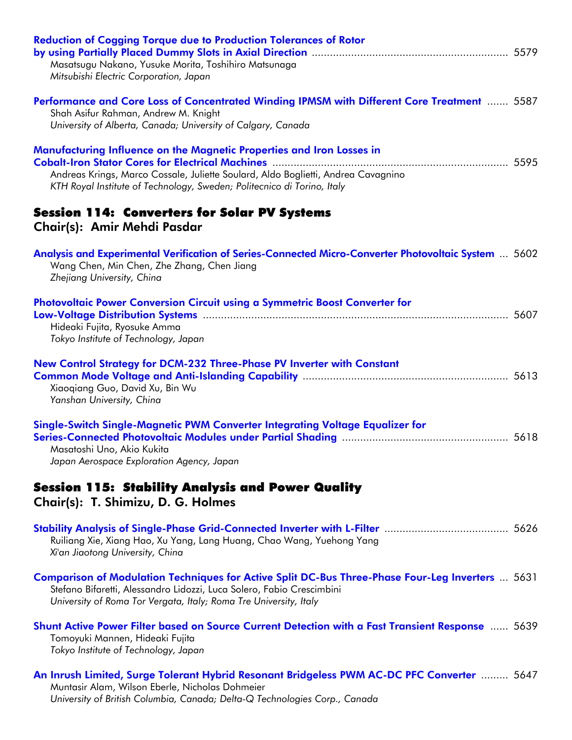**Reduction of Cogging Torque due to Production Tolerances of Rotor by using Partially Placed Dummy Slots in Axial Direction** ..... 5579
Masatsugu Nakano, Yusuke Morita, Toshihiro Matsunaga
*Mitsubishi Electric Corporation, Japan*

**Performance and Core Loss of Concentrated Winding IPMSM with Different Core Treatment** ..... 5587
Shah Asifur Rahman, Andrew M. Knight
*University of Alberta, Canada; University of Calgary, Canada*

**Manufacturing Influence on the Magnetic Properties and Iron Losses in Cobalt-Iron Stator Cores for Electrical Machines** ..... 5595
Andreas Krings, Marco Cossale, Juliette Soulard, Aldo Boglietti, Andrea Cavagnino
*KTH Royal Institute of Technology, Sweden; Politecnico di Torino, Italy*

## Session 114: Converters for Solar PV Systems

### Chair(s): Amir Mehdi Pasdar

**Analysis and Experimental Verification of Series-Connected Micro-Converter Photovoltaic System** ... 5602
Wang Chen, Min Chen, Zhe Zhang, Chen Jiang
*Zhejiang University, China*

**Photovoltaic Power Conversion Circuit using a Symmetric Boost Converter for Low-Voltage Distribution Systems** ..... 5607
Hideaki Fujita, Ryosuke Amma
*Tokyo Institute of Technology, Japan*

**New Control Strategy for DCM-232 Three-Phase PV Inverter with Constant Common Mode Voltage and Anti-Islanding Capability** ..... 5613
Xiaoqiang Guo, David Xu, Bin Wu
*Yanshan University, China*

**Single-Switch Single-Magnetic PWM Converter Integrating Voltage Equalizer for Series-Connected Photovoltaic Modules under Partial Shading** ..... 5618
Masatoshi Uno, Akio Kukita
*Japan Aerospace Exploration Agency, Japan*

## Session 115: Stability Analysis and Power Quality

### Chair(s): T. Shimizu, D. G. Holmes

**Stability Analysis of Single-Phase Grid-Connected Inverter with L-Filter** ..... 5626
Ruiliang Xie, Xiang Hao, Xu Yang, Lang Huang, Chao Wang, Yuehong Yang
*Xi'an Jiaotong University, China*

**Comparison of Modulation Techniques for Active Split DC-Bus Three-Phase Four-Leg Inverters** ... 5631
Stefano Bifaretti, Alessandro Lidozzi, Luca Solero, Fabio Crescimbini
*University of Roma Tor Vergata, Italy; Roma Tre University, Italy*

**Shunt Active Power Filter based on Source Current Detection with a Fast Transient Response** ..... 5639
Tomoyuki Mannen, Hideaki Fujita
*Tokyo Institute of Technology, Japan*

**An Inrush Limited, Surge Tolerant Hybrid Resonant Bridgeless PWM AC-DC PFC Converter** ..... 5647
Muntasir Alam, Wilson Eberle, Nicholas Dohmeier
*University of British Columbia, Canada; Delta-Q Technologies Corp., Canada*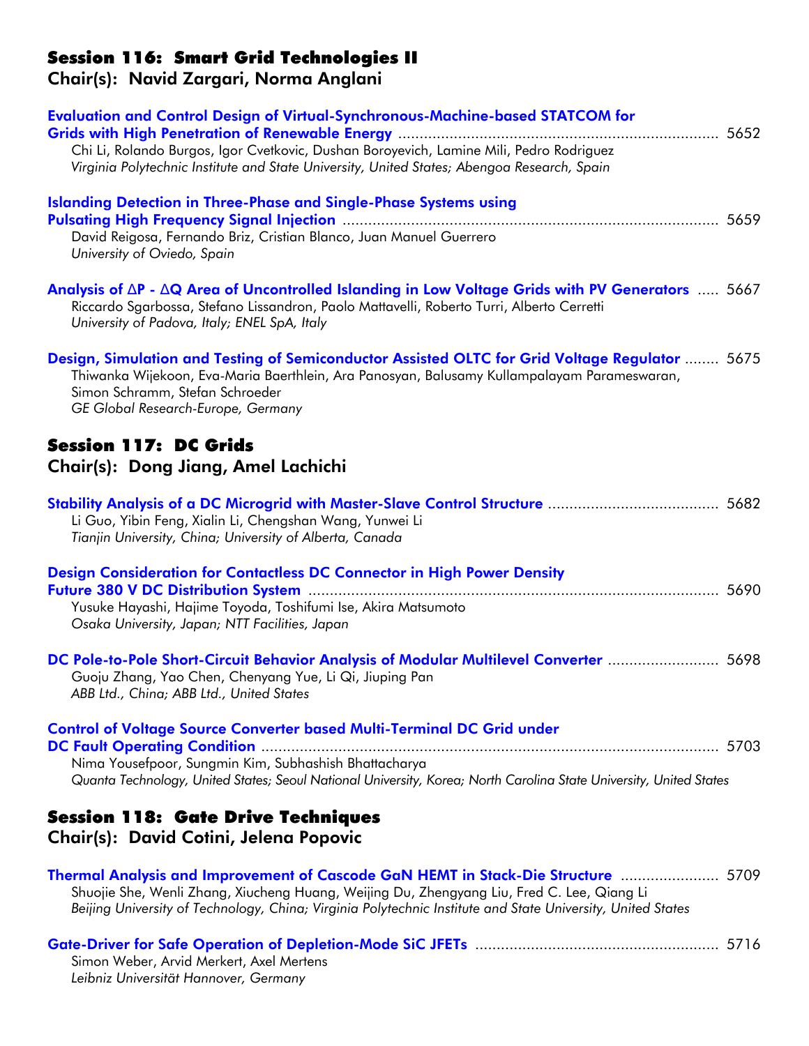## Session 116: Smart Grid Technologies II

### Chair(s): Navid Zargari, Norma Anglani

**Evaluation and Control Design of Virtual-Synchronous-Machine-based STATCOM for Grids with High Penetration of Renewable Energy** ............ 5652
Chi Li, Rolando Burgos, Igor Cvetkovic, Dushan Boroyevich, Lamine Mili, Pedro Rodriguez
*Virginia Polytechnic Institute and State University, United States; Abengoa Research, Spain*

**Islanding Detection in Three-Phase and Single-Phase Systems using Pulsating High Frequency Signal Injection** ............ 5659
David Reigosa, Fernando Briz, Cristian Blanco, Juan Manuel Guerrero
*University of Oviedo, Spain*

**Analysis of ΔP - ΔQ Area of Uncontrolled Islanding in Low Voltage Grids with PV Generators** ..... 5667
Riccardo Sgarbossa, Stefano Lissandron, Paolo Mattavelli, Roberto Turri, Alberto Cerretti
*University of Padova, Italy; ENEL SpA, Italy*

**Design, Simulation and Testing of Semiconductor Assisted OLTC for Grid Voltage Regulator** ........ 5675
Thiwanka Wijekoon, Eva-Maria Baerthlein, Ara Panosyan, Balusamy Kullampalayam Parameswaran, Simon Schramm, Stefan Schroeder
*GE Global Research-Europe, Germany*

## Session 117: DC Grids

### Chair(s): Dong Jiang, Amel Lachichi

**Stability Analysis of a DC Microgrid with Master-Slave Control Structure** ............ 5682
Li Guo, Yibin Feng, Xialin Li, Chengshan Wang, Yunwei Li
*Tianjin University, China; University of Alberta, Canada*

**Design Consideration for Contactless DC Connector in High Power Density Future 380 V DC Distribution System** ............ 5690
Yusuke Hayashi, Hajime Toyoda, Toshifumi Ise, Akira Matsumoto
*Osaka University, Japan; NTT Facilities, Japan*

**DC Pole-to-Pole Short-Circuit Behavior Analysis of Modular Multilevel Converter** ............ 5698
Guoju Zhang, Yao Chen, Chenyang Yue, Li Qi, Jiuping Pan
*ABB Ltd., China; ABB Ltd., United States*

**Control of Voltage Source Converter based Multi-Terminal DC Grid under DC Fault Operating Condition** ............ 5703
Nima Yousefpoor, Sungmin Kim, Subhashish Bhattacharya
*Quanta Technology, United States; Seoul National University, Korea; North Carolina State University, United States*

## Session 118: Gate Drive Techniques

### Chair(s): David Cotini, Jelena Popovic

**Thermal Analysis and Improvement of Cascode GaN HEMT in Stack-Die Structure** ............ 5709
Shuojie She, Wenli Zhang, Xiucheng Huang, Weijing Du, Zhengyang Liu, Fred C. Lee, Qiang Li
*Beijing University of Technology, China; Virginia Polytechnic Institute and State University, United States*

**Gate-Driver for Safe Operation of Depletion-Mode SiC JFETs** ............ 5716
Simon Weber, Arvid Merkert, Axel Mertens
*Leibniz Universität Hannover, Germany*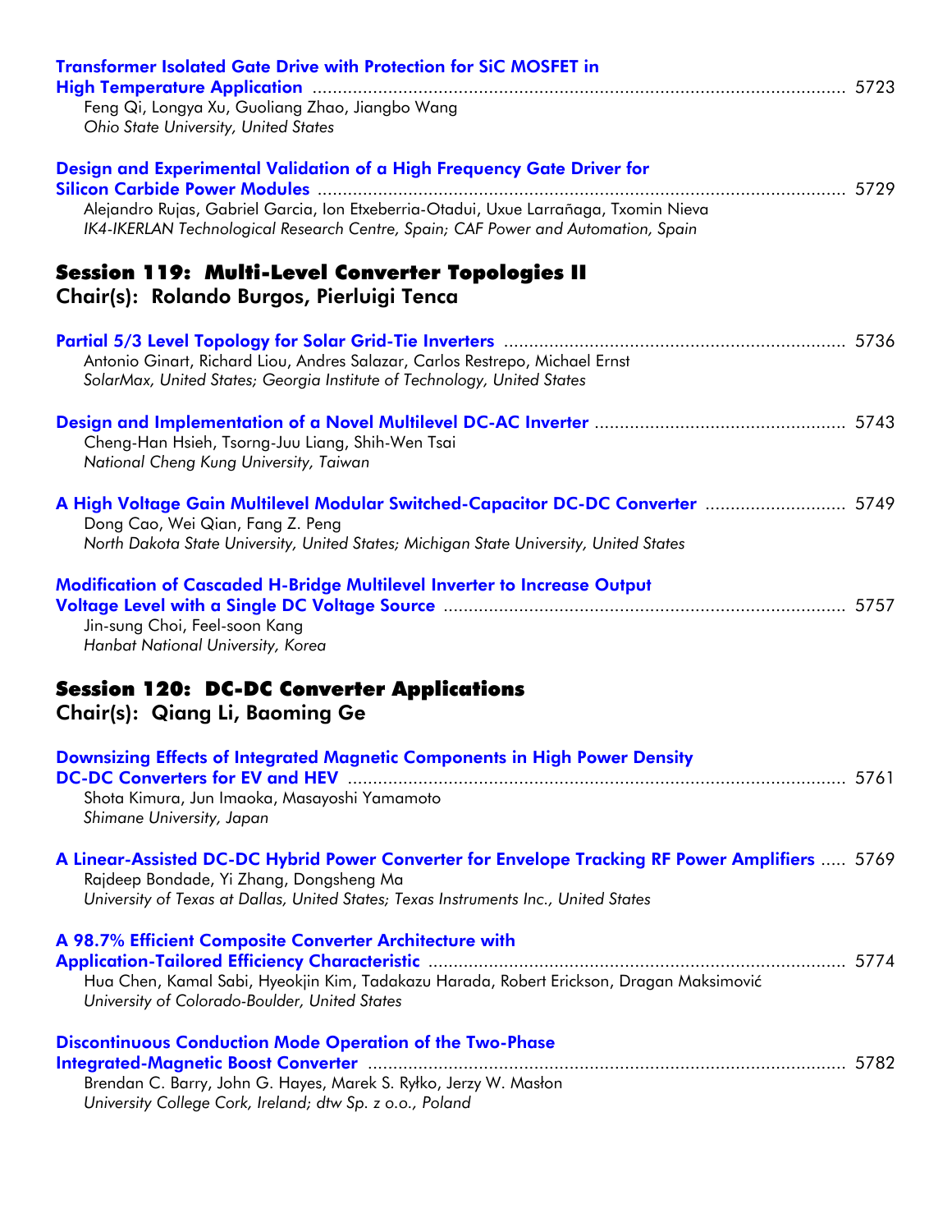**Transformer Isolated Gate Drive with Protection for SiC MOSFET in High Temperature Application** ........................................................ 5723
Feng Qi, Longya Xu, Guoliang Zhao, Jiangbo Wang
*Ohio State University, United States*

**Design and Experimental Validation of a High Frequency Gate Driver for Silicon Carbide Power Modules** ........................................................ 5729
Alejandro Rujas, Gabriel Garcia, Ion Etxeberria-Otadui, Uxue Larrañaga, Txomin Nieva
*IK4-IKERLAN Technological Research Centre, Spain; CAF Power and Automation, Spain*

## Session 119: Multi-Level Converter Topologies II
### Chair(s): Rolando Burgos, Pierluigi Tenca

**Partial 5/3 Level Topology for Solar Grid-Tie Inverters** ........................................................ 5736
Antonio Ginart, Richard Liou, Andres Salazar, Carlos Restrepo, Michael Ernst
*SolarMax, United States; Georgia Institute of Technology, United States*

**Design and Implementation of a Novel Multilevel DC-AC Inverter** ........................................................ 5743
Cheng-Han Hsieh, Tsorng-Juu Liang, Shih-Wen Tsai
*National Cheng Kung University, Taiwan*

**A High Voltage Gain Multilevel Modular Switched-Capacitor DC-DC Converter** ........................................................ 5749
Dong Cao, Wei Qian, Fang Z. Peng
*North Dakota State University, United States; Michigan State University, United States*

**Modification of Cascaded H-Bridge Multilevel Inverter to Increase Output Voltage Level with a Single DC Voltage Source** ........................................................ 5757
Jin-sung Choi, Feel-soon Kang
*Hanbat National University, Korea*

## Session 120: DC-DC Converter Applications
### Chair(s): Qiang Li, Baoming Ge

**Downsizing Effects of Integrated Magnetic Components in High Power Density DC-DC Converters for EV and HEV** ........................................................ 5761
Shota Kimura, Jun Imaoka, Masayoshi Yamamoto
*Shimane University, Japan*

**A Linear-Assisted DC-DC Hybrid Power Converter for Envelope Tracking RF Power Amplifiers** ..... 5769
Rajdeep Bondade, Yi Zhang, Dongsheng Ma
*University of Texas at Dallas, United States; Texas Instruments Inc., United States*

**A 98.7% Efficient Composite Converter Architecture with Application-Tailored Efficiency Characteristic** ........................................................ 5774
Hua Chen, Kamal Sabi, Hyeokjin Kim, Tadakazu Harada, Robert Erickson, Dragan Maksimović
*University of Colorado-Boulder, United States*

**Discontinuous Conduction Mode Operation of the Two-Phase Integrated-Magnetic Boost Converter** ........................................................ 5782
Brendan C. Barry, John G. Hayes, Marek S. Ryłko, Jerzy W. Masłon
*University College Cork, Ireland; dtw Sp. z o.o., Poland*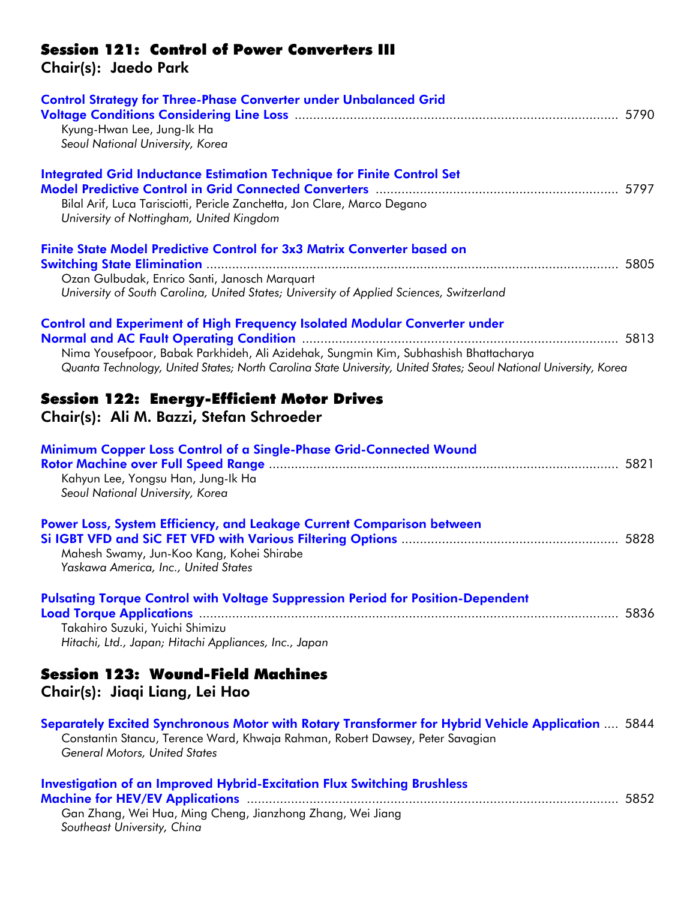## Session 121: Control of Power Converters III

**Chair(s): Jaedo Park**

**Control Strategy for Three-Phase Converter under Unbalanced Grid Voltage Conditions Considering Line Loss** ........ 5790
Kyung-Hwan Lee, Jung-Ik Ha
*Seoul National University, Korea*

**Integrated Grid Inductance Estimation Technique for Finite Control Set Model Predictive Control in Grid Connected Converters** ........ 5797
Bilal Arif, Luca Tarisciotti, Pericle Zanchetta, Jon Clare, Marco Degano
*University of Nottingham, United Kingdom*

**Finite State Model Predictive Control for 3x3 Matrix Converter based on Switching State Elimination** ........ 5805
Ozan Gulbudak, Enrico Santi, Janosch Marquart
*University of South Carolina, United States; University of Applied Sciences, Switzerland*

**Control and Experiment of High Frequency Isolated Modular Converter under Normal and AC Fault Operating Condition** ........ 5813
Nima Yousefpoor, Babak Parkhideh, Ali Azidehak, Sungmin Kim, Subhashish Bhattacharya
*Quanta Technology, United States; North Carolina State University, United States; Seoul National University, Korea*

## Session 122: Energy-Efficient Motor Drives

**Chair(s): Ali M. Bazzi, Stefan Schroeder**

**Minimum Copper Loss Control of a Single-Phase Grid-Connected Wound Rotor Machine over Full Speed Range** ........ 5821
Kahyun Lee, Yongsu Han, Jung-Ik Ha
*Seoul National University, Korea*

**Power Loss, System Efficiency, and Leakage Current Comparison between Si IGBT VFD and SiC FET VFD with Various Filtering Options** ........ 5828
Mahesh Swamy, Jun-Koo Kang, Kohei Shirabe
*Yaskawa America, Inc., United States*

**Pulsating Torque Control with Voltage Suppression Period for Position-Dependent Load Torque Applications** ........ 5836
Takahiro Suzuki, Yuichi Shimizu
*Hitachi, Ltd., Japan; Hitachi Appliances, Inc., Japan*

## Session 123: Wound-Field Machines

**Chair(s): Jiaqi Liang, Lei Hao**

**Separately Excited Synchronous Motor with Rotary Transformer for Hybrid Vehicle Application** .... 5844
Constantin Stancu, Terence Ward, Khwaja Rahman, Robert Dawsey, Peter Savagian
*General Motors, United States*

**Investigation of an Improved Hybrid-Excitation Flux Switching Brushless Machine for HEV/EV Applications** ........ 5852
Gan Zhang, Wei Hua, Ming Cheng, Jianzhong Zhang, Wei Jiang
*Southeast University, China*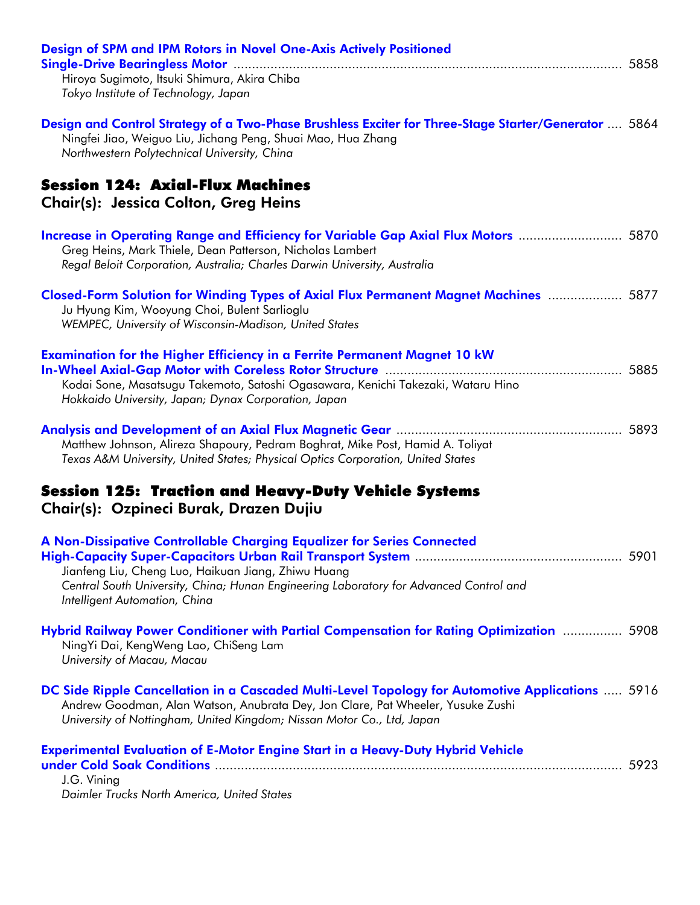**Design of SPM and IPM Rotors in Novel One-Axis Actively Positioned Single-Drive Bearingless Motor** ........................................................................................................ 5858
Hiroya Sugimoto, Itsuki Shimura, Akira Chiba
*Tokyo Institute of Technology, Japan*

**Design and Control Strategy of a Two-Phase Brushless Exciter for Three-Stage Starter/Generator** .... 5864
Ningfei Jiao, Weiguo Liu, Jichang Peng, Shuai Mao, Hua Zhang
*Northwestern Polytechnical University, China*

## Session 124: Axial-Flux Machines
### Chair(s): Jessica Colton, Greg Heins

**Increase in Operating Range and Efficiency for Variable Gap Axial Flux Motors** ........................... 5870
Greg Heins, Mark Thiele, Dean Patterson, Nicholas Lambert
*Regal Beloit Corporation, Australia; Charles Darwin University, Australia*

**Closed-Form Solution for Winding Types of Axial Flux Permanent Magnet Machines** .................... 5877
Ju Hyung Kim, Wooyung Choi, Bulent Sarlioglu
*WEMPEC, University of Wisconsin-Madison, United States*

**Examination for the Higher Efficiency in a Ferrite Permanent Magnet 10 kW In-Wheel Axial-Gap Motor with Coreless Rotor Structure** ................................................................ 5885
Kodai Sone, Masatsugu Takemoto, Satoshi Ogasawara, Kenichi Takezaki, Wataru Hino
*Hokkaido University, Japan; Dynax Corporation, Japan*

**Analysis and Development of an Axial Flux Magnetic Gear** ............................................................ 5893
Matthew Johnson, Alireza Shapoury, Pedram Boghrat, Mike Post, Hamid A. Toliyat
*Texas A&M University, United States; Physical Optics Corporation, United States*

## Session 125: Traction and Heavy-Duty Vehicle Systems
### Chair(s): Ozpineci Burak, Drazen Dujiu

**A Non-Dissipative Controllable Charging Equalizer for Series Connected High-Capacity Super-Capacitors Urban Rail Transport System** ....................................................... 5901
Jianfeng Liu, Cheng Luo, Haikuan Jiang, Zhiwu Huang
*Central South University, China; Hunan Engineering Laboratory for Advanced Control and Intelligent Automation, China*

**Hybrid Railway Power Conditioner with Partial Compensation for Rating Optimization** ................ 5908
NingYi Dai, KengWeng Lao, ChiSeng Lam
*University of Macau, Macau*

**DC Side Ripple Cancellation in a Cascaded Multi-Level Topology for Automotive Applications** ..... 5916
Andrew Goodman, Alan Watson, Anubrata Dey, Jon Clare, Pat Wheeler, Yusuke Zushi
*University of Nottingham, United Kingdom; Nissan Motor Co., Ltd, Japan*

**Experimental Evaluation of E-Motor Engine Start in a Heavy-Duty Hybrid Vehicle under Cold Soak Conditions** ............................................................................................................ 5923
J.G. Vining
*Daimler Trucks North America, United States*